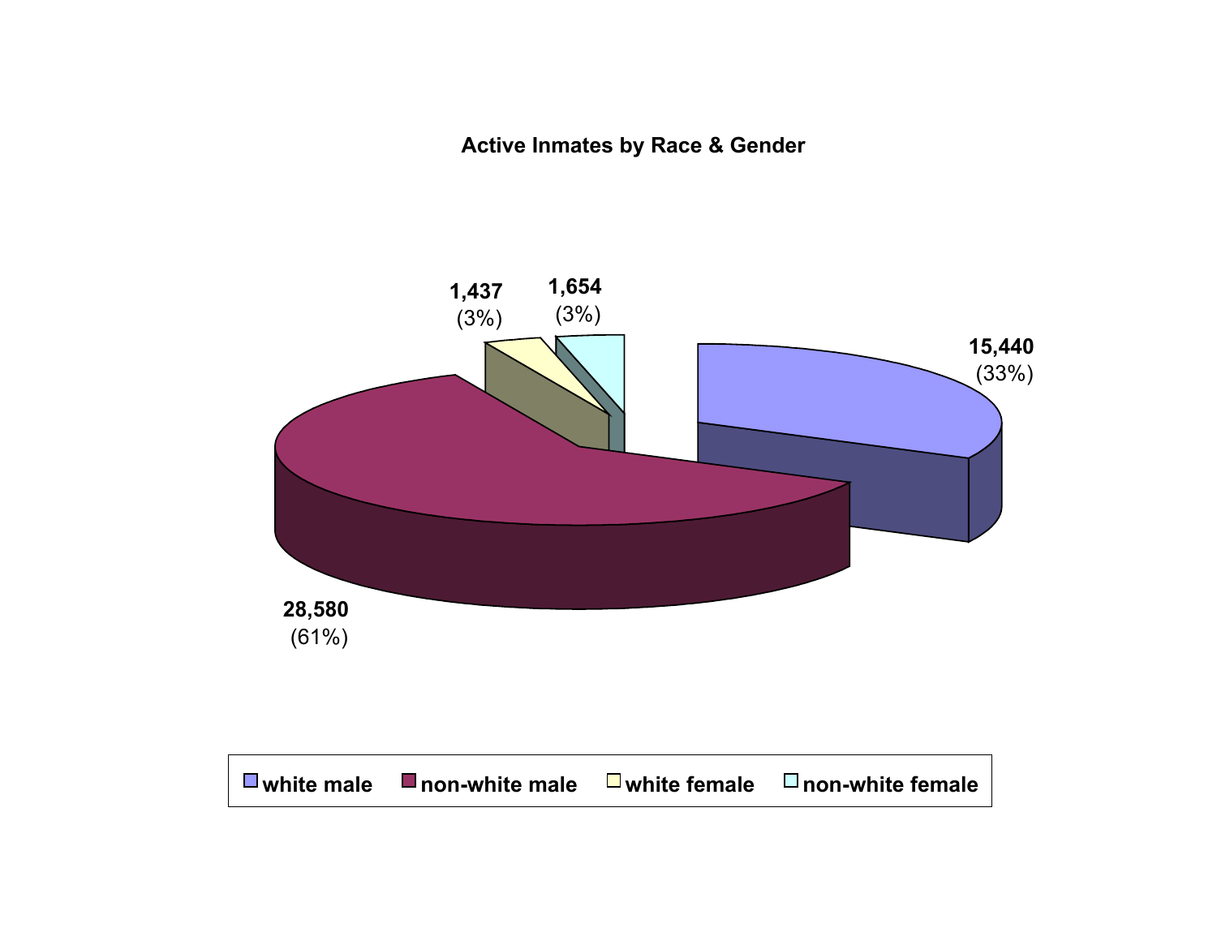**Active Inmates by Race & Gender**

| Category | Count | Percent |
|---|---|---|
| white male | 15,440 | (33%) |
| non-white male | 28,580 | (61%) |
| white female | 1,437 | (3%) |
| non-white female | 1,654 | (3%) |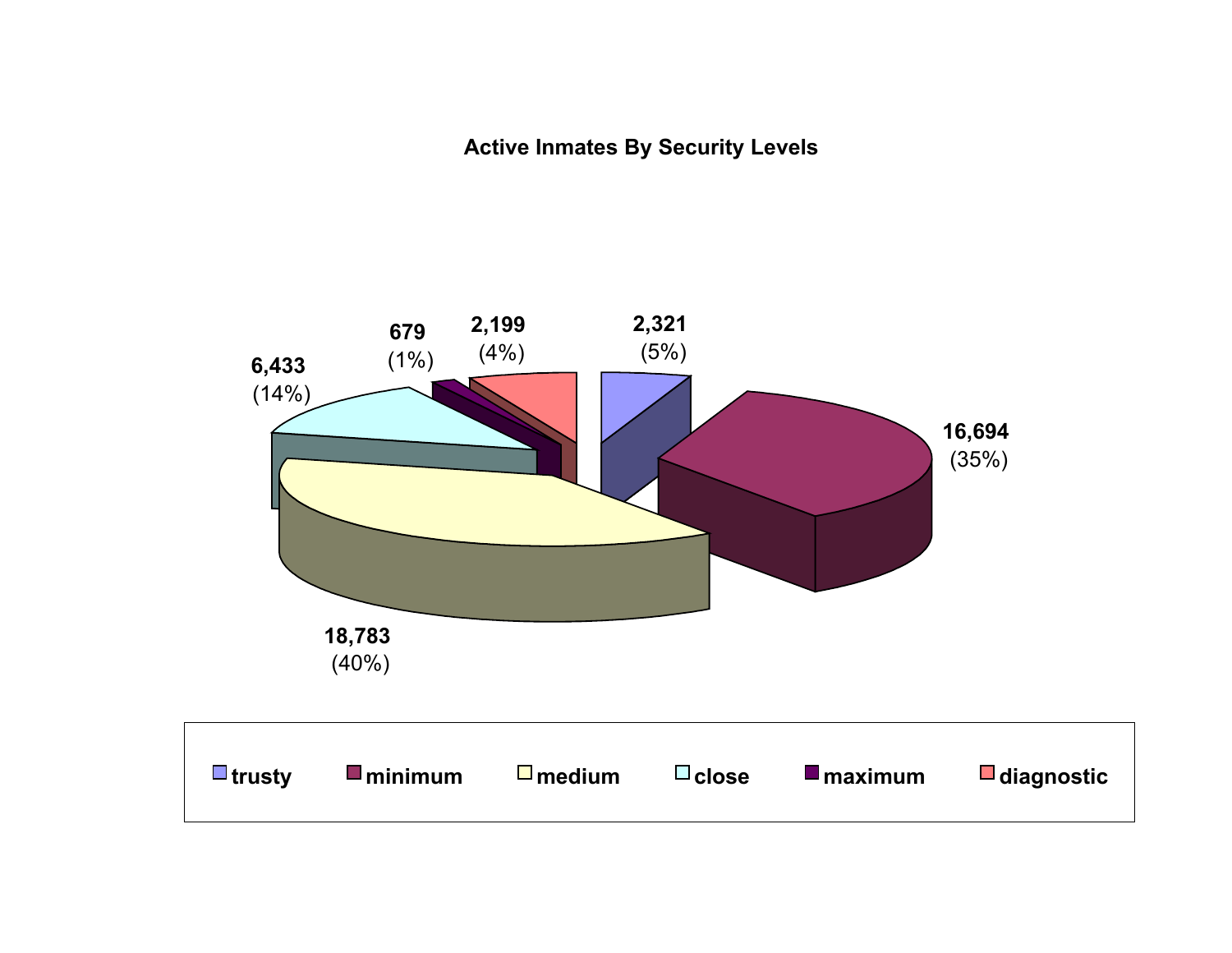## Active Inmates By Security Levels

| Security Level | Inmates | Percent |
|---|---|---|
| trusty | 2,321 | (5%) |
| minimum | 16,694 | (35%) |
| medium | 18,783 | (40%) |
| close | 6,433 | (14%) |
| maximum | 679 | (1%) |
| diagnostic | 2,199 | (4%) |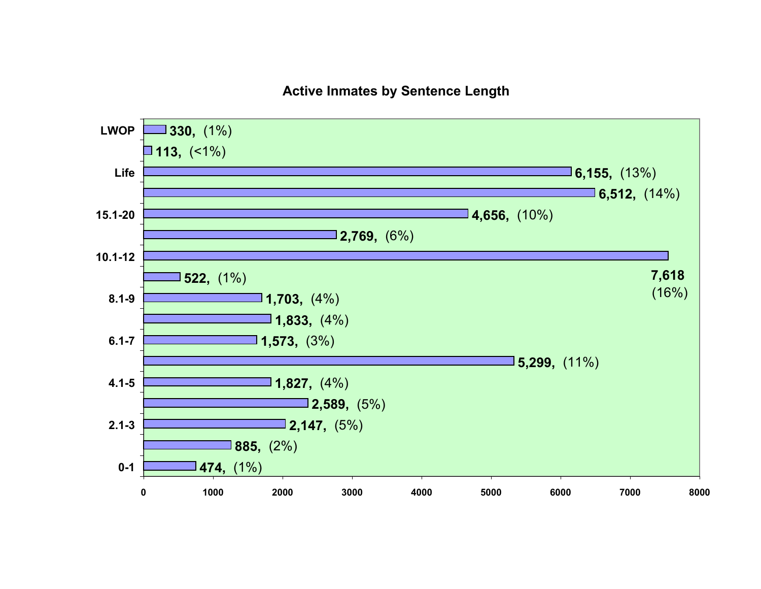## Active Inmates by Sentence Length

| Sentence Length | Inmates | Percent |
|---|---|---|
| LWOP | 330 | (1%) |
| | 113 | (<1%) |
| Life | 6,155 | (13%) |
| | 6,512 | (14%) |
| 15.1-20 | 4,656 | (10%) |
| | 2,769 | (6%) |
| 10.1-12 | 7,618 | (16%) |
| | 522 | (1%) |
| 8.1-9 | 1,703 | (4%) |
| | 1,833 | (4%) |
| 6.1-7 | 1,573 | (3%) |
| | 5,299 | (11%) |
| 4.1-5 | 1,827 | (4%) |
| | 2,589 | (5%) |
| 2.1-3 | 2,147 | (5%) |
| | 885 | (2%) |
| 0-1 | 474 | (1%) |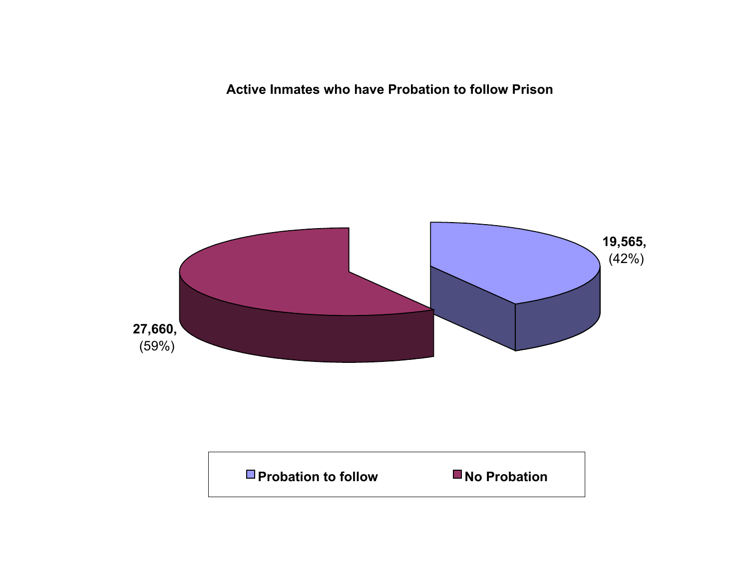**Active Inmates who have Probation to follow Prison**

19,565, (42%)

27,660, (59%)

Probation to follow | No Probation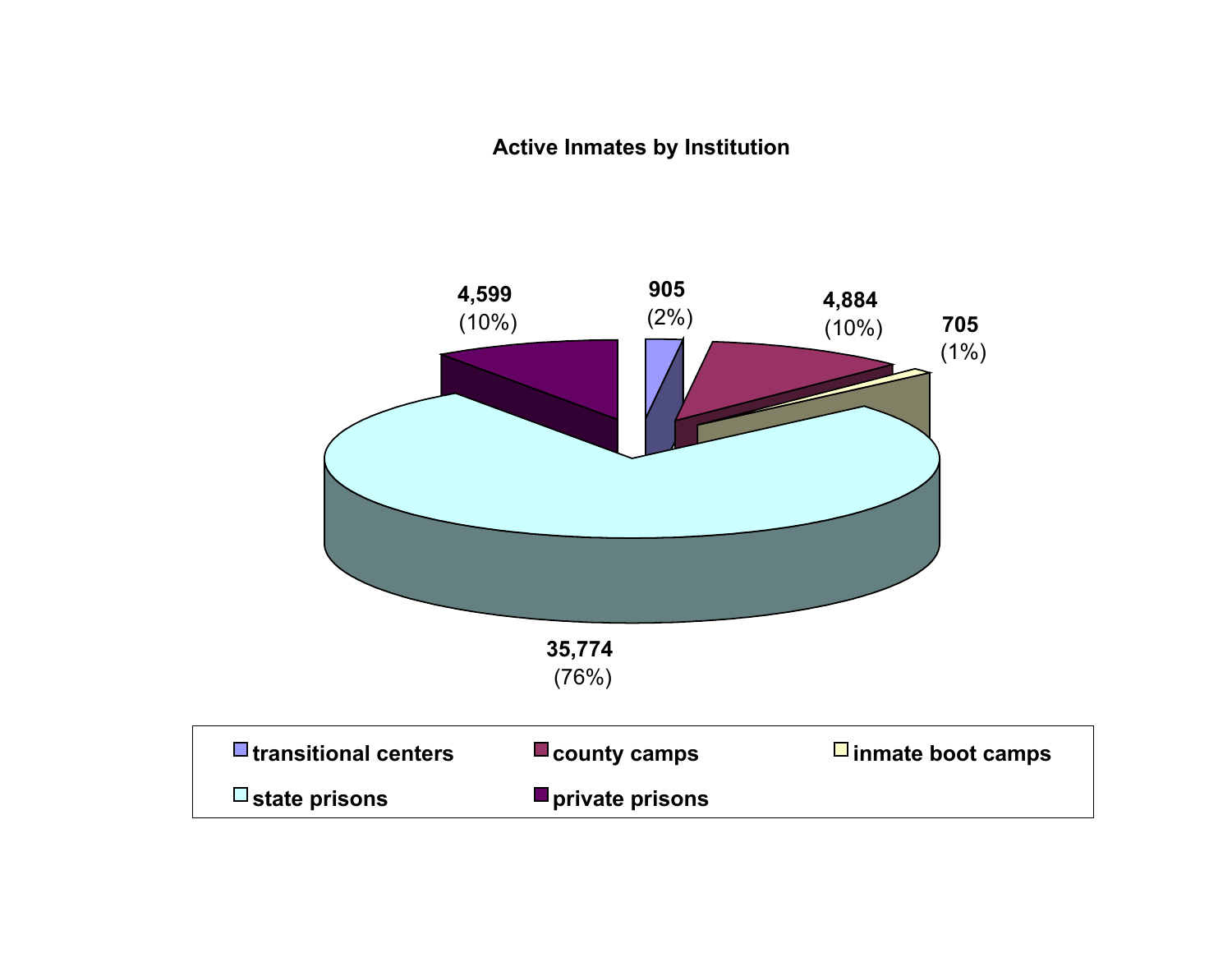**Active Inmates by Institution**

| Institution | Inmates | Percent |
|---|---|---|
| transitional centers | 905 | (2%) |
| county camps | 4,884 | (10%) |
| inmate boot camps | 705 | (1%) |
| state prisons | 35,774 | (76%) |
| private prisons | 4,599 | (10%) |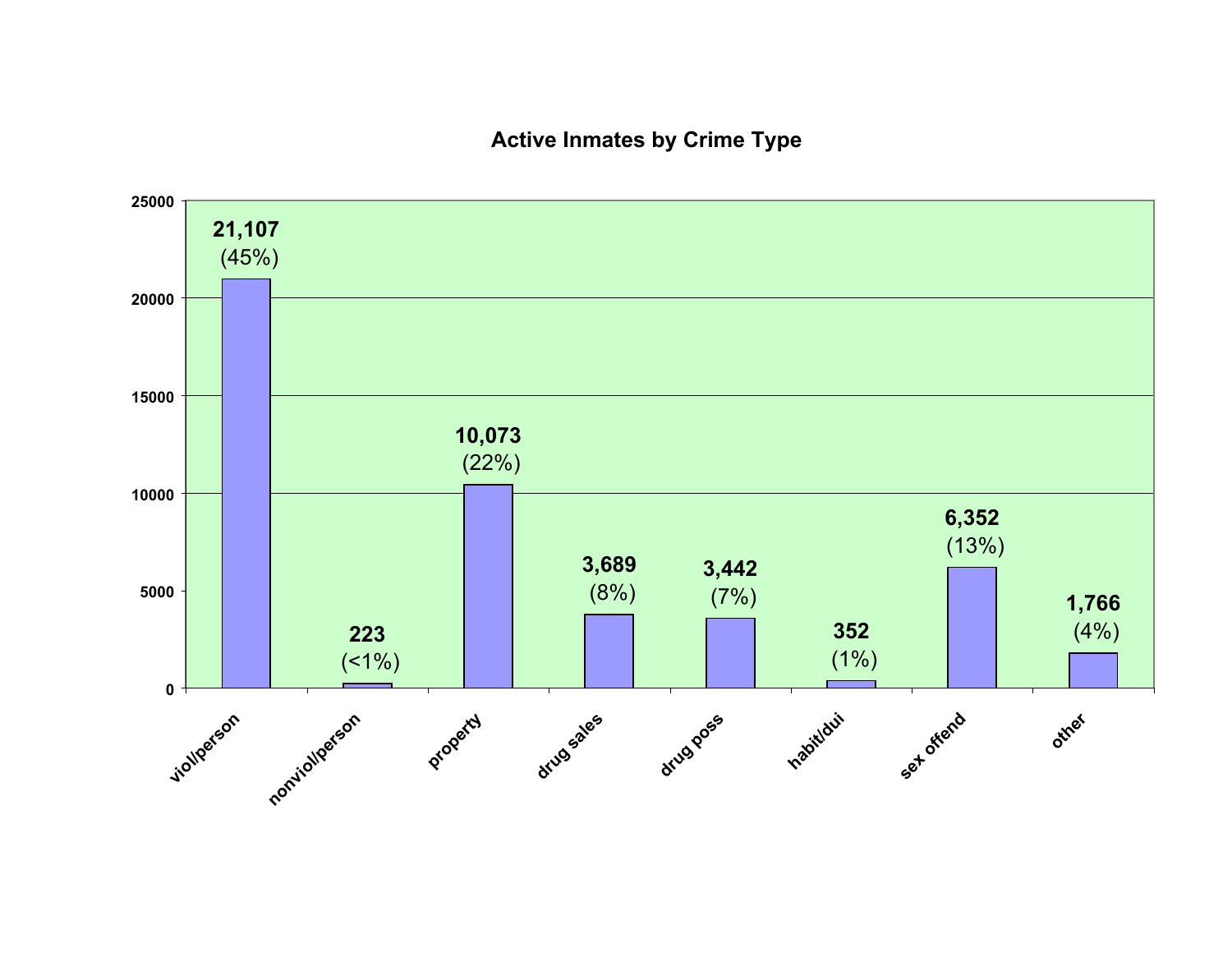# Active Inmates by Crime Type

| Crime Type | Count | Percent |
|---|---|---|
| viol/person | 21,107 | (45%) |
| nonviol/person | 223 | (<1%) |
| property | 10,073 | (22%) |
| drug sales | 3,689 | (8%) |
| drug poss | 3,442 | (7%) |
| habit/dui | 352 | (1%) |
| sex offend | 6,352 | (13%) |
| other | 1,766 | (4%) |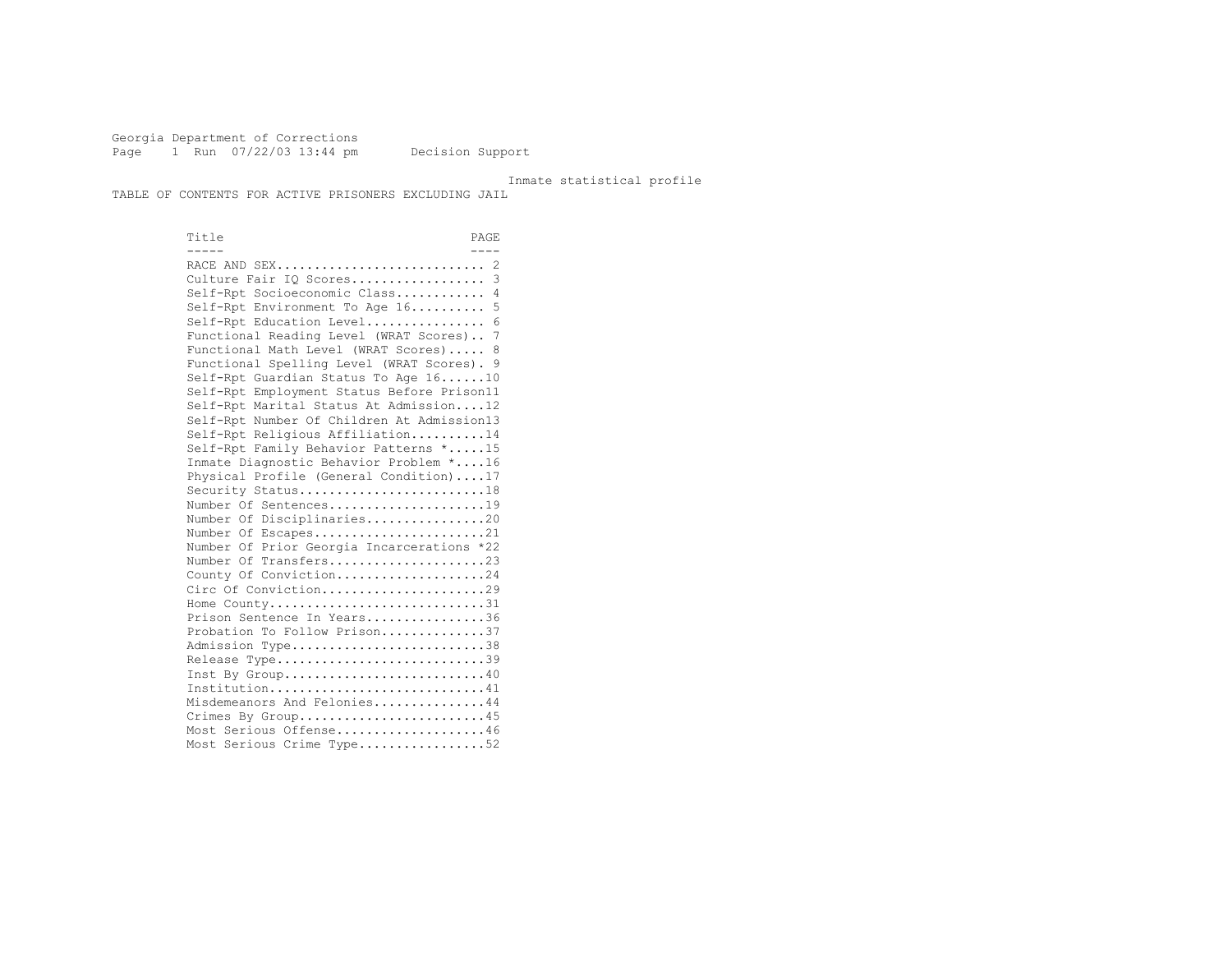Georgia Department of Corrections
Page 1 Run 07/22/03 13:44 pm Decision Support

Inmate statistical profile

TABLE OF CONTENTS FOR ACTIVE PRISONERS EXCLUDING JAIL

| Title | PAGE |
|---|---|
| RACE AND SEX | 2 |
| Culture Fair IQ Scores | 3 |
| Self-Rpt Socioeconomic Class | 4 |
| Self-Rpt Environment To Age 16 | 5 |
| Self-Rpt Education Level | 6 |
| Functional Reading Level (WRAT Scores) | 7 |
| Functional Math Level (WRAT Scores) | 8 |
| Functional Spelling Level (WRAT Scores) | 9 |
| Self-Rpt Guardian Status To Age 16 | 10 |
| Self-Rpt Employment Status Before Prison | 11 |
| Self-Rpt Marital Status At Admission | 12 |
| Self-Rpt Number Of Children At Admission | 13 |
| Self-Rpt Religious Affiliation | 14 |
| Self-Rpt Family Behavior Patterns * | 15 |
| Inmate Diagnostic Behavior Problem * | 16 |
| Physical Profile (General Condition) | 17 |
| Security Status | 18 |
| Number Of Sentences | 19 |
| Number Of Disciplinaries | 20 |
| Number Of Escapes | 21 |
| Number Of Prior Georgia Incarcerations * | 22 |
| Number Of Transfers | 23 |
| County Of Conviction | 24 |
| Circ Of Conviction | 29 |
| Home County | 31 |
| Prison Sentence In Years | 36 |
| Probation To Follow Prison | 37 |
| Admission Type | 38 |
| Release Type | 39 |
| Inst By Group | 40 |
| Institution | 41 |
| Misdemeanors And Felonies | 44 |
| Crimes By Group | 45 |
| Most Serious Offense | 46 |
| Most Serious Crime Type | 52 |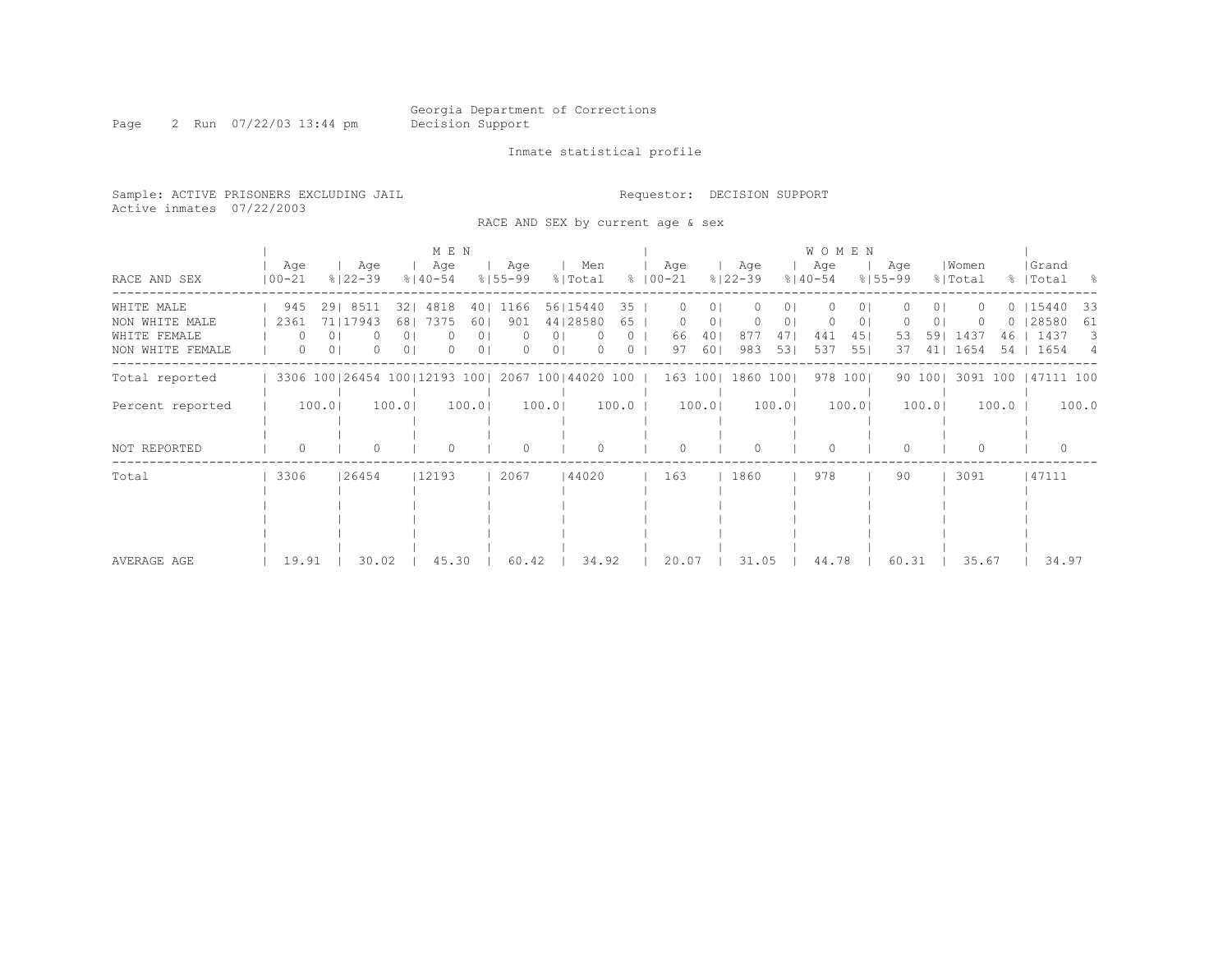Georgia Department of Corrections
Decision Support

Inmate statistical profile

Sample: ACTIVE PRISONERS EXCLUDING JAIL
Active inmates 07/22/2003

Requestor: DECISION SUPPORT

RACE AND SEX by current age & sex

| RACE AND SEX | MEN Age 00-21 | % | Age 22-39 | % | Age 40-54 | % | Age 55-99 | % | Men Total | % | WOMEN Age 00-21 | % | Age 22-39 | % | Age 40-54 | % | Age 55-99 | % | Women Total | % | Grand Total | % |
|---|---|---|---|---|---|---|---|---|---|---|---|---|---|---|---|---|---|---|---|---|---|---|
| WHITE MALE | 945 | 29 | 8511 | 32 | 4818 | 40 | 1166 | 56 | 15440 | 35 | 0 | 0 | 0 | 0 | 0 | 0 | 0 | 0 | 0 | 0 | 15440 | 33 |
| NON WHITE MALE | 2361 | 71 | 17943 | 68 | 7375 | 60 | 901 | 44 | 28580 | 65 | 0 | 0 | 0 | 0 | 0 | 0 | 0 | 0 | 0 | 0 | 28580 | 61 |
| WHITE FEMALE | 0 | 0 | 0 | 0 | 0 | 0 | 0 | 0 | 0 | 0 | 66 | 40 | 877 | 47 | 441 | 45 | 53 | 59 | 1437 | 46 | 1437 | 3 |
| NON WHITE FEMALE | 0 | 0 | 0 | 0 | 0 | 0 | 0 | 0 | 0 | 0 | 97 | 60 | 983 | 53 | 537 | 55 | 37 | 41 | 1654 | 54 | 1654 | 4 |
| Total reported | 3306 | 100 | 26454 | 100 | 12193 | 100 | 2067 | 100 | 44020 | 100 | 163 | 100 | 1860 | 100 | 978 | 100 | 90 | 100 | 3091 | 100 | 47111 | 100 |
| Percent reported | 100.0 | | 100.0 | | 100.0 | | 100.0 | | 100.0 | | 100.0 | | 100.0 | | 100.0 | | 100.0 | | 100.0 | | 100.0 | |
| NOT REPORTED | 0 | | 0 | | 0 | | 0 | | 0 | | 0 | | 0 | | 0 | | 0 | | 0 | | 0 | |
| Total | 3306 | | 26454 | | 12193 | | 2067 | | 44020 | | 163 | | 1860 | | 978 | | 90 | | 3091 | | 47111 | |
| AVERAGE AGE | 19.91 | | 30.02 | | 45.30 | | 60.42 | | 34.92 | | 20.07 | | 31.05 | | 44.78 | | 60.31 | | 35.67 | | 34.97 | |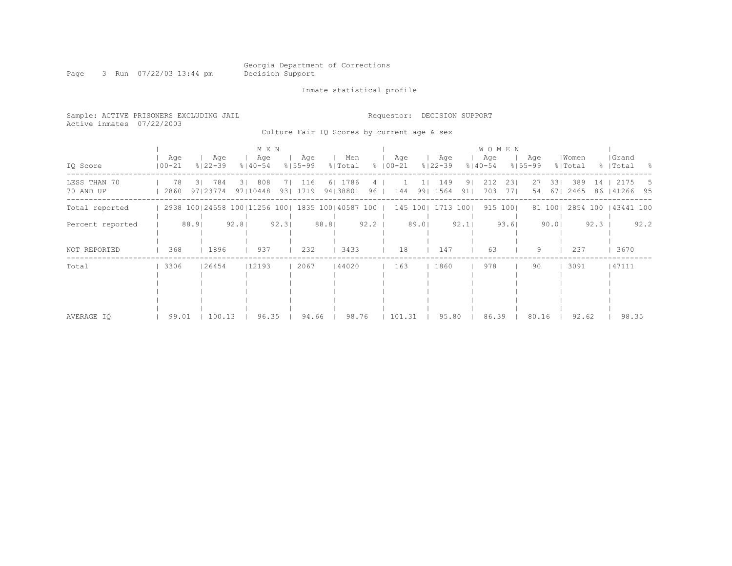Georgia Department of Corrections
Decision Support

Inmate statistical profile

Sample: ACTIVE PRISONERS EXCLUDING JAIL
Active inmates 07/22/2003

Requestor: DECISION SUPPORT

Culture Fair IQ Scores by current age & sex

| IQ Score | MEN Age 00-21 | % | Age 22-39 | % | Age 40-54 | % | Age 55-99 | % | Men Total | % | WOMEN Age 00-21 | % | Age 22-39 | % | Age 40-54 | % | Age 55-99 | % | Women Total | % | Grand Total | % |
|---|---|---|---|---|---|---|---|---|---|---|---|---|---|---|---|---|---|---|---|---|---|---|
| LESS THAN 70 | 78 | 3 | 784 | 3 | 808 | 7 | 116 | 6 | 1786 | 4 | 1 | 1 | 149 | 9 | 212 | 23 | 27 | 33 | 389 | 14 | 2175 | 5 |
| 70 AND UP | 2860 | 97 | 23774 | 97 | 10448 | 93 | 1719 | 94 | 38801 | 96 | 144 | 99 | 1564 | 91 | 703 | 77 | 54 | 67 | 2465 | 86 | 41266 | 95 |
| Total reported | 2938 | 100 | 24558 | 100 | 11256 | 100 | 1835 | 100 | 40587 | 100 | 145 | 100 | 1713 | 100 | 915 | 100 | 81 | 100 | 2854 | 100 | 43441 | 100 |
| Percent reported | | 88.9 | | 92.8 | | 92.3 | | 88.8 | | 92.2 | | 89.0 | | 92.1 | | 93.6 | | 90.0 | | 92.3 | | 92.2 |
| NOT REPORTED | 368 | | 1896 | | 937 | | 232 | | 3433 | | 18 | | 147 | | 63 | | 9 | | 237 | | 3670 | |
| Total | 3306 | | 26454 | | 12193 | | 2067 | | 44020 | | 163 | | 1860 | | 978 | | 90 | | 3091 | | 47111 | |
| AVERAGE IQ | 99.01 | | 100.13 | | 96.35 | | 94.66 | | 98.76 | | 101.31 | | 95.80 | | 86.39 | | 80.16 | | 92.62 | | 98.35 | |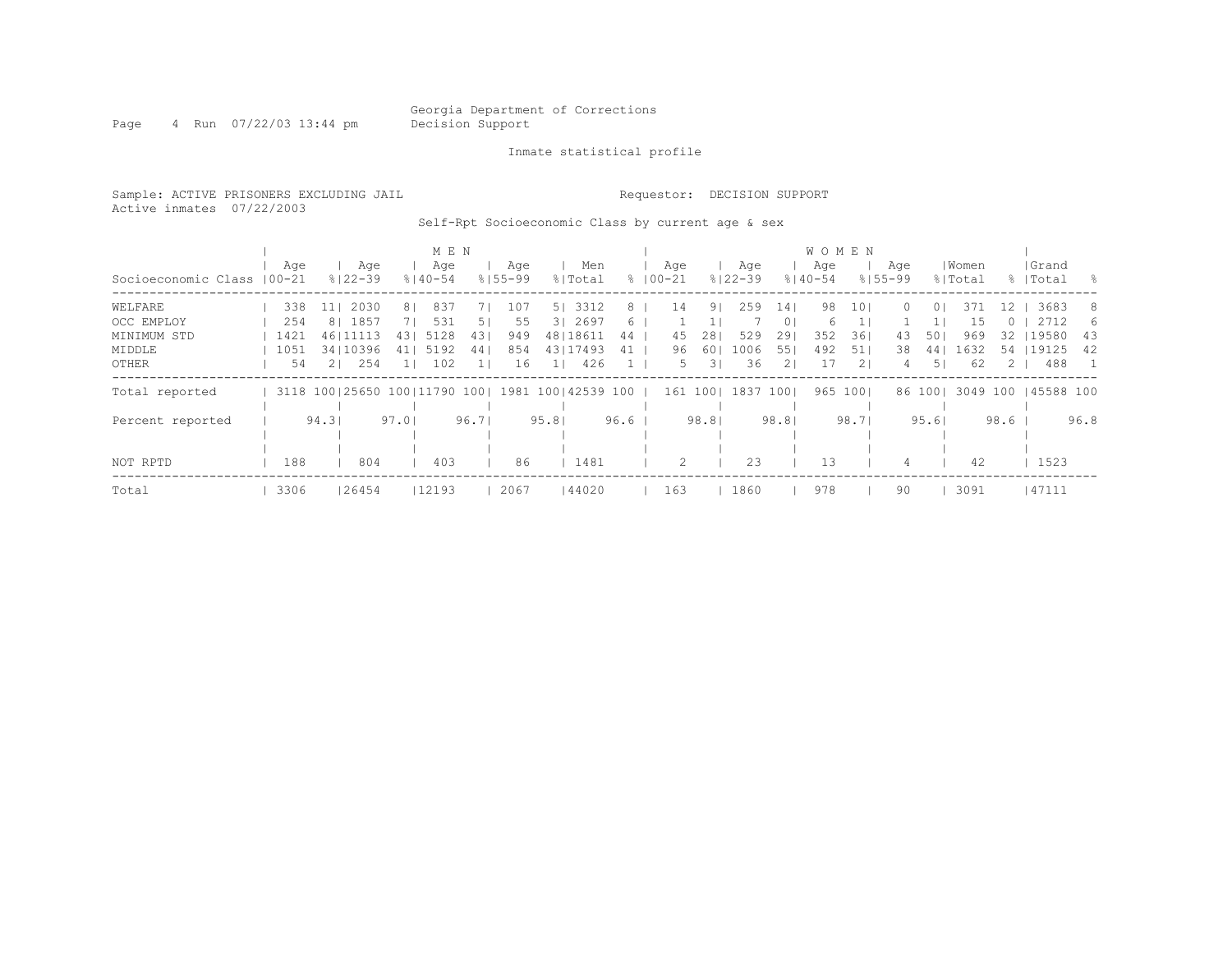Georgia Department of Corrections
Decision Support

Inmate statistical profile

Sample: ACTIVE PRISONERS EXCLUDING JAIL

Active inmates 07/22/2003

Requestor: DECISION SUPPORT

Self-Rpt Socioeconomic Class by current age & sex

| | MEN | | | | | | | | | | WOMEN | | | | | | | | | | | |
|---|---|---|---|---|---|---|---|---|---|---|---|---|---|---|---|---|---|---|---|---|---|---|
| Socioeconomic Class | Age 00-21 | % | Age 22-39 | % | Age 40-54 | % | Age 55-99 | % | Men Total | % | Age 00-21 | % | Age 22-39 | % | Age 40-54 | % | Age 55-99 | % | Women Total | % | Grand Total | % |
| WELFARE | 338 | 11 | 2030 | 8 | 837 | 7 | 107 | 5 | 3312 | 8 | 14 | 9 | 259 | 14 | 98 | 10 | 0 | 0 | 371 | 12 | 3683 | 8 |
| OCC EMPLOY | 254 | 8 | 1857 | 7 | 531 | 5 | 55 | 3 | 2697 | 6 | 1 | 1 | 7 | 0 | 6 | 1 | 1 | 1 | 15 | 0 | 2712 | 6 |
| MINIMUM STD | 1421 | 46 | 11113 | 43 | 5128 | 43 | 949 | 48 | 18611 | 44 | 45 | 28 | 529 | 29 | 352 | 36 | 43 | 50 | 969 | 32 | 19580 | 43 |
| MIDDLE | 1051 | 34 | 10396 | 41 | 5192 | 44 | 854 | 43 | 17493 | 41 | 96 | 60 | 1006 | 55 | 492 | 51 | 38 | 44 | 1632 | 54 | 19125 | 42 |
| OTHER | 54 | 2 | 254 | 1 | 102 | 1 | 16 | 1 | 426 | 1 | 5 | 3 | 36 | 2 | 17 | 2 | 4 | 5 | 62 | 2 | 488 | 1 |
| Total reported | 3118 | 100 | 25650 | 100 | 11790 | 100 | 1981 | 100 | 42539 | 100 | 161 | 100 | 1837 | 100 | 965 | 100 | 86 | 100 | 3049 | 100 | 45588 | 100 |
| Percent reported | | 94.3 | | 97.0 | | 96.7 | | 95.8 | | 96.6 | | 98.8 | | 98.8 | | 98.7 | | 95.6 | | 98.6 | | 96.8 |
| NOT RPTD | 188 | | 804 | | 403 | | 86 | | 1481 | | 2 | | 23 | | 13 | | 4 | | 42 | | 1523 | |
| Total | 3306 | | 26454 | | 12193 | | 2067 | | 44020 | | 163 | | 1860 | | 978 | | 90 | | 3091 | | 47111 | |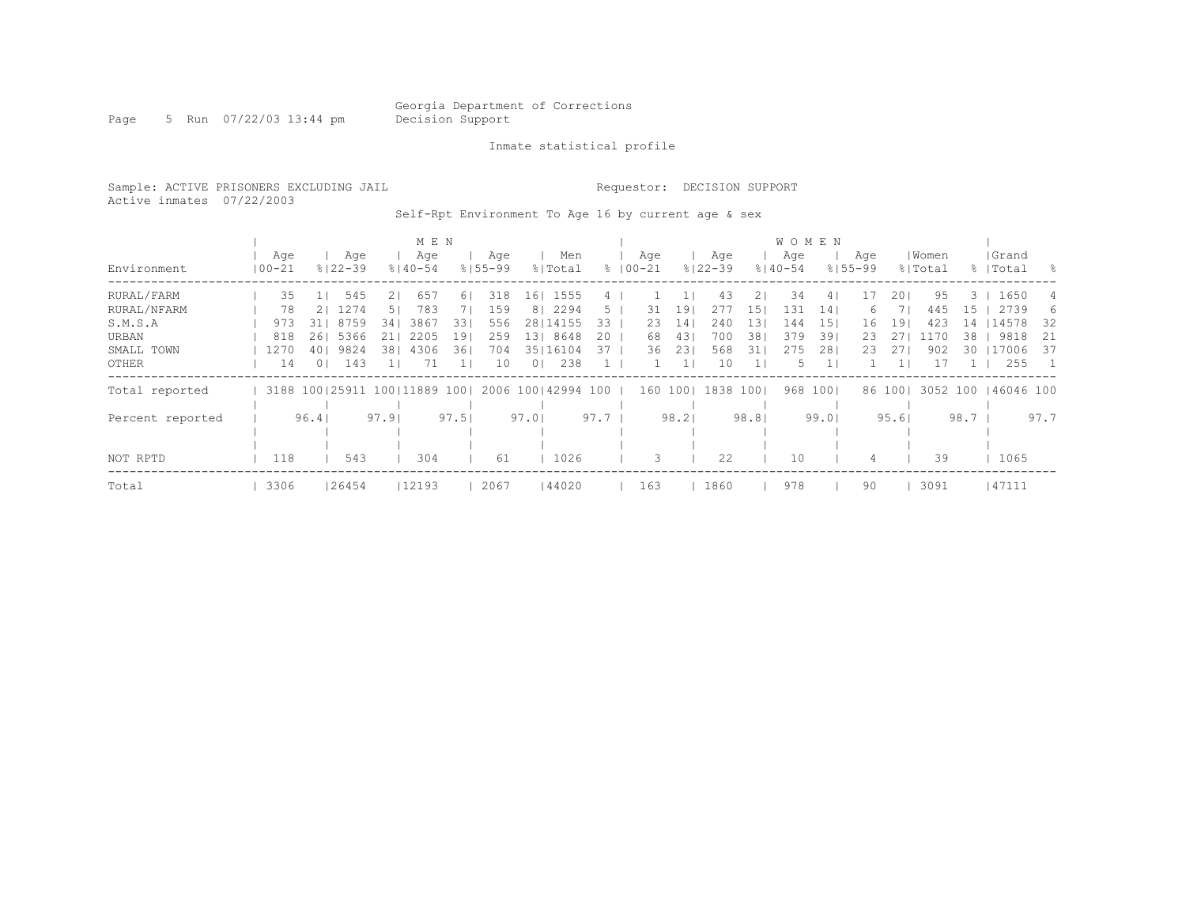Georgia Department of Corrections
Decision Support

Inmate statistical profile

Sample: ACTIVE PRISONERS EXCLUDING JAIL

Requestor: DECISION SUPPORT

Active inmates 07/22/2003

Self-Rpt Environment To Age 16 by current age & sex

| Environment | MEN Age 00-21 | % | Age 22-39 | % | Age 40-54 | % | Age 55-99 | % | Men Total | % | WOMEN Age 00-21 | % | Age 22-39 | % | Age 40-54 | % | Age 55-99 | % | Women Total | % | Grand Total | % |
|---|---|---|---|---|---|---|---|---|---|---|---|---|---|---|---|---|---|---|---|---|---|---|
| RURAL/FARM | 35 | 1 | 545 | 2 | 657 | 6 | 318 | 16 | 1555 | 4 | 1 | 1 | 43 | 2 | 34 | 4 | 17 | 20 | 95 | 3 | 1650 | 4 |
| RURAL/NFARM | 78 | 2 | 1274 | 5 | 783 | 7 | 159 | 8 | 2294 | 5 | 31 | 19 | 277 | 15 | 131 | 14 | 6 | 7 | 445 | 15 | 2739 | 6 |
| S.M.S.A | 973 | 31 | 8759 | 34 | 3867 | 33 | 556 | 28 | 14155 | 33 | 23 | 14 | 240 | 13 | 144 | 15 | 16 | 19 | 423 | 14 | 14578 | 32 |
| URBAN | 818 | 26 | 5366 | 21 | 2205 | 19 | 259 | 13 | 8648 | 20 | 68 | 43 | 700 | 38 | 379 | 39 | 23 | 27 | 1170 | 38 | 9818 | 21 |
| SMALL TOWN | 1270 | 40 | 9824 | 38 | 4306 | 36 | 704 | 35 | 16104 | 37 | 36 | 23 | 568 | 31 | 275 | 28 | 23 | 27 | 902 | 30 | 17006 | 37 |
| OTHER | 14 | 0 | 143 | 1 | 71 | 1 | 10 | 0 | 238 | 1 | 1 | 1 | 10 | 1 | 5 | 1 | 1 | 1 | 17 | 1 | 255 | 1 |
| Total reported | 3188 | 100 | 25911 | 100 | 11889 | 100 | 2006 | 100 | 42994 | 100 | 160 | 100 | 1838 | 100 | 968 | 100 | 86 | 100 | 3052 | 100 | 46046 | 100 |
| Percent reported | | 96.4 | | 97.9 | | 97.5 | | 97.0 | | 97.7 | | 98.2 | | 98.8 | | 99.0 | | 95.6 | | 98.7 | | 97.7 |
| NOT RPTD | 118 | | 543 | | 304 | | 61 | | 1026 | | 3 | | 22 | | 10 | | 4 | | 39 | | 1065 | |
| Total | 3306 | | 26454 | | 12193 | | 2067 | | 44020 | | 163 | | 1860 | | 978 | | 90 | | 3091 | | 47111 | |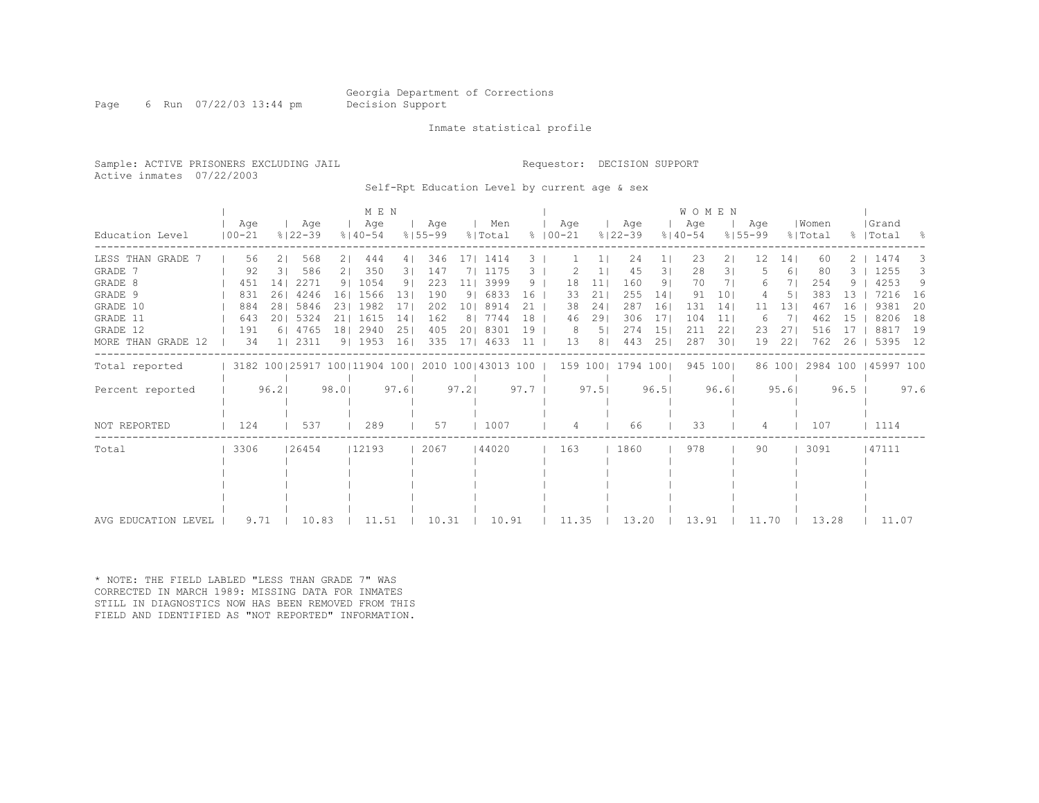Georgia Department of Corrections
Decision Support

Inmate statistical profile

Sample: ACTIVE PRISONERS EXCLUDING JAIL
Active inmates 07/22/2003

Requestor: DECISION SUPPORT

Self-Rpt Education Level by current age & sex

| Education Level | MEN Age 00-21 | % | Age 22-39 | % | Age 40-54 | % | Age 55-99 | % | Men Total | % | WOMEN Age 00-21 | % | Age 22-39 | % | Age 40-54 | % | Age 55-99 | % | Women Total | % | Grand Total | % |
|---|---|---|---|---|---|---|---|---|---|---|---|---|---|---|---|---|---|---|---|---|---|---|
| LESS THAN GRADE 7 | 56 | 2 | 568 | 2 | 444 | 4 | 346 | 17 | 1414 | 3 | 1 | 1 | 24 | 1 | 23 | 2 | 12 | 14 | 60 | 2 | 1474 | 3 |
| GRADE 7 | 92 | 3 | 586 | 2 | 350 | 3 | 147 | 7 | 1175 | 3 | 2 | 1 | 45 | 3 | 28 | 3 | 5 | 6 | 80 | 3 | 1255 | 3 |
| GRADE 8 | 451 | 14 | 2271 | 9 | 1054 | 9 | 223 | 11 | 3999 | 9 | 18 | 11 | 160 | 9 | 70 | 7 | 6 | 7 | 254 | 9 | 4253 | 9 |
| GRADE 9 | 831 | 26 | 4246 | 16 | 1566 | 13 | 190 | 9 | 6833 | 16 | 33 | 21 | 255 | 14 | 91 | 10 | 4 | 5 | 383 | 13 | 7216 | 16 |
| GRADE 10 | 884 | 28 | 5846 | 23 | 1982 | 17 | 202 | 10 | 8914 | 21 | 38 | 24 | 287 | 16 | 131 | 14 | 11 | 13 | 467 | 16 | 9381 | 20 |
| GRADE 11 | 643 | 20 | 5324 | 21 | 1615 | 14 | 162 | 8 | 7744 | 18 | 46 | 29 | 306 | 17 | 104 | 11 | 6 | 7 | 462 | 15 | 8206 | 18 |
| GRADE 12 | 191 | 6 | 4765 | 18 | 2940 | 25 | 405 | 20 | 8301 | 19 | 8 | 5 | 274 | 15 | 211 | 22 | 23 | 27 | 516 | 17 | 8817 | 19 |
| MORE THAN GRADE 12 | 34 | 1 | 2311 | 9 | 1953 | 16 | 335 | 17 | 4633 | 11 | 13 | 8 | 443 | 25 | 287 | 30 | 19 | 22 | 762 | 26 | 5395 | 12 |
| Total reported | 3182 | 100 | 25917 | 100 | 11904 | 100 | 2010 | 100 | 43013 | 100 | 159 | 100 | 1794 | 100 | 945 | 100 | 86 | 100 | 2984 | 100 | 45997 | 100 |
| Percent reported | | 96.2 | | 98.0 | | 97.6 | | 97.2 | | 97.7 | | 97.5 | | 96.5 | | 96.6 | | 95.6 | | 96.5 | | 97.6 |
| NOT REPORTED | 124 | | 537 | | 289 | | 57 | | 1007 | | 4 | | 66 | | 33 | | 4 | | 107 | | 1114 | |
| Total | 3306 | | 26454 | | 12193 | | 2067 | | 44020 | | 163 | | 1860 | | 978 | | 90 | | 3091 | | 47111 | |
| AVG EDUCATION LEVEL | 9.71 | | 10.83 | | 11.51 | | 10.31 | | 10.91 | | 11.35 | | 13.20 | | 13.91 | | 11.70 | | 13.28 | | 11.07 | |

* NOTE: THE FIELD LABLED "LESS THAN GRADE 7" WAS CORRECTED IN MARCH 1989: MISSING DATA FOR INMATES STILL IN DIAGNOSTICS NOW HAS BEEN REMOVED FROM THIS FIELD AND IDENTIFIED AS "NOT REPORTED" INFORMATION.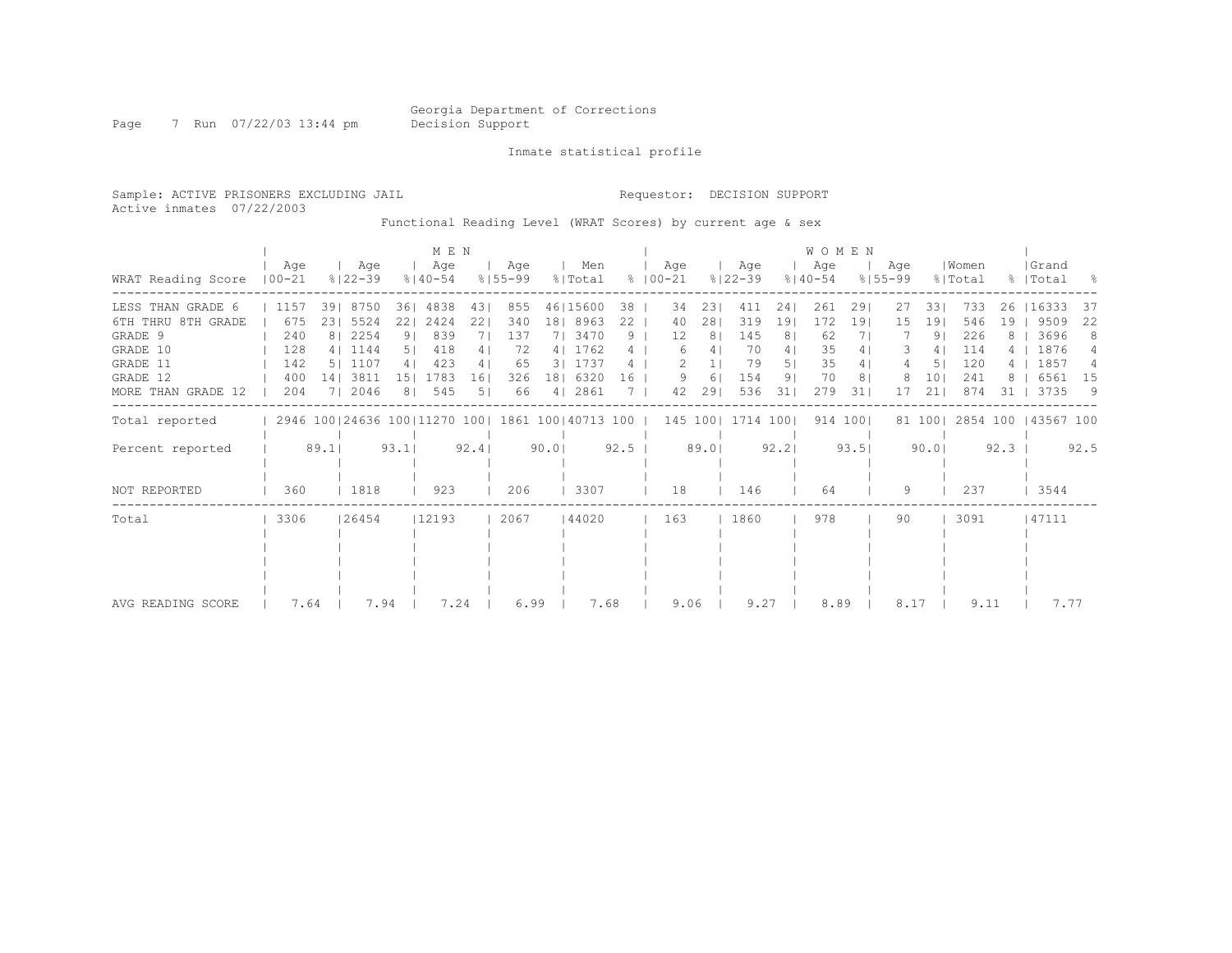Georgia Department of Corrections
Decision Support

Inmate statistical profile

Sample: ACTIVE PRISONERS EXCLUDING JAIL

Requestor: DECISION SUPPORT

Active inmates 07/22/2003

Functional Reading Level (WRAT Scores) by current age & sex

| | MEN | | | | | | | | | | WOMEN | | | | | | | | | | | |
|---|---|---|---|---|---|---|---|---|---|---|---|---|---|---|---|---|---|---|---|---|---|---|
| WRAT Reading Score | Age 00-21 | % | Age 22-39 | % | Age 40-54 | % | Age 55-99 | % | Men Total | % | Age 00-21 | % | Age 22-39 | % | Age 40-54 | % | Age 55-99 | % | Women Total | % | Grand Total | % |
| LESS THAN GRADE 6 | 1157 | 39 | 8750 | 36 | 4838 | 43 | 855 | 46 | 15600 | 38 | 34 | 23 | 411 | 24 | 261 | 29 | 27 | 33 | 733 | 26 | 16333 | 37 |
| 6TH THRU 8TH GRADE | 675 | 23 | 5524 | 22 | 2424 | 22 | 340 | 18 | 8963 | 22 | 40 | 28 | 319 | 19 | 172 | 19 | 15 | 19 | 546 | 19 | 9509 | 22 |
| GRADE 9 | 240 | 8 | 2254 | 9 | 839 | 7 | 137 | 7 | 3470 | 9 | 12 | 8 | 145 | 8 | 62 | 7 | 7 | 9 | 226 | 8 | 3696 | 8 |
| GRADE 10 | 128 | 4 | 1144 | 5 | 418 | 4 | 72 | 4 | 1762 | 4 | 6 | 4 | 70 | 4 | 35 | 4 | 3 | 4 | 114 | 4 | 1876 | 4 |
| GRADE 11 | 142 | 5 | 1107 | 4 | 423 | 4 | 65 | 3 | 1737 | 4 | 2 | 1 | 79 | 5 | 35 | 4 | 4 | 5 | 120 | 4 | 1857 | 4 |
| GRADE 12 | 400 | 14 | 3811 | 15 | 1783 | 16 | 326 | 18 | 6320 | 16 | 9 | 6 | 154 | 9 | 70 | 8 | 8 | 10 | 241 | 8 | 6561 | 15 |
| MORE THAN GRADE 12 | 204 | 7 | 2046 | 8 | 545 | 5 | 66 | 4 | 2861 | 7 | 42 | 29 | 536 | 31 | 279 | 31 | 17 | 21 | 874 | 31 | 3735 | 9 |
| Total reported | 2946 | 100 | 24636 | 100 | 11270 | 100 | 1861 | 100 | 40713 | 100 | 145 | 100 | 1714 | 100 | 914 | 100 | 81 | 100 | 2854 | 100 | 43567 | 100 |
| Percent reported | | 89.1 | | 93.1 | | 92.4 | | 90.0 | | 92.5 | | 89.0 | | 92.2 | | 93.5 | | 90.0 | | 92.3 | | 92.5 |
| NOT REPORTED | 360 | | 1818 | | 923 | | 206 | | 3307 | | 18 | | 146 | | 64 | | 9 | | 237 | | 3544 | |
| Total | 3306 | | 26454 | | 12193 | | 2067 | | 44020 | | 163 | | 1860 | | 978 | | 90 | | 3091 | | 47111 | |
| AVG READING SCORE | 7.64 | | 7.94 | | 7.24 | | 6.99 | | 7.68 | | 9.06 | | 9.27 | | 8.89 | | 8.17 | | 9.11 | | 7.77 | |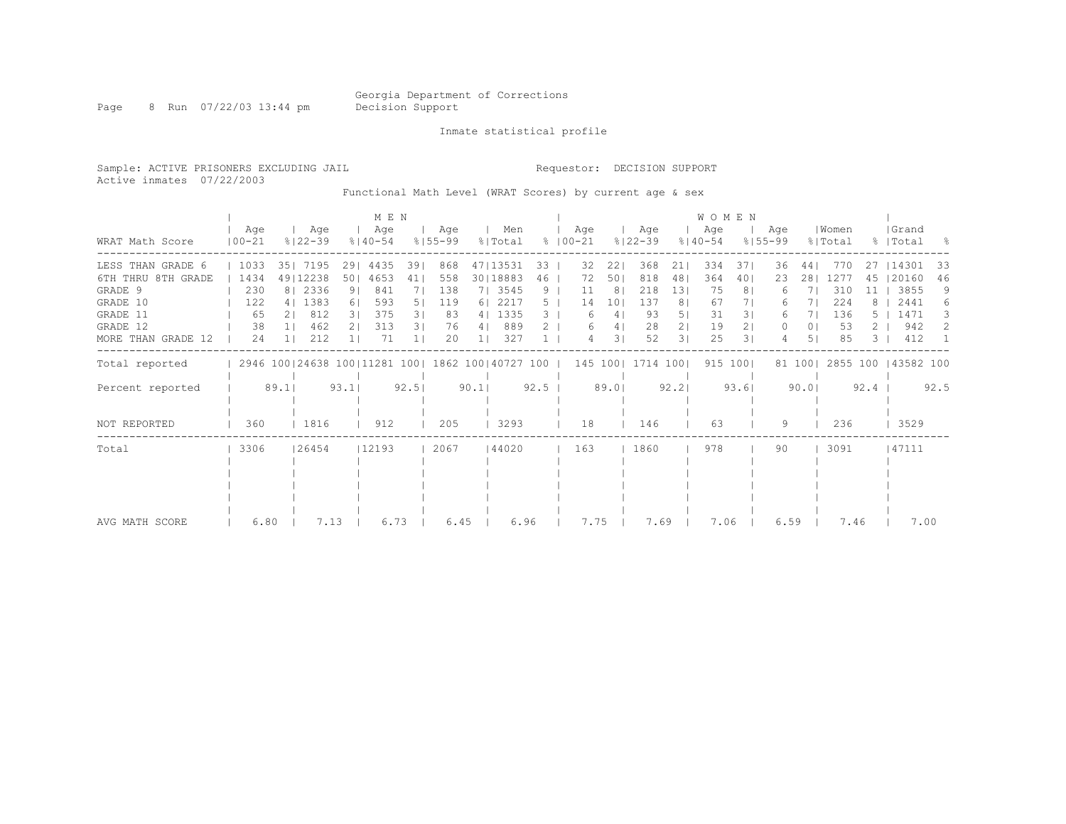Georgia Department of Corrections
Decision Support

Inmate statistical profile

Sample: ACTIVE PRISONERS EXCLUDING JAIL

Requestor: DECISION SUPPORT

Active inmates 07/22/2003

Functional Math Level (WRAT Scores) by current age & sex

| WRAT Math Score | MEN Age 00-21 | % | Age 22-39 | % | Age 40-54 | % | Age 55-99 | % | Men Total | % | WOMEN Age 00-21 | % | Age 22-39 | % | Age 40-54 | % | Age 55-99 | % | Women Total | % | Grand Total | % |
|---|---|---|---|---|---|---|---|---|---|---|---|---|---|---|---|---|---|---|---|---|---|---|
| LESS THAN GRADE 6 | 1033 | 35 | 7195 | 29 | 4435 | 39 | 868 | 47 | 13531 | 33 | 32 | 22 | 368 | 21 | 334 | 37 | 36 | 44 | 770 | 27 | 14301 | 33 |
| 6TH THRU 8TH GRADE | 1434 | 49 | 12238 | 50 | 4653 | 41 | 558 | 30 | 18883 | 46 | 72 | 50 | 818 | 48 | 364 | 40 | 23 | 28 | 1277 | 45 | 20160 | 46 |
| GRADE 9 | 230 | 8 | 2336 | 9 | 841 | 7 | 138 | 7 | 3545 | 9 | 11 | 8 | 218 | 13 | 75 | 8 | 6 | 7 | 310 | 11 | 3855 | 9 |
| GRADE 10 | 122 | 4 | 1383 | 6 | 593 | 5 | 119 | 6 | 2217 | 5 | 14 | 10 | 137 | 8 | 67 | 7 | 6 | 7 | 224 | 8 | 2441 | 6 |
| GRADE 11 | 65 | 2 | 812 | 3 | 375 | 3 | 83 | 4 | 1335 | 3 | 6 | 4 | 93 | 5 | 31 | 3 | 6 | 7 | 136 | 5 | 1471 | 3 |
| GRADE 12 | 38 | 1 | 462 | 2 | 313 | 3 | 76 | 4 | 889 | 2 | 6 | 4 | 28 | 2 | 19 | 2 | 0 | 0 | 53 | 2 | 942 | 2 |
| MORE THAN GRADE 12 | 24 | 1 | 212 | 1 | 71 | 1 | 20 | 1 | 327 | 1 | 4 | 3 | 52 | 3 | 25 | 3 | 4 | 5 | 85 | 3 | 412 | 1 |
| Total reported | 2946 | 100 | 24638 | 100 | 11281 | 100 | 1862 | 100 | 40727 | 100 | 145 | 100 | 1714 | 100 | 915 | 100 | 81 | 100 | 2855 | 100 | 43582 | 100 |
| Percent reported | | 89.1 | | 93.1 | | 92.5 | | 90.1 | | 92.5 | | 89.0 | | 92.2 | | 93.6 | | 90.0 | | 92.4 | | 92.5 |
| NOT REPORTED | 360 | | 1816 | | 912 | | 205 | | 3293 | | 18 | | 146 | | 63 | | 9 | | 236 | | 3529 | |
| Total | 3306 | | 26454 | | 12193 | | 2067 | | 44020 | | 163 | | 1860 | | 978 | | 90 | | 3091 | | 47111 | |
| AVG MATH SCORE | 6.80 | | 7.13 | | 6.73 | | 6.45 | | 6.96 | | 7.75 | | 7.69 | | 7.06 | | 6.59 | | 7.46 | | 7.00 | |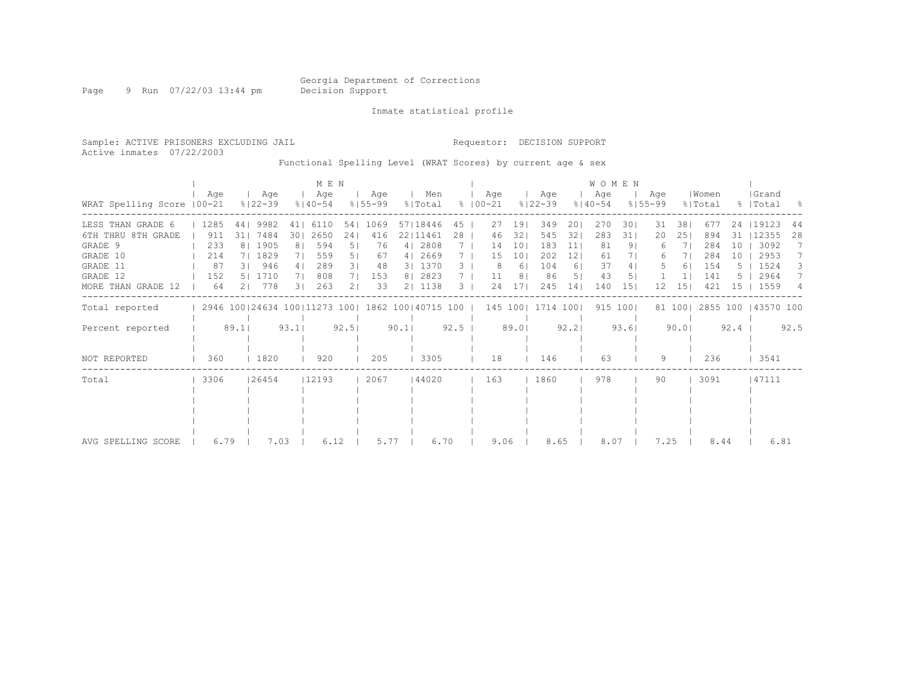Georgia Department of Corrections
Decision Support

Inmate statistical profile

Sample: ACTIVE PRISONERS EXCLUDING JAIL
Requestor: DECISION SUPPORT
Active inmates 07/22/2003

Functional Spelling Level (WRAT Scores) by current age & sex

| WRAT Spelling Score | MEN Age 00-21 | % | Age 22-39 | % | Age 40-54 | % | Age 55-99 | % | Men Total | % | WOMEN Age 00-21 | % | Age 22-39 | % | Age 40-54 | % | Age 55-99 | % | Women Total | % | Grand Total | % |
|---|---|---|---|---|---|---|---|---|---|---|---|---|---|---|---|---|---|---|---|---|---|---|
| LESS THAN GRADE 6 | 1285 | 44 | 9982 | 41 | 6110 | 54 | 1069 | 57 | 18446 | 45 | 27 | 19 | 349 | 20 | 270 | 30 | 31 | 38 | 677 | 24 | 19123 | 44 |
| 6TH THRU 8TH GRADE | 911 | 31 | 7484 | 30 | 2650 | 24 | 416 | 22 | 11461 | 28 | 46 | 32 | 545 | 32 | 283 | 31 | 20 | 25 | 894 | 31 | 12355 | 28 |
| GRADE 9 | 233 | 8 | 1905 | 8 | 594 | 5 | 76 | 4 | 2808 | 7 | 14 | 10 | 183 | 11 | 81 | 9 | 6 | 7 | 284 | 10 | 3092 | 7 |
| GRADE 10 | 214 | 7 | 1829 | 7 | 559 | 5 | 67 | 4 | 2669 | 7 | 15 | 10 | 202 | 12 | 61 | 7 | 6 | 7 | 284 | 10 | 2953 | 7 |
| GRADE 11 | 87 | 3 | 946 | 4 | 289 | 3 | 48 | 3 | 1370 | 3 | 8 | 6 | 104 | 6 | 37 | 4 | 5 | 6 | 154 | 5 | 1524 | 3 |
| GRADE 12 | 152 | 5 | 1710 | 7 | 808 | 7 | 153 | 8 | 2823 | 7 | 11 | 8 | 86 | 5 | 43 | 5 | 1 | 1 | 141 | 5 | 2964 | 7 |
| MORE THAN GRADE 12 | 64 | 2 | 778 | 3 | 263 | 2 | 33 | 2 | 1138 | 3 | 24 | 17 | 245 | 14 | 140 | 15 | 12 | 15 | 421 | 15 | 1559 | 4 |
| Total reported | 2946 | 100 | 24634 | 100 | 11273 | 100 | 1862 | 100 | 40715 | 100 | 145 | 100 | 1714 | 100 | 915 | 100 | 81 | 100 | 2855 | 100 | 43570 | 100 |
| Percent reported | | 89.1 | | 93.1 | | 92.5 | | 90.1 | | 92.5 | | 89.0 | | 92.2 | | 93.6 | | 90.0 | | 92.4 | | 92.5 |
| NOT REPORTED | 360 | | 1820 | | 920 | | 205 | | 3305 | | 18 | | 146 | | 63 | | 9 | | 236 | | 3541 | |
| Total | 3306 | | 26454 | | 12193 | | 2067 | | 44020 | | 163 | | 1860 | | 978 | | 90 | | 3091 | | 47111 | |
| AVG SPELLING SCORE | 6.79 | | 7.03 | | 6.12 | | 5.77 | | 6.70 | | 9.06 | | 8.65 | | 8.07 | | 7.25 | | 8.44 | | 6.81 | |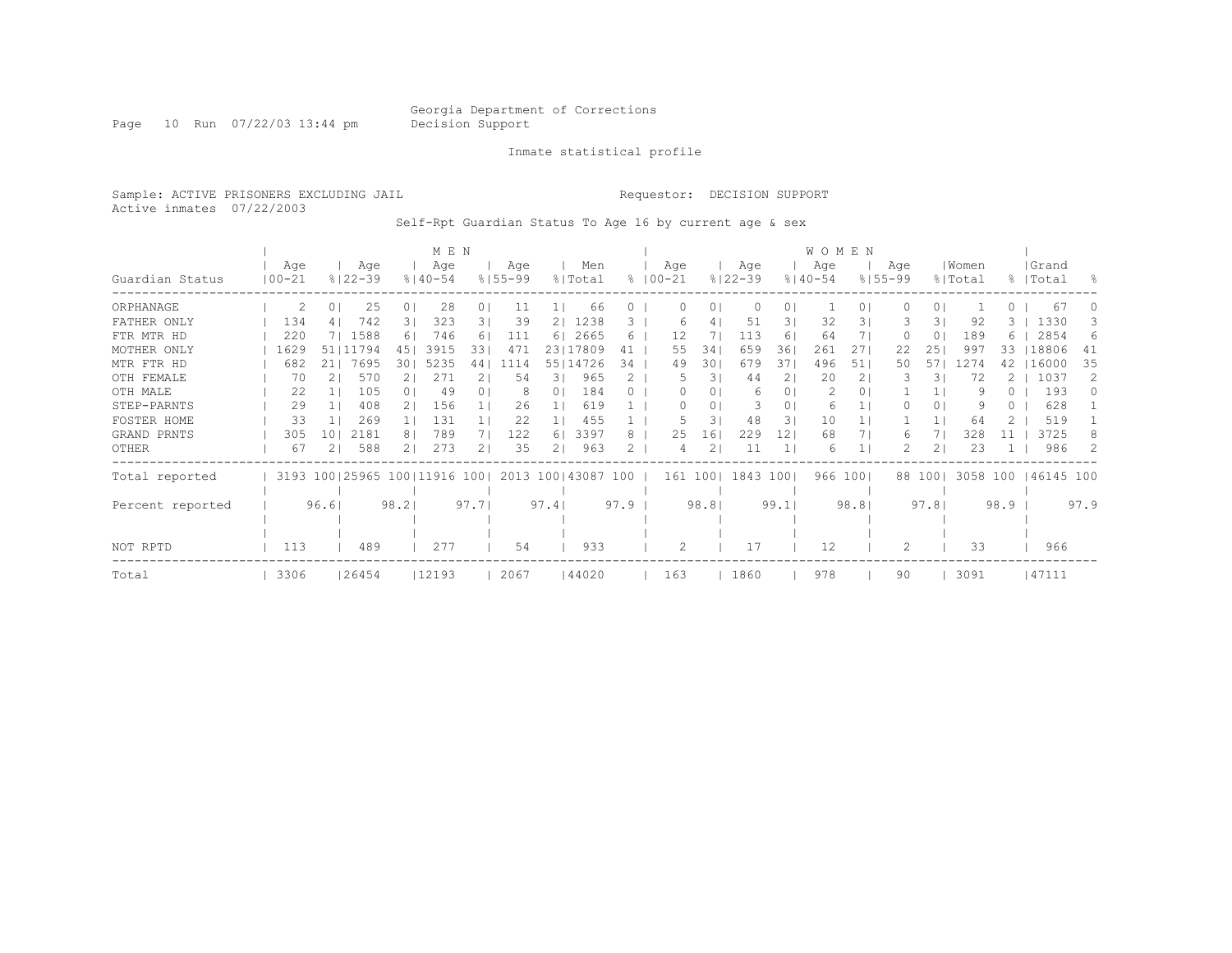Georgia Department of Corrections
Decision Support

Inmate statistical profile

Sample: ACTIVE PRISONERS EXCLUDING JAIL    Requestor: DECISION SUPPORT
Active inmates 07/22/2003

Self-Rpt Guardian Status To Age 16 by current age & sex

| Guardian Status | MEN Age 00-21 | % | Age 22-39 | % | Age 40-54 | % | Age 55-99 | % | Men Total | % | WOMEN Age 00-21 | % | Age 22-39 | % | Age 40-54 | % | Age 55-99 | % | Women Total | % | Grand Total | % |
|---|---|---|---|---|---|---|---|---|---|---|---|---|---|---|---|---|---|---|---|---|---|---|
| ORPHANAGE | 2 | 0 | 25 | 0 | 28 | 0 | 11 | 1 | 66 | 0 | 0 | 0 | 0 | 0 | 1 | 0 | 0 | 0 | 1 | 0 | 67 | 0 |
| FATHER ONLY | 134 | 4 | 742 | 3 | 323 | 3 | 39 | 2 | 1238 | 3 | 6 | 4 | 51 | 3 | 32 | 3 | 3 | 3 | 92 | 3 | 1330 | 3 |
| FTR MTR HD | 220 | 7 | 1588 | 6 | 746 | 6 | 111 | 6 | 2665 | 6 | 12 | 7 | 113 | 6 | 64 | 7 | 0 | 0 | 189 | 6 | 2854 | 6 |
| MOTHER ONLY | 1629 | 51 | 11794 | 45 | 3915 | 33 | 471 | 23 | 17809 | 41 | 55 | 34 | 659 | 36 | 261 | 27 | 22 | 25 | 997 | 33 | 18806 | 41 |
| MTR FTR HD | 682 | 21 | 7695 | 30 | 5235 | 44 | 1114 | 55 | 14726 | 34 | 49 | 30 | 679 | 37 | 496 | 51 | 50 | 57 | 1274 | 42 | 16000 | 35 |
| OTH FEMALE | 70 | 2 | 570 | 2 | 271 | 2 | 54 | 3 | 965 | 2 | 5 | 3 | 44 | 2 | 20 | 2 | 3 | 3 | 72 | 2 | 1037 | 2 |
| OTH MALE | 22 | 1 | 105 | 0 | 49 | 0 | 8 | 0 | 184 | 0 | 0 | 0 | 6 | 0 | 2 | 0 | 1 | 1 | 9 | 0 | 193 | 0 |
| STEP-PARNTS | 29 | 1 | 408 | 2 | 156 | 1 | 26 | 1 | 619 | 1 | 0 | 0 | 3 | 0 | 6 | 1 | 0 | 0 | 9 | 0 | 628 | 1 |
| FOSTER HOME | 33 | 1 | 269 | 1 | 131 | 1 | 22 | 1 | 455 | 1 | 5 | 3 | 48 | 3 | 10 | 1 | 1 | 1 | 64 | 2 | 519 | 1 |
| GRAND PRNTS | 305 | 10 | 2181 | 8 | 789 | 7 | 122 | 6 | 3397 | 8 | 25 | 16 | 229 | 12 | 68 | 7 | 6 | 7 | 328 | 11 | 3725 | 8 |
| OTHER | 67 | 2 | 588 | 2 | 273 | 2 | 35 | 2 | 963 | 2 | 4 | 2 | 11 | 1 | 6 | 1 | 2 | 2 | 23 | 1 | 986 | 2 |
| Total reported | 3193 | 100 | 25965 | 100 | 11916 | 100 | 2013 | 100 | 43087 | 100 | 161 | 100 | 1843 | 100 | 966 | 100 | 88 | 100 | 3058 | 100 | 46145 | 100 |
| Percent reported | | 96.6 | | 98.2 | | 97.7 | | 97.4 | | 97.9 | | 98.8 | | 99.1 | | 98.8 | | 97.8 | | 98.9 | | 97.9 |
| NOT RPTD | 113 | | 489 | | 277 | | 54 | | 933 | | 2 | | 17 | | 12 | | 2 | | 33 | | 966 | |
| Total | 3306 | | 26454 | | 12193 | | 2067 | | 44020 | | 163 | | 1860 | | 978 | | 90 | | 3091 | | 47111 | |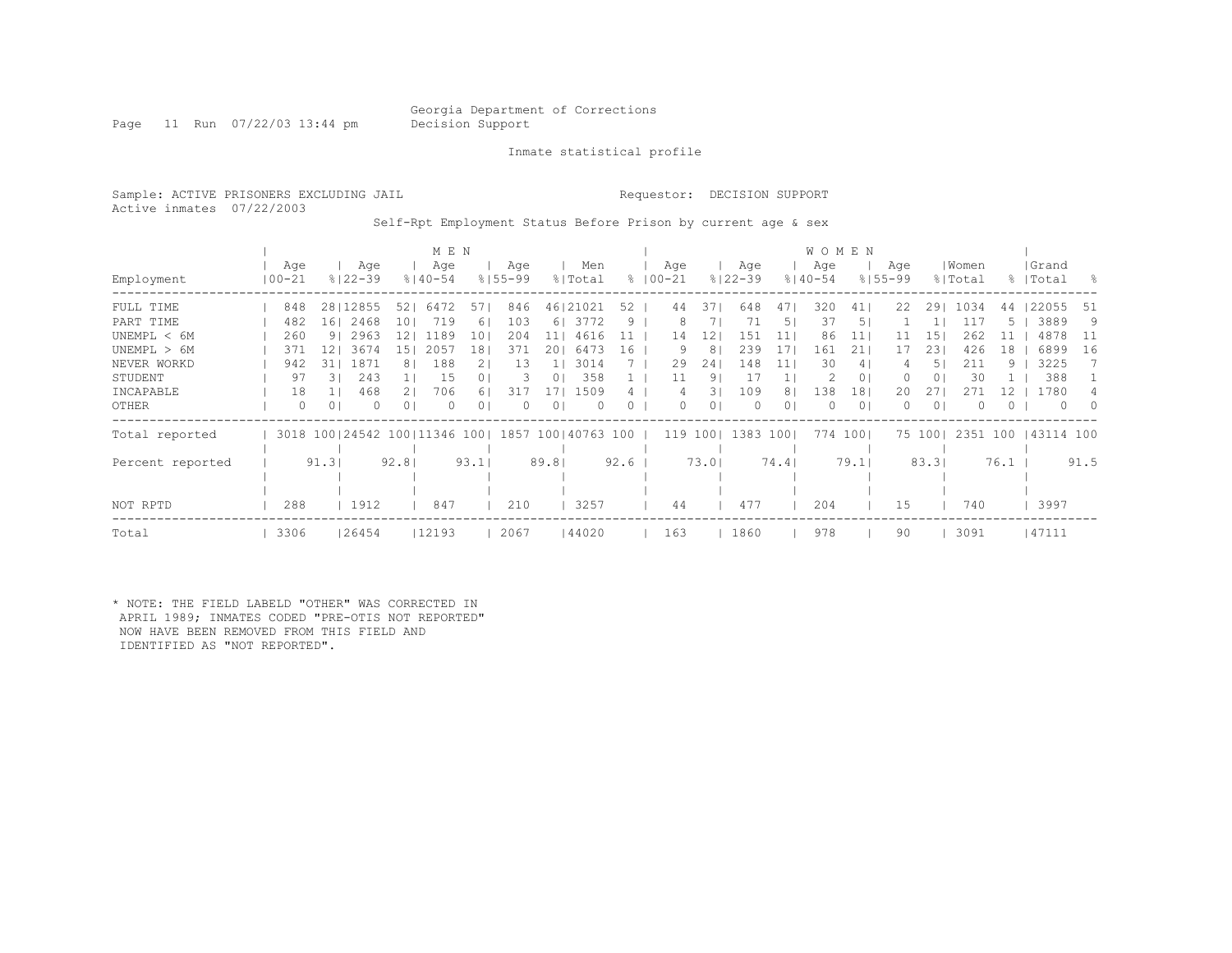Georgia Department of Corrections
Decision Support

Inmate statistical profile

Sample: ACTIVE PRISONERS EXCLUDING JAIL
Active inmates 07/22/2003

Requestor: DECISION SUPPORT

Self-Rpt Employment Status Before Prison by current age & sex

| | MEN | | | | | | | | | | WOMEN | | | | | | | | | | | |
|---|---|---|---|---|---|---|---|---|---|---|---|---|---|---|---|---|---|---|---|---|---|---|
| Employment | Age 00-21 | % | Age 22-39 | % | Age 40-54 | % | Age 55-99 | % | Men Total | % | Age 00-21 | % | Age 22-39 | % | Age 40-54 | % | Age 55-99 | % | Women Total | % | Grand Total | % |
| FULL TIME | 848 | 28 | 12855 | 52 | 6472 | 57 | 846 | 46 | 21021 | 52 | 44 | 37 | 648 | 47 | 320 | 41 | 22 | 29 | 1034 | 44 | 22055 | 51 |
| PART TIME | 482 | 16 | 2468 | 10 | 719 | 6 | 103 | 6 | 3772 | 9 | 8 | 7 | 71 | 5 | 37 | 5 | 1 | 1 | 117 | 5 | 3889 | 9 |
| UNEMPL < 6M | 260 | 9 | 2963 | 12 | 1189 | 10 | 204 | 11 | 4616 | 11 | 14 | 12 | 151 | 11 | 86 | 11 | 11 | 15 | 262 | 11 | 4878 | 11 |
| UNEMPL > 6M | 371 | 12 | 3674 | 15 | 2057 | 18 | 371 | 20 | 6473 | 16 | 9 | 8 | 239 | 17 | 161 | 21 | 17 | 23 | 426 | 18 | 6899 | 16 |
| NEVER WORKD | 942 | 31 | 1871 | 8 | 188 | 2 | 13 | 1 | 3014 | 7 | 29 | 24 | 148 | 11 | 30 | 4 | 4 | 5 | 211 | 9 | 3225 | 7 |
| STUDENT | 97 | 3 | 243 | 1 | 15 | 0 | 3 | 0 | 358 | 1 | 11 | 9 | 17 | 1 | 2 | 0 | 0 | 0 | 30 | 1 | 388 | 1 |
| INCAPABLE | 18 | 1 | 468 | 2 | 706 | 6 | 317 | 17 | 1509 | 4 | 4 | 3 | 109 | 8 | 138 | 18 | 20 | 27 | 271 | 12 | 1780 | 4 |
| OTHER | 0 | 0 | 0 | 0 | 0 | 0 | 0 | 0 | 0 | 0 | 0 | 0 | 0 | 0 | 0 | 0 | 0 | 0 | 0 | 0 | 0 | 0 |
| Total reported | 3018 | 100 | 24542 | 100 | 11346 | 100 | 1857 | 100 | 40763 | 100 | 119 | 100 | 1383 | 100 | 774 | 100 | 75 | 100 | 2351 | 100 | 43114 | 100 |
| Percent reported | | 91.3 | | 92.8 | | 93.1 | | 89.8 | | 92.6 | | 73.0 | | 74.4 | | 79.1 | | 83.3 | | 76.1 | | 91.5 |
| NOT RPTD | 288 | | 1912 | | 847 | | 210 | | 3257 | | 44 | | 477 | | 204 | | 15 | | 740 | | 3997 | |
| Total | 3306 | | 26454 | | 12193 | | 2067 | | 44020 | | 163 | | 1860 | | 978 | | 90 | | 3091 | | 47111 | |

* NOTE: THE FIELD LABELD "OTHER" WAS CORRECTED IN APRIL 1989; INMATES CODED "PRE-OTIS NOT REPORTED" NOW HAVE BEEN REMOVED FROM THIS FIELD AND IDENTIFIED AS "NOT REPORTED".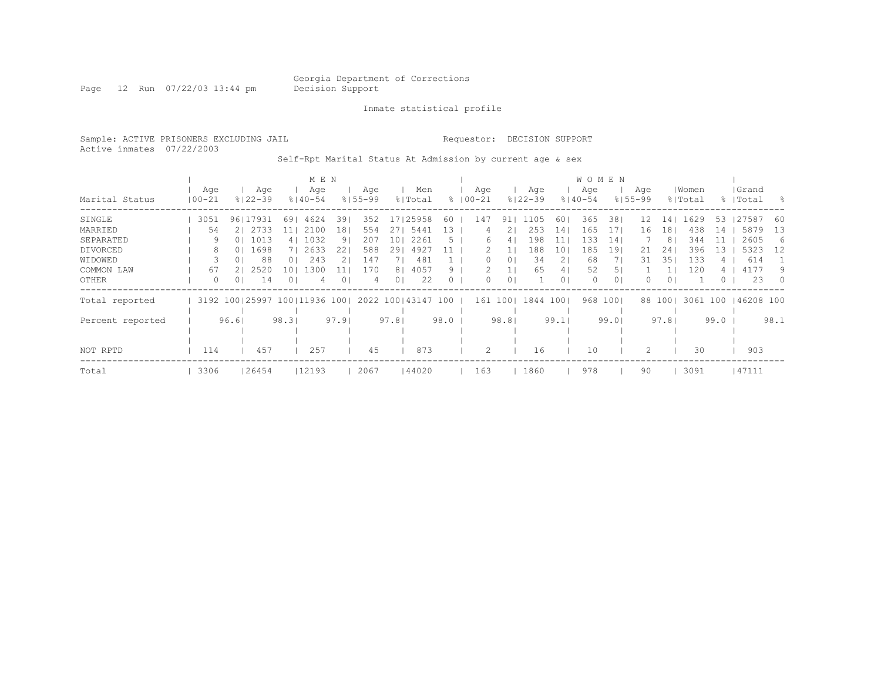Georgia Department of Corrections
Decision Support

Inmate statistical profile

Sample: ACTIVE PRISONERS EXCLUDING JAIL

Requestor: DECISION SUPPORT

Active inmates 07/22/2003

Self-Rpt Marital Status At Admission by current age & sex

| Marital Status | MEN Age 00-21 | % | MEN Age 22-39 | % | MEN Age 40-54 | % | MEN Age 55-99 | % | Men Total | % | WOMEN Age 00-21 | % | WOMEN Age 22-39 | % | WOMEN Age 40-54 | % | WOMEN Age 55-99 | % | Women Total | % | Grand Total | % |
|---|---|---|---|---|---|---|---|---|---|---|---|---|---|---|---|---|---|---|---|---|---|---|
| SINGLE | 3051 | 96 | 17931 | 69 | 4624 | 39 | 352 | 17 | 25958 | 60 | 147 | 91 | 1105 | 60 | 365 | 38 | 12 | 14 | 1629 | 53 | 27587 | 60 |
| MARRIED | 54 | 2 | 2733 | 11 | 2100 | 18 | 554 | 27 | 5441 | 13 | 4 | 2 | 253 | 14 | 165 | 17 | 16 | 18 | 438 | 14 | 5879 | 13 |
| SEPARATED | 9 | 0 | 1013 | 4 | 1032 | 9 | 207 | 10 | 2261 | 5 | 6 | 4 | 198 | 11 | 133 | 14 | 7 | 8 | 344 | 11 | 2605 | 6 |
| DIVORCED | 8 | 0 | 1698 | 7 | 2633 | 22 | 588 | 29 | 4927 | 11 | 2 | 1 | 188 | 10 | 185 | 19 | 21 | 24 | 396 | 13 | 5323 | 12 |
| WIDOWED | 3 | 0 | 88 | 0 | 243 | 2 | 147 | 7 | 481 | 1 | 0 | 0 | 34 | 2 | 68 | 7 | 31 | 35 | 133 | 4 | 614 | 1 |
| COMMON LAW | 67 | 2 | 2520 | 10 | 1300 | 11 | 170 | 8 | 4057 | 9 | 2 | 1 | 65 | 4 | 52 | 5 | 1 | 1 | 120 | 4 | 4177 | 9 |
| OTHER | 0 | 0 | 14 | 0 | 4 | 0 | 4 | 0 | 22 | 0 | 0 | 0 | 1 | 0 | 0 | 0 | 0 | 0 | 1 | 0 | 23 | 0 |
| Total reported | 3192 | 100 | 25997 | 100 | 11936 | 100 | 2022 | 100 | 43147 | 100 | 161 | 100 | 1844 | 100 | 968 | 100 | 88 | 100 | 3061 | 100 | 46208 | 100 |
| Percent reported | | 96.6 | | 98.3 | | 97.9 | | 97.8 | | 98.0 | | 98.8 | | 99.1 | | 99.0 | | 97.8 | | 99.0 | | 98.1 |
| NOT RPTD | 114 | | 457 | | 257 | | 45 | | 873 | | 2 | | 16 | | 10 | | 2 | | 30 | | 903 | |
| Total | 3306 | | 26454 | | 12193 | | 2067 | | 44020 | | 163 | | 1860 | | 978 | | 90 | | 3091 | | 47111 | |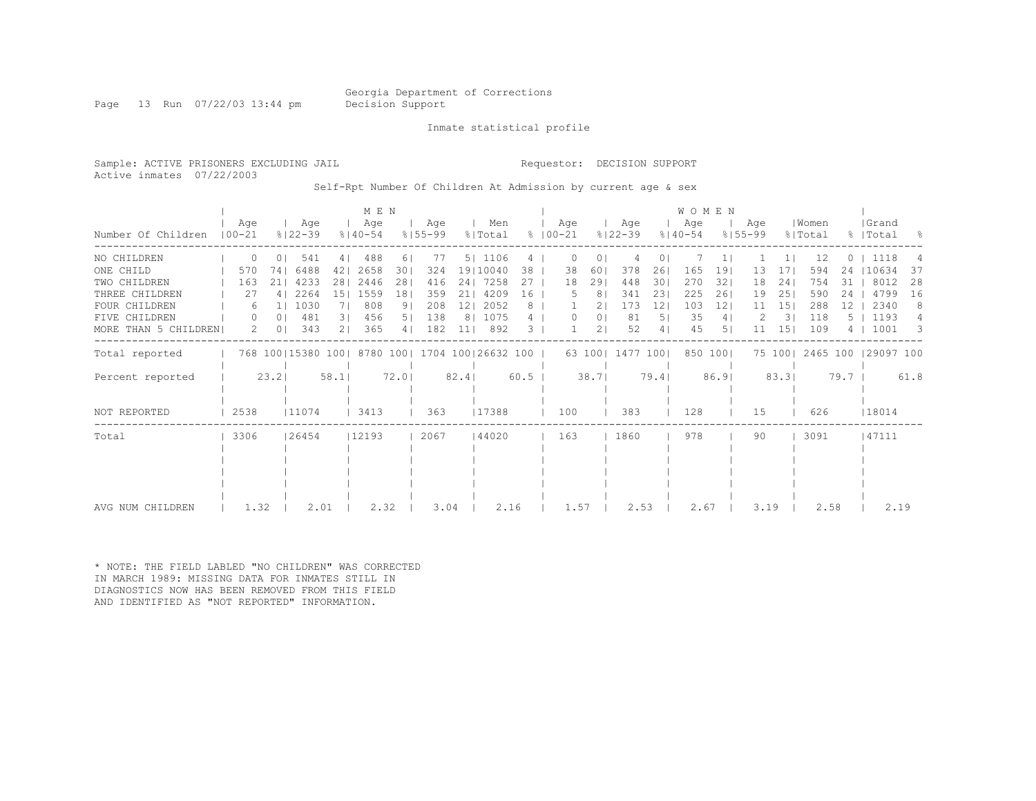Georgia Department of Corrections
Decision Support

Inmate statistical profile

Sample: ACTIVE PRISONERS EXCLUDING JAIL
Active inmates 07/22/2003

Requestor: DECISION SUPPORT

Self-Rpt Number Of Children At Admission by current age & sex

| | MEN | | | | | | | | | | WOMEN | | | | | | | | | | | |
|---|---|---|---|---|---|---|---|---|---|---|---|---|---|---|---|---|---|---|---|---|---|---|
| Number Of Children | Age 00-21 | % | Age 22-39 | % | Age 40-54 | % | Age 55-99 | % | Men Total | % | Age 00-21 | % | Age 22-39 | % | Age 40-54 | % | Age 55-99 | % | Women Total | % | Grand Total | % |
| NO CHILDREN | 0 | 0 | 541 | 4 | 488 | 6 | 77 | 5 | 1106 | 4 | 0 | 0 | 4 | 0 | 7 | 1 | 1 | 1 | 12 | 0 | 1118 | 4 |
| ONE CHILD | 570 | 74 | 6488 | 42 | 2658 | 30 | 324 | 19 | 10040 | 38 | 38 | 60 | 378 | 26 | 165 | 19 | 13 | 17 | 594 | 24 | 10634 | 37 |
| TWO CHILDREN | 163 | 21 | 4233 | 28 | 2446 | 28 | 416 | 24 | 7258 | 27 | 18 | 29 | 448 | 30 | 270 | 32 | 18 | 24 | 754 | 31 | 8012 | 28 |
| THREE CHILDREN | 27 | 4 | 2264 | 15 | 1559 | 18 | 359 | 21 | 4209 | 16 | 5 | 8 | 341 | 23 | 225 | 26 | 19 | 25 | 590 | 24 | 4799 | 16 |
| FOUR CHILDREN | 6 | 1 | 1030 | 7 | 808 | 9 | 208 | 12 | 2052 | 8 | 1 | 2 | 173 | 12 | 103 | 12 | 11 | 15 | 288 | 12 | 2340 | 8 |
| FIVE CHILDREN | 0 | 0 | 481 | 3 | 456 | 5 | 138 | 8 | 1075 | 4 | 0 | 0 | 81 | 5 | 35 | 4 | 2 | 3 | 118 | 5 | 1193 | 4 |
| MORE THAN 5 CHILDREN | 2 | 0 | 343 | 2 | 365 | 4 | 182 | 11 | 892 | 3 | 1 | 2 | 52 | 4 | 45 | 5 | 11 | 15 | 109 | 4 | 1001 | 3 |
| Total reported | 768 | 100 | 15380 | 100 | 8780 | 100 | 1704 | 100 | 26632 | 100 | 63 | 100 | 1477 | 100 | 850 | 100 | 75 | 100 | 2465 | 100 | 29097 | 100 |
| Percent reported | 23.2 | | 58.1 | | 72.0 | | 82.4 | | 60.5 | | 38.7 | | 79.4 | | 86.9 | | 83.3 | | 79.7 | | 61.8 | |
| NOT REPORTED | 2538 | | 11074 | | 3413 | | 363 | | 17388 | | 100 | | 383 | | 128 | | 15 | | 626 | | 18014 | |
| Total | 3306 | | 26454 | | 12193 | | 2067 | | 44020 | | 163 | | 1860 | | 978 | | 90 | | 3091 | | 47111 | |
| AVG NUM CHILDREN | 1.32 | | 2.01 | | 2.32 | | 3.04 | | 2.16 | | 1.57 | | 2.53 | | 2.67 | | 3.19 | | 2.58 | | 2.19 | |

* NOTE: THE FIELD LABLED "NO CHILDREN" WAS CORRECTED IN MARCH 1989: MISSING DATA FOR INMATES STILL IN DIAGNOSTICS NOW HAS BEEN REMOVED FROM THIS FIELD AND IDENTIFIED AS "NOT REPORTED" INFORMATION.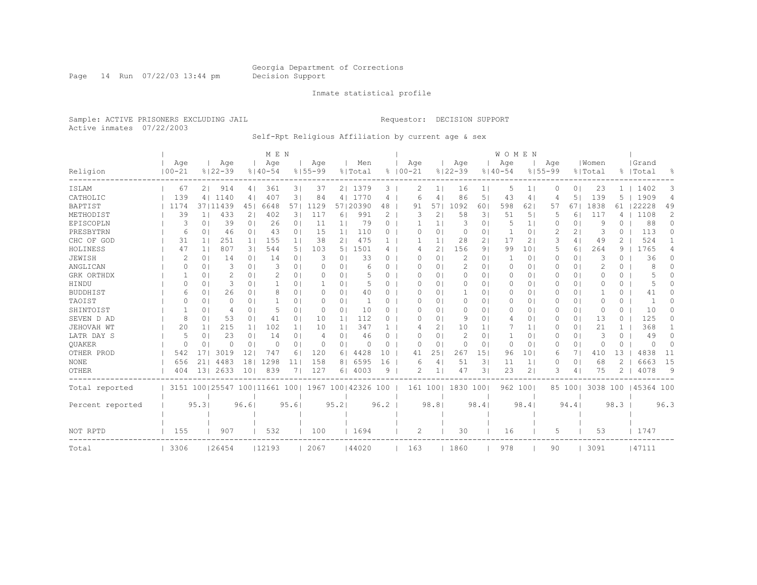Georgia Department of Corrections
Decision Support

Inmate statistical profile

Sample: ACTIVE PRISONERS EXCLUDING JAIL
Active inmates 07/22/2003

Requestor: DECISION SUPPORT

Self-Rpt Religious Affiliation by current age & sex

| Religion | MEN Age 00-21 | % | Age 22-39 | % | Age 40-54 | % | Age 55-99 | % | Men Total | % | WOMEN Age 00-21 | % | Age 22-39 | % | Age 40-54 | % | Age 55-99 | % | Women Total | % | Grand Total | % |
|---|---|---|---|---|---|---|---|---|---|---|---|---|---|---|---|---|---|---|---|---|---|---|
| ISLAM | 67 | 2 | 914 | 4 | 361 | 3 | 37 | 2 | 1379 | 3 | 2 | 1 | 16 | 1 | 5 | 1 | 0 | 0 | 23 | 1 | 1402 | 3 |
| CATHOLIC | 139 | 4 | 1140 | 4 | 407 | 3 | 84 | 4 | 1770 | 4 | 6 | 4 | 86 | 5 | 43 | 4 | 4 | 5 | 139 | 5 | 1909 | 4 |
| BAPTIST | 1174 | 37 | 11439 | 45 | 6648 | 57 | 1129 | 57 | 20390 | 48 | 91 | 57 | 1092 | 60 | 598 | 62 | 57 | 67 | 1838 | 61 | 22228 | 49 |
| METHODIST | 39 | 1 | 433 | 2 | 402 | 3 | 117 | 6 | 991 | 2 | 3 | 2 | 58 | 3 | 51 | 5 | 5 | 6 | 117 | 4 | 1108 | 2 |
| EPISCOPLN | 3 | 0 | 39 | 0 | 26 | 0 | 11 | 1 | 79 | 0 | 1 | 1 | 3 | 0 | 5 | 1 | 0 | 0 | 9 | 0 | 88 | 0 |
| PRESBYTRN | 6 | 0 | 46 | 0 | 43 | 0 | 15 | 1 | 110 | 0 | 0 | 0 | 0 | 0 | 1 | 0 | 2 | 2 | 3 | 0 | 113 | 0 |
| CHC OF GOD | 31 | 1 | 251 | 1 | 155 | 1 | 38 | 2 | 475 | 1 | 1 | 1 | 28 | 2 | 17 | 2 | 3 | 4 | 49 | 2 | 524 | 1 |
| HOLINESS | 47 | 1 | 807 | 3 | 544 | 5 | 103 | 5 | 1501 | 4 | 4 | 2 | 156 | 9 | 99 | 10 | 5 | 6 | 264 | 9 | 1765 | 4 |
| JEWISH | 2 | 0 | 14 | 0 | 14 | 0 | 3 | 0 | 33 | 0 | 0 | 0 | 2 | 0 | 1 | 0 | 0 | 0 | 3 | 0 | 36 | 0 |
| ANGLICAN | 0 | 0 | 3 | 0 | 3 | 0 | 0 | 0 | 6 | 0 | 0 | 0 | 2 | 0 | 0 | 0 | 0 | 0 | 2 | 0 | 8 | 0 |
| GRK ORTHDX | 1 | 0 | 2 | 0 | 2 | 0 | 0 | 0 | 5 | 0 | 0 | 0 | 0 | 0 | 0 | 0 | 0 | 0 | 0 | 0 | 5 | 0 |
| HINDU | 0 | 0 | 3 | 0 | 1 | 0 | 1 | 0 | 5 | 0 | 0 | 0 | 0 | 0 | 0 | 0 | 0 | 0 | 0 | 0 | 5 | 0 |
| BUDDHIST | 6 | 0 | 26 | 0 | 8 | 0 | 0 | 0 | 40 | 0 | 0 | 0 | 1 | 0 | 0 | 0 | 0 | 0 | 1 | 0 | 41 | 0 |
| TAOIST | 0 | 0 | 0 | 0 | 1 | 0 | 0 | 0 | 1 | 0 | 0 | 0 | 0 | 0 | 0 | 0 | 0 | 0 | 0 | 0 | 1 | 0 |
| SHINTOIST | 1 | 0 | 4 | 0 | 5 | 0 | 0 | 0 | 10 | 0 | 0 | 0 | 0 | 0 | 0 | 0 | 0 | 0 | 0 | 0 | 10 | 0 |
| SEVEN D AD | 8 | 0 | 53 | 0 | 41 | 0 | 10 | 1 | 112 | 0 | 0 | 0 | 9 | 0 | 4 | 0 | 0 | 0 | 13 | 0 | 125 | 0 |
| JEHOVAH WT | 20 | 1 | 215 | 1 | 102 | 1 | 10 | 1 | 347 | 1 | 4 | 2 | 10 | 1 | 7 | 1 | 0 | 0 | 21 | 1 | 368 | 1 |
| LATR DAY S | 5 | 0 | 23 | 0 | 14 | 0 | 4 | 0 | 46 | 0 | 0 | 0 | 2 | 0 | 1 | 0 | 0 | 0 | 3 | 0 | 49 | 0 |
| QUAKER | 0 | 0 | 0 | 0 | 0 | 0 | 0 | 0 | 0 | 0 | 0 | 0 | 0 | 0 | 0 | 0 | 0 | 0 | 0 | 0 | 0 | 0 |
| OTHER PROD | 542 | 17 | 3019 | 12 | 747 | 6 | 120 | 6 | 4428 | 10 | 41 | 25 | 267 | 15 | 96 | 10 | 6 | 7 | 410 | 13 | 4838 | 11 |
| NONE | 656 | 21 | 4483 | 18 | 1298 | 11 | 158 | 8 | 6595 | 16 | 6 | 4 | 51 | 3 | 11 | 1 | 0 | 0 | 68 | 2 | 6663 | 15 |
| OTHER | 404 | 13 | 2633 | 10 | 839 | 7 | 127 | 6 | 4003 | 9 | 2 | 1 | 47 | 3 | 23 | 2 | 3 | 4 | 75 | 2 | 4078 | 9 |
| Total reported | 3151 | 100 | 25547 | 100 | 11661 | 100 | 1967 | 100 | 42326 | 100 | 161 | 100 | 1830 | 100 | 962 | 100 | 85 | 100 | 3038 | 100 | 45364 | 100 |
| Percent reported | | 95.3 | | 96.6 | | 95.6 | | 95.2 | | 96.2 | | 98.8 | | 98.4 | | 98.4 | | 94.4 | | 98.3 | | 96.3 |
| NOT RPTD | 155 | | 907 | | 532 | | 100 | | 1694 | | 2 | | 30 | | 16 | | 5 | | 53 | | 1747 | |
| Total | 3306 | | 26454 | | 12193 | | 2067 | | 44020 | | 163 | | 1860 | | 978 | | 90 | | 3091 | | 47111 | |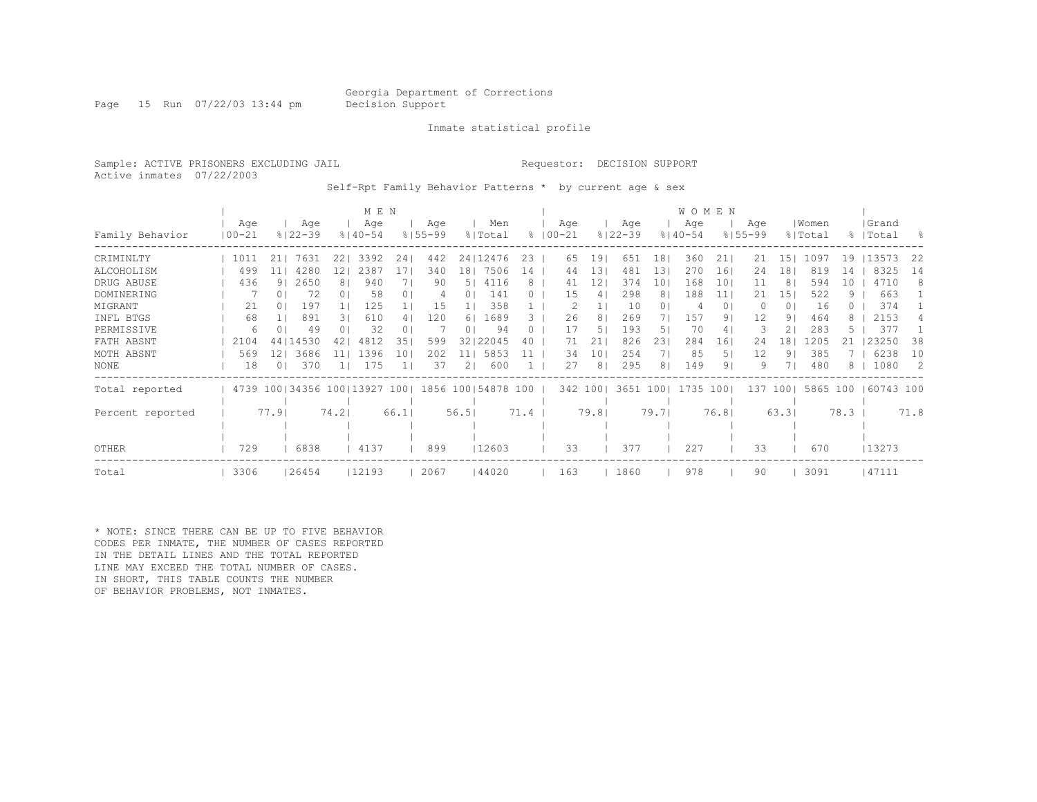Georgia Department of Corrections
Decision Support

Inmate statistical profile

Sample: ACTIVE PRISONERS EXCLUDING JAIL
Active inmates 07/22/2003

Requestor: DECISION SUPPORT

Self-Rpt Family Behavior Patterns * by current age & sex

| Family Behavior | MEN Age 00-21 | % | Age 22-39 | % | Age 40-54 | % | Age 55-99 | % | Men Total | % | WOMEN Age 00-21 | % | Age 22-39 | % | Age 40-54 | % | Age 55-99 | % | Women Total | % | Grand Total | % |
|---|---|---|---|---|---|---|---|---|---|---|---|---|---|---|---|---|---|---|---|---|---|---|
| CRIMINLTY | 1011 | 21 | 7631 | 22 | 3392 | 24 | 442 | 24 | 12476 | 23 | 65 | 19 | 651 | 18 | 360 | 21 | 21 | 15 | 1097 | 19 | 13573 | 22 |
| ALCOHOLISM | 499 | 11 | 4280 | 12 | 2387 | 17 | 340 | 18 | 7506 | 14 | 44 | 13 | 481 | 13 | 270 | 16 | 24 | 18 | 819 | 14 | 8325 | 14 |
| DRUG ABUSE | 436 | 9 | 2650 | 8 | 940 | 7 | 90 | 5 | 4116 | 8 | 41 | 12 | 374 | 10 | 168 | 10 | 11 | 8 | 594 | 10 | 4710 | 8 |
| DOMINERING | 7 | 0 | 72 | 0 | 58 | 0 | 4 | 0 | 141 | 0 | 15 | 4 | 298 | 8 | 188 | 11 | 21 | 15 | 522 | 9 | 663 | 1 |
| MIGRANT | 21 | 0 | 197 | 1 | 125 | 1 | 15 | 1 | 358 | 1 | 2 | 1 | 10 | 0 | 4 | 0 | 0 | 0 | 16 | 0 | 374 | 1 |
| INFL BTGS | 68 | 1 | 891 | 3 | 610 | 4 | 120 | 6 | 1689 | 3 | 26 | 8 | 269 | 7 | 157 | 9 | 12 | 9 | 464 | 8 | 2153 | 4 |
| PERMISSIVE | 6 | 0 | 49 | 0 | 32 | 0 | 7 | 0 | 94 | 0 | 17 | 5 | 193 | 5 | 70 | 4 | 3 | 2 | 283 | 5 | 377 | 1 |
| FATH ABSNT | 2104 | 44 | 14530 | 42 | 4812 | 35 | 599 | 32 | 22045 | 40 | 71 | 21 | 826 | 23 | 284 | 16 | 24 | 18 | 1205 | 21 | 23250 | 38 |
| MOTH ABSNT | 569 | 12 | 3686 | 11 | 1396 | 10 | 202 | 11 | 5853 | 11 | 34 | 10 | 254 | 7 | 85 | 5 | 12 | 9 | 385 | 7 | 6238 | 10 |
| NONE | 18 | 0 | 370 | 1 | 175 | 1 | 37 | 2 | 600 | 1 | 27 | 8 | 295 | 8 | 149 | 9 | 9 | 7 | 480 | 8 | 1080 | 2 |
| Total reported | 4739 | 100 | 34356 | 100 | 13927 | 100 | 1856 | 100 | 54878 | 100 | 342 | 100 | 3651 | 100 | 1735 | 100 | 137 | 100 | 5865 | 100 | 60743 | 100 |
| Percent reported | | 77.9 | | 74.2 | | 66.1 | | 56.5 | | 71.4 | | 79.8 | | 79.7 | | 76.8 | | 63.3 | | 78.3 | | 71.8 |
| OTHER | 729 | | 6838 | | 4137 | | 899 | | 12603 | | 33 | | 377 | | 227 | | 33 | | 670 | | 13273 | |
| Total | 3306 | | 26454 | | 12193 | | 2067 | | 44020 | | 163 | | 1860 | | 978 | | 90 | | 3091 | | 47111 | |

\* NOTE: SINCE THERE CAN BE UP TO FIVE BEHAVIOR CODES PER INMATE, THE NUMBER OF CASES REPORTED IN THE DETAIL LINES AND THE TOTAL REPORTED LINE MAY EXCEED THE TOTAL NUMBER OF CASES. IN SHORT, THIS TABLE COUNTS THE NUMBER OF BEHAVIOR PROBLEMS, NOT INMATES.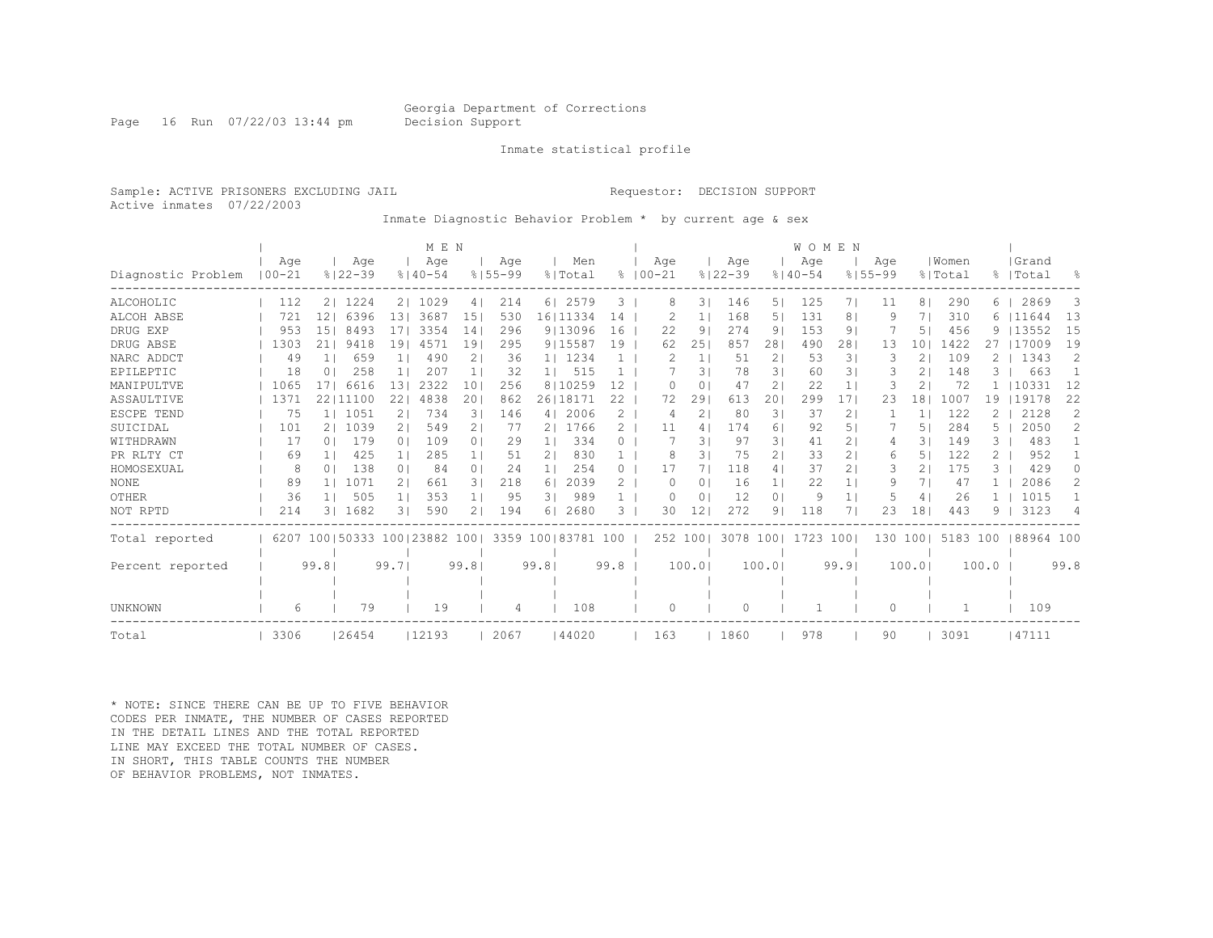Georgia Department of Corrections
Decision Support

Inmate statistical profile

Sample: ACTIVE PRISONERS EXCLUDING JAIL

Requestor: DECISION SUPPORT

Active inmates 07/22/2003

Inmate Diagnostic Behavior Problem * by current age & sex

| Diagnostic Problem | MEN Age 00-21 | % | Age 22-39 | % | Age 40-54 | % | Age 55-99 | % | Men Total | % | WOMEN Age 00-21 | % | Age 22-39 | % | Age 40-54 | % | Age 55-99 | % | Women Total | % | Grand Total | % |
|---|---|---|---|---|---|---|---|---|---|---|---|---|---|---|---|---|---|---|---|---|---|---|
| ALCOHOLIC | 112 | 2 | 1224 | 2 | 1029 | 4 | 214 | 6 | 2579 | 3 | 8 | 3 | 146 | 5 | 125 | 7 | 11 | 8 | 290 | 6 | 2869 | 3 |
| ALCOH ABSE | 721 | 12 | 6396 | 13 | 3687 | 15 | 530 | 16 | 11334 | 14 | 2 | 1 | 168 | 5 | 131 | 8 | 9 | 7 | 310 | 6 | 11644 | 13 |
| DRUG EXP | 953 | 15 | 8493 | 17 | 3354 | 14 | 296 | 9 | 13096 | 16 | 22 | 9 | 274 | 9 | 153 | 9 | 7 | 5 | 456 | 9 | 13552 | 15 |
| DRUG ABSE | 1303 | 21 | 9418 | 19 | 4571 | 19 | 295 | 9 | 15587 | 19 | 62 | 25 | 857 | 28 | 490 | 28 | 13 | 10 | 1422 | 27 | 17009 | 19 |
| NARC ADDCT | 49 | 1 | 659 | 1 | 490 | 2 | 36 | 1 | 1234 | 1 | 2 | 1 | 51 | 2 | 53 | 3 | 3 | 2 | 109 | 2 | 1343 | 2 |
| EPILEPTIC | 18 | 0 | 258 | 1 | 207 | 1 | 32 | 1 | 515 | 1 | 7 | 3 | 78 | 3 | 60 | 3 | 3 | 2 | 148 | 3 | 663 | 1 |
| MANIPULTVE | 1065 | 17 | 6616 | 13 | 2322 | 10 | 256 | 8 | 10259 | 12 | 0 | 0 | 47 | 2 | 22 | 1 | 3 | 2 | 72 | 1 | 10331 | 12 |
| ASSAULTIVE | 1371 | 22 | 11100 | 22 | 4838 | 20 | 862 | 26 | 18171 | 22 | 72 | 29 | 613 | 20 | 299 | 17 | 23 | 18 | 1007 | 19 | 19178 | 22 |
| ESCPE TEND | 75 | 1 | 1051 | 2 | 734 | 3 | 146 | 4 | 2006 | 2 | 4 | 2 | 80 | 3 | 37 | 2 | 1 | 1 | 122 | 2 | 2128 | 2 |
| SUICIDAL | 101 | 2 | 1039 | 2 | 549 | 2 | 77 | 2 | 1766 | 2 | 11 | 4 | 174 | 6 | 92 | 5 | 7 | 5 | 284 | 5 | 2050 | 2 |
| WITHDRAWN | 17 | 0 | 179 | 0 | 109 | 0 | 29 | 1 | 334 | 0 | 7 | 3 | 97 | 3 | 41 | 2 | 4 | 3 | 149 | 3 | 483 | 1 |
| PR RLTY CT | 69 | 1 | 425 | 1 | 285 | 1 | 51 | 2 | 830 | 1 | 8 | 3 | 75 | 2 | 33 | 2 | 6 | 5 | 122 | 2 | 952 | 1 |
| HOMOSEXUAL | 8 | 0 | 138 | 0 | 84 | 0 | 24 | 1 | 254 | 0 | 17 | 7 | 118 | 4 | 37 | 2 | 3 | 2 | 175 | 3 | 429 | 0 |
| NONE | 89 | 1 | 1071 | 2 | 661 | 3 | 218 | 6 | 2039 | 2 | 0 | 0 | 16 | 1 | 22 | 1 | 9 | 7 | 47 | 1 | 2086 | 2 |
| OTHER | 36 | 1 | 505 | 1 | 353 | 1 | 95 | 3 | 989 | 1 | 0 | 0 | 12 | 0 | 9 | 1 | 5 | 4 | 26 | 1 | 1015 | 1 |
| NOT RPTD | 214 | 3 | 1682 | 3 | 590 | 2 | 194 | 6 | 2680 | 3 | 30 | 12 | 272 | 9 | 118 | 7 | 23 | 18 | 443 | 9 | 3123 | 4 |
| Total reported | 6207 | 100 | 50333 | 100 | 23882 | 100 | 3359 | 100 | 83781 | 100 | 252 | 100 | 3078 | 100 | 1723 | 100 | 130 | 100 | 5183 | 100 | 88964 | 100 |
| Percent reported | | 99.8 | | 99.7 | | 99.8 | | 99.8 | | 99.8 | | 100.0 | | 100.0 | | 99.9 | | 100.0 | | 100.0 | | 99.8 |
| UNKNOWN | 6 | | 79 | | 19 | | 4 | | 108 | | 0 | | 0 | | 1 | | 0 | | 1 | | 109 | |
| Total | 3306 | | 26454 | | 12193 | | 2067 | | 44020 | | 163 | | 1860 | | 978 | | 90 | | 3091 | | 47111 | |

* NOTE: SINCE THERE CAN BE UP TO FIVE BEHAVIOR CODES PER INMATE, THE NUMBER OF CASES REPORTED IN THE DETAIL LINES AND THE TOTAL REPORTED LINE MAY EXCEED THE TOTAL NUMBER OF CASES. IN SHORT, THIS TABLE COUNTS THE NUMBER OF BEHAVIOR PROBLEMS, NOT INMATES.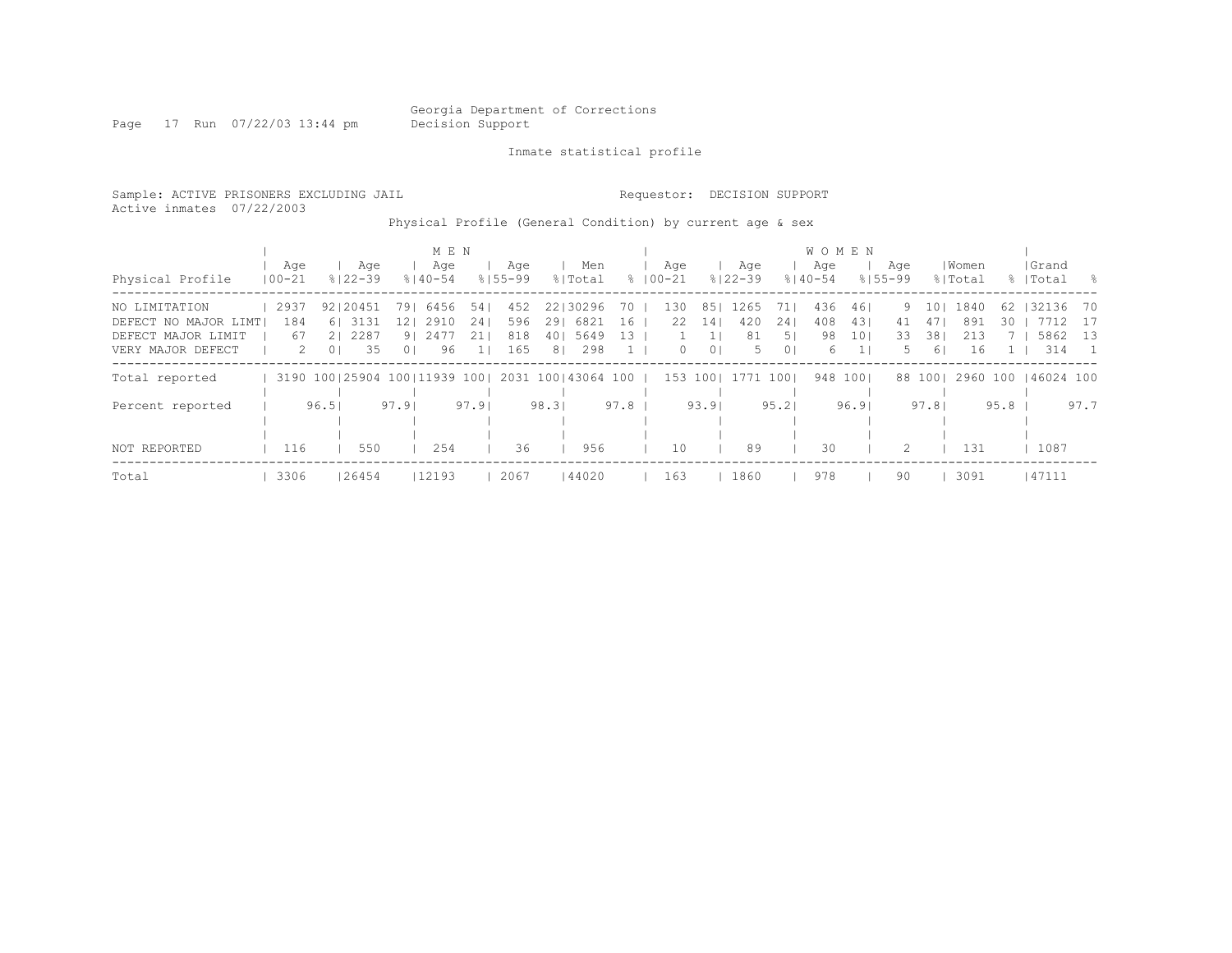Georgia Department of Corrections
Decision Support

Inmate statistical profile

Sample: ACTIVE PRISONERS EXCLUDING JAIL  Requestor: DECISION SUPPORT
Active inmates 07/22/2003

Physical Profile (General Condition) by current age & sex

| | MEN | | | | | | | | | | WOMEN | | | | | | | | | | | |
|---|---|---|---|---|---|---|---|---|---|---|---|---|---|---|---|---|---|---|---|---|---|---|
| Physical Profile | Age 00-21 | % | Age 22-39 | % | Age 40-54 | % | Age 55-99 | % | Men Total | % | Age 00-21 | % | Age 22-39 | % | Age 40-54 | % | Age 55-99 | % | Women Total | % | Grand Total | % |
| NO LIMITATION | 2937 | 92 | 20451 | 79 | 6456 | 54 | 452 | 22 | 30296 | 70 | 130 | 85 | 1265 | 71 | 436 | 46 | 9 | 10 | 1840 | 62 | 32136 | 70 |
| DEFECT NO MAJOR LIMT | 184 | 6 | 3131 | 12 | 2910 | 24 | 596 | 29 | 6821 | 16 | 22 | 14 | 420 | 24 | 408 | 43 | 41 | 47 | 891 | 30 | 7712 | 17 |
| DEFECT MAJOR LIMIT | 67 | 2 | 2287 | 9 | 2477 | 21 | 818 | 40 | 5649 | 13 | 1 | 1 | 81 | 5 | 98 | 10 | 33 | 38 | 213 | 7 | 5862 | 13 |
| VERY MAJOR DEFECT | 2 | 0 | 35 | 0 | 96 | 1 | 165 | 8 | 298 | 1 | 0 | 0 | 5 | 0 | 6 | 1 | 5 | 6 | 16 | 1 | 314 | 1 |
| Total reported | 3190 | 100 | 25904 | 100 | 11939 | 100 | 2031 | 100 | 43064 | 100 | 153 | 100 | 1771 | 100 | 948 | 100 | 88 | 100 | 2960 | 100 | 46024 | 100 |
| Percent reported | | 96.5 | | 97.9 | | 97.9 | | 98.3 | | 97.8 | | 93.9 | | 95.2 | | 96.9 | | 97.8 | | 95.8 | | 97.7 |
| NOT REPORTED | 116 | | 550 | | 254 | | 36 | | 956 | | 10 | | 89 | | 30 | | 2 | | 131 | | 1087 | |
| Total | 3306 | | 26454 | | 12193 | | 2067 | | 44020 | | 163 | | 1860 | | 978 | | 90 | | 3091 | | 47111 | |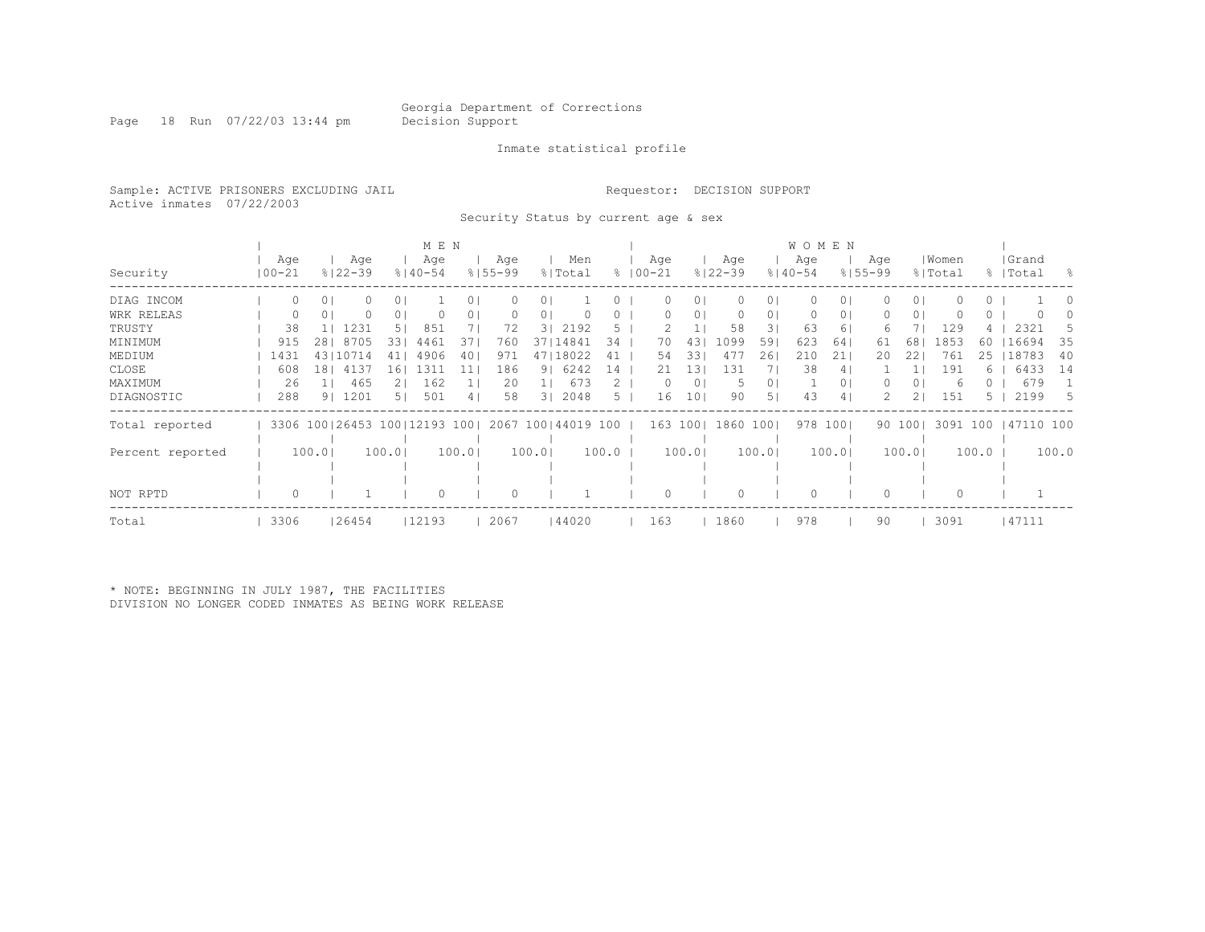Georgia Department of Corrections
Decision Support

Inmate statistical profile

Sample: ACTIVE PRISONERS EXCLUDING JAIL

Requestor: DECISION SUPPORT

Active inmates 07/22/2003

Security Status by current age & sex

| Security | MEN Age 00-21 | % | Age 22-39 | % | Age 40-54 | % | Age 55-99 | % | Men Total | % | WOMEN Age 00-21 | % | Age 22-39 | % | Age 40-54 | % | Age 55-99 | % | Women Total | % | Grand Total | % |
|---|---|---|---|---|---|---|---|---|---|---|---|---|---|---|---|---|---|---|---|---|---|---|
| DIAG INCOM | 0 | 0 | 0 | 0 | 1 | 0 | 0 | 0 | 1 | 0 | 0 | 0 | 0 | 0 | 0 | 0 | 0 | 0 | 0 | 0 | 1 | 0 |
| WRK RELEAS | 0 | 0 | 0 | 0 | 0 | 0 | 0 | 0 | 0 | 0 | 0 | 0 | 0 | 0 | 0 | 0 | 0 | 0 | 0 | 0 | 0 | 0 |
| TRUSTY | 38 | 1 | 1231 | 5 | 851 | 7 | 72 | 3 | 2192 | 5 | 2 | 1 | 58 | 3 | 63 | 6 | 6 | 7 | 129 | 4 | 2321 | 5 |
| MINIMUM | 915 | 28 | 8705 | 33 | 4461 | 37 | 760 | 37 | 14841 | 34 | 70 | 43 | 1099 | 59 | 623 | 64 | 61 | 68 | 1853 | 60 | 16694 | 35 |
| MEDIUM | 1431 | 43 | 10714 | 41 | 4906 | 40 | 971 | 47 | 18022 | 41 | 54 | 33 | 477 | 26 | 210 | 21 | 20 | 22 | 761 | 25 | 18783 | 40 |
| CLOSE | 608 | 18 | 4137 | 16 | 1311 | 11 | 186 | 9 | 6242 | 14 | 21 | 13 | 131 | 7 | 38 | 4 | 1 | 1 | 191 | 6 | 6433 | 14 |
| MAXIMUM | 26 | 1 | 465 | 2 | 162 | 1 | 20 | 1 | 673 | 2 | 0 | 0 | 5 | 0 | 1 | 0 | 0 | 0 | 6 | 0 | 679 | 1 |
| DIAGNOSTIC | 288 | 9 | 1201 | 5 | 501 | 4 | 58 | 3 | 2048 | 5 | 16 | 10 | 90 | 5 | 43 | 4 | 2 | 2 | 151 | 5 | 2199 | 5 |
| Total reported | 3306 | 100 | 26453 | 100 | 12193 | 100 | 2067 | 100 | 44019 | 100 | 163 | 100 | 1860 | 100 | 978 | 100 | 90 | 100 | 3091 | 100 | 47110 | 100 |
| Percent reported | | 100.0 | | 100.0 | | 100.0 | | 100.0 | | 100.0 | | 100.0 | | 100.0 | | 100.0 | | 100.0 | | 100.0 | | 100.0 |
| NOT RPTD | 0 | | 1 | | 0 | | 0 | | 1 | | 0 | | 0 | | 0 | | 0 | | 0 | | 1 | |
| Total | 3306 | | 26454 | | 12193 | | 2067 | | 44020 | | 163 | | 1860 | | 978 | | 90 | | 3091 | | 47111 | |

* NOTE: BEGINNING IN JULY 1987, THE FACILITIES DIVISION NO LONGER CODED INMATES AS BEING WORK RELEASE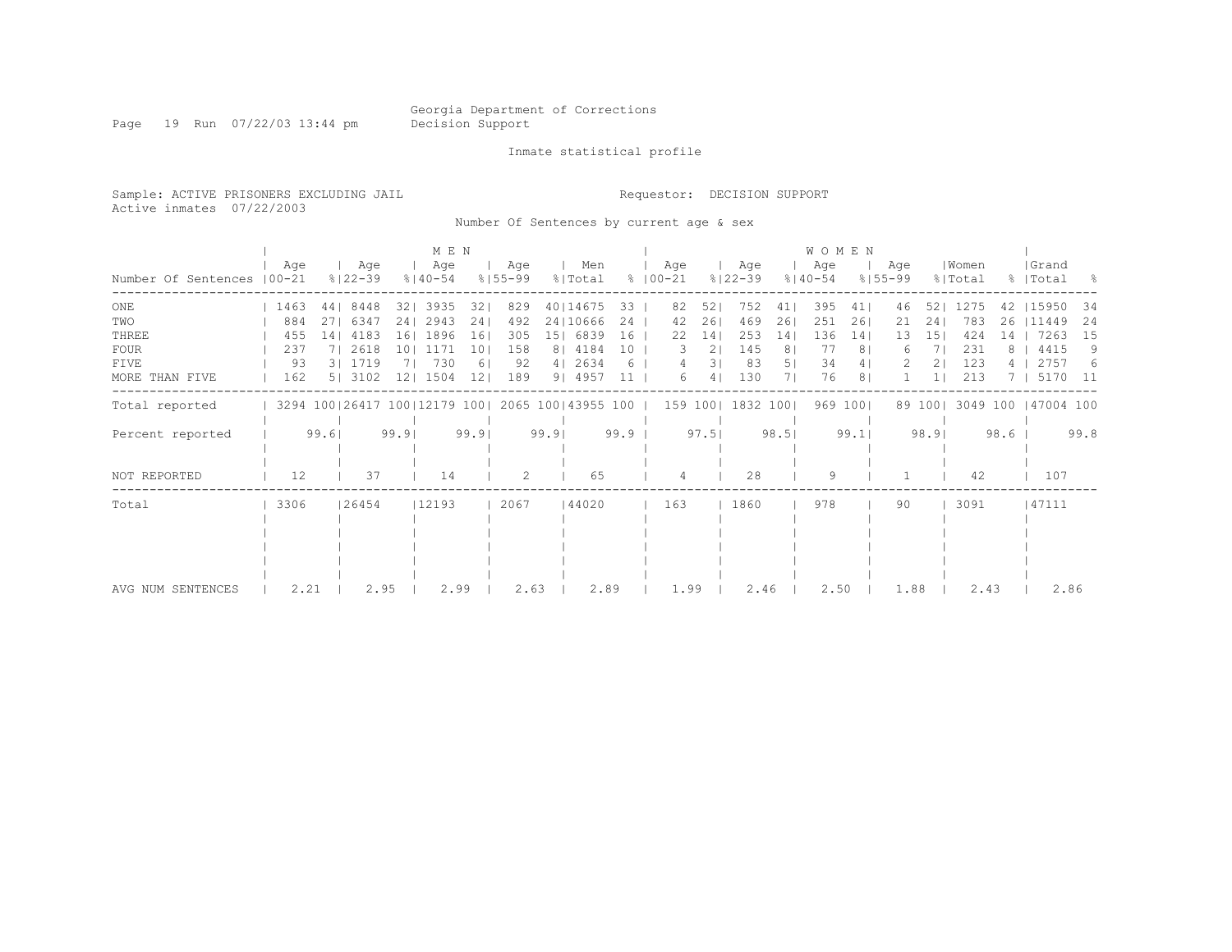Georgia Department of Corrections
Decision Support

Inmate statistical profile

Sample: ACTIVE PRISONERS EXCLUDING JAIL    Requestor: DECISION SUPPORT
Active inmates 07/22/2003

Number Of Sentences by current age & sex

| Number Of Sentences | MEN Age 00-21 | % | Age 22-39 | % | Age 40-54 | % | Age 55-99 | % | Men Total | % | WOMEN Age 00-21 | % | Age 22-39 | % | Age 40-54 | % | Age 55-99 | % | Women Total | % | Grand Total | % |
|---|---|---|---|---|---|---|---|---|---|---|---|---|---|---|---|---|---|---|---|---|---|---|
| ONE | 1463 | 44 | 8448 | 32 | 3935 | 32 | 829 | 40 | 14675 | 33 | 82 | 52 | 752 | 41 | 395 | 41 | 46 | 52 | 1275 | 42 | 15950 | 34 |
| TWO | 884 | 27 | 6347 | 24 | 2943 | 24 | 492 | 24 | 10666 | 24 | 42 | 26 | 469 | 26 | 251 | 26 | 21 | 24 | 783 | 26 | 11449 | 24 |
| THREE | 455 | 14 | 4183 | 16 | 1896 | 16 | 305 | 15 | 6839 | 16 | 22 | 14 | 253 | 14 | 136 | 14 | 13 | 15 | 424 | 14 | 7263 | 15 |
| FOUR | 237 | 7 | 2618 | 10 | 1171 | 10 | 158 | 8 | 4184 | 10 | 3 | 2 | 145 | 8 | 77 | 8 | 6 | 7 | 231 | 8 | 4415 | 9 |
| FIVE | 93 | 3 | 1719 | 7 | 730 | 6 | 92 | 4 | 2634 | 6 | 4 | 3 | 83 | 5 | 34 | 4 | 2 | 2 | 123 | 4 | 2757 | 6 |
| MORE THAN FIVE | 162 | 5 | 3102 | 12 | 1504 | 12 | 189 | 9 | 4957 | 11 | 6 | 4 | 130 | 7 | 76 | 8 | 1 | 1 | 213 | 7 | 5170 | 11 |
| Total reported | 3294 | 100 | 26417 | 100 | 12179 | 100 | 2065 | 100 | 43955 | 100 | 159 | 100 | 1832 | 100 | 969 | 100 | 89 | 100 | 3049 | 100 | 47004 | 100 |
| Percent reported | | 99.6 | | 99.9 | | 99.9 | | 99.9 | | 99.9 | | 97.5 | | 98.5 | | 99.1 | | 98.9 | | 98.6 | | 99.8 |
| NOT REPORTED | 12 | | 37 | | 14 | | 2 | | 65 | | 4 | | 28 | | 9 | | 1 | | 42 | | 107 | |
| Total | 3306 | | 26454 | | 12193 | | 2067 | | 44020 | | 163 | | 1860 | | 978 | | 90 | | 3091 | | 47111 | |
| AVG NUM SENTENCES | 2.21 | | 2.95 | | 2.99 | | 2.63 | | 2.89 | | 1.99 | | 2.46 | | 2.50 | | 1.88 | | 2.43 | | 2.86 | |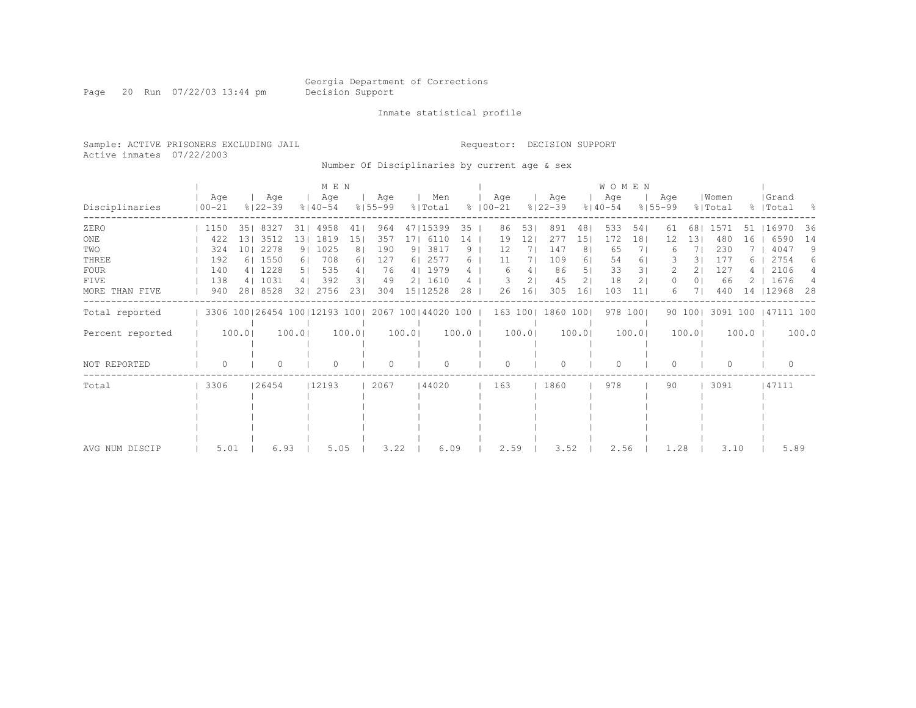Georgia Department of Corrections
Decision Support

Inmate statistical profile

Sample: ACTIVE PRISONERS EXCLUDING JAIL
Active inmates 07/22/2003

Requestor: DECISION SUPPORT

Number Of Disciplinaries by current age & sex

| | MEN | | | | | | | | | | WOMEN | | | | | | | | | | | |
|---|---|---|---|---|---|---|---|---|---|---|---|---|---|---|---|---|---|---|---|---|---|---|
| Disciplinaries | Age 00-21 | % | Age 22-39 | % | Age 40-54 | % | Age 55-99 | % | Men Total | % | Age 00-21 | % | Age 22-39 | % | Age 40-54 | % | Age 55-99 | % | Women Total | % | Grand Total | % |
| ZERO | 1150 | 35 | 8327 | 31 | 4958 | 41 | 964 | 47 | 15399 | 35 | 86 | 53 | 891 | 48 | 533 | 54 | 61 | 68 | 1571 | 51 | 16970 | 36 |
| ONE | 422 | 13 | 3512 | 13 | 1819 | 15 | 357 | 17 | 6110 | 14 | 19 | 12 | 277 | 15 | 172 | 18 | 12 | 13 | 480 | 16 | 6590 | 14 |
| TWO | 324 | 10 | 2278 | 9 | 1025 | 8 | 190 | 9 | 3817 | 9 | 12 | 7 | 147 | 8 | 65 | 7 | 6 | 7 | 230 | 7 | 4047 | 9 |
| THREE | 192 | 6 | 1550 | 6 | 708 | 6 | 127 | 6 | 2577 | 6 | 11 | 7 | 109 | 6 | 54 | 6 | 3 | 3 | 177 | 6 | 2754 | 6 |
| FOUR | 140 | 4 | 1228 | 5 | 535 | 4 | 76 | 4 | 1979 | 4 | 6 | 4 | 86 | 5 | 33 | 3 | 2 | 2 | 127 | 4 | 2106 | 4 |
| FIVE | 138 | 4 | 1031 | 4 | 392 | 3 | 49 | 2 | 1610 | 4 | 3 | 2 | 45 | 2 | 18 | 2 | 0 | 0 | 66 | 2 | 1676 | 4 |
| MORE THAN FIVE | 940 | 28 | 8528 | 32 | 2756 | 23 | 304 | 15 | 12528 | 28 | 26 | 16 | 305 | 16 | 103 | 11 | 6 | 7 | 440 | 14 | 12968 | 28 |
| Total reported | 3306 | 100 | 26454 | 100 | 12193 | 100 | 2067 | 100 | 44020 | 100 | 163 | 100 | 1860 | 100 | 978 | 100 | 90 | 100 | 3091 | 100 | 47111 | 100 |
| Percent reported | | 100.0 | | 100.0 | | 100.0 | | 100.0 | | 100.0 | | 100.0 | | 100.0 | | 100.0 | | 100.0 | | 100.0 | | 100.0 |
| NOT REPORTED | 0 | | 0 | | 0 | | 0 | | 0 | | 0 | | 0 | | 0 | | 0 | | 0 | | 0 | |
| Total | 3306 | | 26454 | | 12193 | | 2067 | | 44020 | | 163 | | 1860 | | 978 | | 90 | | 3091 | | 47111 | |
| AVG NUM DISCIP | 5.01 | | 6.93 | | 5.05 | | 3.22 | | 6.09 | | 2.59 | | 3.52 | | 2.56 | | 1.28 | | 3.10 | | 5.89 | |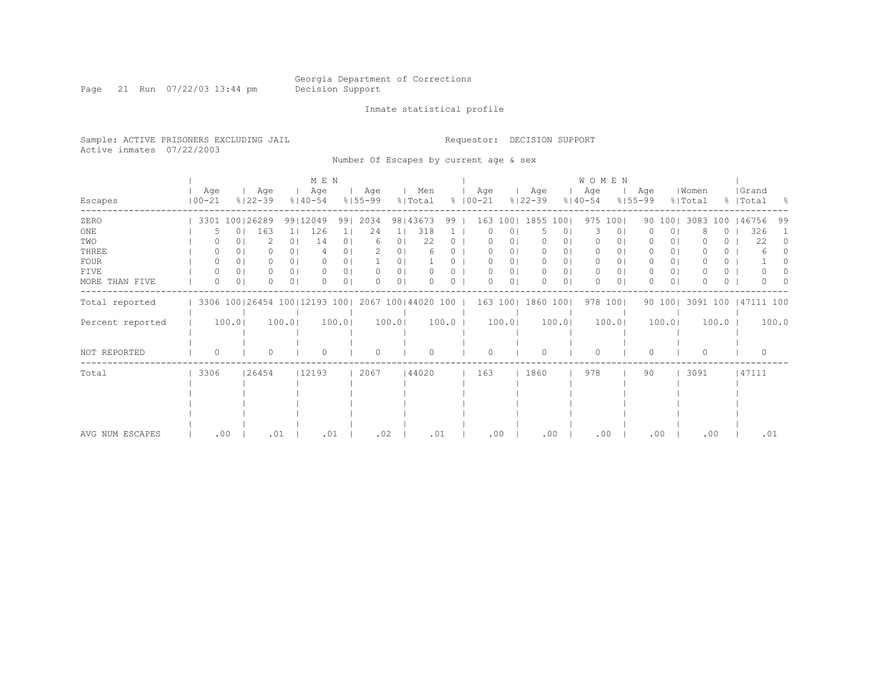Georgia Department of Corrections
Decision Support

Inmate statistical profile

Sample: ACTIVE PRISONERS EXCLUDING JAIL
Active inmates 07/22/2003

Requestor: DECISION SUPPORT

Number Of Escapes by current age & sex

| Escapes | MEN Age 00-21 | % | Age 22-39 | % | Age 40-54 | % | Age 55-99 | % | Men Total | % | WOMEN Age 00-21 | % | Age 22-39 | % | Age 40-54 | % | Age 55-99 | % | Women Total | % | Grand Total | % |
|---|---|---|---|---|---|---|---|---|---|---|---|---|---|---|---|---|---|---|---|---|---|---|
| ZERO | 3301 | 100 | 26289 | 99 | 12049 | 99 | 2034 | 98 | 43673 | 99 | 163 | 100 | 1855 | 100 | 975 | 100 | 90 | 100 | 3083 | 100 | 46756 | 99 |
| ONE | 5 | 0 | 163 | 1 | 126 | 1 | 24 | 1 | 318 | 1 | 0 | 0 | 5 | 0 | 3 | 0 | 0 | 0 | 8 | 0 | 326 | 1 |
| TWO | 0 | 0 | 2 | 0 | 14 | 0 | 6 | 0 | 22 | 0 | 0 | 0 | 0 | 0 | 0 | 0 | 0 | 0 | 0 | 0 | 22 | 0 |
| THREE | 0 | 0 | 0 | 0 | 4 | 0 | 2 | 0 | 6 | 0 | 0 | 0 | 0 | 0 | 0 | 0 | 0 | 0 | 0 | 0 | 6 | 0 |
| FOUR | 0 | 0 | 0 | 0 | 0 | 0 | 1 | 0 | 1 | 0 | 0 | 0 | 0 | 0 | 0 | 0 | 0 | 0 | 0 | 0 | 1 | 0 |
| FIVE | 0 | 0 | 0 | 0 | 0 | 0 | 0 | 0 | 0 | 0 | 0 | 0 | 0 | 0 | 0 | 0 | 0 | 0 | 0 | 0 | 0 | 0 |
| MORE THAN FIVE | 0 | 0 | 0 | 0 | 0 | 0 | 0 | 0 | 0 | 0 | 0 | 0 | 0 | 0 | 0 | 0 | 0 | 0 | 0 | 0 | 0 | 0 |
| Total reported | 3306 | 100 | 26454 | 100 | 12193 | 100 | 2067 | 100 | 44020 | 100 | 163 | 100 | 1860 | 100 | 978 | 100 | 90 | 100 | 3091 | 100 | 47111 | 100 |
| Percent reported | 100.0 | | 100.0 | | 100.0 | | 100.0 | | 100.0 | | 100.0 | | 100.0 | | 100.0 | | 100.0 | | 100.0 | | 100.0 | |
| NOT REPORTED | 0 | | 0 | | 0 | | 0 | | 0 | | 0 | | 0 | | 0 | | 0 | | 0 | | 0 | |
| Total | 3306 | | 26454 | | 12193 | | 2067 | | 44020 | | 163 | | 1860 | | 978 | | 90 | | 3091 | | 47111 | |
| AVG NUM ESCAPES | .00 | | .01 | | .01 | | .02 | | .01 | | .00 | | .00 | | .00 | | .00 | | .00 | | .01 | |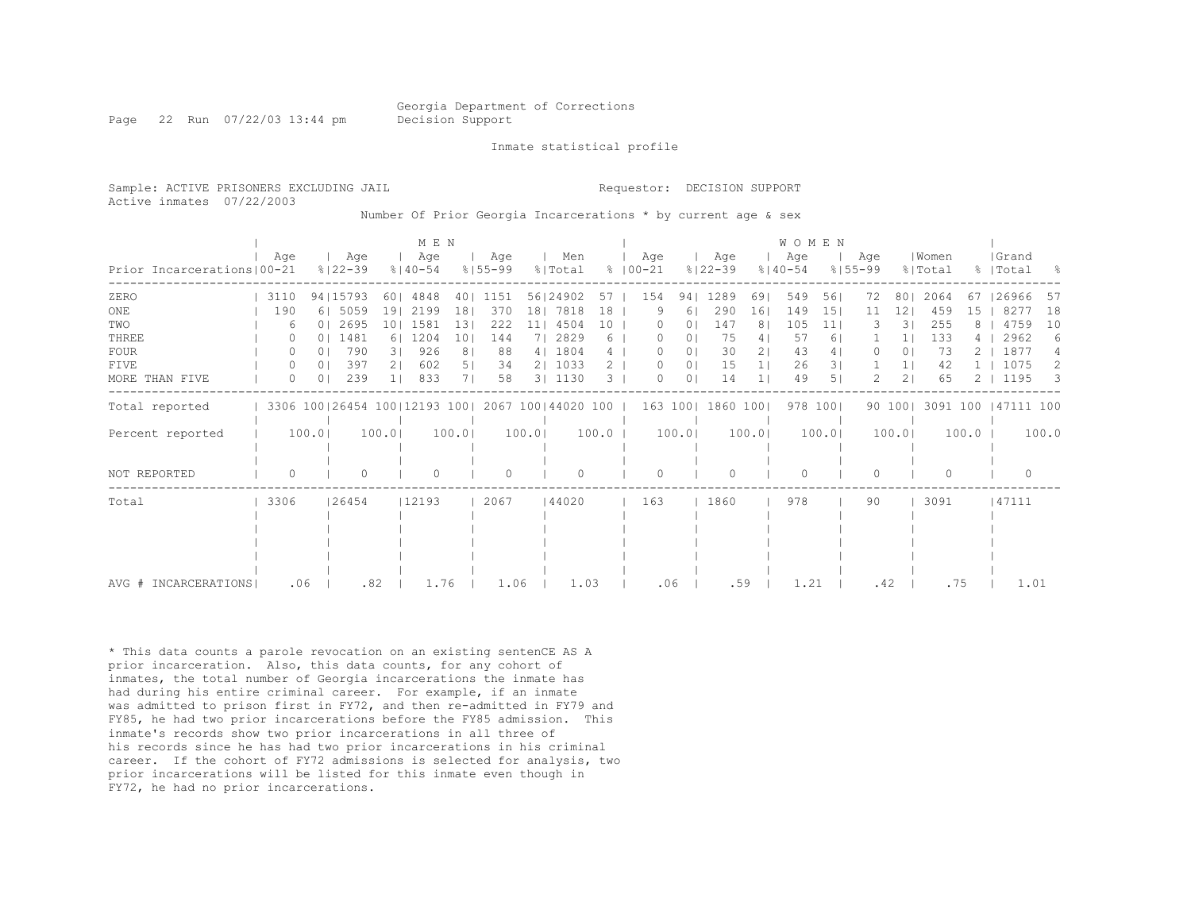Georgia Department of Corrections
Decision Support

Inmate statistical profile

Sample: ACTIVE PRISONERS EXCLUDING JAIL
Active inmates 07/22/2003

Requestor: DECISION SUPPORT

Number Of Prior Georgia Incarcerations * by current age & sex

| | MEN | | | | | | | | | | WOMEN | | | | | | | | | | | |
|---|---|---|---|---|---|---|---|---|---|---|---|---|---|---|---|---|---|---|---|---|---|---|
| Prior Incarcerations | Age 00-21 | % | Age 22-39 | % | Age 40-54 | % | Age 55-99 | % | Men Total | % | Age 00-21 | % | Age 22-39 | % | Age 40-54 | % | Age 55-99 | % | Women Total | % | Grand Total | % |
| ZERO | 3110 | 94 | 15793 | 60 | 4848 | 40 | 1151 | 56 | 24902 | 57 | 154 | 94 | 1289 | 69 | 549 | 56 | 72 | 80 | 2064 | 67 | 26966 | 57 |
| ONE | 190 | 6 | 5059 | 19 | 2199 | 18 | 370 | 18 | 7818 | 18 | 9 | 6 | 290 | 16 | 149 | 15 | 11 | 12 | 459 | 15 | 8277 | 18 |
| TWO | 6 | 0 | 2695 | 10 | 1581 | 13 | 222 | 11 | 4504 | 10 | 0 | 0 | 147 | 8 | 105 | 11 | 3 | 3 | 255 | 8 | 4759 | 10 |
| THREE | 0 | 0 | 1481 | 6 | 1204 | 10 | 144 | 7 | 2829 | 6 | 0 | 0 | 75 | 4 | 57 | 6 | 1 | 1 | 133 | 4 | 2962 | 6 |
| FOUR | 0 | 0 | 790 | 3 | 926 | 8 | 88 | 4 | 1804 | 4 | 0 | 0 | 30 | 2 | 43 | 4 | 0 | 0 | 73 | 2 | 1877 | 4 |
| FIVE | 0 | 0 | 397 | 2 | 602 | 5 | 34 | 2 | 1033 | 2 | 0 | 0 | 15 | 1 | 26 | 3 | 1 | 1 | 42 | 1 | 1075 | 2 |
| MORE THAN FIVE | 0 | 0 | 239 | 1 | 833 | 7 | 58 | 3 | 1130 | 3 | 0 | 0 | 14 | 1 | 49 | 5 | 2 | 2 | 65 | 2 | 1195 | 3 |
| Total reported | 3306 | 100 | 26454 | 100 | 12193 | 100 | 2067 | 100 | 44020 | 100 | 163 | 100 | 1860 | 100 | 978 | 100 | 90 | 100 | 3091 | 100 | 47111 | 100 |
| Percent reported | 100.0 | | 100.0 | | 100.0 | | 100.0 | | 100.0 | | 100.0 | | 100.0 | | 100.0 | | 100.0 | | 100.0 | | 100.0 | |
| NOT REPORTED | 0 | | 0 | | 0 | | 0 | | 0 | | 0 | | 0 | | 0 | | 0 | | 0 | | 0 | |
| Total | 3306 | | 26454 | | 12193 | | 2067 | | 44020 | | 163 | | 1860 | | 978 | | 90 | | 3091 | | 47111 | |
| AVG # INCARCERATIONS | .06 | | .82 | | 1.76 | | 1.06 | | 1.03 | | .06 | | .59 | | 1.21 | | .42 | | .75 | | 1.01 | |

* This data counts a parole revocation on an existing sentenCE AS A prior incarceration. Also, this data counts, for any cohort of inmates, the total number of Georgia incarcerations the inmate has had during his entire criminal career. For example, if an inmate was admitted to prison first in FY72, and then re-admitted in FY79 and FY85, he had two prior incarcerations before the FY85 admission. This inmate's records show two prior incarcerations in all three of his records since he has had two prior incarcerations in his criminal career. If the cohort of FY72 admissions is selected for analysis, two prior incarcerations will be listed for this inmate even though in FY72, he had no prior incarcerations.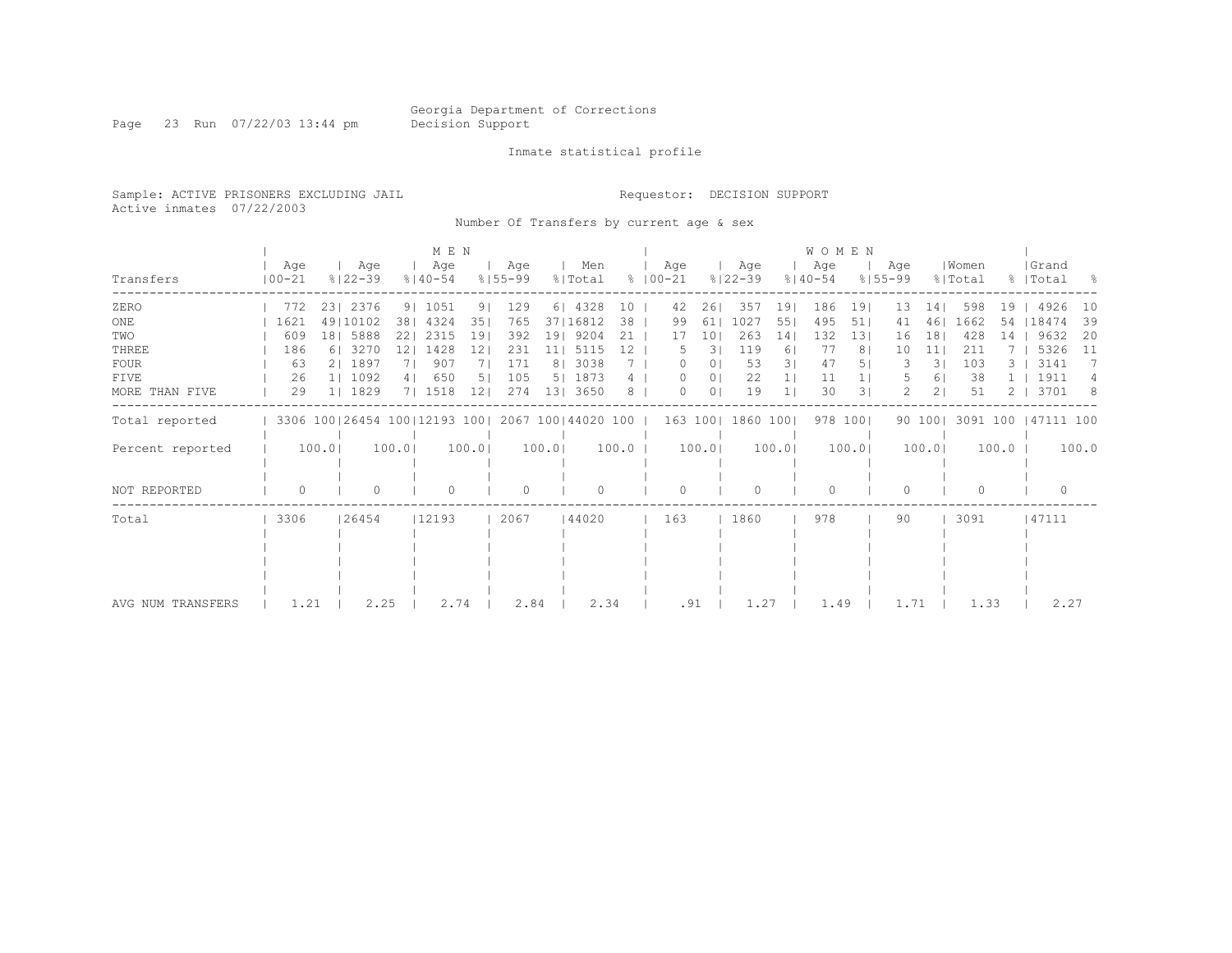Georgia Department of Corrections
Decision Support

Inmate statistical profile

Sample: ACTIVE PRISONERS EXCLUDING JAIL

Requestor: DECISION SUPPORT

Active inmates 07/22/2003

Number Of Transfers by current age & sex

| Transfers | MEN Age 00-21 | % | MEN Age 22-39 | % | MEN Age 40-54 | % | MEN Age 55-99 | % | Men Total | % | WOMEN Age 00-21 | % | WOMEN Age 22-39 | % | WOMEN Age 40-54 | % | WOMEN Age 55-99 | % | Women Total | % | Grand Total | % |
|---|---|---|---|---|---|---|---|---|---|---|---|---|---|---|---|---|---|---|---|---|---|---|
| ZERO | 772 | 23 | 2376 | 9 | 1051 | 9 | 129 | 6 | 4328 | 10 | 42 | 26 | 357 | 19 | 186 | 19 | 13 | 14 | 598 | 19 | 4926 | 10 |
| ONE | 1621 | 49 | 10102 | 38 | 4324 | 35 | 765 | 37 | 16812 | 38 | 99 | 61 | 1027 | 55 | 495 | 51 | 41 | 46 | 1662 | 54 | 18474 | 39 |
| TWO | 609 | 18 | 5888 | 22 | 2315 | 19 | 392 | 19 | 9204 | 21 | 17 | 10 | 263 | 14 | 132 | 13 | 16 | 18 | 428 | 14 | 9632 | 20 |
| THREE | 186 | 6 | 3270 | 12 | 1428 | 12 | 231 | 11 | 5115 | 12 | 5 | 3 | 119 | 6 | 77 | 8 | 10 | 11 | 211 | 7 | 5326 | 11 |
| FOUR | 63 | 2 | 1897 | 7 | 907 | 7 | 171 | 8 | 3038 | 7 | 0 | 0 | 53 | 3 | 47 | 5 | 3 | 3 | 103 | 3 | 3141 | 7 |
| FIVE | 26 | 1 | 1092 | 4 | 650 | 5 | 105 | 5 | 1873 | 4 | 0 | 0 | 22 | 1 | 11 | 1 | 5 | 6 | 38 | 1 | 1911 | 4 |
| MORE THAN FIVE | 29 | 1 | 1829 | 7 | 1518 | 12 | 274 | 13 | 3650 | 8 | 0 | 0 | 19 | 1 | 30 | 3 | 2 | 2 | 51 | 2 | 3701 | 8 |
| Total reported | 3306 | 100 | 26454 | 100 | 12193 | 100 | 2067 | 100 | 44020 | 100 | 163 | 100 | 1860 | 100 | 978 | 100 | 90 | 100 | 3091 | 100 | 47111 | 100 |
| Percent reported | 100.0 | | 100.0 | | 100.0 | | 100.0 | | 100.0 | | 100.0 | | 100.0 | | 100.0 | | 100.0 | | 100.0 | | 100.0 | |
| NOT REPORTED | 0 | | 0 | | 0 | | 0 | | 0 | | 0 | | 0 | | 0 | | 0 | | 0 | | 0 | |
| Total | 3306 | | 26454 | | 12193 | | 2067 | | 44020 | | 163 | | 1860 | | 978 | | 90 | | 3091 | | 47111 | |
| AVG NUM TRANSFERS | 1.21 | | 2.25 | | 2.74 | | 2.84 | | 2.34 | | .91 | | 1.27 | | 1.49 | | 1.71 | | 1.33 | | 2.27 | |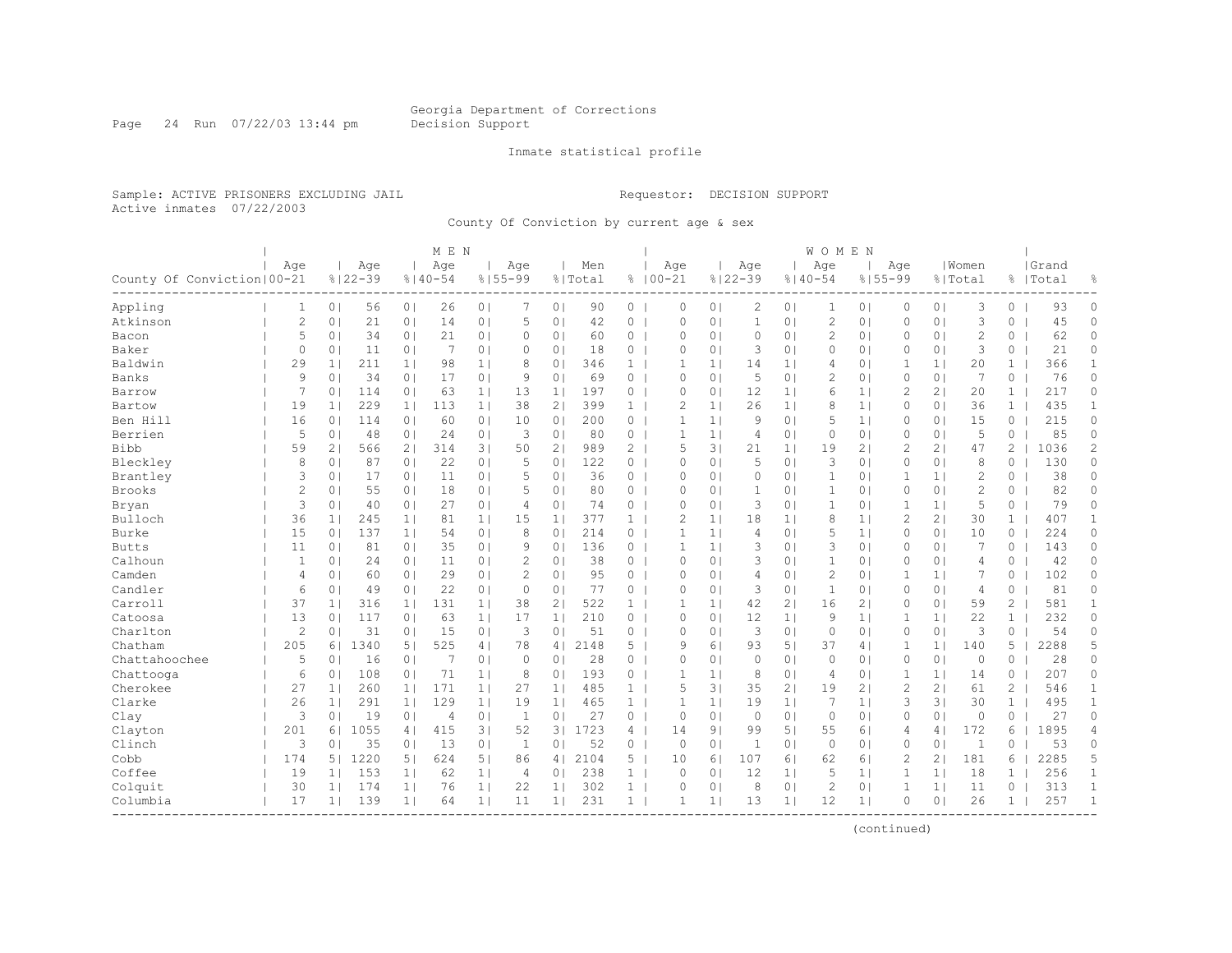Georgia Department of Corrections
Decision Support

Inmate statistical profile

Sample: ACTIVE PRISONERS EXCLUDING JAIL

Requestor: DECISION SUPPORT

Active inmates 07/22/2003

County Of Conviction by current age & sex

| County Of Conviction | MEN Age 00-21 | % | Age 22-39 | % | Age 40-54 | % | Age 55-99 | % | Men Total | % | WOMEN Age 00-21 | % | Age 22-39 | % | Age 40-54 | % | Age 55-99 | % | Women Total | % | Grand Total | % |
|---|---|---|---|---|---|---|---|---|---|---|---|---|---|---|---|---|---|---|---|---|---|---|
| Appling | 1 | 0 | 56 | 0 | 26 | 0 | 7 | 0 | 90 | 0 | 0 | 0 | 2 | 0 | 1 | 0 | 0 | 0 | 3 | 0 | 93 | 0 |
| Atkinson | 2 | 0 | 21 | 0 | 14 | 0 | 5 | 0 | 42 | 0 | 0 | 0 | 1 | 0 | 2 | 0 | 0 | 0 | 3 | 0 | 45 | 0 |
| Bacon | 5 | 0 | 34 | 0 | 21 | 0 | 0 | 0 | 60 | 0 | 0 | 0 | 0 | 0 | 2 | 0 | 0 | 0 | 2 | 0 | 62 | 0 |
| Baker | 0 | 0 | 11 | 0 | 7 | 0 | 0 | 0 | 18 | 0 | 0 | 0 | 3 | 0 | 0 | 0 | 0 | 0 | 3 | 0 | 21 | 0 |
| Baldwin | 29 | 1 | 211 | 1 | 98 | 1 | 8 | 0 | 346 | 1 | 1 | 1 | 14 | 1 | 4 | 0 | 1 | 1 | 20 | 1 | 366 | 1 |
| Banks | 9 | 0 | 34 | 0 | 17 | 0 | 9 | 0 | 69 | 0 | 0 | 0 | 5 | 0 | 2 | 0 | 0 | 0 | 7 | 0 | 76 | 0 |
| Barrow | 7 | 0 | 114 | 0 | 63 | 1 | 13 | 1 | 197 | 0 | 0 | 0 | 12 | 1 | 6 | 1 | 2 | 2 | 20 | 1 | 217 | 0 |
| Bartow | 19 | 1 | 229 | 1 | 113 | 1 | 38 | 2 | 399 | 1 | 2 | 1 | 26 | 1 | 8 | 1 | 0 | 0 | 36 | 1 | 435 | 1 |
| Ben Hill | 16 | 0 | 114 | 0 | 60 | 0 | 10 | 0 | 200 | 0 | 1 | 1 | 9 | 0 | 5 | 1 | 0 | 0 | 15 | 0 | 215 | 0 |
| Berrien | 5 | 0 | 48 | 0 | 24 | 0 | 3 | 0 | 80 | 0 | 1 | 1 | 4 | 0 | 0 | 0 | 0 | 0 | 5 | 0 | 85 | 0 |
| Bibb | 59 | 2 | 566 | 2 | 314 | 3 | 50 | 2 | 989 | 2 | 5 | 3 | 21 | 1 | 19 | 2 | 2 | 2 | 47 | 2 | 1036 | 2 |
| Bleckley | 8 | 0 | 87 | 0 | 22 | 0 | 5 | 0 | 122 | 0 | 0 | 0 | 5 | 0 | 3 | 0 | 0 | 0 | 8 | 0 | 130 | 0 |
| Brantley | 3 | 0 | 17 | 0 | 11 | 0 | 5 | 0 | 36 | 0 | 0 | 0 | 0 | 0 | 1 | 0 | 1 | 1 | 2 | 0 | 38 | 0 |
| Brooks | 2 | 0 | 55 | 0 | 18 | 0 | 5 | 0 | 80 | 0 | 0 | 0 | 1 | 0 | 1 | 0 | 0 | 0 | 2 | 0 | 82 | 0 |
| Bryan | 3 | 0 | 40 | 0 | 27 | 0 | 4 | 0 | 74 | 0 | 0 | 0 | 3 | 0 | 1 | 0 | 1 | 1 | 5 | 0 | 79 | 0 |
| Bulloch | 36 | 1 | 245 | 1 | 81 | 1 | 15 | 1 | 377 | 1 | 2 | 1 | 18 | 1 | 8 | 1 | 2 | 2 | 30 | 1 | 407 | 1 |
| Burke | 15 | 0 | 137 | 1 | 54 | 0 | 8 | 0 | 214 | 0 | 1 | 1 | 4 | 0 | 5 | 1 | 0 | 0 | 10 | 0 | 224 | 0 |
| Butts | 11 | 0 | 81 | 0 | 35 | 0 | 9 | 0 | 136 | 0 | 1 | 1 | 3 | 0 | 3 | 0 | 0 | 0 | 7 | 0 | 143 | 0 |
| Calhoun | 1 | 0 | 24 | 0 | 11 | 0 | 2 | 0 | 38 | 0 | 0 | 0 | 3 | 0 | 1 | 0 | 0 | 0 | 4 | 0 | 42 | 0 |
| Camden | 4 | 0 | 60 | 0 | 29 | 0 | 2 | 0 | 95 | 0 | 0 | 0 | 4 | 0 | 2 | 0 | 1 | 1 | 7 | 0 | 102 | 0 |
| Candler | 6 | 0 | 49 | 0 | 22 | 0 | 0 | 0 | 77 | 0 | 0 | 0 | 3 | 0 | 1 | 0 | 0 | 0 | 4 | 0 | 81 | 0 |
| Carroll | 37 | 1 | 316 | 1 | 131 | 1 | 38 | 2 | 522 | 1 | 1 | 1 | 42 | 2 | 16 | 2 | 0 | 0 | 59 | 2 | 581 | 1 |
| Catoosa | 13 | 0 | 117 | 0 | 63 | 1 | 17 | 1 | 210 | 0 | 0 | 0 | 12 | 1 | 9 | 1 | 1 | 1 | 22 | 1 | 232 | 0 |
| Charlton | 2 | 0 | 31 | 0 | 15 | 0 | 3 | 0 | 51 | 0 | 0 | 0 | 3 | 0 | 0 | 0 | 0 | 0 | 3 | 0 | 54 | 0 |
| Chatham | 205 | 6 | 1340 | 5 | 525 | 4 | 78 | 4 | 2148 | 5 | 9 | 6 | 93 | 5 | 37 | 4 | 1 | 1 | 140 | 5 | 2288 | 5 |
| Chattahoochee | 5 | 0 | 16 | 0 | 7 | 0 | 0 | 0 | 28 | 0 | 0 | 0 | 0 | 0 | 0 | 0 | 0 | 0 | 0 | 0 | 28 | 0 |
| Chattooga | 6 | 0 | 108 | 0 | 71 | 1 | 8 | 0 | 193 | 0 | 1 | 1 | 8 | 0 | 4 | 0 | 1 | 1 | 14 | 0 | 207 | 0 |
| Cherokee | 27 | 1 | 260 | 1 | 171 | 1 | 27 | 1 | 485 | 1 | 5 | 3 | 35 | 2 | 19 | 2 | 2 | 2 | 61 | 2 | 546 | 1 |
| Clarke | 26 | 1 | 291 | 1 | 129 | 1 | 19 | 1 | 465 | 1 | 1 | 1 | 19 | 1 | 7 | 1 | 3 | 3 | 30 | 1 | 495 | 1 |
| Clay | 3 | 0 | 19 | 0 | 4 | 0 | 1 | 0 | 27 | 0 | 0 | 0 | 0 | 0 | 0 | 0 | 0 | 0 | 0 | 0 | 27 | 0 |
| Clayton | 201 | 6 | 1055 | 4 | 415 | 3 | 52 | 3 | 1723 | 4 | 14 | 9 | 99 | 5 | 55 | 6 | 4 | 4 | 172 | 6 | 1895 | 4 |
| Clinch | 3 | 0 | 35 | 0 | 13 | 0 | 1 | 0 | 52 | 0 | 0 | 0 | 1 | 0 | 0 | 0 | 0 | 0 | 1 | 0 | 53 | 0 |
| Cobb | 174 | 5 | 1220 | 5 | 624 | 5 | 86 | 4 | 2104 | 5 | 10 | 6 | 107 | 6 | 62 | 6 | 2 | 2 | 181 | 6 | 2285 | 5 |
| Coffee | 19 | 1 | 153 | 1 | 62 | 1 | 4 | 0 | 238 | 1 | 0 | 0 | 12 | 1 | 5 | 1 | 1 | 1 | 18 | 1 | 256 | 1 |
| Colquit | 30 | 1 | 174 | 1 | 76 | 1 | 22 | 1 | 302 | 1 | 0 | 0 | 8 | 0 | 2 | 0 | 1 | 1 | 11 | 0 | 313 | 1 |
| Columbia | 17 | 1 | 139 | 1 | 64 | 1 | 11 | 1 | 231 | 1 | 1 | 1 | 13 | 1 | 12 | 1 | 0 | 0 | 26 | 1 | 257 | 1 |

(continued)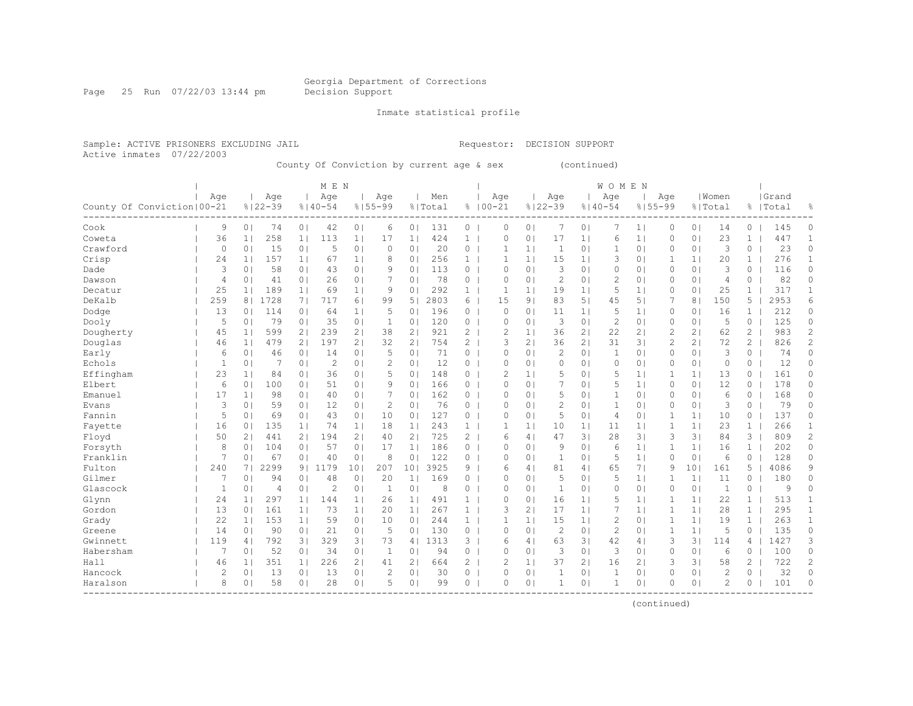Georgia Department of Corrections
Decision Support

Inmate statistical profile

Sample: ACTIVE PRISONERS EXCLUDING JAIL    Requestor: DECISION SUPPORT
Active inmates 07/22/2003

County Of Conviction by current age & sex (continued)

| County Of Conviction | MEN Age 00-21 | % | Age 22-39 | % | Age 40-54 | % | Age 55-99 | % | Men Total | % | WOMEN Age 00-21 | % | Age 22-39 | % | Age 40-54 | % | Age 55-99 | % | Women Total | % | Grand Total | % |
|---|---|---|---|---|---|---|---|---|---|---|---|---|---|---|---|---|---|---|---|---|---|---|
| Cook | 9 | 0 | 74 | 0 | 42 | 0 | 6 | 0 | 131 | 0 | 0 | 0 | 7 | 0 | 7 | 1 | 0 | 0 | 14 | 0 | 145 | 0 |
| Coweta | 36 | 1 | 258 | 1 | 113 | 1 | 17 | 1 | 424 | 1 | 0 | 0 | 17 | 1 | 6 | 1 | 0 | 0 | 23 | 1 | 447 | 1 |
| Crawford | 0 | 0 | 15 | 0 | 5 | 0 | 0 | 0 | 20 | 0 | 1 | 1 | 1 | 0 | 1 | 0 | 0 | 0 | 3 | 0 | 23 | 0 |
| Crisp | 24 | 1 | 157 | 1 | 67 | 1 | 8 | 0 | 256 | 1 | 1 | 1 | 15 | 1 | 3 | 0 | 1 | 1 | 20 | 1 | 276 | 1 |
| Dade | 3 | 0 | 58 | 0 | 43 | 0 | 9 | 0 | 113 | 0 | 0 | 0 | 3 | 0 | 0 | 0 | 0 | 0 | 3 | 0 | 116 | 0 |
| Dawson | 4 | 0 | 41 | 0 | 26 | 0 | 7 | 0 | 78 | 0 | 0 | 0 | 2 | 0 | 2 | 0 | 0 | 0 | 4 | 0 | 82 | 0 |
| Decatur | 25 | 1 | 189 | 1 | 69 | 1 | 9 | 0 | 292 | 1 | 1 | 1 | 19 | 1 | 5 | 1 | 0 | 0 | 25 | 1 | 317 | 1 |
| DeKalb | 259 | 8 | 1728 | 7 | 717 | 6 | 99 | 5 | 2803 | 6 | 15 | 9 | 83 | 5 | 45 | 5 | 7 | 8 | 150 | 5 | 2953 | 6 |
| Dodge | 13 | 0 | 114 | 0 | 64 | 1 | 5 | 0 | 196 | 0 | 0 | 0 | 11 | 1 | 5 | 1 | 0 | 0 | 16 | 1 | 212 | 0 |
| Dooly | 5 | 0 | 79 | 0 | 35 | 0 | 1 | 0 | 120 | 0 | 0 | 0 | 3 | 0 | 2 | 0 | 0 | 0 | 5 | 0 | 125 | 0 |
| Dougherty | 45 | 1 | 599 | 2 | 239 | 2 | 38 | 2 | 921 | 2 | 2 | 1 | 36 | 2 | 22 | 2 | 2 | 2 | 62 | 2 | 983 | 2 |
| Douglas | 46 | 1 | 479 | 2 | 197 | 2 | 32 | 2 | 754 | 2 | 3 | 2 | 36 | 2 | 31 | 3 | 2 | 2 | 72 | 2 | 826 | 2 |
| Early | 6 | 0 | 46 | 0 | 14 | 0 | 5 | 0 | 71 | 0 | 0 | 0 | 2 | 0 | 1 | 0 | 0 | 0 | 3 | 0 | 74 | 0 |
| Echols | 1 | 0 | 7 | 0 | 2 | 0 | 2 | 0 | 12 | 0 | 0 | 0 | 0 | 0 | 0 | 0 | 0 | 0 | 0 | 0 | 12 | 0 |
| Effingham | 23 | 1 | 84 | 0 | 36 | 0 | 5 | 0 | 148 | 0 | 2 | 1 | 5 | 0 | 5 | 1 | 1 | 1 | 13 | 0 | 161 | 0 |
| Elbert | 6 | 0 | 100 | 0 | 51 | 0 | 9 | 0 | 166 | 0 | 0 | 0 | 7 | 0 | 5 | 1 | 0 | 0 | 12 | 0 | 178 | 0 |
| Emanuel | 17 | 1 | 98 | 0 | 40 | 0 | 7 | 0 | 162 | 0 | 0 | 0 | 5 | 0 | 1 | 0 | 0 | 0 | 6 | 0 | 168 | 0 |
| Evans | 3 | 0 | 59 | 0 | 12 | 0 | 2 | 0 | 76 | 0 | 0 | 0 | 2 | 0 | 1 | 0 | 0 | 0 | 3 | 0 | 79 | 0 |
| Fannin | 5 | 0 | 69 | 0 | 43 | 0 | 10 | 0 | 127 | 0 | 0 | 0 | 5 | 0 | 4 | 0 | 1 | 1 | 10 | 0 | 137 | 0 |
| Fayette | 16 | 0 | 135 | 1 | 74 | 1 | 18 | 1 | 243 | 1 | 1 | 1 | 10 | 1 | 11 | 1 | 1 | 1 | 23 | 1 | 266 | 1 |
| Floyd | 50 | 2 | 441 | 2 | 194 | 2 | 40 | 2 | 725 | 2 | 6 | 4 | 47 | 3 | 28 | 3 | 3 | 3 | 84 | 3 | 809 | 2 |
| Forsyth | 8 | 0 | 104 | 0 | 57 | 0 | 17 | 1 | 186 | 0 | 0 | 0 | 9 | 0 | 6 | 1 | 1 | 1 | 16 | 1 | 202 | 0 |
| Franklin | 7 | 0 | 67 | 0 | 40 | 0 | 8 | 0 | 122 | 0 | 0 | 0 | 1 | 0 | 5 | 1 | 0 | 0 | 6 | 0 | 128 | 0 |
| Fulton | 240 | 7 | 2299 | 9 | 1179 | 10 | 207 | 10 | 3925 | 9 | 6 | 4 | 81 | 4 | 65 | 7 | 9 | 10 | 161 | 5 | 4086 | 9 |
| Gilmer | 7 | 0 | 94 | 0 | 48 | 0 | 20 | 1 | 169 | 0 | 0 | 0 | 5 | 0 | 5 | 1 | 1 | 1 | 11 | 0 | 180 | 0 |
| Glascock | 1 | 0 | 4 | 0 | 2 | 0 | 1 | 0 | 8 | 0 | 0 | 0 | 1 | 0 | 0 | 0 | 0 | 0 | 1 | 0 | 9 | 0 |
| Glynn | 24 | 1 | 297 | 1 | 144 | 1 | 26 | 1 | 491 | 1 | 0 | 0 | 16 | 1 | 5 | 1 | 1 | 1 | 22 | 1 | 513 | 1 |
| Gordon | 13 | 0 | 161 | 1 | 73 | 1 | 20 | 1 | 267 | 1 | 3 | 2 | 17 | 1 | 7 | 1 | 1 | 1 | 28 | 1 | 295 | 1 |
| Grady | 22 | 1 | 153 | 1 | 59 | 0 | 10 | 0 | 244 | 1 | 1 | 1 | 15 | 1 | 2 | 0 | 1 | 1 | 19 | 1 | 263 | 1 |
| Greene | 14 | 0 | 90 | 0 | 21 | 0 | 5 | 0 | 130 | 0 | 0 | 0 | 2 | 0 | 2 | 0 | 1 | 1 | 5 | 0 | 135 | 0 |
| Gwinnett | 119 | 4 | 792 | 3 | 329 | 3 | 73 | 4 | 1313 | 3 | 6 | 4 | 63 | 3 | 42 | 4 | 3 | 3 | 114 | 4 | 1427 | 3 |
| Habersham | 7 | 0 | 52 | 0 | 34 | 0 | 1 | 0 | 94 | 0 | 0 | 0 | 3 | 0 | 3 | 0 | 0 | 0 | 6 | 0 | 100 | 0 |
| Hall | 46 | 1 | 351 | 1 | 226 | 2 | 41 | 2 | 664 | 2 | 2 | 1 | 37 | 2 | 16 | 2 | 3 | 3 | 58 | 2 | 722 | 2 |
| Hancock | 2 | 0 | 13 | 0 | 13 | 0 | 2 | 0 | 30 | 0 | 0 | 0 | 1 | 0 | 1 | 0 | 0 | 0 | 2 | 0 | 32 | 0 |
| Haralson | 8 | 0 | 58 | 0 | 28 | 0 | 5 | 0 | 99 | 0 | 0 | 0 | 1 | 0 | 1 | 0 | 0 | 0 | 2 | 0 | 101 | 0 |

(continued)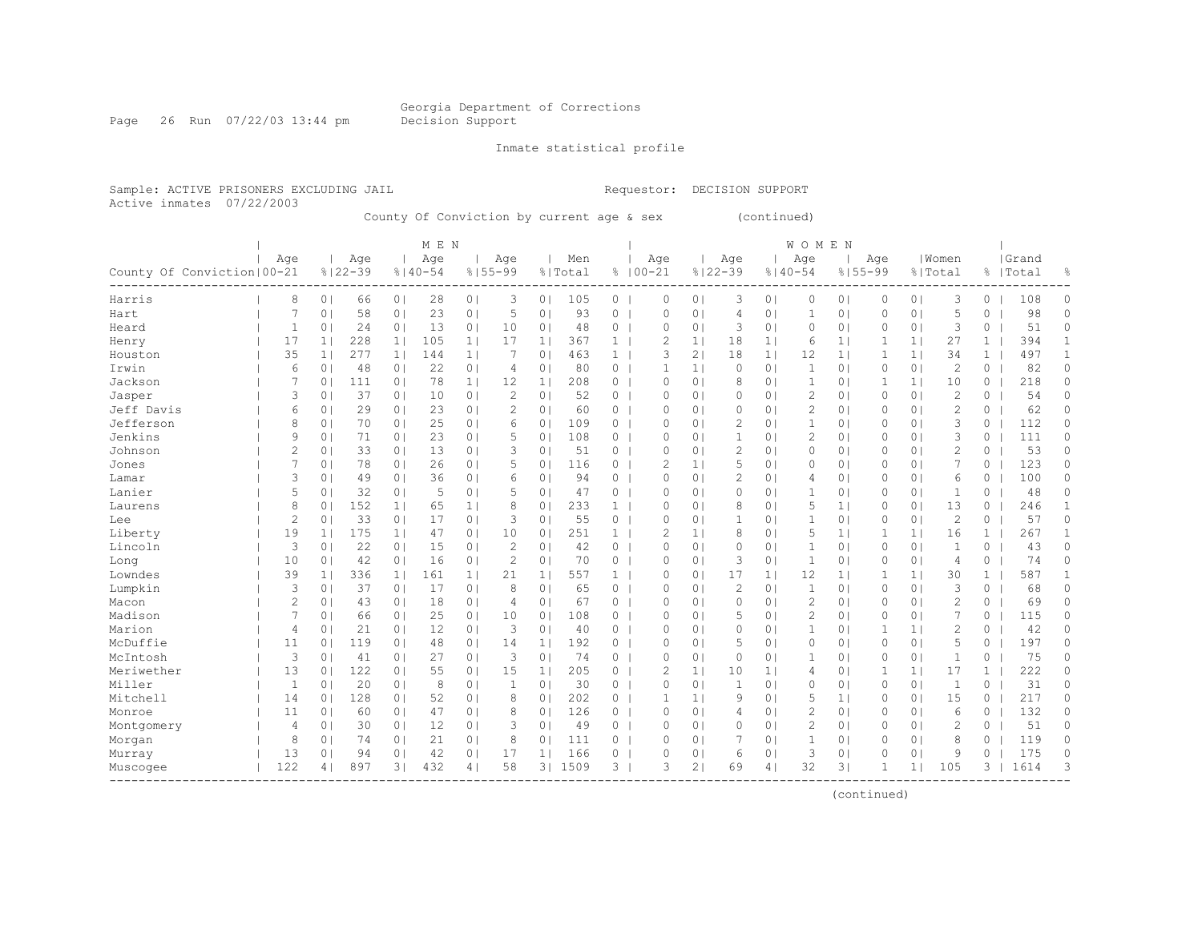Georgia Department of Corrections
Decision Support

Inmate statistical profile

Sample: ACTIVE PRISONERS EXCLUDING JAIL    Requestor: DECISION SUPPORT
Active inmates 07/22/2003

County Of Conviction by current age & sex (continued)

| County Of Conviction | MEN Age 00-21 | % | Age 22-39 | % | Age 40-54 | % | Age 55-99 | % | Men Total | % | WOMEN Age 00-21 | % | Age 22-39 | % | Age 40-54 | % | Age 55-99 | % | Women Total | % | Grand Total | % |
|---|---|---|---|---|---|---|---|---|---|---|---|---|---|---|---|---|---|---|---|---|---|---|
| Harris | 8 | 0 | 66 | 0 | 28 | 0 | 3 | 0 | 105 | 0 | 0 | 0 | 3 | 0 | 0 | 0 | 0 | 0 | 3 | 0 | 108 | 0 |
| Hart | 7 | 0 | 58 | 0 | 23 | 0 | 5 | 0 | 93 | 0 | 0 | 0 | 4 | 0 | 1 | 0 | 0 | 0 | 5 | 0 | 98 | 0 |
| Heard | 1 | 0 | 24 | 0 | 13 | 0 | 10 | 0 | 48 | 0 | 0 | 0 | 3 | 0 | 0 | 0 | 0 | 0 | 3 | 0 | 51 | 0 |
| Henry | 17 | 1 | 228 | 1 | 105 | 1 | 17 | 1 | 367 | 1 | 2 | 1 | 18 | 1 | 6 | 1 | 1 | 1 | 27 | 1 | 394 | 1 |
| Houston | 35 | 1 | 277 | 1 | 144 | 1 | 7 | 0 | 463 | 1 | 3 | 2 | 18 | 1 | 12 | 1 | 1 | 1 | 34 | 1 | 497 | 1 |
| Irwin | 6 | 0 | 48 | 0 | 22 | 0 | 4 | 0 | 80 | 0 | 1 | 1 | 0 | 0 | 1 | 0 | 0 | 0 | 2 | 0 | 82 | 0 |
| Jackson | 7 | 0 | 111 | 0 | 78 | 1 | 12 | 1 | 208 | 0 | 0 | 0 | 8 | 0 | 1 | 0 | 1 | 1 | 10 | 0 | 218 | 0 |
| Jasper | 3 | 0 | 37 | 0 | 10 | 0 | 2 | 0 | 52 | 0 | 0 | 0 | 0 | 0 | 2 | 0 | 0 | 0 | 2 | 0 | 54 | 0 |
| Jeff Davis | 6 | 0 | 29 | 0 | 23 | 0 | 2 | 0 | 60 | 0 | 0 | 0 | 0 | 0 | 2 | 0 | 0 | 0 | 2 | 0 | 62 | 0 |
| Jefferson | 8 | 0 | 70 | 0 | 25 | 0 | 6 | 0 | 109 | 0 | 0 | 0 | 2 | 0 | 1 | 0 | 0 | 0 | 3 | 0 | 112 | 0 |
| Jenkins | 9 | 0 | 71 | 0 | 23 | 0 | 5 | 0 | 108 | 0 | 0 | 0 | 1 | 0 | 2 | 0 | 0 | 0 | 3 | 0 | 111 | 0 |
| Johnson | 2 | 0 | 33 | 0 | 13 | 0 | 3 | 0 | 51 | 0 | 0 | 0 | 2 | 0 | 0 | 0 | 0 | 0 | 2 | 0 | 53 | 0 |
| Jones | 7 | 0 | 78 | 0 | 26 | 0 | 5 | 0 | 116 | 0 | 2 | 1 | 5 | 0 | 0 | 0 | 0 | 0 | 7 | 0 | 123 | 0 |
| Lamar | 3 | 0 | 49 | 0 | 36 | 0 | 6 | 0 | 94 | 0 | 0 | 0 | 2 | 0 | 4 | 0 | 0 | 0 | 6 | 0 | 100 | 0 |
| Lanier | 5 | 0 | 32 | 0 | 5 | 0 | 5 | 0 | 47 | 0 | 0 | 0 | 0 | 0 | 1 | 0 | 0 | 0 | 1 | 0 | 48 | 0 |
| Laurens | 8 | 0 | 152 | 1 | 65 | 1 | 8 | 0 | 233 | 1 | 0 | 0 | 8 | 0 | 5 | 1 | 0 | 0 | 13 | 0 | 246 | 1 |
| Lee | 2 | 0 | 33 | 0 | 17 | 0 | 3 | 0 | 55 | 0 | 0 | 0 | 1 | 0 | 1 | 0 | 0 | 0 | 2 | 0 | 57 | 0 |
| Liberty | 19 | 1 | 175 | 1 | 47 | 0 | 10 | 0 | 251 | 1 | 2 | 1 | 8 | 0 | 5 | 1 | 1 | 1 | 16 | 1 | 267 | 1 |
| Lincoln | 3 | 0 | 22 | 0 | 15 | 0 | 2 | 0 | 42 | 0 | 0 | 0 | 0 | 0 | 1 | 0 | 0 | 0 | 1 | 0 | 43 | 0 |
| Long | 10 | 0 | 42 | 0 | 16 | 0 | 2 | 0 | 70 | 0 | 0 | 0 | 3 | 0 | 1 | 0 | 0 | 0 | 4 | 0 | 74 | 0 |
| Lowndes | 39 | 1 | 336 | 1 | 161 | 1 | 21 | 1 | 557 | 1 | 0 | 0 | 17 | 1 | 12 | 1 | 1 | 1 | 30 | 1 | 587 | 1 |
| Lumpkin | 3 | 0 | 37 | 0 | 17 | 0 | 8 | 0 | 65 | 0 | 0 | 0 | 2 | 0 | 1 | 0 | 0 | 0 | 3 | 0 | 68 | 0 |
| Macon | 2 | 0 | 43 | 0 | 18 | 0 | 4 | 0 | 67 | 0 | 0 | 0 | 0 | 0 | 2 | 0 | 0 | 0 | 2 | 0 | 69 | 0 |
| Madison | 7 | 0 | 66 | 0 | 25 | 0 | 10 | 0 | 108 | 0 | 0 | 0 | 5 | 0 | 2 | 0 | 0 | 0 | 7 | 0 | 115 | 0 |
| Marion | 4 | 0 | 21 | 0 | 12 | 0 | 3 | 0 | 40 | 0 | 0 | 0 | 0 | 0 | 1 | 0 | 1 | 1 | 2 | 0 | 42 | 0 |
| McDuffie | 11 | 0 | 119 | 0 | 48 | 0 | 14 | 1 | 192 | 0 | 0 | 0 | 5 | 0 | 0 | 0 | 0 | 0 | 5 | 0 | 197 | 0 |
| McIntosh | 3 | 0 | 41 | 0 | 27 | 0 | 3 | 0 | 74 | 0 | 0 | 0 | 0 | 0 | 1 | 0 | 0 | 0 | 1 | 0 | 75 | 0 |
| Meriwether | 13 | 0 | 122 | 0 | 55 | 0 | 15 | 1 | 205 | 0 | 2 | 1 | 10 | 1 | 4 | 0 | 1 | 1 | 17 | 1 | 222 | 0 |
| Miller | 1 | 0 | 20 | 0 | 8 | 0 | 1 | 0 | 30 | 0 | 0 | 0 | 1 | 0 | 0 | 0 | 0 | 0 | 1 | 0 | 31 | 0 |
| Mitchell | 14 | 0 | 128 | 0 | 52 | 0 | 8 | 0 | 202 | 0 | 1 | 1 | 9 | 0 | 5 | 1 | 0 | 0 | 15 | 0 | 217 | 0 |
| Monroe | 11 | 0 | 60 | 0 | 47 | 0 | 8 | 0 | 126 | 0 | 0 | 0 | 4 | 0 | 2 | 0 | 0 | 0 | 6 | 0 | 132 | 0 |
| Montgomery | 4 | 0 | 30 | 0 | 12 | 0 | 3 | 0 | 49 | 0 | 0 | 0 | 0 | 0 | 2 | 0 | 0 | 0 | 2 | 0 | 51 | 0 |
| Morgan | 8 | 0 | 74 | 0 | 21 | 0 | 8 | 0 | 111 | 0 | 0 | 0 | 7 | 0 | 1 | 0 | 0 | 0 | 8 | 0 | 119 | 0 |
| Murray | 13 | 0 | 94 | 0 | 42 | 0 | 17 | 1 | 166 | 0 | 0 | 0 | 6 | 0 | 3 | 0 | 0 | 0 | 9 | 0 | 175 | 0 |
| Muscogee | 122 | 4 | 897 | 3 | 432 | 4 | 58 | 3 | 1509 | 3 | 3 | 2 | 69 | 4 | 32 | 3 | 1 | 1 | 105 | 3 | 1614 | 3 |

(continued)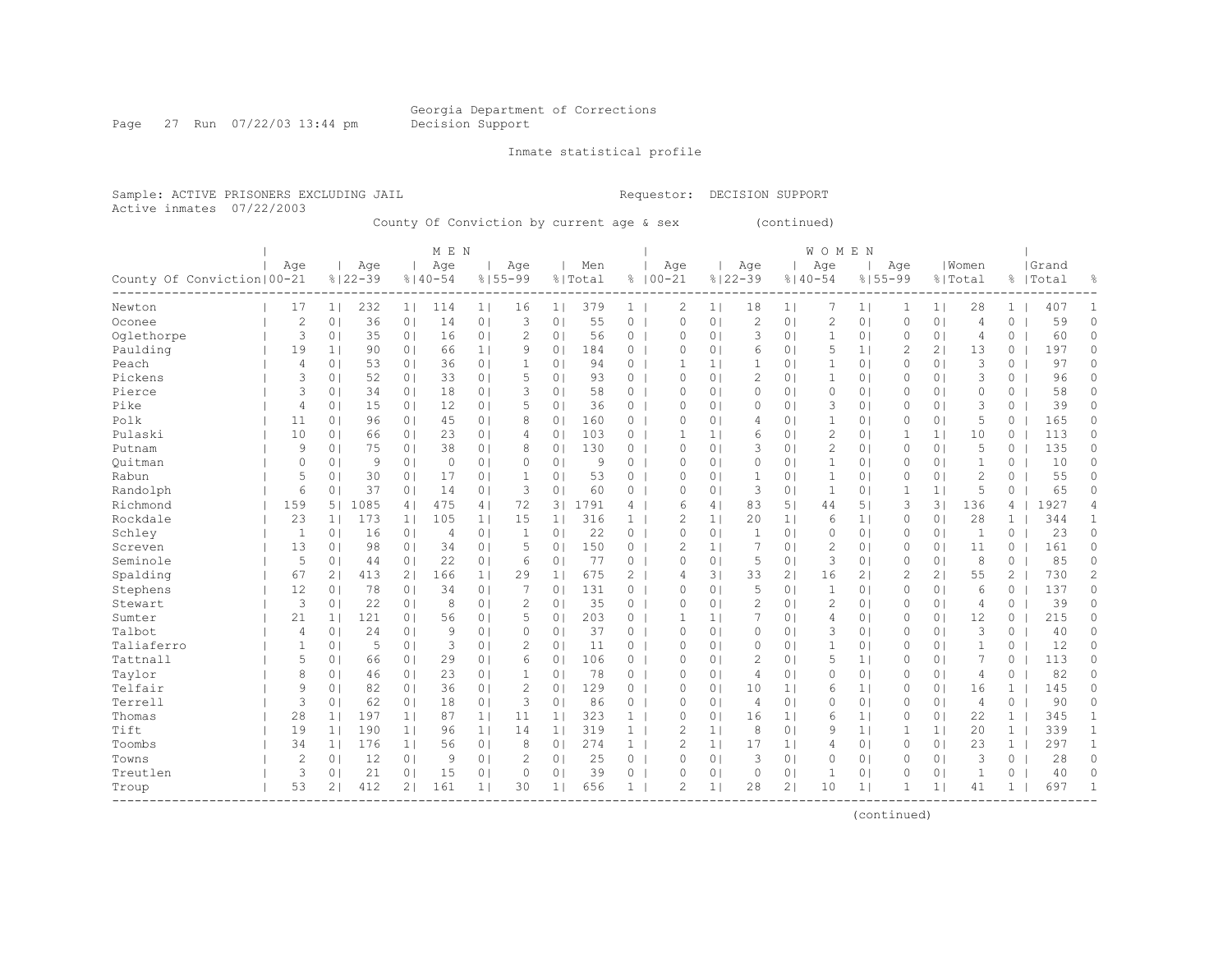Georgia Department of Corrections
Decision Support

Inmate statistical profile

Sample: ACTIVE PRISONERS EXCLUDING JAIL    Requestor: DECISION SUPPORT
Active inmates 07/22/2003

County Of Conviction by current age & sex (continued)

| County Of Conviction | MEN Age 00-21 | % | Age 22-39 | % | Age 40-54 | % | Age 55-99 | % | Men Total | % | WOMEN Age 00-21 | % | Age 22-39 | % | Age 40-54 | % | Age 55-99 | % | Women Total | % | Grand Total | % |
|---|---|---|---|---|---|---|---|---|---|---|---|---|---|---|---|---|---|---|---|---|---|---|
| Newton | 17 | 1 | 232 | 1 | 114 | 1 | 16 | 1 | 379 | 1 | 2 | 1 | 18 | 1 | 7 | 1 | 1 | 1 | 28 | 1 | 407 | 1 |
| Oconee | 2 | 0 | 36 | 0 | 14 | 0 | 3 | 0 | 55 | 0 | 0 | 0 | 2 | 0 | 2 | 0 | 0 | 0 | 4 | 0 | 59 | 0 |
| Oglethorpe | 3 | 0 | 35 | 0 | 16 | 0 | 2 | 0 | 56 | 0 | 0 | 0 | 3 | 0 | 1 | 0 | 0 | 0 | 4 | 0 | 60 | 0 |
| Paulding | 19 | 1 | 90 | 0 | 66 | 1 | 9 | 0 | 184 | 0 | 0 | 0 | 6 | 0 | 5 | 1 | 2 | 2 | 13 | 0 | 197 | 0 |
| Peach | 4 | 0 | 53 | 0 | 36 | 0 | 1 | 0 | 94 | 0 | 1 | 1 | 1 | 0 | 1 | 0 | 0 | 0 | 3 | 0 | 97 | 0 |
| Pickens | 3 | 0 | 52 | 0 | 33 | 0 | 5 | 0 | 93 | 0 | 0 | 0 | 2 | 0 | 1 | 0 | 0 | 0 | 3 | 0 | 96 | 0 |
| Pierce | 3 | 0 | 34 | 0 | 18 | 0 | 3 | 0 | 58 | 0 | 0 | 0 | 0 | 0 | 0 | 0 | 0 | 0 | 0 | 0 | 58 | 0 |
| Pike | 4 | 0 | 15 | 0 | 12 | 0 | 5 | 0 | 36 | 0 | 0 | 0 | 0 | 0 | 3 | 0 | 0 | 0 | 3 | 0 | 39 | 0 |
| Polk | 11 | 0 | 96 | 0 | 45 | 0 | 8 | 0 | 160 | 0 | 0 | 0 | 4 | 0 | 1 | 0 | 0 | 0 | 5 | 0 | 165 | 0 |
| Pulaski | 10 | 0 | 66 | 0 | 23 | 0 | 4 | 0 | 103 | 0 | 1 | 1 | 6 | 0 | 2 | 0 | 1 | 1 | 10 | 0 | 113 | 0 |
| Putnam | 9 | 0 | 75 | 0 | 38 | 0 | 8 | 0 | 130 | 0 | 0 | 0 | 3 | 0 | 2 | 0 | 0 | 0 | 5 | 0 | 135 | 0 |
| Quitman | 0 | 0 | 9 | 0 | 0 | 0 | 0 | 0 | 9 | 0 | 0 | 0 | 0 | 0 | 1 | 0 | 0 | 0 | 1 | 0 | 10 | 0 |
| Rabun | 5 | 0 | 30 | 0 | 17 | 0 | 1 | 0 | 53 | 0 | 0 | 0 | 1 | 0 | 1 | 0 | 0 | 0 | 2 | 0 | 55 | 0 |
| Randolph | 6 | 0 | 37 | 0 | 14 | 0 | 3 | 0 | 60 | 0 | 0 | 0 | 3 | 0 | 1 | 0 | 1 | 1 | 5 | 0 | 65 | 0 |
| Richmond | 159 | 5 | 1085 | 4 | 475 | 4 | 72 | 3 | 1791 | 4 | 6 | 4 | 83 | 5 | 44 | 5 | 3 | 3 | 136 | 4 | 1927 | 4 |
| Rockdale | 23 | 1 | 173 | 1 | 105 | 1 | 15 | 1 | 316 | 1 | 2 | 1 | 20 | 1 | 6 | 1 | 0 | 0 | 28 | 1 | 344 | 1 |
| Schley | 1 | 0 | 16 | 0 | 4 | 0 | 1 | 0 | 22 | 0 | 0 | 0 | 1 | 0 | 0 | 0 | 0 | 0 | 1 | 0 | 23 | 0 |
| Screven | 13 | 0 | 98 | 0 | 34 | 0 | 5 | 0 | 150 | 0 | 2 | 1 | 7 | 0 | 2 | 0 | 0 | 0 | 11 | 0 | 161 | 0 |
| Seminole | 5 | 0 | 44 | 0 | 22 | 0 | 6 | 0 | 77 | 0 | 0 | 0 | 5 | 0 | 3 | 0 | 0 | 0 | 8 | 0 | 85 | 0 |
| Spalding | 67 | 2 | 413 | 2 | 166 | 1 | 29 | 1 | 675 | 2 | 4 | 3 | 33 | 2 | 16 | 2 | 2 | 2 | 55 | 2 | 730 | 2 |
| Stephens | 12 | 0 | 78 | 0 | 34 | 0 | 7 | 0 | 131 | 0 | 0 | 0 | 5 | 0 | 1 | 0 | 0 | 0 | 6 | 0 | 137 | 0 |
| Stewart | 3 | 0 | 22 | 0 | 8 | 0 | 2 | 0 | 35 | 0 | 0 | 0 | 2 | 0 | 2 | 0 | 0 | 0 | 4 | 0 | 39 | 0 |
| Sumter | 21 | 1 | 121 | 0 | 56 | 0 | 5 | 0 | 203 | 0 | 1 | 1 | 7 | 0 | 4 | 0 | 0 | 0 | 12 | 0 | 215 | 0 |
| Talbot | 4 | 0 | 24 | 0 | 9 | 0 | 0 | 0 | 37 | 0 | 0 | 0 | 0 | 0 | 3 | 0 | 0 | 0 | 3 | 0 | 40 | 0 |
| Taliaferro | 1 | 0 | 5 | 0 | 3 | 0 | 2 | 0 | 11 | 0 | 0 | 0 | 0 | 0 | 1 | 0 | 0 | 0 | 1 | 0 | 12 | 0 |
| Tattnall | 5 | 0 | 66 | 0 | 29 | 0 | 6 | 0 | 106 | 0 | 0 | 0 | 2 | 0 | 5 | 1 | 0 | 0 | 7 | 0 | 113 | 0 |
| Taylor | 8 | 0 | 46 | 0 | 23 | 0 | 1 | 0 | 78 | 0 | 0 | 0 | 4 | 0 | 0 | 0 | 0 | 0 | 4 | 0 | 82 | 0 |
| Telfair | 9 | 0 | 82 | 0 | 36 | 0 | 2 | 0 | 129 | 0 | 0 | 0 | 10 | 1 | 6 | 1 | 0 | 0 | 16 | 1 | 145 | 0 |
| Terrell | 3 | 0 | 62 | 0 | 18 | 0 | 3 | 0 | 86 | 0 | 0 | 0 | 4 | 0 | 0 | 0 | 0 | 0 | 4 | 0 | 90 | 0 |
| Thomas | 28 | 1 | 197 | 1 | 87 | 1 | 11 | 1 | 323 | 1 | 0 | 0 | 16 | 1 | 6 | 1 | 0 | 0 | 22 | 1 | 345 | 1 |
| Tift | 19 | 1 | 190 | 1 | 96 | 1 | 14 | 1 | 319 | 1 | 2 | 1 | 8 | 0 | 9 | 1 | 1 | 1 | 20 | 1 | 339 | 1 |
| Toombs | 34 | 1 | 176 | 1 | 56 | 0 | 8 | 0 | 274 | 1 | 2 | 1 | 17 | 1 | 4 | 0 | 0 | 0 | 23 | 1 | 297 | 1 |
| Towns | 2 | 0 | 12 | 0 | 9 | 0 | 2 | 0 | 25 | 0 | 0 | 0 | 3 | 0 | 0 | 0 | 0 | 0 | 3 | 0 | 28 | 0 |
| Treutlen | 3 | 0 | 21 | 0 | 15 | 0 | 0 | 0 | 39 | 0 | 0 | 0 | 0 | 0 | 1 | 0 | 0 | 0 | 1 | 0 | 40 | 0 |
| Troup | 53 | 2 | 412 | 2 | 161 | 1 | 30 | 1 | 656 | 1 | 2 | 1 | 28 | 2 | 10 | 1 | 1 | 1 | 41 | 1 | 697 | 1 |

(continued)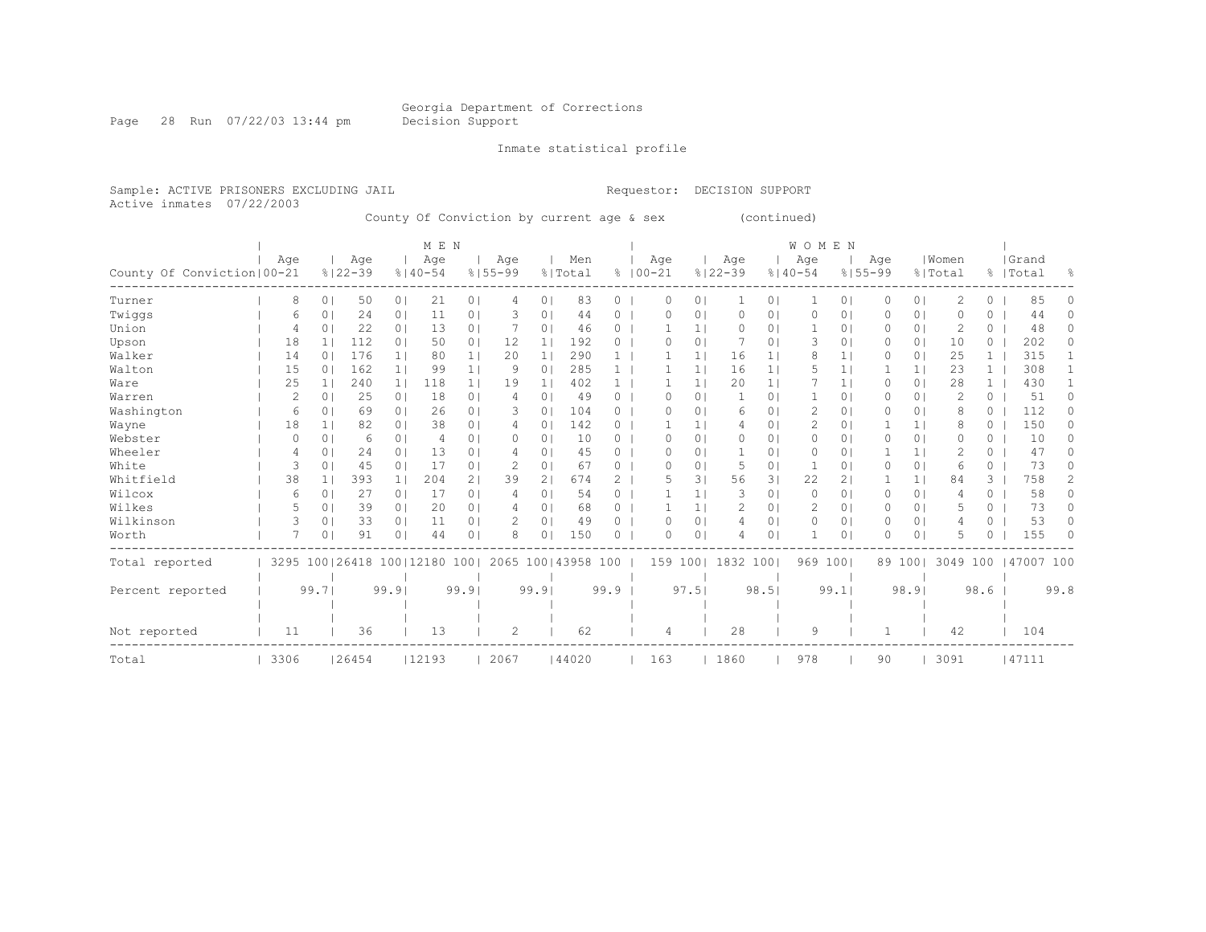Georgia Department of Corrections
Decision Support

Inmate statistical profile

Sample: ACTIVE PRISONERS EXCLUDING JAIL  Requestor: DECISION SUPPORT
Active inmates 07/22/2003

County Of Conviction by current age & sex (continued)

| | MEN | | | | | | | | | | WOMEN | | | | | | | | | | | |
|---|---|---|---|---|---|---|---|---|---|---|---|---|---|---|---|---|---|---|---|---|---|---|
| County Of Conviction | Age 00-21 | % | Age 22-39 | % | Age 40-54 | % | Age 55-99 | % | Men Total | % | Age 00-21 | % | Age 22-39 | % | Age 40-54 | % | Age 55-99 | % | Women Total | % | Grand Total | % |
| Turner | 8 | 0 | 50 | 0 | 21 | 0 | 4 | 0 | 83 | 0 | 0 | 0 | 1 | 0 | 1 | 0 | 0 | 0 | 2 | 0 | 85 | 0 |
| Twiggs | 6 | 0 | 24 | 0 | 11 | 0 | 3 | 0 | 44 | 0 | 0 | 0 | 0 | 0 | 0 | 0 | 0 | 0 | 0 | 0 | 44 | 0 |
| Union | 4 | 0 | 22 | 0 | 13 | 0 | 7 | 0 | 46 | 0 | 1 | 1 | 0 | 0 | 1 | 0 | 0 | 0 | 2 | 0 | 48 | 0 |
| Upson | 18 | 1 | 112 | 0 | 50 | 0 | 12 | 1 | 192 | 0 | 0 | 0 | 7 | 0 | 3 | 0 | 0 | 0 | 10 | 0 | 202 | 0 |
| Walker | 14 | 0 | 176 | 1 | 80 | 1 | 20 | 1 | 290 | 1 | 1 | 1 | 16 | 1 | 8 | 1 | 0 | 0 | 25 | 1 | 315 | 1 |
| Walton | 15 | 0 | 162 | 1 | 99 | 1 | 9 | 0 | 285 | 1 | 1 | 1 | 16 | 1 | 5 | 1 | 1 | 1 | 23 | 1 | 308 | 1 |
| Ware | 25 | 1 | 240 | 1 | 118 | 1 | 19 | 1 | 402 | 1 | 1 | 1 | 20 | 1 | 7 | 1 | 0 | 0 | 28 | 1 | 430 | 1 |
| Warren | 2 | 0 | 25 | 0 | 18 | 0 | 4 | 0 | 49 | 0 | 0 | 0 | 1 | 0 | 1 | 0 | 0 | 0 | 2 | 0 | 51 | 0 |
| Washington | 6 | 0 | 69 | 0 | 26 | 0 | 3 | 0 | 104 | 0 | 0 | 0 | 6 | 0 | 2 | 0 | 0 | 0 | 8 | 0 | 112 | 0 |
| Wayne | 18 | 1 | 82 | 0 | 38 | 0 | 4 | 0 | 142 | 0 | 1 | 1 | 4 | 0 | 2 | 0 | 1 | 1 | 8 | 0 | 150 | 0 |
| Webster | 0 | 0 | 6 | 0 | 4 | 0 | 0 | 0 | 10 | 0 | 0 | 0 | 0 | 0 | 0 | 0 | 0 | 0 | 0 | 0 | 10 | 0 |
| Wheeler | 4 | 0 | 24 | 0 | 13 | 0 | 4 | 0 | 45 | 0 | 0 | 0 | 1 | 0 | 0 | 0 | 1 | 1 | 2 | 0 | 47 | 0 |
| White | 3 | 0 | 45 | 0 | 17 | 0 | 2 | 0 | 67 | 0 | 0 | 0 | 5 | 0 | 1 | 0 | 0 | 0 | 6 | 0 | 73 | 0 |
| Whitfield | 38 | 1 | 393 | 1 | 204 | 2 | 39 | 2 | 674 | 2 | 5 | 3 | 56 | 3 | 22 | 2 | 1 | 1 | 84 | 3 | 758 | 2 |
| Wilcox | 6 | 0 | 27 | 0 | 17 | 0 | 4 | 0 | 54 | 0 | 1 | 1 | 3 | 0 | 0 | 0 | 0 | 0 | 4 | 0 | 58 | 0 |
| Wilkes | 5 | 0 | 39 | 0 | 20 | 0 | 4 | 0 | 68 | 0 | 1 | 1 | 2 | 0 | 2 | 0 | 0 | 0 | 5 | 0 | 73 | 0 |
| Wilkinson | 3 | 0 | 33 | 0 | 11 | 0 | 2 | 0 | 49 | 0 | 0 | 0 | 4 | 0 | 0 | 0 | 0 | 0 | 4 | 0 | 53 | 0 |
| Worth | 7 | 0 | 91 | 0 | 44 | 0 | 8 | 0 | 150 | 0 | 0 | 0 | 4 | 0 | 1 | 0 | 0 | 0 | 5 | 0 | 155 | 0 |
| Total reported | 3295 | 100 | 26418 | 100 | 12180 | 100 | 2065 | 100 | 43958 | 100 | 159 | 100 | 1832 | 100 | 969 | 100 | 89 | 100 | 3049 | 100 | 47007 | 100 |
| Percent reported | | 99.7 | | 99.9 | | 99.9 | | 99.9 | | 99.9 | | 97.5 | | 98.5 | | 99.1 | | 98.9 | | 98.6 | | 99.8 |
| Not reported | 11 | | 36 | | 13 | | 2 | | 62 | | 4 | | 28 | | 9 | | 1 | | 42 | | 104 | |
| Total | 3306 | | 26454 | | 12193 | | 2067 | | 44020 | | 163 | | 1860 | | 978 | | 90 | | 3091 | | 47111 | |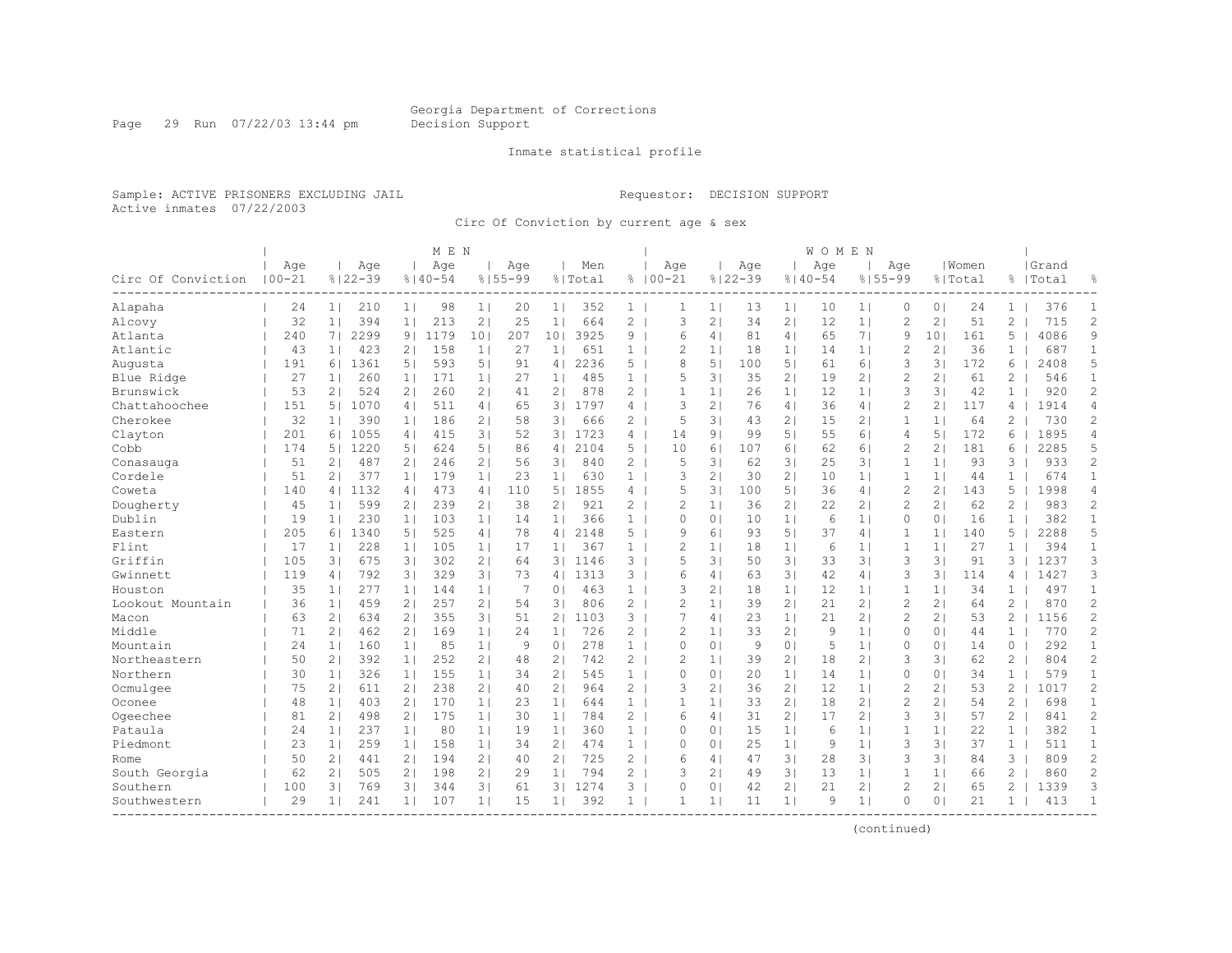Georgia Department of Corrections
Decision Support

Inmate statistical profile

Sample: ACTIVE PRISONERS EXCLUDING JAIL

Requestor: DECISION SUPPORT

Active inmates 07/22/2003

Circ Of Conviction by current age & sex

| Circ Of Conviction | MEN Age 00-21 | % | Age 22-39 | % | Age 40-54 | % | Age 55-99 | % | Men Total | % | WOMEN Age 00-21 | % | Age 22-39 | % | Age 40-54 | % | Age 55-99 | % | Women Total | % | Grand Total | % |
|---|---|---|---|---|---|---|---|---|---|---|---|---|---|---|---|---|---|---|---|---|---|---|
| Alapaha | 24 | 1 | 210 | 1 | 98 | 1 | 20 | 1 | 352 | 1 | 1 | 1 | 13 | 1 | 10 | 1 | 0 | 0 | 24 | 1 | 376 | 1 |
| Alcovy | 32 | 1 | 394 | 1 | 213 | 2 | 25 | 1 | 664 | 2 | 3 | 2 | 34 | 2 | 12 | 1 | 2 | 2 | 51 | 2 | 715 | 2 |
| Atlanta | 240 | 7 | 2299 | 9 | 1179 | 10 | 207 | 10 | 3925 | 9 | 6 | 4 | 81 | 4 | 65 | 7 | 9 | 10 | 161 | 5 | 4086 | 9 |
| Atlantic | 43 | 1 | 423 | 2 | 158 | 1 | 27 | 1 | 651 | 1 | 2 | 1 | 18 | 1 | 14 | 1 | 2 | 2 | 36 | 1 | 687 | 1 |
| Augusta | 191 | 6 | 1361 | 5 | 593 | 5 | 91 | 4 | 2236 | 5 | 8 | 5 | 100 | 5 | 61 | 6 | 3 | 3 | 172 | 6 | 2408 | 5 |
| Blue Ridge | 27 | 1 | 260 | 1 | 171 | 1 | 27 | 1 | 485 | 1 | 5 | 3 | 35 | 2 | 19 | 2 | 2 | 2 | 61 | 2 | 546 | 1 |
| Brunswick | 53 | 2 | 524 | 2 | 260 | 2 | 41 | 2 | 878 | 2 | 1 | 1 | 26 | 1 | 12 | 1 | 3 | 3 | 42 | 1 | 920 | 2 |
| Chattahoochee | 151 | 5 | 1070 | 4 | 511 | 4 | 65 | 3 | 1797 | 4 | 3 | 2 | 76 | 4 | 36 | 4 | 2 | 2 | 117 | 4 | 1914 | 4 |
| Cherokee | 32 | 1 | 390 | 1 | 186 | 2 | 58 | 3 | 666 | 2 | 5 | 3 | 43 | 2 | 15 | 2 | 1 | 1 | 64 | 2 | 730 | 2 |
| Clayton | 201 | 6 | 1055 | 4 | 415 | 3 | 52 | 3 | 1723 | 4 | 14 | 9 | 99 | 5 | 55 | 6 | 4 | 5 | 172 | 6 | 1895 | 4 |
| Cobb | 174 | 5 | 1220 | 5 | 624 | 5 | 86 | 4 | 2104 | 5 | 10 | 6 | 107 | 6 | 62 | 6 | 2 | 2 | 181 | 6 | 2285 | 5 |
| Conasauga | 51 | 2 | 487 | 2 | 246 | 2 | 56 | 3 | 840 | 2 | 5 | 3 | 62 | 3 | 25 | 3 | 1 | 1 | 93 | 3 | 933 | 2 |
| Cordele | 51 | 2 | 377 | 1 | 179 | 1 | 23 | 1 | 630 | 1 | 3 | 2 | 30 | 2 | 10 | 1 | 1 | 1 | 44 | 1 | 674 | 1 |
| Coweta | 140 | 4 | 1132 | 4 | 473 | 4 | 110 | 5 | 1855 | 4 | 5 | 3 | 100 | 5 | 36 | 4 | 2 | 2 | 143 | 5 | 1998 | 4 |
| Dougherty | 45 | 1 | 599 | 2 | 239 | 2 | 38 | 2 | 921 | 2 | 2 | 1 | 36 | 2 | 22 | 2 | 2 | 2 | 62 | 2 | 983 | 2 |
| Dublin | 19 | 1 | 230 | 1 | 103 | 1 | 14 | 1 | 366 | 1 | 0 | 0 | 10 | 1 | 6 | 1 | 0 | 0 | 16 | 1 | 382 | 1 |
| Eastern | 205 | 6 | 1340 | 5 | 525 | 4 | 78 | 4 | 2148 | 5 | 9 | 6 | 93 | 5 | 37 | 4 | 1 | 1 | 140 | 5 | 2288 | 5 |
| Flint | 17 | 1 | 228 | 1 | 105 | 1 | 17 | 1 | 367 | 1 | 2 | 1 | 18 | 1 | 6 | 1 | 1 | 1 | 27 | 1 | 394 | 1 |
| Griffin | 105 | 3 | 675 | 3 | 302 | 2 | 64 | 3 | 1146 | 3 | 5 | 3 | 50 | 3 | 33 | 3 | 3 | 3 | 91 | 3 | 1237 | 3 |
| Gwinnett | 119 | 4 | 792 | 3 | 329 | 3 | 73 | 4 | 1313 | 3 | 6 | 4 | 63 | 3 | 42 | 4 | 3 | 3 | 114 | 4 | 1427 | 3 |
| Houston | 35 | 1 | 277 | 1 | 144 | 1 | 7 | 0 | 463 | 1 | 3 | 2 | 18 | 1 | 12 | 1 | 1 | 1 | 34 | 1 | 497 | 1 |
| Lookout Mountain | 36 | 1 | 459 | 2 | 257 | 2 | 54 | 3 | 806 | 2 | 2 | 1 | 39 | 2 | 21 | 2 | 2 | 2 | 64 | 2 | 870 | 2 |
| Macon | 63 | 2 | 634 | 2 | 355 | 3 | 51 | 2 | 1103 | 3 | 7 | 4 | 23 | 1 | 21 | 2 | 2 | 2 | 53 | 2 | 1156 | 2 |
| Middle | 71 | 2 | 462 | 2 | 169 | 1 | 24 | 1 | 726 | 2 | 2 | 1 | 33 | 2 | 9 | 1 | 0 | 0 | 44 | 1 | 770 | 2 |
| Mountain | 24 | 1 | 160 | 1 | 85 | 1 | 9 | 0 | 278 | 1 | 0 | 0 | 9 | 0 | 5 | 1 | 0 | 0 | 14 | 0 | 292 | 1 |
| Northeastern | 50 | 2 | 392 | 1 | 252 | 2 | 48 | 2 | 742 | 2 | 2 | 1 | 39 | 2 | 18 | 2 | 3 | 3 | 62 | 2 | 804 | 2 |
| Northern | 30 | 1 | 326 | 1 | 155 | 1 | 34 | 2 | 545 | 1 | 0 | 0 | 20 | 1 | 14 | 1 | 0 | 0 | 34 | 1 | 579 | 1 |
| Ocmulgee | 75 | 2 | 611 | 2 | 238 | 2 | 40 | 2 | 964 | 2 | 3 | 2 | 36 | 2 | 12 | 1 | 2 | 2 | 53 | 2 | 1017 | 2 |
| Oconee | 48 | 1 | 403 | 2 | 170 | 1 | 23 | 1 | 644 | 1 | 1 | 1 | 33 | 2 | 18 | 2 | 2 | 2 | 54 | 2 | 698 | 1 |
| Ogeechee | 81 | 2 | 498 | 2 | 175 | 1 | 30 | 1 | 784 | 2 | 6 | 4 | 31 | 2 | 17 | 2 | 3 | 3 | 57 | 2 | 841 | 2 |
| Pataula | 24 | 1 | 237 | 1 | 80 | 1 | 19 | 1 | 360 | 1 | 0 | 0 | 15 | 1 | 6 | 1 | 1 | 1 | 22 | 1 | 382 | 1 |
| Piedmont | 23 | 1 | 259 | 1 | 158 | 1 | 34 | 2 | 474 | 1 | 0 | 0 | 25 | 1 | 9 | 1 | 3 | 3 | 37 | 1 | 511 | 1 |
| Rome | 50 | 2 | 441 | 2 | 194 | 2 | 40 | 2 | 725 | 2 | 6 | 4 | 47 | 3 | 28 | 3 | 3 | 3 | 84 | 3 | 809 | 2 |
| South Georgia | 62 | 2 | 505 | 2 | 198 | 2 | 29 | 1 | 794 | 2 | 3 | 2 | 49 | 3 | 13 | 1 | 1 | 1 | 66 | 2 | 860 | 2 |
| Southern | 100 | 3 | 769 | 3 | 344 | 3 | 61 | 3 | 1274 | 3 | 0 | 0 | 42 | 2 | 21 | 2 | 2 | 2 | 65 | 2 | 1339 | 3 |
| Southwestern | 29 | 1 | 241 | 1 | 107 | 1 | 15 | 1 | 392 | 1 | 1 | 1 | 11 | 1 | 9 | 1 | 0 | 0 | 21 | 1 | 413 | 1 |

(continued)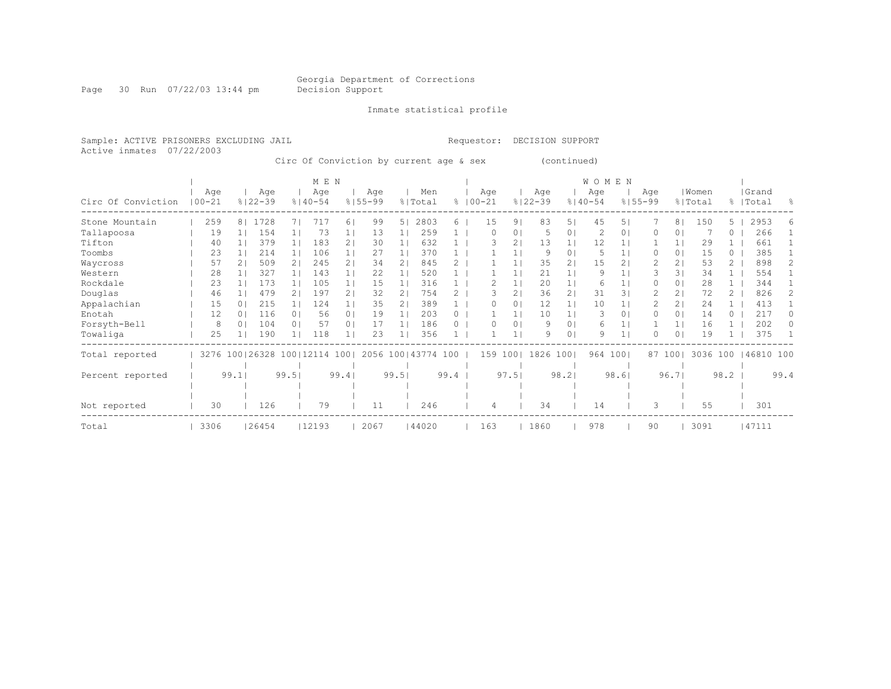Georgia Department of Corrections
Decision Support

Inmate statistical profile

Sample: ACTIVE PRISONERS EXCLUDING JAIL

Requestor: DECISION SUPPORT

Active inmates 07/22/2003

Circ Of Conviction by current age & sex (continued)

| Circ Of Conviction | MEN Age 00-21 | % | Age 22-39 | % | Age 40-54 | % | Age 55-99 | % | Men Total | % | WOMEN Age 00-21 | % | Age 22-39 | % | Age 40-54 | % | Age 55-99 | % | Women Total | % | Grand Total | % |
|---|---|---|---|---|---|---|---|---|---|---|---|---|---|---|---|---|---|---|---|---|---|---|
| Stone Mountain | 259 | 8 | 1728 | 7 | 717 | 6 | 99 | 5 | 2803 | 6 | 15 | 9 | 83 | 5 | 45 | 5 | 7 | 8 | 150 | 5 | 2953 | 6 |
| Tallapoosa | 19 | 1 | 154 | 1 | 73 | 1 | 13 | 1 | 259 | 1 | 0 | 0 | 5 | 0 | 2 | 0 | 0 | 0 | 7 | 0 | 266 | 1 |
| Tifton | 40 | 1 | 379 | 1 | 183 | 2 | 30 | 1 | 632 | 1 | 3 | 2 | 13 | 1 | 12 | 1 | 1 | 1 | 29 | 1 | 661 | 1 |
| Toombs | 23 | 1 | 214 | 1 | 106 | 1 | 27 | 1 | 370 | 1 | 1 | 1 | 9 | 0 | 5 | 1 | 0 | 0 | 15 | 0 | 385 | 1 |
| Waycross | 57 | 2 | 509 | 2 | 245 | 2 | 34 | 2 | 845 | 2 | 1 | 1 | 35 | 2 | 15 | 2 | 2 | 2 | 53 | 2 | 898 | 2 |
| Western | 28 | 1 | 327 | 1 | 143 | 1 | 22 | 1 | 520 | 1 | 1 | 1 | 21 | 1 | 9 | 1 | 3 | 3 | 34 | 1 | 554 | 1 |
| Rockdale | 23 | 1 | 173 | 1 | 105 | 1 | 15 | 1 | 316 | 1 | 2 | 1 | 20 | 1 | 6 | 1 | 0 | 0 | 28 | 1 | 344 | 1 |
| Douglas | 46 | 1 | 479 | 2 | 197 | 2 | 32 | 2 | 754 | 2 | 3 | 2 | 36 | 2 | 31 | 3 | 2 | 2 | 72 | 2 | 826 | 2 |
| Appalachian | 15 | 0 | 215 | 1 | 124 | 1 | 35 | 2 | 389 | 1 | 0 | 0 | 12 | 1 | 10 | 1 | 2 | 2 | 24 | 1 | 413 | 1 |
| Enotah | 12 | 0 | 116 | 0 | 56 | 0 | 19 | 1 | 203 | 0 | 1 | 1 | 10 | 1 | 3 | 0 | 0 | 0 | 14 | 0 | 217 | 0 |
| Forsyth-Bell | 8 | 0 | 104 | 0 | 57 | 0 | 17 | 1 | 186 | 0 | 0 | 0 | 9 | 0 | 6 | 1 | 1 | 1 | 16 | 1 | 202 | 0 |
| Towaliga | 25 | 1 | 190 | 1 | 118 | 1 | 23 | 1 | 356 | 1 | 1 | 1 | 9 | 0 | 9 | 1 | 0 | 0 | 19 | 1 | 375 | 1 |
| Total reported | 3276 | 100 | 26328 | 100 | 12114 | 100 | 2056 | 100 | 43774 | 100 | 159 | 100 | 1826 | 100 | 964 | 100 | 87 | 100 | 3036 | 100 | 46810 | 100 |
| Percent reported | | 99.1 | | 99.5 | | 99.4 | | 99.5 | | 99.4 | | 97.5 | | 98.2 | | 98.6 | | 96.7 | | 98.2 | | 99.4 |
| Not reported | 30 | | 126 | | 79 | | 11 | | 246 | | 4 | | 34 | | 14 | | 3 | | 55 | | 301 | |
| Total | 3306 | | 26454 | | 12193 | | 2067 | | 44020 | | 163 | | 1860 | | 978 | | 90 | | 3091 | | 47111 | |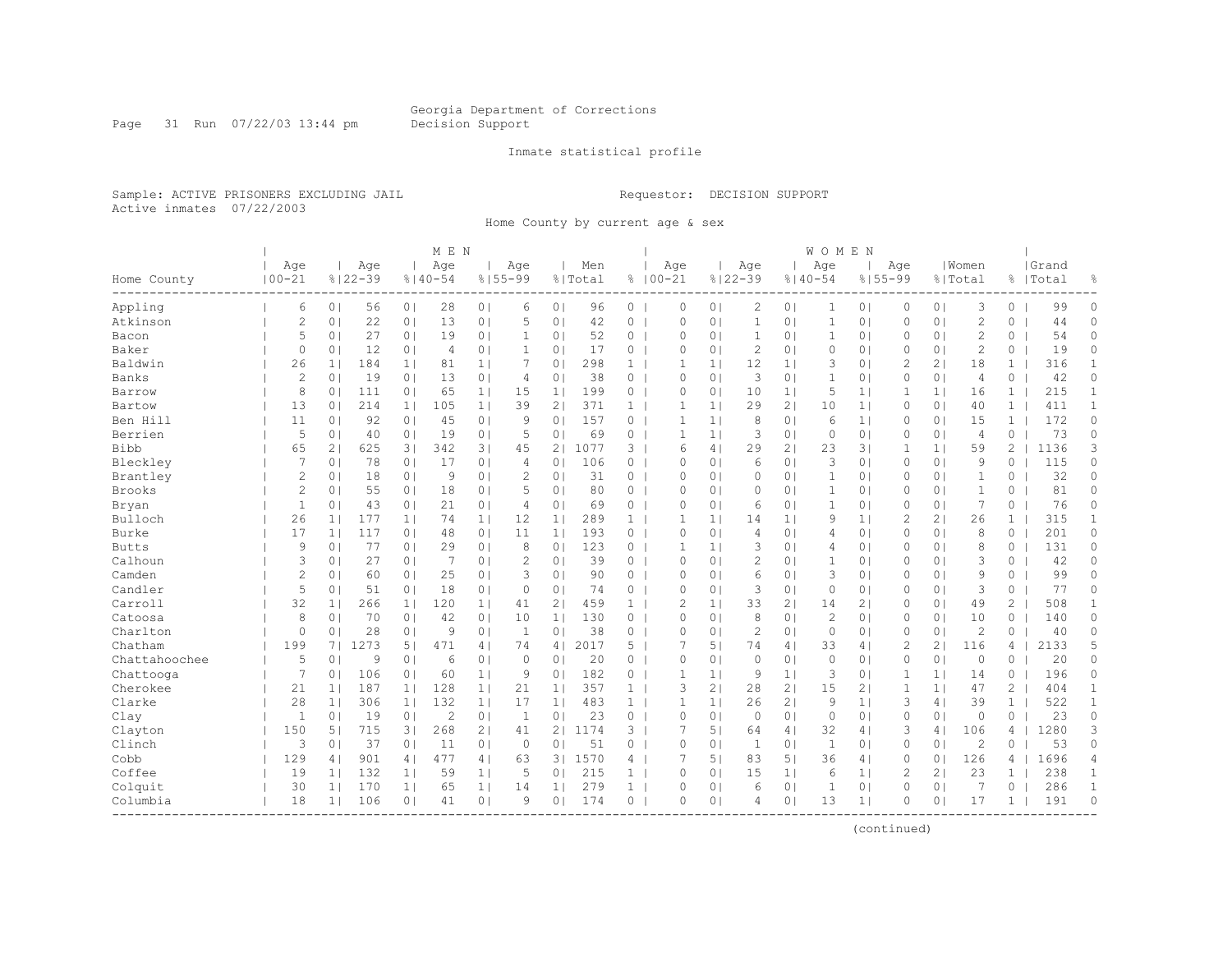Georgia Department of Corrections
Decision Support

Inmate statistical profile

Sample: ACTIVE PRISONERS EXCLUDING JAIL    Requestor: DECISION SUPPORT
Active inmates 07/22/2003

Home County by current age & sex

| | MEN | | | | | | | | | | WOMEN | | | | | | | | | | | |
|---|---|---|---|---|---|---|---|---|---|---|---|---|---|---|---|---|---|---|---|---|---|---|
| Home County | Age 00-21 | % | Age 22-39 | % | Age 40-54 | % | Age 55-99 | % | Men Total | % | Age 00-21 | % | Age 22-39 | % | Age 40-54 | % | Age 55-99 | % | Women Total | % | Grand Total | % |
| Appling | 6 | 0 | 56 | 0 | 28 | 0 | 6 | 0 | 96 | 0 | 0 | 0 | 2 | 0 | 1 | 0 | 0 | 0 | 3 | 0 | 99 | 0 |
| Atkinson | 2 | 0 | 22 | 0 | 13 | 0 | 5 | 0 | 42 | 0 | 0 | 0 | 1 | 0 | 1 | 0 | 0 | 0 | 2 | 0 | 44 | 0 |
| Bacon | 5 | 0 | 27 | 0 | 19 | 0 | 1 | 0 | 52 | 0 | 0 | 0 | 1 | 0 | 1 | 0 | 0 | 0 | 2 | 0 | 54 | 0 |
| Baker | 0 | 0 | 12 | 0 | 4 | 0 | 1 | 0 | 17 | 0 | 0 | 0 | 2 | 0 | 0 | 0 | 0 | 0 | 2 | 0 | 19 | 0 |
| Baldwin | 26 | 1 | 184 | 1 | 81 | 1 | 7 | 0 | 298 | 1 | 1 | 1 | 12 | 1 | 3 | 0 | 2 | 2 | 18 | 1 | 316 | 1 |
| Banks | 2 | 0 | 19 | 0 | 13 | 0 | 4 | 0 | 38 | 0 | 0 | 0 | 3 | 0 | 1 | 0 | 0 | 0 | 4 | 0 | 42 | 0 |
| Barrow | 8 | 0 | 111 | 0 | 65 | 1 | 15 | 1 | 199 | 0 | 0 | 0 | 10 | 1 | 5 | 1 | 1 | 1 | 16 | 1 | 215 | 1 |
| Bartow | 13 | 0 | 214 | 1 | 105 | 1 | 39 | 2 | 371 | 1 | 1 | 1 | 29 | 2 | 10 | 1 | 0 | 0 | 40 | 1 | 411 | 1 |
| Ben Hill | 11 | 0 | 92 | 0 | 45 | 0 | 9 | 0 | 157 | 0 | 1 | 1 | 8 | 0 | 6 | 1 | 0 | 0 | 15 | 1 | 172 | 0 |
| Berrien | 5 | 0 | 40 | 0 | 19 | 0 | 5 | 0 | 69 | 0 | 1 | 1 | 3 | 0 | 0 | 0 | 0 | 0 | 4 | 0 | 73 | 0 |
| Bibb | 65 | 2 | 625 | 3 | 342 | 3 | 45 | 2 | 1077 | 3 | 6 | 4 | 29 | 2 | 23 | 3 | 1 | 1 | 59 | 2 | 1136 | 3 |
| Bleckley | 7 | 0 | 78 | 0 | 17 | 0 | 4 | 0 | 106 | 0 | 0 | 0 | 6 | 0 | 3 | 0 | 0 | 0 | 9 | 0 | 115 | 0 |
| Brantley | 2 | 0 | 18 | 0 | 9 | 0 | 2 | 0 | 31 | 0 | 0 | 0 | 0 | 0 | 1 | 0 | 0 | 0 | 1 | 0 | 32 | 0 |
| Brooks | 2 | 0 | 55 | 0 | 18 | 0 | 5 | 0 | 80 | 0 | 0 | 0 | 0 | 0 | 1 | 0 | 0 | 0 | 1 | 0 | 81 | 0 |
| Bryan | 1 | 0 | 43 | 0 | 21 | 0 | 4 | 0 | 69 | 0 | 0 | 0 | 6 | 0 | 1 | 0 | 0 | 0 | 7 | 0 | 76 | 0 |
| Bulloch | 26 | 1 | 177 | 1 | 74 | 1 | 12 | 1 | 289 | 1 | 1 | 1 | 14 | 1 | 9 | 1 | 2 | 2 | 26 | 1 | 315 | 1 |
| Burke | 17 | 1 | 117 | 0 | 48 | 0 | 11 | 1 | 193 | 0 | 0 | 0 | 4 | 0 | 4 | 0 | 0 | 0 | 8 | 0 | 201 | 0 |
| Butts | 9 | 0 | 77 | 0 | 29 | 0 | 8 | 0 | 123 | 0 | 1 | 1 | 3 | 0 | 4 | 0 | 0 | 0 | 8 | 0 | 131 | 0 |
| Calhoun | 3 | 0 | 27 | 0 | 7 | 0 | 2 | 0 | 39 | 0 | 0 | 0 | 2 | 0 | 1 | 0 | 0 | 0 | 3 | 0 | 42 | 0 |
| Camden | 2 | 0 | 60 | 0 | 25 | 0 | 3 | 0 | 90 | 0 | 0 | 0 | 6 | 0 | 3 | 0 | 0 | 0 | 9 | 0 | 99 | 0 |
| Candler | 5 | 0 | 51 | 0 | 18 | 0 | 0 | 0 | 74 | 0 | 0 | 0 | 3 | 0 | 0 | 0 | 0 | 0 | 3 | 0 | 77 | 0 |
| Carroll | 32 | 1 | 266 | 1 | 120 | 1 | 41 | 2 | 459 | 1 | 2 | 1 | 33 | 2 | 14 | 2 | 0 | 0 | 49 | 2 | 508 | 1 |
| Catoosa | 8 | 0 | 70 | 0 | 42 | 0 | 10 | 1 | 130 | 0 | 0 | 0 | 8 | 0 | 2 | 0 | 0 | 0 | 10 | 0 | 140 | 0 |
| Charlton | 0 | 0 | 28 | 0 | 9 | 0 | 1 | 0 | 38 | 0 | 0 | 0 | 2 | 0 | 0 | 0 | 0 | 0 | 2 | 0 | 40 | 0 |
| Chatham | 199 | 7 | 1273 | 5 | 471 | 4 | 74 | 4 | 2017 | 5 | 7 | 5 | 74 | 4 | 33 | 4 | 2 | 2 | 116 | 4 | 2133 | 5 |
| Chattahoochee | 5 | 0 | 9 | 0 | 6 | 0 | 0 | 0 | 20 | 0 | 0 | 0 | 0 | 0 | 0 | 0 | 0 | 0 | 0 | 0 | 20 | 0 |
| Chattooga | 7 | 0 | 106 | 0 | 60 | 1 | 9 | 0 | 182 | 0 | 1 | 1 | 9 | 1 | 3 | 0 | 1 | 1 | 14 | 0 | 196 | 0 |
| Cherokee | 21 | 1 | 187 | 1 | 128 | 1 | 21 | 1 | 357 | 1 | 3 | 2 | 28 | 2 | 15 | 2 | 1 | 1 | 47 | 2 | 404 | 1 |
| Clarke | 28 | 1 | 306 | 1 | 132 | 1 | 17 | 1 | 483 | 1 | 1 | 1 | 26 | 2 | 9 | 1 | 3 | 4 | 39 | 1 | 522 | 1 |
| Clay | 1 | 0 | 19 | 0 | 2 | 0 | 1 | 0 | 23 | 0 | 0 | 0 | 0 | 0 | 0 | 0 | 0 | 0 | 0 | 0 | 23 | 0 |
| Clayton | 150 | 5 | 715 | 3 | 268 | 2 | 41 | 2 | 1174 | 3 | 7 | 5 | 64 | 4 | 32 | 4 | 3 | 4 | 106 | 4 | 1280 | 3 |
| Clinch | 3 | 0 | 37 | 0 | 11 | 0 | 0 | 0 | 51 | 0 | 0 | 0 | 1 | 0 | 1 | 0 | 0 | 0 | 2 | 0 | 53 | 0 |
| Cobb | 129 | 4 | 901 | 4 | 477 | 4 | 63 | 3 | 1570 | 4 | 7 | 5 | 83 | 5 | 36 | 4 | 0 | 0 | 126 | 4 | 1696 | 4 |
| Coffee | 19 | 1 | 132 | 1 | 59 | 1 | 5 | 0 | 215 | 1 | 0 | 0 | 15 | 1 | 6 | 1 | 2 | 2 | 23 | 1 | 238 | 1 |
| Colquit | 30 | 1 | 170 | 1 | 65 | 1 | 14 | 1 | 279 | 1 | 0 | 0 | 6 | 0 | 1 | 0 | 0 | 0 | 7 | 0 | 286 | 1 |
| Columbia | 18 | 1 | 106 | 0 | 41 | 0 | 9 | 0 | 174 | 0 | 0 | 0 | 4 | 0 | 13 | 1 | 0 | 0 | 17 | 1 | 191 | 0 |

(continued)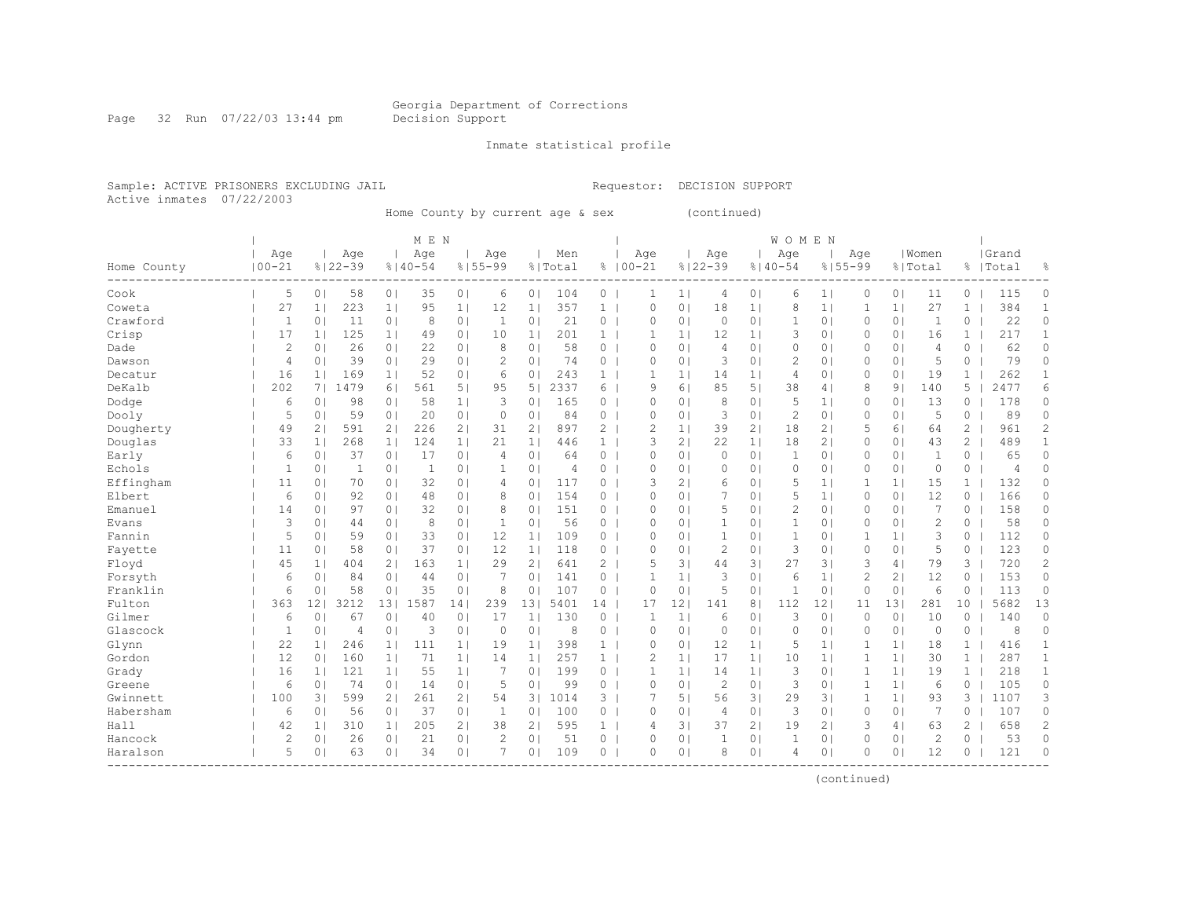Georgia Department of Corrections
Decision Support

Inmate statistical profile

Sample: ACTIVE PRISONERS EXCLUDING JAIL    Requestor: DECISION SUPPORT
Active inmates 07/22/2003

Home County by current age & sex (continued)

| Home County | MEN Age 00-21 | % | Age 22-39 | % | Age 40-54 | % | Age 55-99 | % | Men Total | % | WOMEN Age 00-21 | % | Age 22-39 | % | Age 40-54 | % | Age 55-99 | % | Women Total | % | Grand Total | % |
|---|---|---|---|---|---|---|---|---|---|---|---|---|---|---|---|---|---|---|---|---|---|---|
| Cook | 5 | 0 | 58 | 0 | 35 | 0 | 6 | 0 | 104 | 0 | 1 | 1 | 4 | 0 | 6 | 1 | 0 | 0 | 11 | 0 | 115 | 0 |
| Coweta | 27 | 1 | 223 | 1 | 95 | 1 | 12 | 1 | 357 | 1 | 0 | 0 | 18 | 1 | 8 | 1 | 1 | 1 | 27 | 1 | 384 | 1 |
| Crawford | 1 | 0 | 11 | 0 | 8 | 0 | 1 | 0 | 21 | 0 | 0 | 0 | 0 | 0 | 1 | 0 | 0 | 0 | 1 | 0 | 22 | 0 |
| Crisp | 17 | 1 | 125 | 1 | 49 | 0 | 10 | 1 | 201 | 1 | 1 | 1 | 12 | 1 | 3 | 0 | 0 | 0 | 16 | 1 | 217 | 1 |
| Dade | 2 | 0 | 26 | 0 | 22 | 0 | 8 | 0 | 58 | 0 | 0 | 0 | 4 | 0 | 0 | 0 | 0 | 0 | 4 | 0 | 62 | 0 |
| Dawson | 4 | 0 | 39 | 0 | 29 | 0 | 2 | 0 | 74 | 0 | 0 | 0 | 3 | 0 | 2 | 0 | 0 | 0 | 5 | 0 | 79 | 0 |
| Decatur | 16 | 1 | 169 | 1 | 52 | 0 | 6 | 0 | 243 | 1 | 1 | 1 | 14 | 1 | 4 | 0 | 0 | 0 | 19 | 1 | 262 | 1 |
| DeKalb | 202 | 7 | 1479 | 6 | 561 | 5 | 95 | 5 | 2337 | 6 | 9 | 6 | 85 | 5 | 38 | 4 | 8 | 9 | 140 | 5 | 2477 | 6 |
| Dodge | 6 | 0 | 98 | 0 | 58 | 1 | 3 | 0 | 165 | 0 | 0 | 0 | 8 | 0 | 5 | 1 | 0 | 0 | 13 | 0 | 178 | 0 |
| Dooly | 5 | 0 | 59 | 0 | 20 | 0 | 0 | 0 | 84 | 0 | 0 | 0 | 3 | 0 | 2 | 0 | 0 | 0 | 5 | 0 | 89 | 0 |
| Dougherty | 49 | 2 | 591 | 2 | 226 | 2 | 31 | 2 | 897 | 2 | 2 | 1 | 39 | 2 | 18 | 2 | 5 | 6 | 64 | 2 | 961 | 2 |
| Douglas | 33 | 1 | 268 | 1 | 124 | 1 | 21 | 1 | 446 | 1 | 3 | 2 | 22 | 1 | 18 | 2 | 0 | 0 | 43 | 2 | 489 | 1 |
| Early | 6 | 0 | 37 | 0 | 17 | 0 | 4 | 0 | 64 | 0 | 0 | 0 | 0 | 0 | 1 | 0 | 0 | 0 | 1 | 0 | 65 | 0 |
| Echols | 1 | 0 | 1 | 0 | 1 | 0 | 1 | 0 | 4 | 0 | 0 | 0 | 0 | 0 | 0 | 0 | 0 | 0 | 0 | 0 | 4 | 0 |
| Effingham | 11 | 0 | 70 | 0 | 32 | 0 | 4 | 0 | 117 | 0 | 3 | 2 | 6 | 0 | 5 | 1 | 1 | 1 | 15 | 1 | 132 | 0 |
| Elbert | 6 | 0 | 92 | 0 | 48 | 0 | 8 | 0 | 154 | 0 | 0 | 0 | 7 | 0 | 5 | 1 | 0 | 0 | 12 | 0 | 166 | 0 |
| Emanuel | 14 | 0 | 97 | 0 | 32 | 0 | 8 | 0 | 151 | 0 | 0 | 0 | 5 | 0 | 2 | 0 | 0 | 0 | 7 | 0 | 158 | 0 |
| Evans | 3 | 0 | 44 | 0 | 8 | 0 | 1 | 0 | 56 | 0 | 0 | 0 | 1 | 0 | 1 | 0 | 0 | 0 | 2 | 0 | 58 | 0 |
| Fannin | 5 | 0 | 59 | 0 | 33 | 0 | 12 | 1 | 109 | 0 | 0 | 0 | 1 | 0 | 1 | 0 | 1 | 1 | 3 | 0 | 112 | 0 |
| Fayette | 11 | 0 | 58 | 0 | 37 | 0 | 12 | 1 | 118 | 0 | 0 | 0 | 2 | 0 | 3 | 0 | 0 | 0 | 5 | 0 | 123 | 0 |
| Floyd | 45 | 1 | 404 | 2 | 163 | 1 | 29 | 2 | 641 | 2 | 5 | 3 | 44 | 3 | 27 | 3 | 3 | 4 | 79 | 3 | 720 | 2 |
| Forsyth | 6 | 0 | 84 | 0 | 44 | 0 | 7 | 0 | 141 | 0 | 1 | 1 | 3 | 0 | 6 | 1 | 2 | 2 | 12 | 0 | 153 | 0 |
| Franklin | 6 | 0 | 58 | 0 | 35 | 0 | 8 | 0 | 107 | 0 | 0 | 0 | 5 | 0 | 1 | 0 | 0 | 0 | 6 | 0 | 113 | 0 |
| Fulton | 363 | 12 | 3212 | 13 | 1587 | 14 | 239 | 13 | 5401 | 14 | 17 | 12 | 141 | 8 | 112 | 12 | 11 | 13 | 281 | 10 | 5682 | 13 |
| Gilmer | 6 | 0 | 67 | 0 | 40 | 0 | 17 | 1 | 130 | 0 | 1 | 1 | 6 | 0 | 3 | 0 | 0 | 0 | 10 | 0 | 140 | 0 |
| Glascock | 1 | 0 | 4 | 0 | 3 | 0 | 0 | 0 | 8 | 0 | 0 | 0 | 0 | 0 | 0 | 0 | 0 | 0 | 0 | 0 | 8 | 0 |
| Glynn | 22 | 1 | 246 | 1 | 111 | 1 | 19 | 1 | 398 | 1 | 0 | 0 | 12 | 1 | 5 | 1 | 1 | 1 | 18 | 1 | 416 | 1 |
| Gordon | 12 | 0 | 160 | 1 | 71 | 1 | 14 | 1 | 257 | 1 | 2 | 1 | 17 | 1 | 10 | 1 | 1 | 1 | 30 | 1 | 287 | 1 |
| Grady | 16 | 1 | 121 | 1 | 55 | 1 | 7 | 0 | 199 | 0 | 1 | 1 | 14 | 1 | 3 | 0 | 1 | 1 | 19 | 1 | 218 | 1 |
| Greene | 6 | 0 | 74 | 0 | 14 | 0 | 5 | 0 | 99 | 0 | 0 | 0 | 2 | 0 | 3 | 0 | 1 | 1 | 6 | 0 | 105 | 0 |
| Gwinnett | 100 | 3 | 599 | 2 | 261 | 2 | 54 | 3 | 1014 | 3 | 7 | 5 | 56 | 3 | 29 | 3 | 1 | 1 | 93 | 3 | 1107 | 3 |
| Habersham | 6 | 0 | 56 | 0 | 37 | 0 | 1 | 0 | 100 | 0 | 0 | 0 | 4 | 0 | 3 | 0 | 0 | 0 | 7 | 0 | 107 | 0 |
| Hall | 42 | 1 | 310 | 1 | 205 | 2 | 38 | 2 | 595 | 1 | 4 | 3 | 37 | 2 | 19 | 2 | 3 | 4 | 63 | 2 | 658 | 2 |
| Hancock | 2 | 0 | 26 | 0 | 21 | 0 | 2 | 0 | 51 | 0 | 0 | 0 | 1 | 0 | 1 | 0 | 0 | 0 | 2 | 0 | 53 | 0 |
| Haralson | 5 | 0 | 63 | 0 | 34 | 0 | 7 | 0 | 109 | 0 | 0 | 0 | 8 | 0 | 4 | 0 | 0 | 0 | 12 | 0 | 121 | 0 |

(continued)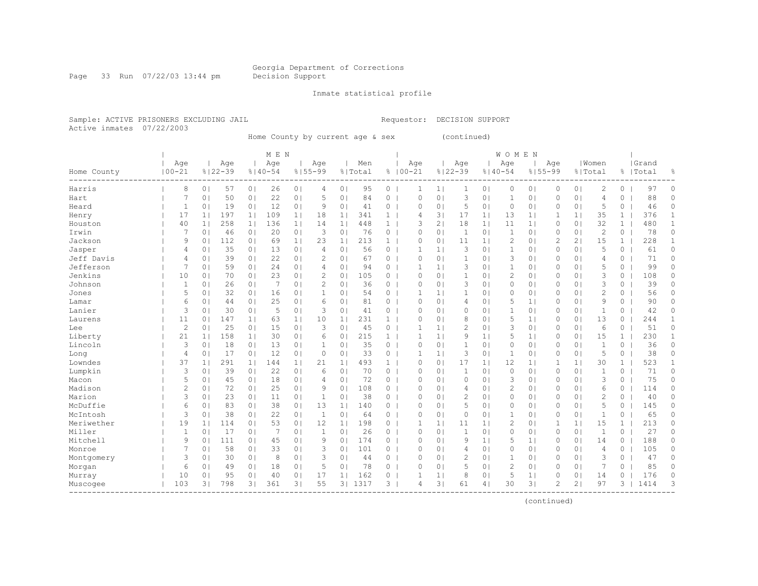Georgia Department of Corrections
Decision Support

Inmate statistical profile

Sample: ACTIVE PRISONERS EXCLUDING JAIL  Requestor: DECISION SUPPORT
Active inmates 07/22/2003

Home County by current age & sex (continued)

| Home County | MEN Age 00-21 | % | Age 22-39 | % | Age 40-54 | % | Age 55-99 | % | Men Total | % | WOMEN Age 00-21 | % | Age 22-39 | % | Age 40-54 | % | Age 55-99 | % | Women Total | % | Grand Total | % |
|---|---|---|---|---|---|---|---|---|---|---|---|---|---|---|---|---|---|---|---|---|---|---|
| Harris | 8 | 0 | 57 | 0 | 26 | 0 | 4 | 0 | 95 | 0 | 1 | 1 | 1 | 0 | 0 | 0 | 0 | 0 | 2 | 0 | 97 | 0 |
| Hart | 7 | 0 | 50 | 0 | 22 | 0 | 5 | 0 | 84 | 0 | 0 | 0 | 3 | 0 | 1 | 0 | 0 | 0 | 4 | 0 | 88 | 0 |
| Heard | 1 | 0 | 19 | 0 | 12 | 0 | 9 | 0 | 41 | 0 | 0 | 0 | 5 | 0 | 0 | 0 | 0 | 0 | 5 | 0 | 46 | 0 |
| Henry | 17 | 1 | 197 | 1 | 109 | 1 | 18 | 1 | 341 | 1 | 4 | 3 | 17 | 1 | 13 | 1 | 1 | 1 | 35 | 1 | 376 | 1 |
| Houston | 40 | 1 | 258 | 1 | 136 | 1 | 14 | 1 | 448 | 1 | 3 | 2 | 18 | 1 | 11 | 1 | 0 | 0 | 32 | 1 | 480 | 1 |
| Irwin | 7 | 0 | 46 | 0 | 20 | 0 | 3 | 0 | 76 | 0 | 0 | 0 | 1 | 0 | 1 | 0 | 0 | 0 | 2 | 0 | 78 | 0 |
| Jackson | 9 | 0 | 112 | 0 | 69 | 1 | 23 | 1 | 213 | 1 | 0 | 0 | 11 | 1 | 2 | 0 | 2 | 2 | 15 | 1 | 228 | 1 |
| Jasper | 4 | 0 | 35 | 0 | 13 | 0 | 4 | 0 | 56 | 0 | 1 | 1 | 3 | 0 | 1 | 0 | 0 | 0 | 5 | 0 | 61 | 0 |
| Jeff Davis | 4 | 0 | 39 | 0 | 22 | 0 | 2 | 0 | 67 | 0 | 0 | 0 | 1 | 0 | 3 | 0 | 0 | 0 | 4 | 0 | 71 | 0 |
| Jefferson | 7 | 0 | 59 | 0 | 24 | 0 | 4 | 0 | 94 | 0 | 1 | 1 | 3 | 0 | 1 | 0 | 0 | 0 | 5 | 0 | 99 | 0 |
| Jenkins | 10 | 0 | 70 | 0 | 23 | 0 | 2 | 0 | 105 | 0 | 0 | 0 | 1 | 0 | 2 | 0 | 0 | 0 | 3 | 0 | 108 | 0 |
| Johnson | 1 | 0 | 26 | 0 | 7 | 0 | 2 | 0 | 36 | 0 | 0 | 0 | 3 | 0 | 0 | 0 | 0 | 0 | 3 | 0 | 39 | 0 |
| Jones | 5 | 0 | 32 | 0 | 16 | 0 | 1 | 0 | 54 | 0 | 1 | 1 | 1 | 0 | 0 | 0 | 0 | 0 | 2 | 0 | 56 | 0 |
| Lamar | 6 | 0 | 44 | 0 | 25 | 0 | 6 | 0 | 81 | 0 | 0 | 0 | 4 | 0 | 5 | 1 | 0 | 0 | 9 | 0 | 90 | 0 |
| Lanier | 3 | 0 | 30 | 0 | 5 | 0 | 3 | 0 | 41 | 0 | 0 | 0 | 0 | 0 | 1 | 0 | 0 | 0 | 1 | 0 | 42 | 0 |
| Laurens | 11 | 0 | 147 | 1 | 63 | 1 | 10 | 1 | 231 | 1 | 0 | 0 | 8 | 0 | 5 | 1 | 0 | 0 | 13 | 0 | 244 | 1 |
| Lee | 2 | 0 | 25 | 0 | 15 | 0 | 3 | 0 | 45 | 0 | 1 | 1 | 2 | 0 | 3 | 0 | 0 | 0 | 6 | 0 | 51 | 0 |
| Liberty | 21 | 1 | 158 | 1 | 30 | 0 | 6 | 0 | 215 | 1 | 1 | 1 | 9 | 1 | 5 | 1 | 0 | 0 | 15 | 1 | 230 | 1 |
| Lincoln | 3 | 0 | 18 | 0 | 13 | 0 | 1 | 0 | 35 | 0 | 0 | 0 | 1 | 0 | 0 | 0 | 0 | 0 | 1 | 0 | 36 | 0 |
| Long | 4 | 0 | 17 | 0 | 12 | 0 | 0 | 0 | 33 | 0 | 1 | 1 | 3 | 0 | 1 | 0 | 0 | 0 | 5 | 0 | 38 | 0 |
| Lowndes | 37 | 1 | 291 | 1 | 144 | 1 | 21 | 1 | 493 | 1 | 0 | 0 | 17 | 1 | 12 | 1 | 1 | 1 | 30 | 1 | 523 | 1 |
| Lumpkin | 3 | 0 | 39 | 0 | 22 | 0 | 6 | 0 | 70 | 0 | 0 | 0 | 1 | 0 | 0 | 0 | 0 | 0 | 1 | 0 | 71 | 0 |
| Macon | 5 | 0 | 45 | 0 | 18 | 0 | 4 | 0 | 72 | 0 | 0 | 0 | 0 | 0 | 3 | 0 | 0 | 0 | 3 | 0 | 75 | 0 |
| Madison | 2 | 0 | 72 | 0 | 25 | 0 | 9 | 0 | 108 | 0 | 0 | 0 | 4 | 0 | 2 | 0 | 0 | 0 | 6 | 0 | 114 | 0 |
| Marion | 3 | 0 | 23 | 0 | 11 | 0 | 1 | 0 | 38 | 0 | 0 | 0 | 2 | 0 | 0 | 0 | 0 | 0 | 2 | 0 | 40 | 0 |
| McDuffie | 6 | 0 | 83 | 0 | 38 | 0 | 13 | 1 | 140 | 0 | 0 | 0 | 5 | 0 | 0 | 0 | 0 | 0 | 5 | 0 | 145 | 0 |
| McIntosh | 3 | 0 | 38 | 0 | 22 | 0 | 1 | 0 | 64 | 0 | 0 | 0 | 0 | 0 | 1 | 0 | 0 | 0 | 1 | 0 | 65 | 0 |
| Meriwether | 19 | 1 | 114 | 0 | 53 | 0 | 12 | 1 | 198 | 0 | 1 | 1 | 11 | 1 | 2 | 0 | 1 | 1 | 15 | 1 | 213 | 0 |
| Miller | 1 | 0 | 17 | 0 | 7 | 0 | 1 | 0 | 26 | 0 | 0 | 0 | 1 | 0 | 0 | 0 | 0 | 0 | 1 | 0 | 27 | 0 |
| Mitchell | 9 | 0 | 111 | 0 | 45 | 0 | 9 | 0 | 174 | 0 | 0 | 0 | 9 | 1 | 5 | 1 | 0 | 0 | 14 | 0 | 188 | 0 |
| Monroe | 7 | 0 | 58 | 0 | 33 | 0 | 3 | 0 | 101 | 0 | 0 | 0 | 4 | 0 | 0 | 0 | 0 | 0 | 4 | 0 | 105 | 0 |
| Montgomery | 3 | 0 | 30 | 0 | 8 | 0 | 3 | 0 | 44 | 0 | 0 | 0 | 2 | 0 | 1 | 0 | 0 | 0 | 3 | 0 | 47 | 0 |
| Morgan | 6 | 0 | 49 | 0 | 18 | 0 | 5 | 0 | 78 | 0 | 0 | 0 | 5 | 0 | 2 | 0 | 0 | 0 | 7 | 0 | 85 | 0 |
| Murray | 10 | 0 | 95 | 0 | 40 | 0 | 17 | 1 | 162 | 0 | 1 | 1 | 8 | 0 | 5 | 1 | 0 | 0 | 14 | 0 | 176 | 0 |
| Muscogee | 103 | 3 | 798 | 3 | 361 | 3 | 55 | 3 | 1317 | 3 | 4 | 3 | 61 | 4 | 30 | 3 | 2 | 2 | 97 | 3 | 1414 | 3 |

(continued)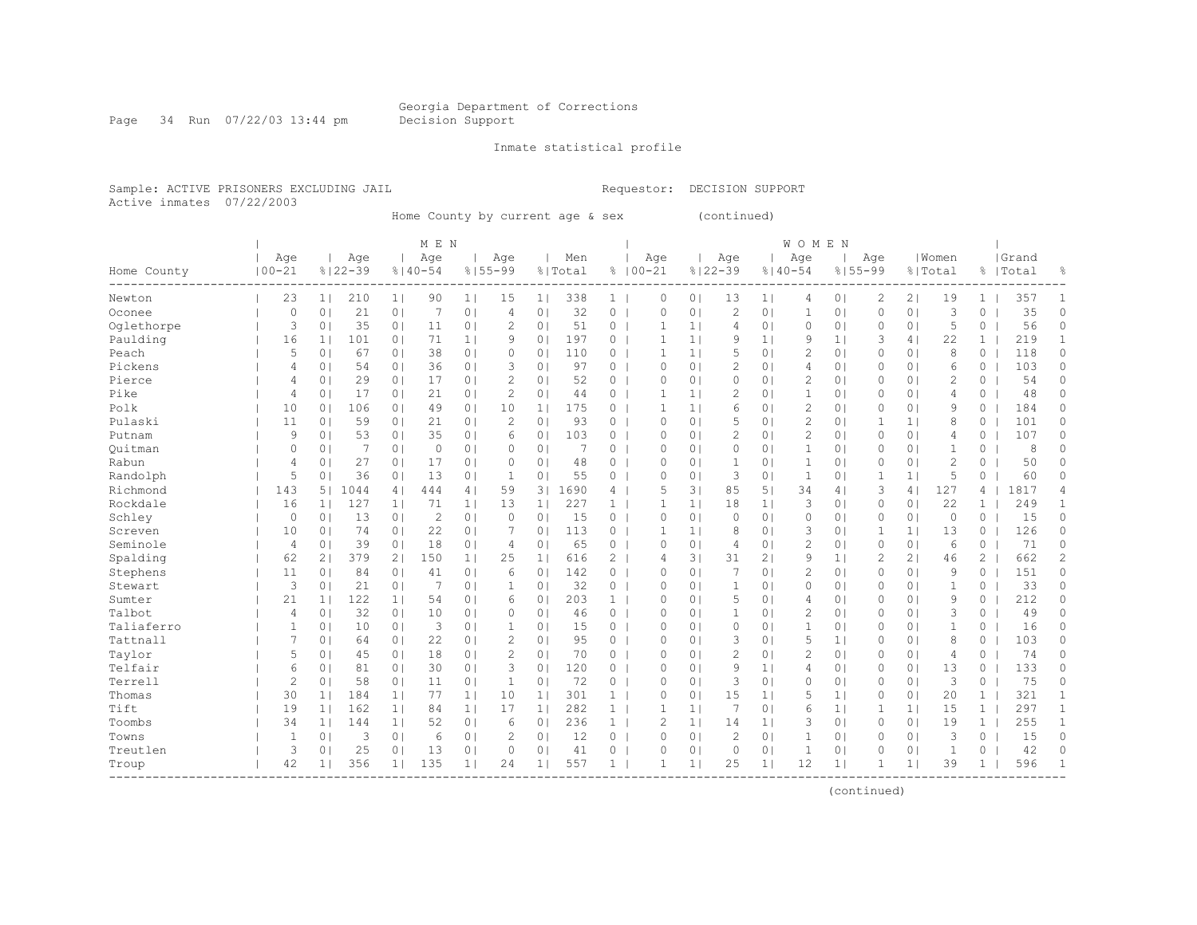Georgia Department of Corrections
Decision Support

Inmate statistical profile

Sample: ACTIVE PRISONERS EXCLUDING JAIL    Requestor: DECISION SUPPORT
Active inmates 07/22/2003

Home County by current age & sex (continued)

| | MEN | | | | | | | | | | WOMEN | | | | | | | | | | | |
|---|---|---|---|---|---|---|---|---|---|---|---|---|---|---|---|---|---|---|---|---|---|---|
| Home County | Age 00-21 | % | Age 22-39 | % | Age 40-54 | % | Age 55-99 | % | Men Total | % | Age 00-21 | % | Age 22-39 | % | Age 40-54 | % | Age 55-99 | % | Women Total | % | Grand Total | % |
| Newton | 23 | 1 | 210 | 1 | 90 | 1 | 15 | 1 | 338 | 1 | 0 | 0 | 13 | 1 | 4 | 0 | 2 | 2 | 19 | 1 | 357 | 1 |
| Oconee | 0 | 0 | 21 | 0 | 7 | 0 | 4 | 0 | 32 | 0 | 0 | 0 | 2 | 0 | 1 | 0 | 0 | 0 | 3 | 0 | 35 | 0 |
| Oglethorpe | 3 | 0 | 35 | 0 | 11 | 0 | 2 | 0 | 51 | 0 | 1 | 1 | 4 | 0 | 0 | 0 | 0 | 0 | 5 | 0 | 56 | 0 |
| Paulding | 16 | 1 | 101 | 0 | 71 | 1 | 9 | 0 | 197 | 0 | 1 | 1 | 9 | 1 | 9 | 1 | 3 | 4 | 22 | 1 | 219 | 1 |
| Peach | 5 | 0 | 67 | 0 | 38 | 0 | 0 | 0 | 110 | 0 | 1 | 1 | 5 | 0 | 2 | 0 | 0 | 0 | 8 | 0 | 118 | 0 |
| Pickens | 4 | 0 | 54 | 0 | 36 | 0 | 3 | 0 | 97 | 0 | 0 | 0 | 2 | 0 | 4 | 0 | 0 | 0 | 6 | 0 | 103 | 0 |
| Pierce | 4 | 0 | 29 | 0 | 17 | 0 | 2 | 0 | 52 | 0 | 0 | 0 | 0 | 0 | 2 | 0 | 0 | 0 | 2 | 0 | 54 | 0 |
| Pike | 4 | 0 | 17 | 0 | 21 | 0 | 2 | 0 | 44 | 0 | 1 | 1 | 2 | 0 | 1 | 0 | 0 | 0 | 4 | 0 | 48 | 0 |
| Polk | 10 | 0 | 106 | 0 | 49 | 0 | 10 | 1 | 175 | 0 | 1 | 1 | 6 | 0 | 2 | 0 | 0 | 0 | 9 | 0 | 184 | 0 |
| Pulaski | 11 | 0 | 59 | 0 | 21 | 0 | 2 | 0 | 93 | 0 | 0 | 0 | 5 | 0 | 2 | 0 | 1 | 1 | 8 | 0 | 101 | 0 |
| Putnam | 9 | 0 | 53 | 0 | 35 | 0 | 6 | 0 | 103 | 0 | 0 | 0 | 2 | 0 | 2 | 0 | 0 | 0 | 4 | 0 | 107 | 0 |
| Quitman | 0 | 0 | 7 | 0 | 0 | 0 | 0 | 0 | 7 | 0 | 0 | 0 | 0 | 0 | 1 | 0 | 0 | 0 | 1 | 0 | 8 | 0 |
| Rabun | 4 | 0 | 27 | 0 | 17 | 0 | 0 | 0 | 48 | 0 | 0 | 0 | 1 | 0 | 1 | 0 | 0 | 0 | 2 | 0 | 50 | 0 |
| Randolph | 5 | 0 | 36 | 0 | 13 | 0 | 1 | 0 | 55 | 0 | 0 | 0 | 3 | 0 | 1 | 0 | 1 | 1 | 5 | 0 | 60 | 0 |
| Richmond | 143 | 5 | 1044 | 4 | 444 | 4 | 59 | 3 | 1690 | 4 | 5 | 3 | 85 | 5 | 34 | 4 | 3 | 4 | 127 | 4 | 1817 | 4 |
| Rockdale | 16 | 1 | 127 | 1 | 71 | 1 | 13 | 1 | 227 | 1 | 1 | 1 | 18 | 1 | 3 | 0 | 0 | 0 | 22 | 1 | 249 | 1 |
| Schley | 0 | 0 | 13 | 0 | 2 | 0 | 0 | 0 | 15 | 0 | 0 | 0 | 0 | 0 | 0 | 0 | 0 | 0 | 0 | 0 | 15 | 0 |
| Screven | 10 | 0 | 74 | 0 | 22 | 0 | 7 | 0 | 113 | 0 | 1 | 1 | 8 | 0 | 3 | 0 | 1 | 1 | 13 | 0 | 126 | 0 |
| Seminole | 4 | 0 | 39 | 0 | 18 | 0 | 4 | 0 | 65 | 0 | 0 | 0 | 4 | 0 | 2 | 0 | 0 | 0 | 6 | 0 | 71 | 0 |
| Spalding | 62 | 2 | 379 | 2 | 150 | 1 | 25 | 1 | 616 | 2 | 4 | 3 | 31 | 2 | 9 | 1 | 2 | 2 | 46 | 2 | 662 | 2 |
| Stephens | 11 | 0 | 84 | 0 | 41 | 0 | 6 | 0 | 142 | 0 | 0 | 0 | 7 | 0 | 2 | 0 | 0 | 0 | 9 | 0 | 151 | 0 |
| Stewart | 3 | 0 | 21 | 0 | 7 | 0 | 1 | 0 | 32 | 0 | 0 | 0 | 1 | 0 | 0 | 0 | 0 | 0 | 1 | 0 | 33 | 0 |
| Sumter | 21 | 1 | 122 | 1 | 54 | 0 | 6 | 0 | 203 | 1 | 0 | 0 | 5 | 0 | 4 | 0 | 0 | 0 | 9 | 0 | 212 | 0 |
| Talbot | 4 | 0 | 32 | 0 | 10 | 0 | 0 | 0 | 46 | 0 | 0 | 0 | 1 | 0 | 2 | 0 | 0 | 0 | 3 | 0 | 49 | 0 |
| Taliaferro | 1 | 0 | 10 | 0 | 3 | 0 | 1 | 0 | 15 | 0 | 0 | 0 | 0 | 0 | 1 | 0 | 0 | 0 | 1 | 0 | 16 | 0 |
| Tattnall | 7 | 0 | 64 | 0 | 22 | 0 | 2 | 0 | 95 | 0 | 0 | 0 | 3 | 0 | 5 | 1 | 0 | 0 | 8 | 0 | 103 | 0 |
| Taylor | 5 | 0 | 45 | 0 | 18 | 0 | 2 | 0 | 70 | 0 | 0 | 0 | 2 | 0 | 2 | 0 | 0 | 0 | 4 | 0 | 74 | 0 |
| Telfair | 6 | 0 | 81 | 0 | 30 | 0 | 3 | 0 | 120 | 0 | 0 | 0 | 9 | 1 | 4 | 0 | 0 | 0 | 13 | 0 | 133 | 0 |
| Terrell | 2 | 0 | 58 | 0 | 11 | 0 | 1 | 0 | 72 | 0 | 0 | 0 | 3 | 0 | 0 | 0 | 0 | 0 | 3 | 0 | 75 | 0 |
| Thomas | 30 | 1 | 184 | 1 | 77 | 1 | 10 | 1 | 301 | 1 | 0 | 0 | 15 | 1 | 5 | 1 | 0 | 0 | 20 | 1 | 321 | 1 |
| Tift | 19 | 1 | 162 | 1 | 84 | 1 | 17 | 1 | 282 | 1 | 1 | 1 | 7 | 0 | 6 | 1 | 1 | 1 | 15 | 1 | 297 | 1 |
| Toombs | 34 | 1 | 144 | 1 | 52 | 0 | 6 | 0 | 236 | 1 | 2 | 1 | 14 | 1 | 3 | 0 | 0 | 0 | 19 | 1 | 255 | 1 |
| Towns | 1 | 0 | 3 | 0 | 6 | 0 | 2 | 0 | 12 | 0 | 0 | 0 | 2 | 0 | 1 | 0 | 0 | 0 | 3 | 0 | 15 | 0 |
| Treutlen | 3 | 0 | 25 | 0 | 13 | 0 | 0 | 0 | 41 | 0 | 0 | 0 | 0 | 0 | 1 | 0 | 0 | 0 | 1 | 0 | 42 | 0 |
| Troup | 42 | 1 | 356 | 1 | 135 | 1 | 24 | 1 | 557 | 1 | 1 | 1 | 25 | 1 | 12 | 1 | 1 | 1 | 39 | 1 | 596 | 1 |

(continued)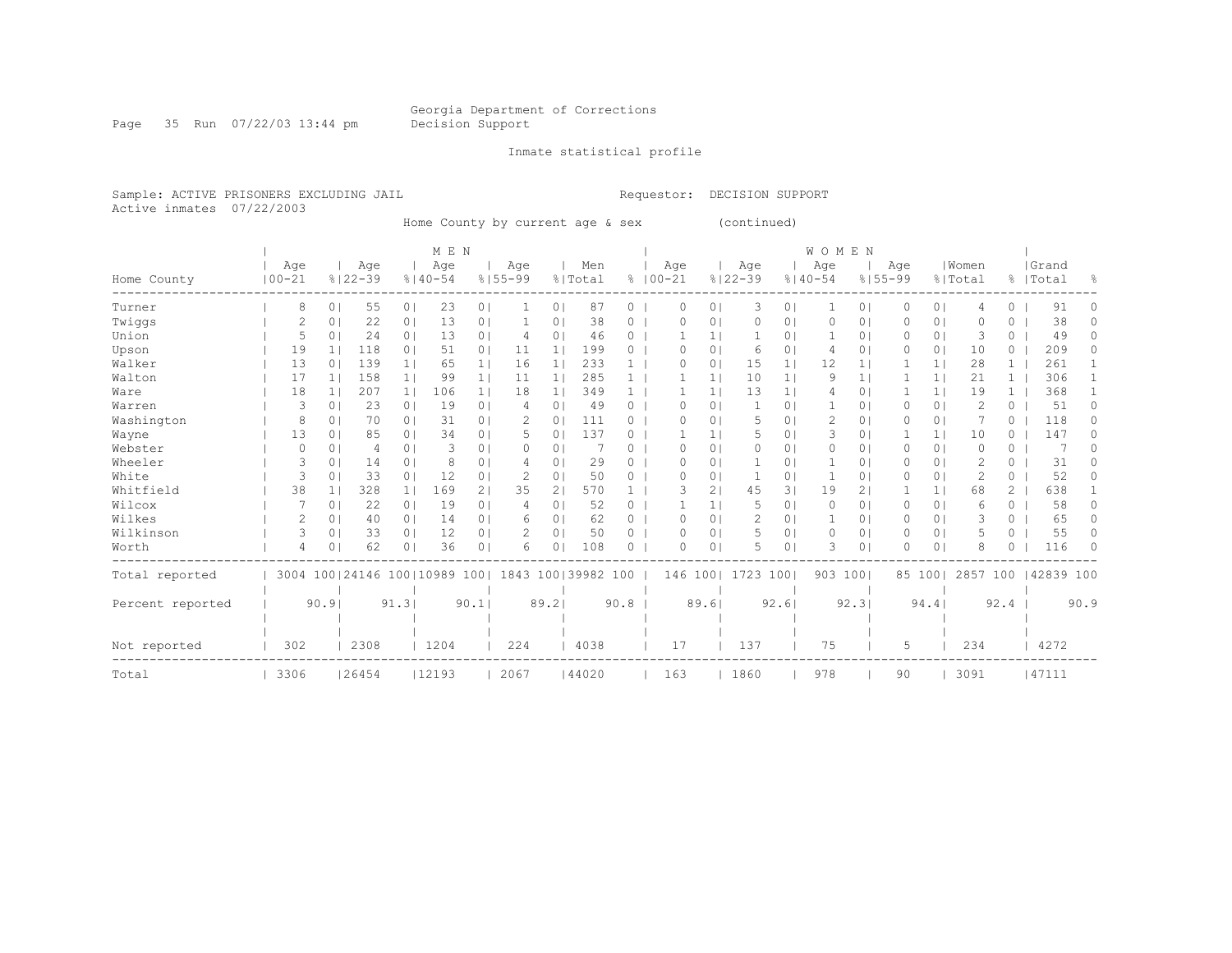Georgia Department of Corrections
Decision Support

Inmate statistical profile

Sample: ACTIVE PRISONERS EXCLUDING JAIL    Requestor: DECISION SUPPORT
Active inmates 07/22/2003

Home County by current age & sex (continued)

| Home County | MEN Age 00-21 | % | Age 22-39 | % | Age 40-54 | % | Age 55-99 | % | Men Total | % | WOMEN Age 00-21 | % | Age 22-39 | % | Age 40-54 | % | Age 55-99 | % | Women Total | % | Grand Total | % |
|---|---|---|---|---|---|---|---|---|---|---|---|---|---|---|---|---|---|---|---|---|---|---|
| Turner | 8 | 0 | 55 | 0 | 23 | 0 | 1 | 0 | 87 | 0 | 0 | 0 | 3 | 0 | 1 | 0 | 0 | 0 | 4 | 0 | 91 | 0 |
| Twiggs | 2 | 0 | 22 | 0 | 13 | 0 | 1 | 0 | 38 | 0 | 0 | 0 | 0 | 0 | 0 | 0 | 0 | 0 | 0 | 0 | 38 | 0 |
| Union | 5 | 0 | 24 | 0 | 13 | 0 | 4 | 0 | 46 | 0 | 1 | 1 | 1 | 0 | 1 | 0 | 0 | 0 | 3 | 0 | 49 | 0 |
| Upson | 19 | 1 | 118 | 0 | 51 | 0 | 11 | 1 | 199 | 0 | 0 | 0 | 6 | 0 | 4 | 0 | 0 | 0 | 10 | 0 | 209 | 0 |
| Walker | 13 | 0 | 139 | 1 | 65 | 1 | 16 | 1 | 233 | 1 | 0 | 0 | 15 | 1 | 12 | 1 | 1 | 1 | 28 | 1 | 261 | 1 |
| Walton | 17 | 1 | 158 | 1 | 99 | 1 | 11 | 1 | 285 | 1 | 1 | 1 | 10 | 1 | 9 | 1 | 1 | 1 | 21 | 1 | 306 | 1 |
| Ware | 18 | 1 | 207 | 1 | 106 | 1 | 18 | 1 | 349 | 1 | 1 | 1 | 13 | 1 | 4 | 0 | 1 | 1 | 19 | 1 | 368 | 1 |
| Warren | 3 | 0 | 23 | 0 | 19 | 0 | 4 | 0 | 49 | 0 | 0 | 0 | 1 | 0 | 1 | 0 | 0 | 0 | 2 | 0 | 51 | 0 |
| Washington | 8 | 0 | 70 | 0 | 31 | 0 | 2 | 0 | 111 | 0 | 0 | 0 | 5 | 0 | 2 | 0 | 0 | 0 | 7 | 0 | 118 | 0 |
| Wayne | 13 | 0 | 85 | 0 | 34 | 0 | 5 | 0 | 137 | 0 | 1 | 1 | 5 | 0 | 3 | 0 | 1 | 1 | 10 | 0 | 147 | 0 |
| Webster | 0 | 0 | 4 | 0 | 3 | 0 | 0 | 0 | 7 | 0 | 0 | 0 | 0 | 0 | 0 | 0 | 0 | 0 | 0 | 0 | 7 | 0 |
| Wheeler | 3 | 0 | 14 | 0 | 8 | 0 | 4 | 0 | 29 | 0 | 0 | 0 | 1 | 0 | 1 | 0 | 0 | 0 | 2 | 0 | 31 | 0 |
| White | 3 | 0 | 33 | 0 | 12 | 0 | 2 | 0 | 50 | 0 | 0 | 0 | 1 | 0 | 1 | 0 | 0 | 0 | 2 | 0 | 52 | 0 |
| Whitfield | 38 | 1 | 328 | 1 | 169 | 2 | 35 | 2 | 570 | 1 | 3 | 2 | 45 | 3 | 19 | 2 | 1 | 1 | 68 | 2 | 638 | 1 |
| Wilcox | 7 | 0 | 22 | 0 | 19 | 0 | 4 | 0 | 52 | 0 | 1 | 1 | 5 | 0 | 0 | 0 | 0 | 0 | 6 | 0 | 58 | 0 |
| Wilkes | 2 | 0 | 40 | 0 | 14 | 0 | 6 | 0 | 62 | 0 | 0 | 0 | 2 | 0 | 1 | 0 | 0 | 0 | 3 | 0 | 65 | 0 |
| Wilkinson | 3 | 0 | 33 | 0 | 12 | 0 | 2 | 0 | 50 | 0 | 0 | 0 | 5 | 0 | 0 | 0 | 0 | 0 | 5 | 0 | 55 | 0 |
| Worth | 4 | 0 | 62 | 0 | 36 | 0 | 6 | 0 | 108 | 0 | 0 | 0 | 5 | 0 | 3 | 0 | 0 | 0 | 8 | 0 | 116 | 0 |
| Total reported | 3004 | 100 | 24146 | 100 | 10989 | 100 | 1843 | 100 | 39982 | 100 | 146 | 100 | 1723 | 100 | 903 | 100 | 85 | 100 | 2857 | 100 | 42839 | 100 |
| Percent reported | | 90.9 | | 91.3 | | 90.1 | | 89.2 | | 90.8 | | 89.6 | | 92.6 | | 92.3 | | 94.4 | | 92.4 | | 90.9 |
| Not reported | 302 | | 2308 | | 1204 | | 224 | | 4038 | | 17 | | 137 | | 75 | | 5 | | 234 | | 4272 | |
| Total | 3306 | | 26454 | | 12193 | | 2067 | | 44020 | | 163 | | 1860 | | 978 | | 90 | | 3091 | | 47111 | |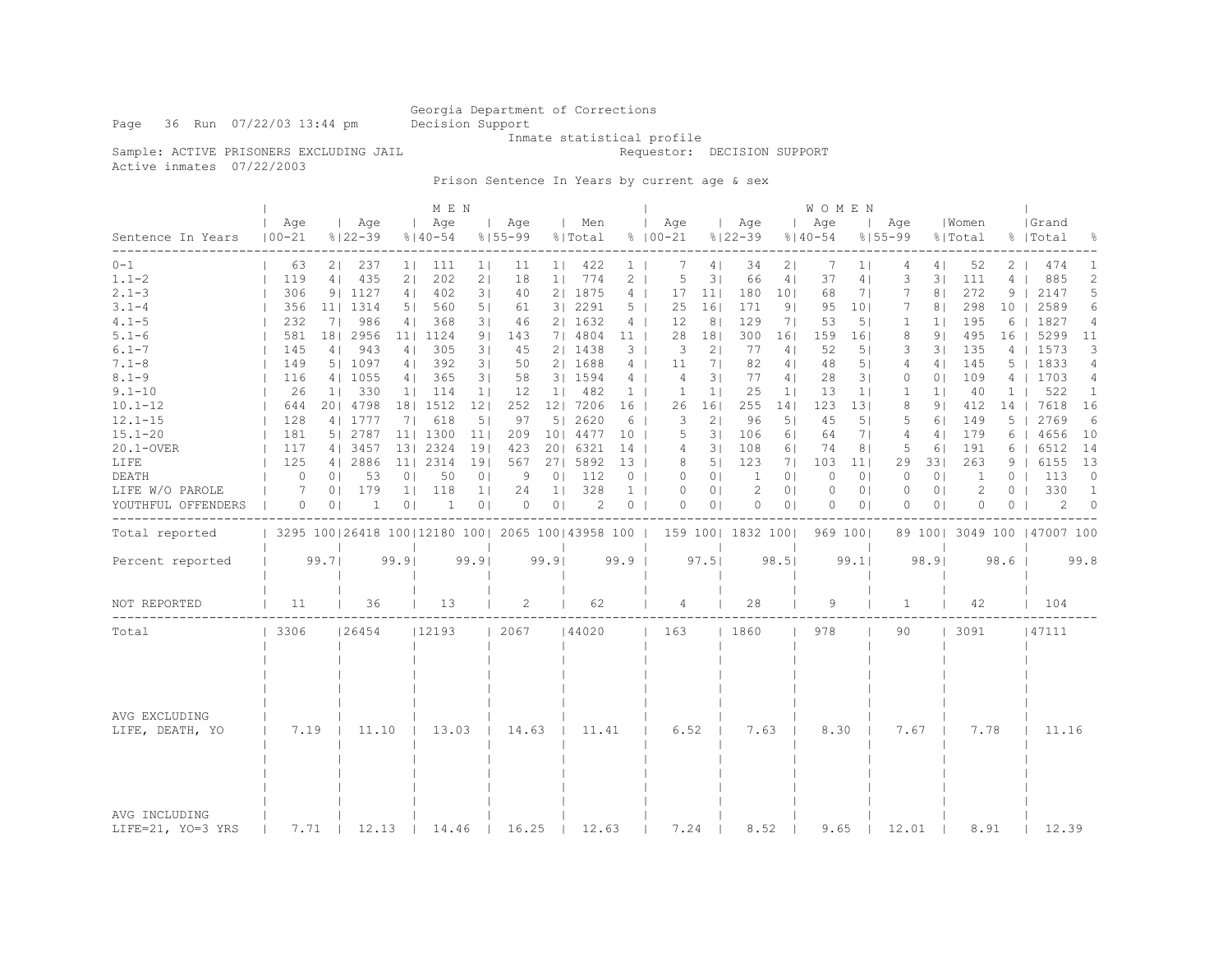Georgia Department of Corrections
Decision Support
Inmate statistical profile

Sample: ACTIVE PRISONERS EXCLUDING JAIL    Requestor: DECISION SUPPORT
Active inmates 07/22/2003

Prison Sentence In Years by current age & sex

| | MEN | | | | | | | | | | WOMEN | | | | | | | | | | | |
|---|---|---|---|---|---|---|---|---|---|---|---|---|---|---|---|---|---|---|---|---|---|---|
| Sentence In Years | Age 00-21 | % | Age 22-39 | % | Age 40-54 | % | Age 55-99 | % | Men Total | % | Age 00-21 | % | Age 22-39 | % | Age 40-54 | % | Age 55-99 | % | Women Total | % | Grand Total | % |
| 0-1 | 63 | 2 | 237 | 1 | 111 | 1 | 11 | 1 | 422 | 1 | 7 | 4 | 34 | 2 | 7 | 1 | 4 | 4 | 52 | 2 | 474 | 1 |
| 1.1-2 | 119 | 4 | 435 | 2 | 202 | 2 | 18 | 1 | 774 | 2 | 5 | 3 | 66 | 4 | 37 | 4 | 3 | 3 | 111 | 4 | 885 | 2 |
| 2.1-3 | 306 | 9 | 1127 | 4 | 402 | 3 | 40 | 2 | 1875 | 4 | 17 | 11 | 180 | 10 | 68 | 7 | 7 | 8 | 272 | 9 | 2147 | 5 |
| 3.1-4 | 356 | 11 | 1314 | 5 | 560 | 5 | 61 | 3 | 2291 | 5 | 25 | 16 | 171 | 9 | 95 | 10 | 7 | 8 | 298 | 10 | 2589 | 6 |
| 4.1-5 | 232 | 7 | 986 | 4 | 368 | 3 | 46 | 2 | 1632 | 4 | 12 | 8 | 129 | 7 | 53 | 5 | 1 | 1 | 195 | 6 | 1827 | 4 |
| 5.1-6 | 581 | 18 | 2956 | 11 | 1124 | 9 | 143 | 7 | 4804 | 11 | 28 | 18 | 300 | 16 | 159 | 16 | 8 | 9 | 495 | 16 | 5299 | 11 |
| 6.1-7 | 145 | 4 | 943 | 4 | 305 | 3 | 45 | 2 | 1438 | 3 | 3 | 2 | 77 | 4 | 52 | 5 | 3 | 3 | 135 | 4 | 1573 | 3 |
| 7.1-8 | 149 | 5 | 1097 | 4 | 392 | 3 | 50 | 2 | 1688 | 4 | 11 | 7 | 82 | 4 | 48 | 5 | 4 | 4 | 145 | 5 | 1833 | 4 |
| 8.1-9 | 116 | 4 | 1055 | 4 | 365 | 3 | 58 | 3 | 1594 | 4 | 4 | 3 | 77 | 4 | 28 | 3 | 0 | 0 | 109 | 4 | 1703 | 4 |
| 9.1-10 | 26 | 1 | 330 | 1 | 114 | 1 | 12 | 1 | 482 | 1 | 1 | 1 | 25 | 1 | 13 | 1 | 1 | 1 | 40 | 1 | 522 | 1 |
| 10.1-12 | 644 | 20 | 4798 | 18 | 1512 | 12 | 252 | 12 | 7206 | 16 | 26 | 16 | 255 | 14 | 123 | 13 | 8 | 9 | 412 | 14 | 7618 | 16 |
| 12.1-15 | 128 | 4 | 1777 | 7 | 618 | 5 | 97 | 5 | 2620 | 6 | 3 | 2 | 96 | 5 | 45 | 5 | 5 | 6 | 149 | 5 | 2769 | 6 |
| 15.1-20 | 181 | 5 | 2787 | 11 | 1300 | 11 | 209 | 10 | 4477 | 10 | 5 | 3 | 106 | 6 | 64 | 7 | 4 | 4 | 179 | 6 | 4656 | 10 |
| 20.1-OVER | 117 | 4 | 3457 | 13 | 2324 | 19 | 423 | 20 | 6321 | 14 | 4 | 3 | 108 | 6 | 74 | 8 | 5 | 6 | 191 | 6 | 6512 | 14 |
| LIFE | 125 | 4 | 2886 | 11 | 2314 | 19 | 567 | 27 | 5892 | 13 | 8 | 5 | 123 | 7 | 103 | 11 | 29 | 33 | 263 | 9 | 6155 | 13 |
| DEATH | 0 | 0 | 53 | 0 | 50 | 0 | 9 | 0 | 112 | 0 | 0 | 0 | 1 | 0 | 0 | 0 | 0 | 0 | 1 | 0 | 113 | 0 |
| LIFE W/O PAROLE | 7 | 0 | 179 | 1 | 118 | 1 | 24 | 1 | 328 | 1 | 0 | 0 | 2 | 0 | 0 | 0 | 0 | 0 | 2 | 0 | 330 | 1 |
| YOUTHFUL OFFENDERS | 0 | 0 | 1 | 0 | 1 | 0 | 0 | 0 | 2 | 0 | 0 | 0 | 0 | 0 | 0 | 0 | 0 | 0 | 0 | 0 | 2 | 0 |
| Total reported | 3295 | 100 | 26418 | 100 | 12180 | 100 | 2065 | 100 | 43958 | 100 | 159 | 100 | 1832 | 100 | 969 | 100 | 89 | 100 | 3049 | 100 | 47007 | 100 |
| Percent reported | | 99.7 | | 99.9 | | 99.9 | | 99.9 | | 99.9 | | 97.5 | | 98.5 | | 99.1 | | 98.9 | | 98.6 | | 99.8 |
| NOT REPORTED | 11 | | 36 | | 13 | | 2 | | 62 | | 4 | | 28 | | 9 | | 1 | | 42 | | 104 | |
| Total | 3306 | | 26454 | | 12193 | | 2067 | | 44020 | | 163 | | 1860 | | 978 | | 90 | | 3091 | | 47111 | |
| AVG EXCLUDING LIFE, DEATH, YO | 7.19 | | 11.10 | | 13.03 | | 14.63 | | 11.41 | | 6.52 | | 7.63 | | 8.30 | | 7.67 | | 7.78 | | 11.16 | |
| AVG INCLUDING LIFE=21, YO=3 YRS | 7.71 | | 12.13 | | 14.46 | | 16.25 | | 12.63 | | 7.24 | | 8.52 | | 9.65 | | 12.01 | | 8.91 | | 12.39 | |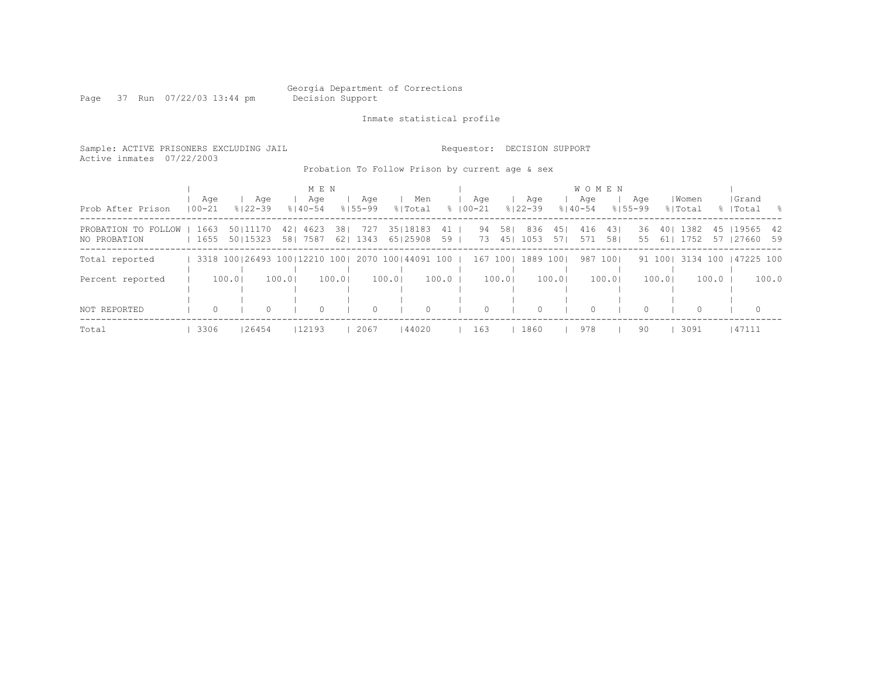Georgia Department of Corrections
Decision Support

Inmate statistical profile

Sample: ACTIVE PRISONERS EXCLUDING JAIL

Requestor: DECISION SUPPORT

Active inmates 07/22/2003

Probation To Follow Prison by current age & sex

| Prob After Prison | MEN Age 00-21 | % | Age 22-39 | % | Age 40-54 | % | Age 55-99 | % | Men Total | % | WOMEN Age 00-21 | % | Age 22-39 | % | Age 40-54 | % | Age 55-99 | % | Women Total | % | Grand Total | % |
|---|---|---|---|---|---|---|---|---|---|---|---|---|---|---|---|---|---|---|---|---|---|---|
| PROBATION TO FOLLOW | 1663 | 50 | 11170 | 42 | 4623 | 38 | 727 | 35 | 18183 | 41 | 94 | 58 | 836 | 45 | 416 | 43 | 36 | 40 | 1382 | 45 | 19565 | 42 |
| NO PROBATION | 1655 | 50 | 15323 | 58 | 7587 | 62 | 1343 | 65 | 25908 | 59 | 73 | 45 | 1053 | 57 | 571 | 58 | 55 | 61 | 1752 | 57 | 27660 | 59 |
| Total reported | 3318 | 100 | 26493 | 100 | 12210 | 100 | 2070 | 100 | 44091 | 100 | 167 | 100 | 1889 | 100 | 987 | 100 | 91 | 100 | 3134 | 100 | 47225 | 100 |
| Percent reported | 100.0 | | 100.0 | | 100.0 | | 100.0 | | 100.0 | | 100.0 | | 100.0 | | 100.0 | | 100.0 | | 100.0 | | 100.0 | |
| NOT REPORTED | 0 | | 0 | | 0 | | 0 | | 0 | | 0 | | 0 | | 0 | | 0 | | 0 | | 0 | |
| Total | 3306 | | 26454 | | 12193 | | 2067 | | 44020 | | 163 | | 1860 | | 978 | | 90 | | 3091 | | 47111 | |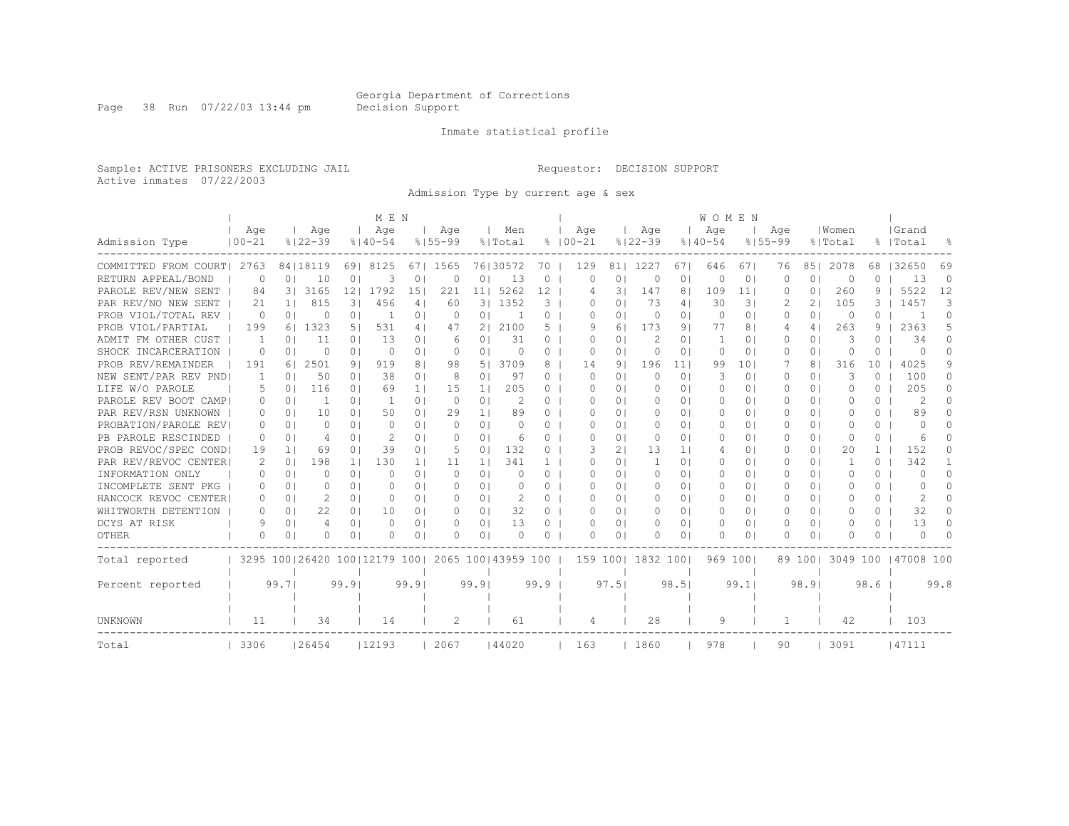Georgia Department of Corrections
Decision Support

Inmate statistical profile

Sample: ACTIVE PRISONERS EXCLUDING JAIL

Requestor: DECISION SUPPORT

Active inmates 07/22/2003

Admission Type by current age & sex

| Admission Type | MEN Age 00-21 | % | Age 22-39 | % | Age 40-54 | % | Age 55-99 | % | Men Total | % | WOMEN Age 00-21 | % | Age 22-39 | % | Age 40-54 | % | Age 55-99 | % | Women Total | % | Grand Total | % |
|---|---|---|---|---|---|---|---|---|---|---|---|---|---|---|---|---|---|---|---|---|---|---|
| COMMITTED FROM COURT | 2763 | 84 | 18119 | 69 | 8125 | 67 | 1565 | 76 | 30572 | 70 | 129 | 81 | 1227 | 67 | 646 | 67 | 76 | 85 | 2078 | 68 | 32650 | 69 |
| RETURN APPEAL/BOND | 0 | 0 | 10 | 0 | 3 | 0 | 0 | 0 | 13 | 0 | 0 | 0 | 0 | 0 | 0 | 0 | 0 | 0 | 0 | 0 | 13 | 0 |
| PAROLE REV/NEW SENT | 84 | 3 | 3165 | 12 | 1792 | 15 | 221 | 11 | 5262 | 12 | 4 | 3 | 147 | 8 | 109 | 11 | 0 | 0 | 260 | 9 | 5522 | 12 |
| PAR REV/NO NEW SENT | 21 | 1 | 815 | 3 | 456 | 4 | 60 | 3 | 1352 | 3 | 0 | 0 | 73 | 4 | 30 | 3 | 2 | 2 | 105 | 3 | 1457 | 3 |
| PROB VIOL/TOTAL REV | 0 | 0 | 0 | 0 | 1 | 0 | 0 | 0 | 1 | 0 | 0 | 0 | 0 | 0 | 0 | 0 | 0 | 0 | 0 | 0 | 1 | 0 |
| PROB VIOL/PARTIAL | 199 | 6 | 1323 | 5 | 531 | 4 | 47 | 2 | 2100 | 5 | 9 | 6 | 173 | 9 | 77 | 8 | 4 | 4 | 263 | 9 | 2363 | 5 |
| ADMIT FM OTHER CUST | 1 | 0 | 11 | 0 | 13 | 0 | 6 | 0 | 31 | 0 | 0 | 0 | 2 | 0 | 1 | 0 | 0 | 0 | 3 | 0 | 34 | 0 |
| SHOCK INCARCERATION | 0 | 0 | 0 | 0 | 0 | 0 | 0 | 0 | 0 | 0 | 0 | 0 | 0 | 0 | 0 | 0 | 0 | 0 | 0 | 0 | 0 | 0 |
| PROB REV/REMAINDER | 191 | 6 | 2501 | 9 | 919 | 8 | 98 | 5 | 3709 | 8 | 14 | 9 | 196 | 11 | 99 | 10 | 7 | 8 | 316 | 10 | 4025 | 9 |
| NEW SENT/PAR REV PND | 1 | 0 | 50 | 0 | 38 | 0 | 8 | 0 | 97 | 0 | 0 | 0 | 0 | 0 | 3 | 0 | 0 | 0 | 3 | 0 | 100 | 0 |
| LIFE W/O PAROLE | 5 | 0 | 116 | 0 | 69 | 1 | 15 | 1 | 205 | 0 | 0 | 0 | 0 | 0 | 0 | 0 | 0 | 0 | 0 | 0 | 205 | 0 |
| PAROLE REV BOOT CAMP | 0 | 0 | 1 | 0 | 1 | 0 | 0 | 0 | 2 | 0 | 0 | 0 | 0 | 0 | 0 | 0 | 0 | 0 | 0 | 0 | 2 | 0 |
| PAR REV/RSN UNKNOWN | 0 | 0 | 10 | 0 | 50 | 0 | 29 | 1 | 89 | 0 | 0 | 0 | 0 | 0 | 0 | 0 | 0 | 0 | 0 | 0 | 89 | 0 |
| PROBATION/PAROLE REV | 0 | 0 | 0 | 0 | 0 | 0 | 0 | 0 | 0 | 0 | 0 | 0 | 0 | 0 | 0 | 0 | 0 | 0 | 0 | 0 | 0 | 0 |
| PB PAROLE RESCINDED | 0 | 0 | 4 | 0 | 2 | 0 | 0 | 0 | 6 | 0 | 0 | 0 | 0 | 0 | 0 | 0 | 0 | 0 | 0 | 0 | 6 | 0 |
| PROB REVOC/SPEC COND | 19 | 1 | 69 | 0 | 39 | 0 | 5 | 0 | 132 | 0 | 3 | 2 | 13 | 1 | 4 | 0 | 0 | 0 | 20 | 1 | 152 | 0 |
| PAR REV/REVOC CENTER | 2 | 0 | 198 | 1 | 130 | 1 | 11 | 1 | 341 | 1 | 0 | 0 | 1 | 0 | 0 | 0 | 0 | 0 | 1 | 0 | 342 | 1 |
| INFORMATION ONLY | 0 | 0 | 0 | 0 | 0 | 0 | 0 | 0 | 0 | 0 | 0 | 0 | 0 | 0 | 0 | 0 | 0 | 0 | 0 | 0 | 0 | 0 |
| INCOMPLETE SENT PKG | 0 | 0 | 0 | 0 | 0 | 0 | 0 | 0 | 0 | 0 | 0 | 0 | 0 | 0 | 0 | 0 | 0 | 0 | 0 | 0 | 0 | 0 |
| HANCOCK REVOC CENTER | 0 | 0 | 2 | 0 | 0 | 0 | 0 | 0 | 2 | 0 | 0 | 0 | 0 | 0 | 0 | 0 | 0 | 0 | 0 | 0 | 2 | 0 |
| WHITWORTH DETENTION | 0 | 0 | 22 | 0 | 10 | 0 | 0 | 0 | 32 | 0 | 0 | 0 | 0 | 0 | 0 | 0 | 0 | 0 | 0 | 0 | 32 | 0 |
| DCYS AT RISK | 9 | 0 | 4 | 0 | 0 | 0 | 0 | 0 | 13 | 0 | 0 | 0 | 0 | 0 | 0 | 0 | 0 | 0 | 0 | 0 | 13 | 0 |
| OTHER | 0 | 0 | 0 | 0 | 0 | 0 | 0 | 0 | 0 | 0 | 0 | 0 | 0 | 0 | 0 | 0 | 0 | 0 | 0 | 0 | 0 | 0 |
| Total reported | 3295 | 100 | 26420 | 100 | 12179 | 100 | 2065 | 100 | 43959 | 100 | 159 | 100 | 1832 | 100 | 969 | 100 | 89 | 100 | 3049 | 100 | 47008 | 100 |
| Percent reported | | 99.7 | | 99.9 | | 99.9 | | 99.9 | | 99.9 | | 97.5 | | 98.5 | | 99.1 | | 98.9 | | 98.6 | | 99.8 |
| UNKNOWN | 11 | | 34 | | 14 | | 2 | | 61 | | 4 | | 28 | | 9 | | 1 | | 42 | | 103 | |
| Total | 3306 | | 26454 | | 12193 | | 2067 | | 44020 | | 163 | | 1860 | | 978 | | 90 | | 3091 | | 47111 | |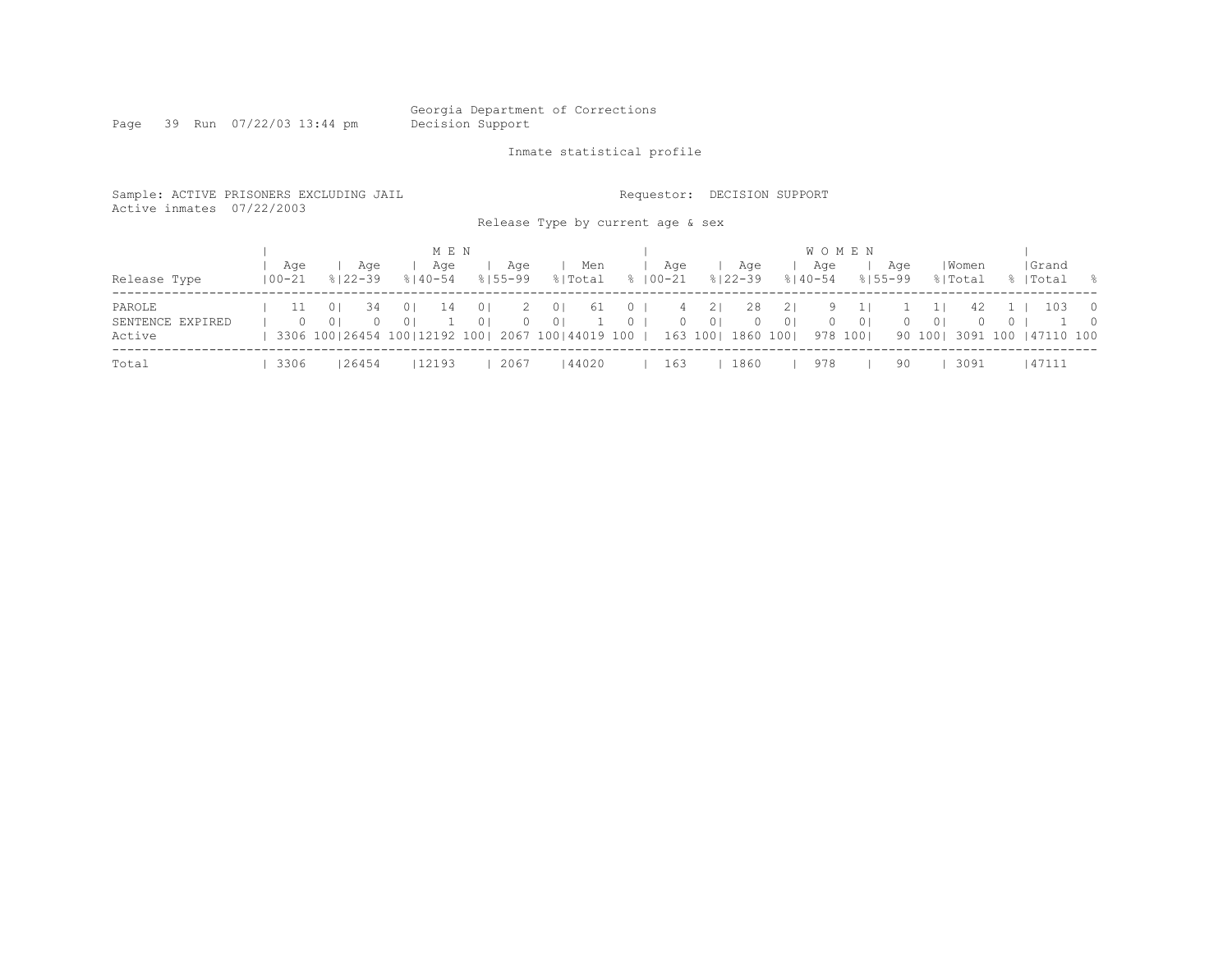Georgia Department of Corrections
Decision Support

Inmate statistical profile

Sample: ACTIVE PRISONERS EXCLUDING JAIL

Active inmates 07/22/2003

Requestor: DECISION SUPPORT

Release Type by current age & sex

| Release Type | MEN Age 00-21 | % | Age 22-39 | % | Age 40-54 | % | Age 55-99 | % | Men Total | % | WOMEN Age 00-21 | % | Age 22-39 | % | Age 40-54 | % | Age 55-99 | % | Women Total | % | Grand Total | % |
|---|---|---|---|---|---|---|---|---|---|---|---|---|---|---|---|---|---|---|---|---|---|---|
| PAROLE | 11 | 0 | 34 | 0 | 14 | 0 | 2 | 0 | 61 | 0 | 4 | 2 | 28 | 2 | 9 | 1 | 1 | 1 | 42 | 1 | 103 | 0 |
| SENTENCE EXPIRED | 0 | 0 | 0 | 0 | 1 | 0 | 0 | 0 | 1 | 0 | 0 | 0 | 0 | 0 | 0 | 0 | 0 | 0 | 0 | 0 | 1 | 0 |
| Active | 3306 | 100 | 26454 | 100 | 12192 | 100 | 2067 | 100 | 44019 | 100 | 163 | 100 | 1860 | 100 | 978 | 100 | 90 | 100 | 3091 | 100 | 47110 | 100 |
| Total | 3306 | | 26454 | | 12193 | | 2067 | | 44020 | | 163 | | 1860 | | 978 | | 90 | | 3091 | | 47111 | |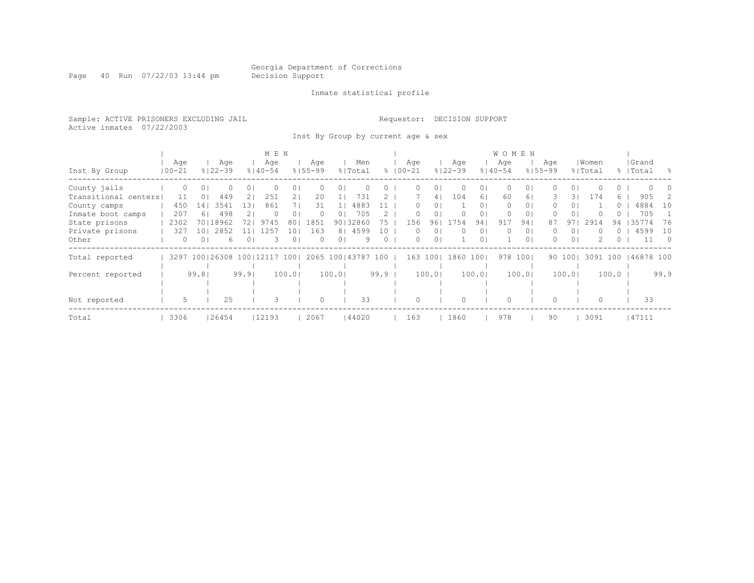Georgia Department of Corrections
Decision Support

Inmate statistical profile

Sample: ACTIVE PRISONERS EXCLUDING JAIL

Requestor: DECISION SUPPORT

Active inmates 07/22/2003

Inst By Group by current age & sex

| Inst By Group | MEN Age 00-21 | % | Age 22-39 | % | Age 40-54 | % | Age 55-99 | % | Men Total | % | WOMEN Age 00-21 | % | Age 22-39 | % | Age 40-54 | % | Age 55-99 | % | Women Total | % | Grand Total | % |
|---|---|---|---|---|---|---|---|---|---|---|---|---|---|---|---|---|---|---|---|---|---|---|
| County jails | 0 | 0 | 0 | 0 | 0 | 0 | 0 | 0 | 0 | 0 | 0 | 0 | 0 | 0 | 0 | 0 | 0 | 0 | 0 | 0 | 0 | 0 |
| Transitional centers | 11 | 0 | 449 | 2 | 251 | 2 | 20 | 1 | 731 | 2 | 7 | 4 | 104 | 6 | 60 | 6 | 3 | 3 | 174 | 6 | 905 | 2 |
| County camps | 450 | 14 | 3541 | 13 | 861 | 7 | 31 | 1 | 4883 | 11 | 0 | 0 | 1 | 0 | 0 | 0 | 0 | 0 | 1 | 0 | 4884 | 10 |
| Inmate boot camps | 207 | 6 | 498 | 2 | 0 | 0 | 0 | 0 | 705 | 2 | 0 | 0 | 0 | 0 | 0 | 0 | 0 | 0 | 0 | 0 | 705 | 1 |
| State prisons | 2302 | 70 | 18962 | 72 | 9745 | 80 | 1851 | 90 | 32860 | 75 | 156 | 96 | 1754 | 94 | 917 | 94 | 87 | 97 | 2914 | 94 | 35774 | 76 |
| Private prisons | 327 | 10 | 2852 | 11 | 1257 | 10 | 163 | 8 | 4599 | 10 | 0 | 0 | 0 | 0 | 0 | 0 | 0 | 0 | 0 | 0 | 4599 | 10 |
| Other | 0 | 0 | 6 | 0 | 3 | 0 | 0 | 0 | 9 | 0 | 0 | 0 | 1 | 0 | 1 | 0 | 0 | 0 | 2 | 0 | 11 | 0 |
| Total reported | 3297 | 100 | 26308 | 100 | 12117 | 100 | 2065 | 100 | 43787 | 100 | 163 | 100 | 1860 | 100 | 978 | 100 | 90 | 100 | 3091 | 100 | 46878 | 100 |
| Percent reported | | 99.8 | | 99.9 | | 100.0 | | 100.0 | | 99.9 | | 100.0 | | 100.0 | | 100.0 | | 100.0 | | 100.0 | | 99.9 |
| Not reported | 5 | | 25 | | 3 | | 0 | | 33 | | 0 | | 0 | | 0 | | 0 | | 0 | | 33 | |
| Total | 3306 | | 26454 | | 12193 | | 2067 | | 44020 | | 163 | | 1860 | | 978 | | 90 | | 3091 | | 47111 | |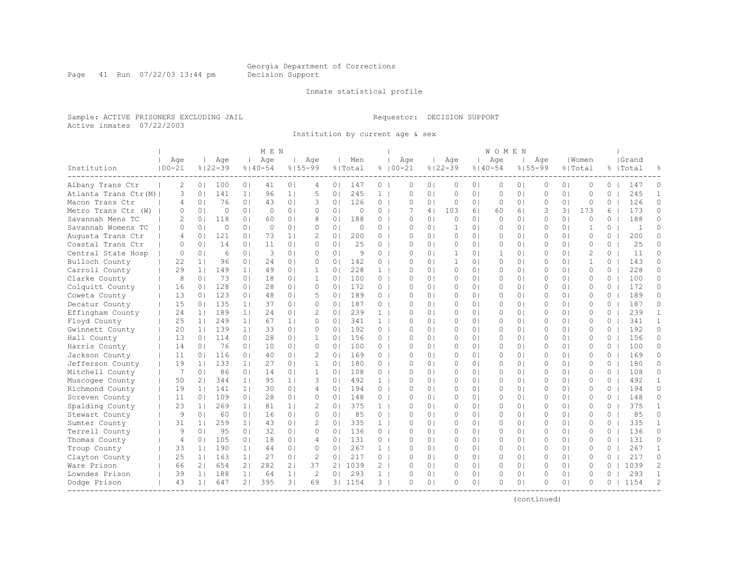Georgia Department of Corrections
Decision Support

Inmate statistical profile

Sample: ACTIVE PRISONERS EXCLUDING JAIL
Requestor: DECISION SUPPORT
Active inmates 07/22/2003

Institution by current age & sex

| Institution | MEN Age 00-21 | % | Age 22-39 | % | Age 40-54 | % | Age 55-99 | % | Men Total | % | WOMEN Age 00-21 | % | Age 22-39 | % | Age 40-54 | % | Age 55-99 | % | Women Total | % | Grand Total | % |
|---|---|---|---|---|---|---|---|---|---|---|---|---|---|---|---|---|---|---|---|---|---|---|
| Albany Trans Ctr | 2 | 0 | 100 | 0 | 41 | 0 | 4 | 0 | 147 | 0 | 0 | 0 | 0 | 0 | 0 | 0 | 0 | 0 | 0 | 0 | 147 | 0 |
| Atlanta Trans Ctr(M) | 3 | 0 | 141 | 1 | 96 | 1 | 5 | 0 | 245 | 1 | 0 | 0 | 0 | 0 | 0 | 0 | 0 | 0 | 0 | 0 | 245 | 1 |
| Macon Trans Ctr | 4 | 0 | 76 | 0 | 43 | 0 | 3 | 0 | 126 | 0 | 0 | 0 | 0 | 0 | 0 | 0 | 0 | 0 | 0 | 0 | 126 | 0 |
| Metro Trans Ctr (W) | 0 | 0 | 0 | 0 | 0 | 0 | 0 | 0 | 0 | 0 | 7 | 4 | 103 | 6 | 60 | 6 | 3 | 3 | 173 | 6 | 173 | 0 |
| Savannah Mens TC | 2 | 0 | 118 | 0 | 60 | 0 | 8 | 0 | 188 | 0 | 0 | 0 | 0 | 0 | 0 | 0 | 0 | 0 | 0 | 0 | 188 | 0 |
| Savannah Womens TC | 0 | 0 | 0 | 0 | 0 | 0 | 0 | 0 | 0 | 0 | 0 | 0 | 1 | 0 | 0 | 0 | 0 | 0 | 1 | 0 | 1 | 0 |
| Augusta Trans Ctr | 4 | 0 | 121 | 0 | 73 | 1 | 2 | 0 | 200 | 0 | 0 | 0 | 0 | 0 | 0 | 0 | 0 | 0 | 0 | 0 | 200 | 0 |
| Coastal Trans Ctr | 0 | 0 | 14 | 0 | 11 | 0 | 0 | 0 | 25 | 0 | 0 | 0 | 0 | 0 | 0 | 0 | 0 | 0 | 0 | 0 | 25 | 0 |
| Central State Hosp | 0 | 0 | 6 | 0 | 3 | 0 | 0 | 0 | 9 | 0 | 0 | 0 | 1 | 0 | 1 | 0 | 0 | 0 | 2 | 0 | 11 | 0 |
| Bulloch County | 22 | 1 | 96 | 0 | 24 | 0 | 0 | 0 | 142 | 0 | 0 | 0 | 1 | 0 | 0 | 0 | 0 | 0 | 1 | 0 | 143 | 0 |
| Carroll County | 29 | 1 | 149 | 1 | 49 | 0 | 1 | 0 | 228 | 1 | 0 | 0 | 0 | 0 | 0 | 0 | 0 | 0 | 0 | 0 | 228 | 0 |
| Clarke County | 8 | 0 | 73 | 0 | 18 | 0 | 1 | 0 | 100 | 0 | 0 | 0 | 0 | 0 | 0 | 0 | 0 | 0 | 0 | 0 | 100 | 0 |
| Colquitt County | 16 | 0 | 128 | 0 | 28 | 0 | 0 | 0 | 172 | 0 | 0 | 0 | 0 | 0 | 0 | 0 | 0 | 0 | 0 | 0 | 172 | 0 |
| Coweta County | 13 | 0 | 123 | 0 | 48 | 0 | 5 | 0 | 189 | 0 | 0 | 0 | 0 | 0 | 0 | 0 | 0 | 0 | 0 | 0 | 189 | 0 |
| Decatur County | 15 | 0 | 135 | 1 | 37 | 0 | 0 | 0 | 187 | 0 | 0 | 0 | 0 | 0 | 0 | 0 | 0 | 0 | 0 | 0 | 187 | 0 |
| Effingham County | 24 | 1 | 189 | 1 | 24 | 0 | 2 | 0 | 239 | 1 | 0 | 0 | 0 | 0 | 0 | 0 | 0 | 0 | 0 | 0 | 239 | 1 |
| Floyd County | 25 | 1 | 249 | 1 | 67 | 1 | 0 | 0 | 341 | 1 | 0 | 0 | 0 | 0 | 0 | 0 | 0 | 0 | 0 | 0 | 341 | 1 |
| Gwinnett County | 20 | 1 | 139 | 1 | 33 | 0 | 0 | 0 | 192 | 0 | 0 | 0 | 0 | 0 | 0 | 0 | 0 | 0 | 0 | 0 | 192 | 0 |
| Hall County | 13 | 0 | 114 | 0 | 28 | 0 | 1 | 0 | 156 | 0 | 0 | 0 | 0 | 0 | 0 | 0 | 0 | 0 | 0 | 0 | 156 | 0 |
| Harris County | 14 | 0 | 76 | 0 | 10 | 0 | 0 | 0 | 100 | 0 | 0 | 0 | 0 | 0 | 0 | 0 | 0 | 0 | 0 | 0 | 100 | 0 |
| Jackson County | 11 | 0 | 116 | 0 | 40 | 0 | 2 | 0 | 169 | 0 | 0 | 0 | 0 | 0 | 0 | 0 | 0 | 0 | 0 | 0 | 169 | 0 |
| Jefferson County | 19 | 1 | 133 | 1 | 27 | 0 | 1 | 0 | 180 | 0 | 0 | 0 | 0 | 0 | 0 | 0 | 0 | 0 | 0 | 0 | 180 | 0 |
| Mitchell County | 7 | 0 | 86 | 0 | 14 | 0 | 1 | 0 | 108 | 0 | 0 | 0 | 0 | 0 | 0 | 0 | 0 | 0 | 0 | 0 | 108 | 0 |
| Muscogee County | 50 | 2 | 344 | 1 | 95 | 1 | 3 | 0 | 492 | 1 | 0 | 0 | 0 | 0 | 0 | 0 | 0 | 0 | 0 | 0 | 492 | 1 |
| Richmond County | 19 | 1 | 141 | 1 | 30 | 0 | 4 | 0 | 194 | 0 | 0 | 0 | 0 | 0 | 0 | 0 | 0 | 0 | 0 | 0 | 194 | 0 |
| Screven County | 11 | 0 | 109 | 0 | 28 | 0 | 0 | 0 | 148 | 0 | 0 | 0 | 0 | 0 | 0 | 0 | 0 | 0 | 0 | 0 | 148 | 0 |
| Spalding County | 23 | 1 | 269 | 1 | 81 | 1 | 2 | 0 | 375 | 1 | 0 | 0 | 0 | 0 | 0 | 0 | 0 | 0 | 0 | 0 | 375 | 1 |
| Stewart County | 9 | 0 | 60 | 0 | 16 | 0 | 0 | 0 | 85 | 0 | 0 | 0 | 0 | 0 | 0 | 0 | 0 | 0 | 0 | 0 | 85 | 0 |
| Sumter County | 31 | 1 | 259 | 1 | 43 | 0 | 2 | 0 | 335 | 1 | 0 | 0 | 0 | 0 | 0 | 0 | 0 | 0 | 0 | 0 | 335 | 1 |
| Terrell County | 9 | 0 | 95 | 0 | 32 | 0 | 0 | 0 | 136 | 0 | 0 | 0 | 0 | 0 | 0 | 0 | 0 | 0 | 0 | 0 | 136 | 0 |
| Thomas County | 4 | 0 | 105 | 0 | 18 | 0 | 4 | 0 | 131 | 0 | 0 | 0 | 0 | 0 | 0 | 0 | 0 | 0 | 0 | 0 | 131 | 0 |
| Troup County | 33 | 1 | 190 | 1 | 44 | 0 | 0 | 0 | 267 | 1 | 0 | 0 | 0 | 0 | 0 | 0 | 0 | 0 | 0 | 0 | 267 | 1 |
| Clayton County | 25 | 1 | 163 | 1 | 27 | 0 | 2 | 0 | 217 | 0 | 0 | 0 | 0 | 0 | 0 | 0 | 0 | 0 | 0 | 0 | 217 | 0 |
| Ware Prison | 66 | 2 | 654 | 2 | 282 | 2 | 37 | 2 | 1039 | 2 | 0 | 0 | 0 | 0 | 0 | 0 | 0 | 0 | 0 | 0 | 1039 | 2 |
| Lowndes Prison | 39 | 1 | 188 | 1 | 64 | 1 | 2 | 0 | 293 | 1 | 0 | 0 | 0 | 0 | 0 | 0 | 0 | 0 | 0 | 0 | 293 | 1 |
| Dodge Prison | 43 | 1 | 647 | 2 | 395 | 3 | 69 | 3 | 1154 | 3 | 0 | 0 | 0 | 0 | 0 | 0 | 0 | 0 | 0 | 0 | 1154 | 2 |

(continued)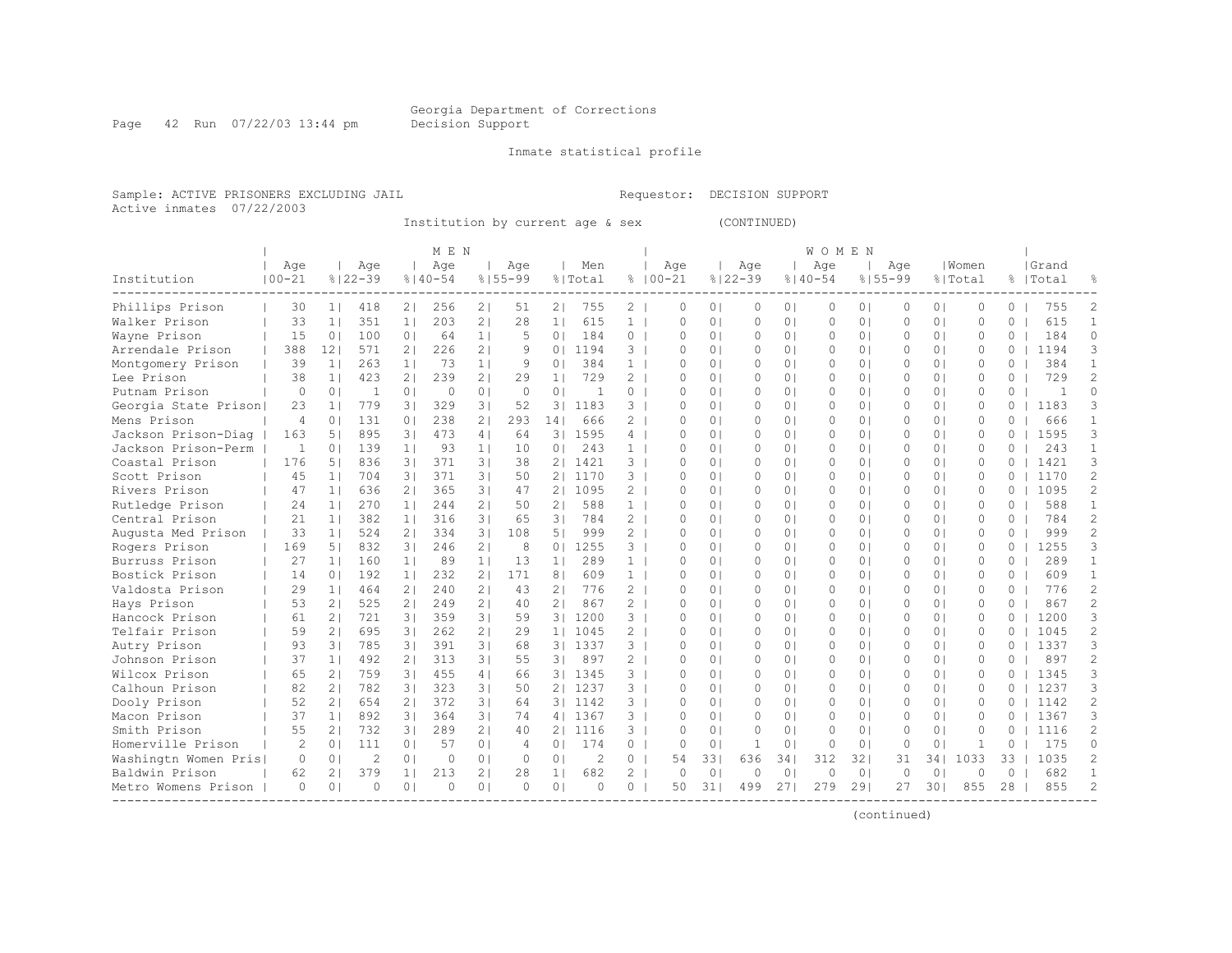Georgia Department of Corrections
Decision Support

Inmate statistical profile

Sample: ACTIVE PRISONERS EXCLUDING JAIL    Requestor: DECISION SUPPORT
Active inmates 07/22/2003

Institution by current age & sex (CONTINUED)

| Institution | MEN Age 00-21 | % | Age 22-39 | % | Age 40-54 | % | Age 55-99 | % | Men Total | % | WOMEN Age 00-21 | % | Age 22-39 | % | Age 40-54 | % | Age 55-99 | % | Women Total | % | Grand Total | % |
|---|---|---|---|---|---|---|---|---|---|---|---|---|---|---|---|---|---|---|---|---|---|---|
| Phillips Prison | 30 | 1 | 418 | 2 | 256 | 2 | 51 | 2 | 755 | 2 | 0 | 0 | 0 | 0 | 0 | 0 | 0 | 0 | 0 | 0 | 755 | 2 |
| Walker Prison | 33 | 1 | 351 | 1 | 203 | 2 | 28 | 1 | 615 | 1 | 0 | 0 | 0 | 0 | 0 | 0 | 0 | 0 | 0 | 0 | 615 | 1 |
| Wayne Prison | 15 | 0 | 100 | 0 | 64 | 1 | 5 | 0 | 184 | 0 | 0 | 0 | 0 | 0 | 0 | 0 | 0 | 0 | 0 | 0 | 184 | 0 |
| Arrendale Prison | 388 | 12 | 571 | 2 | 226 | 2 | 9 | 0 | 1194 | 3 | 0 | 0 | 0 | 0 | 0 | 0 | 0 | 0 | 0 | 0 | 1194 | 3 |
| Montgomery Prison | 39 | 1 | 263 | 1 | 73 | 1 | 9 | 0 | 384 | 1 | 0 | 0 | 0 | 0 | 0 | 0 | 0 | 0 | 0 | 0 | 384 | 1 |
| Lee Prison | 38 | 1 | 423 | 2 | 239 | 2 | 29 | 1 | 729 | 2 | 0 | 0 | 0 | 0 | 0 | 0 | 0 | 0 | 0 | 0 | 729 | 2 |
| Putnam Prison | 0 | 0 | 1 | 0 | 0 | 0 | 0 | 0 | 1 | 0 | 0 | 0 | 0 | 0 | 0 | 0 | 0 | 0 | 0 | 0 | 1 | 0 |
| Georgia State Prison | 23 | 1 | 779 | 3 | 329 | 3 | 52 | 3 | 1183 | 3 | 0 | 0 | 0 | 0 | 0 | 0 | 0 | 0 | 0 | 0 | 1183 | 3 |
| Mens Prison | 4 | 0 | 131 | 0 | 238 | 2 | 293 | 14 | 666 | 2 | 0 | 0 | 0 | 0 | 0 | 0 | 0 | 0 | 0 | 0 | 666 | 1 |
| Jackson Prison-Diag | 163 | 5 | 895 | 3 | 473 | 4 | 64 | 3 | 1595 | 4 | 0 | 0 | 0 | 0 | 0 | 0 | 0 | 0 | 0 | 0 | 1595 | 3 |
| Jackson Prison-Perm | 1 | 0 | 139 | 1 | 93 | 1 | 10 | 0 | 243 | 1 | 0 | 0 | 0 | 0 | 0 | 0 | 0 | 0 | 0 | 0 | 243 | 1 |
| Coastal Prison | 176 | 5 | 836 | 3 | 371 | 3 | 38 | 2 | 1421 | 3 | 0 | 0 | 0 | 0 | 0 | 0 | 0 | 0 | 0 | 0 | 1421 | 3 |
| Scott Prison | 45 | 1 | 704 | 3 | 371 | 3 | 50 | 2 | 1170 | 3 | 0 | 0 | 0 | 0 | 0 | 0 | 0 | 0 | 0 | 0 | 1170 | 2 |
| Rivers Prison | 47 | 1 | 636 | 2 | 365 | 3 | 47 | 2 | 1095 | 2 | 0 | 0 | 0 | 0 | 0 | 0 | 0 | 0 | 0 | 0 | 1095 | 2 |
| Rutledge Prison | 24 | 1 | 270 | 1 | 244 | 2 | 50 | 2 | 588 | 1 | 0 | 0 | 0 | 0 | 0 | 0 | 0 | 0 | 0 | 0 | 588 | 1 |
| Central Prison | 21 | 1 | 382 | 1 | 316 | 3 | 65 | 3 | 784 | 2 | 0 | 0 | 0 | 0 | 0 | 0 | 0 | 0 | 0 | 0 | 784 | 2 |
| Augusta Med Prison | 33 | 1 | 524 | 2 | 334 | 3 | 108 | 5 | 999 | 2 | 0 | 0 | 0 | 0 | 0 | 0 | 0 | 0 | 0 | 0 | 999 | 2 |
| Rogers Prison | 169 | 5 | 832 | 3 | 246 | 2 | 8 | 0 | 1255 | 3 | 0 | 0 | 0 | 0 | 0 | 0 | 0 | 0 | 0 | 0 | 1255 | 3 |
| Burruss Prison | 27 | 1 | 160 | 1 | 89 | 1 | 13 | 1 | 289 | 1 | 0 | 0 | 0 | 0 | 0 | 0 | 0 | 0 | 0 | 0 | 289 | 1 |
| Bostick Prison | 14 | 0 | 192 | 1 | 232 | 2 | 171 | 8 | 609 | 1 | 0 | 0 | 0 | 0 | 0 | 0 | 0 | 0 | 0 | 0 | 609 | 1 |
| Valdosta Prison | 29 | 1 | 464 | 2 | 240 | 2 | 43 | 2 | 776 | 2 | 0 | 0 | 0 | 0 | 0 | 0 | 0 | 0 | 0 | 0 | 776 | 2 |
| Hays Prison | 53 | 2 | 525 | 2 | 249 | 2 | 40 | 2 | 867 | 2 | 0 | 0 | 0 | 0 | 0 | 0 | 0 | 0 | 0 | 0 | 867 | 2 |
| Hancock Prison | 61 | 2 | 721 | 3 | 359 | 3 | 59 | 3 | 1200 | 3 | 0 | 0 | 0 | 0 | 0 | 0 | 0 | 0 | 0 | 0 | 1200 | 3 |
| Telfair Prison | 59 | 2 | 695 | 3 | 262 | 2 | 29 | 1 | 1045 | 2 | 0 | 0 | 0 | 0 | 0 | 0 | 0 | 0 | 0 | 0 | 1045 | 2 |
| Autry Prison | 93 | 3 | 785 | 3 | 391 | 3 | 68 | 3 | 1337 | 3 | 0 | 0 | 0 | 0 | 0 | 0 | 0 | 0 | 0 | 0 | 1337 | 3 |
| Johnson Prison | 37 | 1 | 492 | 2 | 313 | 3 | 55 | 3 | 897 | 2 | 0 | 0 | 0 | 0 | 0 | 0 | 0 | 0 | 0 | 0 | 897 | 2 |
| Wilcox Prison | 65 | 2 | 759 | 3 | 455 | 4 | 66 | 3 | 1345 | 3 | 0 | 0 | 0 | 0 | 0 | 0 | 0 | 0 | 0 | 0 | 1345 | 3 |
| Calhoun Prison | 82 | 2 | 782 | 3 | 323 | 3 | 50 | 2 | 1237 | 3 | 0 | 0 | 0 | 0 | 0 | 0 | 0 | 0 | 0 | 0 | 1237 | 3 |
| Dooly Prison | 52 | 2 | 654 | 2 | 372 | 3 | 64 | 3 | 1142 | 3 | 0 | 0 | 0 | 0 | 0 | 0 | 0 | 0 | 0 | 0 | 1142 | 2 |
| Macon Prison | 37 | 1 | 892 | 3 | 364 | 3 | 74 | 4 | 1367 | 3 | 0 | 0 | 0 | 0 | 0 | 0 | 0 | 0 | 0 | 0 | 1367 | 3 |
| Smith Prison | 55 | 2 | 732 | 3 | 289 | 2 | 40 | 2 | 1116 | 3 | 0 | 0 | 0 | 0 | 0 | 0 | 0 | 0 | 0 | 0 | 1116 | 2 |
| Homerville Prison | 2 | 0 | 111 | 0 | 57 | 0 | 4 | 0 | 174 | 0 | 0 | 0 | 1 | 0 | 0 | 0 | 0 | 0 | 1 | 0 | 175 | 0 |
| Washingtn Women Pris | 0 | 0 | 2 | 0 | 0 | 0 | 0 | 0 | 2 | 0 | 54 | 33 | 636 | 34 | 312 | 32 | 31 | 34 | 1033 | 33 | 1035 | 2 |
| Baldwin Prison | 62 | 2 | 379 | 1 | 213 | 2 | 28 | 1 | 682 | 2 | 0 | 0 | 0 | 0 | 0 | 0 | 0 | 0 | 0 | 0 | 682 | 1 |
| Metro Womens Prison | 0 | 0 | 0 | 0 | 0 | 0 | 0 | 0 | 0 | 0 | 50 | 31 | 499 | 27 | 279 | 29 | 27 | 30 | 855 | 28 | 855 | 2 |

(continued)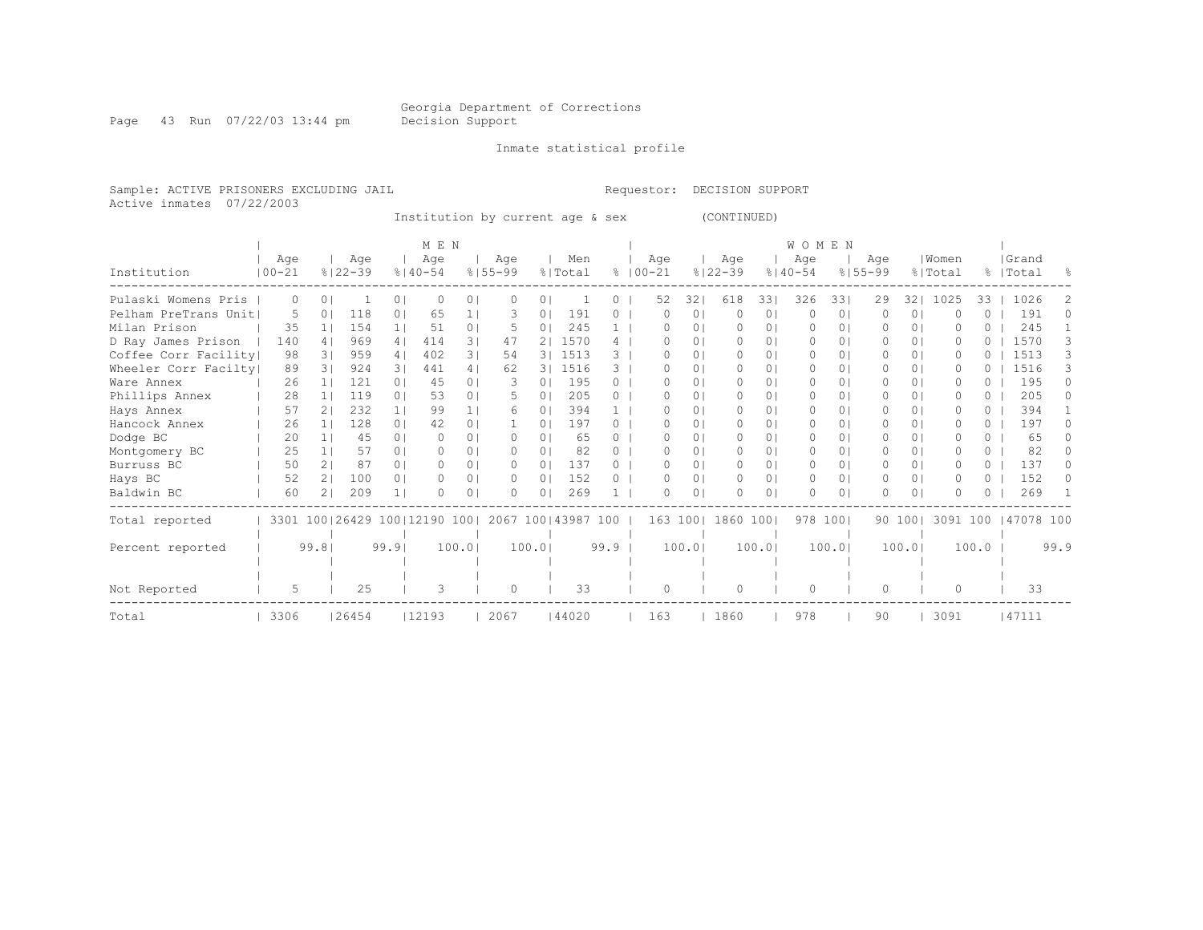Georgia Department of Corrections
Decision Support

Inmate statistical profile

Sample: ACTIVE PRISONERS EXCLUDING JAIL　　　　Requestor: DECISION SUPPORT
Active inmates 07/22/2003

Institution by current age & sex　　　　(CONTINUED)

| | MEN | | | | | | | | | | WOMEN | | | | | | | | | | | |
|---|---|---|---|---|---|---|---|---|---|---|---|---|---|---|---|---|---|---|---|---|---|---|
| Institution | Age 00-21 | % | Age 22-39 | % | Age 40-54 | % | Age 55-99 | % | Men Total | % | Age 00-21 | % | Age 22-39 | % | Age 40-54 | % | Age 55-99 | % | Women Total | % | Grand Total | % |
| Pulaski Womens Pris | 0 | 0 | 1 | 0 | 0 | 0 | 0 | 0 | 1 | 0 | 52 | 32 | 618 | 33 | 326 | 33 | 29 | 32 | 1025 | 33 | 1026 | 2 |
| Pelham PreTrans Unit | 5 | 0 | 118 | 0 | 65 | 1 | 3 | 0 | 191 | 0 | 0 | 0 | 0 | 0 | 0 | 0 | 0 | 0 | 0 | 0 | 191 | 0 |
| Milan Prison | 35 | 1 | 154 | 1 | 51 | 0 | 5 | 0 | 245 | 1 | 0 | 0 | 0 | 0 | 0 | 0 | 0 | 0 | 0 | 0 | 245 | 1 |
| D Ray James Prison | 140 | 4 | 969 | 4 | 414 | 3 | 47 | 2 | 1570 | 4 | 0 | 0 | 0 | 0 | 0 | 0 | 0 | 0 | 0 | 0 | 1570 | 3 |
| Coffee Corr Facility | 98 | 3 | 959 | 4 | 402 | 3 | 54 | 3 | 1513 | 3 | 0 | 0 | 0 | 0 | 0 | 0 | 0 | 0 | 0 | 0 | 1513 | 3 |
| Wheeler Corr Facilty | 89 | 3 | 924 | 3 | 441 | 4 | 62 | 3 | 1516 | 3 | 0 | 0 | 0 | 0 | 0 | 0 | 0 | 0 | 0 | 0 | 1516 | 3 |
| Ware Annex | 26 | 1 | 121 | 0 | 45 | 0 | 3 | 0 | 195 | 0 | 0 | 0 | 0 | 0 | 0 | 0 | 0 | 0 | 0 | 0 | 195 | 0 |
| Phillips Annex | 28 | 1 | 119 | 0 | 53 | 0 | 5 | 0 | 205 | 0 | 0 | 0 | 0 | 0 | 0 | 0 | 0 | 0 | 0 | 0 | 205 | 0 |
| Hays Annex | 57 | 2 | 232 | 1 | 99 | 1 | 6 | 0 | 394 | 1 | 0 | 0 | 0 | 0 | 0 | 0 | 0 | 0 | 0 | 0 | 394 | 1 |
| Hancock Annex | 26 | 1 | 128 | 0 | 42 | 0 | 1 | 0 | 197 | 0 | 0 | 0 | 0 | 0 | 0 | 0 | 0 | 0 | 0 | 0 | 197 | 0 |
| Dodge BC | 20 | 1 | 45 | 0 | 0 | 0 | 0 | 0 | 65 | 0 | 0 | 0 | 0 | 0 | 0 | 0 | 0 | 0 | 0 | 0 | 65 | 0 |
| Montgomery BC | 25 | 1 | 57 | 0 | 0 | 0 | 0 | 0 | 82 | 0 | 0 | 0 | 0 | 0 | 0 | 0 | 0 | 0 | 0 | 0 | 82 | 0 |
| Burruss BC | 50 | 2 | 87 | 0 | 0 | 0 | 0 | 0 | 137 | 0 | 0 | 0 | 0 | 0 | 0 | 0 | 0 | 0 | 0 | 0 | 137 | 0 |
| Hays BC | 52 | 2 | 100 | 0 | 0 | 0 | 0 | 0 | 152 | 0 | 0 | 0 | 0 | 0 | 0 | 0 | 0 | 0 | 0 | 0 | 152 | 0 |
| Baldwin BC | 60 | 2 | 209 | 1 | 0 | 0 | 0 | 0 | 269 | 1 | 0 | 0 | 0 | 0 | 0 | 0 | 0 | 0 | 0 | 0 | 269 | 1 |
| Total reported | 3301 | 100 | 26429 | 100 | 12190 | 100 | 2067 | 100 | 43987 | 100 | 163 | 100 | 1860 | 100 | 978 | 100 | 90 | 100 | 3091 | 100 | 47078 | 100 |
| Percent reported | | 99.8 | | 99.9 | | 100.0 | | 100.0 | | 99.9 | | 100.0 | | 100.0 | | 100.0 | | 100.0 | | 100.0 | | 99.9 |
| Not Reported | 5 | | 25 | | 3 | | 0 | | 33 | | 0 | | 0 | | 0 | | 0 | | 0 | | 33 | |
| Total | 3306 | | 26454 | | 12193 | | 2067 | | 44020 | | 163 | | 1860 | | 978 | | 90 | | 3091 | | 47111 | |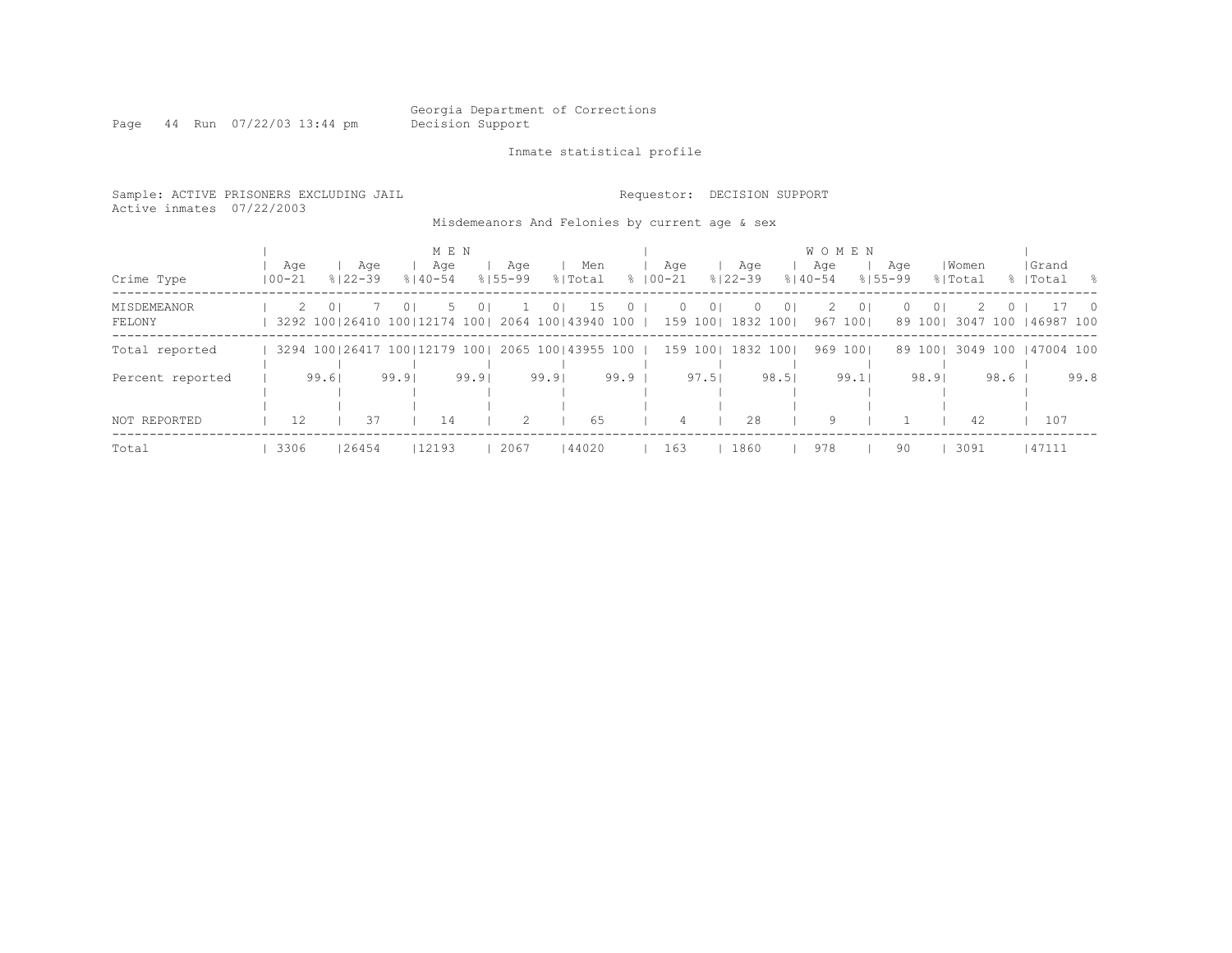Georgia Department of Corrections
Decision Support

Inmate statistical profile

Sample: ACTIVE PRISONERS EXCLUDING JAIL  Requestor: DECISION SUPPORT
Active inmates 07/22/2003

Misdemeanors And Felonies by current age & sex

| Crime Type | MEN Age 00-21 | % | Age 22-39 | % | Age 40-54 | % | Age 55-99 | % | Men Total | % | WOMEN Age 00-21 | % | Age 22-39 | % | Age 40-54 | % | Age 55-99 | % | Women Total | % | Grand Total | % |
|---|---|---|---|---|---|---|---|---|---|---|---|---|---|---|---|---|---|---|---|---|---|---|
| MISDEMEANOR | 2 | 0 | 7 | 0 | 5 | 0 | 1 | 0 | 15 | 0 | 0 | 0 | 0 | 0 | 2 | 0 | 0 | 0 | 2 | 0 | 17 | 0 |
| FELONY | 3292 | 100 | 26410 | 100 | 12174 | 100 | 2064 | 100 | 43940 | 100 | 159 | 100 | 1832 | 100 | 967 | 100 | 89 | 100 | 3047 | 100 | 46987 | 100 |
| Total reported | 3294 | 100 | 26417 | 100 | 12179 | 100 | 2065 | 100 | 43955 | 100 | 159 | 100 | 1832 | 100 | 969 | 100 | 89 | 100 | 3049 | 100 | 47004 | 100 |
| Percent reported | | 99.6 | | 99.9 | | 99.9 | | 99.9 | | 99.9 | | 97.5 | | 98.5 | | 99.1 | | 98.9 | | 98.6 | | 99.8 |
| NOT REPORTED | 12 | | 37 | | 14 | | 2 | | 65 | | 4 | | 28 | | 9 | | 1 | | 42 | | 107 | |
| Total | 3306 | | 26454 | | 12193 | | 2067 | | 44020 | | 163 | | 1860 | | 978 | | 90 | | 3091 | | 47111 | |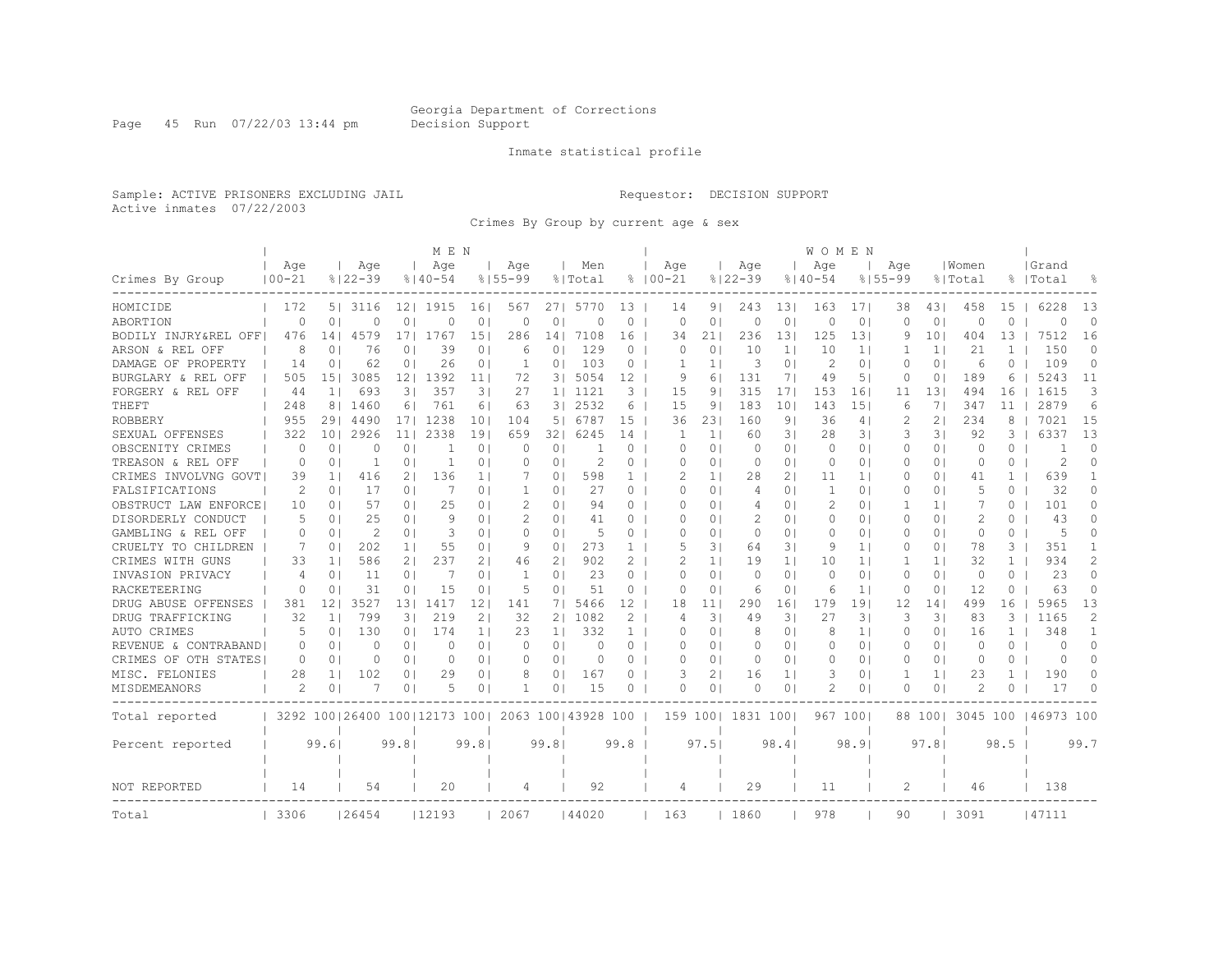Georgia Department of Corrections
Decision Support

Inmate statistical profile

Sample: ACTIVE PRISONERS EXCLUDING JAIL

Requestor: DECISION SUPPORT

Active inmates 07/22/2003

Crimes By Group by current age & sex

| | MEN | | | | | | | | | | WOMEN | | | | | | | | | | | |
|---|---|---|---|---|---|---|---|---|---|---|---|---|---|---|---|---|---|---|---|---|---|---|
| Crimes By Group | Age 00-21 | % | Age 22-39 | % | Age 40-54 | % | Age 55-99 | % | Men Total | % | Age 00-21 | % | Age 22-39 | % | Age 40-54 | % | Age 55-99 | % | Women Total | % | Grand Total | % |
| HOMICIDE | 172 | 5 | 3116 | 12 | 1915 | 16 | 567 | 27 | 5770 | 13 | 14 | 9 | 243 | 13 | 163 | 17 | 38 | 43 | 458 | 15 | 6228 | 13 |
| ABORTION | 0 | 0 | 0 | 0 | 0 | 0 | 0 | 0 | 0 | 0 | 0 | 0 | 0 | 0 | 0 | 0 | 0 | 0 | 0 | 0 | 0 | 0 |
| BODILY INJRY&REL OFF | 476 | 14 | 4579 | 17 | 1767 | 15 | 286 | 14 | 7108 | 16 | 34 | 21 | 236 | 13 | 125 | 13 | 9 | 10 | 404 | 13 | 7512 | 16 |
| ARSON & REL OFF | 8 | 0 | 76 | 0 | 39 | 0 | 6 | 0 | 129 | 0 | 0 | 0 | 10 | 1 | 10 | 1 | 1 | 1 | 21 | 1 | 150 | 0 |
| DAMAGE OF PROPERTY | 14 | 0 | 62 | 0 | 26 | 0 | 1 | 0 | 103 | 0 | 1 | 1 | 3 | 0 | 2 | 0 | 0 | 0 | 6 | 0 | 109 | 0 |
| BURGLARY & REL OFF | 505 | 15 | 3085 | 12 | 1392 | 11 | 72 | 3 | 5054 | 12 | 9 | 6 | 131 | 7 | 49 | 5 | 0 | 0 | 189 | 6 | 5243 | 11 |
| FORGERY & REL OFF | 44 | 1 | 693 | 3 | 357 | 3 | 27 | 1 | 1121 | 3 | 15 | 9 | 315 | 17 | 153 | 16 | 11 | 13 | 494 | 16 | 1615 | 3 |
| THEFT | 248 | 8 | 1460 | 6 | 761 | 6 | 63 | 3 | 2532 | 6 | 15 | 9 | 183 | 10 | 143 | 15 | 6 | 7 | 347 | 11 | 2879 | 6 |
| ROBBERY | 955 | 29 | 4490 | 17 | 1238 | 10 | 104 | 5 | 6787 | 15 | 36 | 23 | 160 | 9 | 36 | 4 | 2 | 2 | 234 | 8 | 7021 | 15 |
| SEXUAL OFFENSES | 322 | 10 | 2926 | 11 | 2338 | 19 | 659 | 32 | 6245 | 14 | 1 | 1 | 60 | 3 | 28 | 3 | 3 | 3 | 92 | 3 | 6337 | 13 |
| OBSCENITY CRIMES | 0 | 0 | 0 | 0 | 1 | 0 | 0 | 0 | 1 | 0 | 0 | 0 | 0 | 0 | 0 | 0 | 0 | 0 | 0 | 0 | 1 | 0 |
| TREASON & REL OFF | 0 | 0 | 1 | 0 | 1 | 0 | 0 | 0 | 2 | 0 | 0 | 0 | 0 | 0 | 0 | 0 | 0 | 0 | 0 | 0 | 2 | 0 |
| CRIMES INVOLVNG GOVT | 39 | 1 | 416 | 2 | 136 | 1 | 7 | 0 | 598 | 1 | 2 | 1 | 28 | 2 | 11 | 1 | 0 | 0 | 41 | 1 | 639 | 1 |
| FALSIFICATIONS | 2 | 0 | 17 | 0 | 7 | 0 | 1 | 0 | 27 | 0 | 0 | 0 | 4 | 0 | 1 | 0 | 0 | 0 | 5 | 0 | 32 | 0 |
| OBSTRUCT LAW ENFORCE | 10 | 0 | 57 | 0 | 25 | 0 | 2 | 0 | 94 | 0 | 0 | 0 | 4 | 0 | 2 | 0 | 1 | 1 | 7 | 0 | 101 | 0 |
| DISORDERLY CONDUCT | 5 | 0 | 25 | 0 | 9 | 0 | 2 | 0 | 41 | 0 | 0 | 0 | 2 | 0 | 0 | 0 | 0 | 0 | 2 | 0 | 43 | 0 |
| GAMBLING & REL OFF | 0 | 0 | 2 | 0 | 3 | 0 | 0 | 0 | 5 | 0 | 0 | 0 | 0 | 0 | 0 | 0 | 0 | 0 | 0 | 0 | 5 | 0 |
| CRUELTY TO CHILDREN | 7 | 0 | 202 | 1 | 55 | 0 | 9 | 0 | 273 | 1 | 5 | 3 | 64 | 3 | 9 | 1 | 0 | 0 | 78 | 3 | 351 | 1 |
| CRIMES WITH GUNS | 33 | 1 | 586 | 2 | 237 | 2 | 46 | 2 | 902 | 2 | 2 | 1 | 19 | 1 | 10 | 1 | 1 | 1 | 32 | 1 | 934 | 2 |
| INVASION PRIVACY | 4 | 0 | 11 | 0 | 7 | 0 | 1 | 0 | 23 | 0 | 0 | 0 | 0 | 0 | 0 | 0 | 0 | 0 | 0 | 0 | 23 | 0 |
| RACKETEERING | 0 | 0 | 31 | 0 | 15 | 0 | 5 | 0 | 51 | 0 | 0 | 0 | 6 | 0 | 6 | 1 | 0 | 0 | 12 | 0 | 63 | 0 |
| DRUG ABUSE OFFENSES | 381 | 12 | 3527 | 13 | 1417 | 12 | 141 | 7 | 5466 | 12 | 18 | 11 | 290 | 16 | 179 | 19 | 12 | 14 | 499 | 16 | 5965 | 13 |
| DRUG TRAFFICKING | 32 | 1 | 799 | 3 | 219 | 2 | 32 | 2 | 1082 | 2 | 4 | 3 | 49 | 3 | 27 | 3 | 3 | 3 | 83 | 3 | 1165 | 2 |
| AUTO CRIMES | 5 | 0 | 130 | 0 | 174 | 1 | 23 | 1 | 332 | 1 | 0 | 0 | 8 | 0 | 8 | 1 | 0 | 0 | 16 | 1 | 348 | 1 |
| REVENUE & CONTRABAND | 0 | 0 | 0 | 0 | 0 | 0 | 0 | 0 | 0 | 0 | 0 | 0 | 0 | 0 | 0 | 0 | 0 | 0 | 0 | 0 | 0 | 0 |
| CRIMES OF OTH STATES | 0 | 0 | 0 | 0 | 0 | 0 | 0 | 0 | 0 | 0 | 0 | 0 | 0 | 0 | 0 | 0 | 0 | 0 | 0 | 0 | 0 | 0 |
| MISC. FELONIES | 28 | 1 | 102 | 0 | 29 | 0 | 8 | 0 | 167 | 0 | 3 | 2 | 16 | 1 | 3 | 0 | 1 | 1 | 23 | 1 | 190 | 0 |
| MISDEMEANORS | 2 | 0 | 7 | 0 | 5 | 0 | 1 | 0 | 15 | 0 | 0 | 0 | 0 | 0 | 2 | 0 | 0 | 0 | 2 | 0 | 17 | 0 |
| Total reported | 3292 | 100 | 26400 | 100 | 12173 | 100 | 2063 | 100 | 43928 | 100 | 159 | 100 | 1831 | 100 | 967 | 100 | 88 | 100 | 3045 | 100 | 46973 | 100 |
| Percent reported | | 99.6 | | 99.8 | | 99.8 | | 99.8 | | 99.8 | | 97.5 | | 98.4 | | 98.9 | | 97.8 | | 98.5 | | 99.7 |
| NOT REPORTED | 14 | | 54 | | 20 | | 4 | | 92 | | 4 | | 29 | | 11 | | 2 | | 46 | | 138 | |
| Total | 3306 | | 26454 | | 12193 | | 2067 | | 44020 | | 163 | | 1860 | | 978 | | 90 | | 3091 | | 47111 | |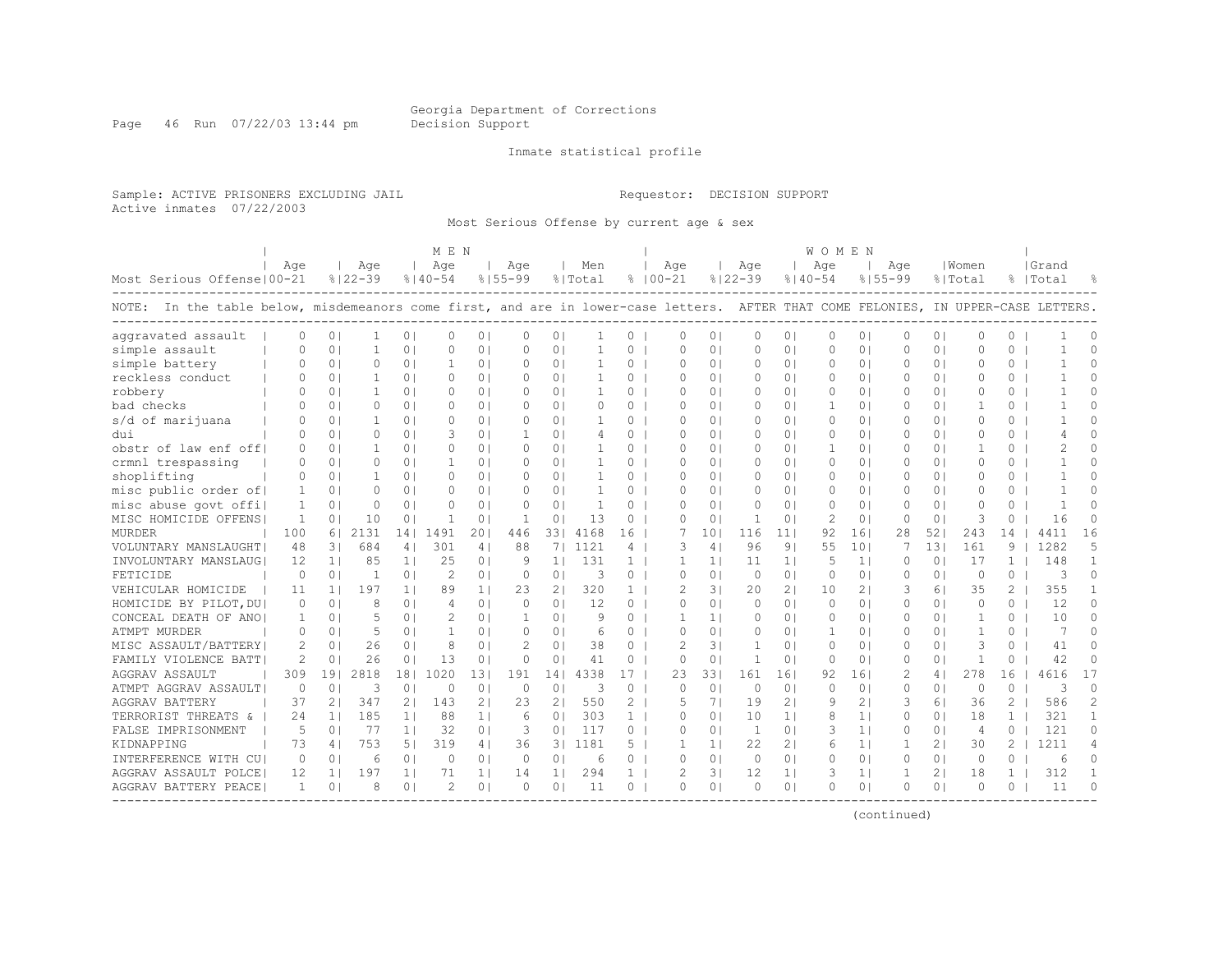Georgia Department of Corrections
Decision Support

Inmate statistical profile

Sample: ACTIVE PRISONERS EXCLUDING JAIL    Requestor: DECISION SUPPORT
Active inmates 07/22/2003

Most Serious Offense by current age & sex

NOTE: In the table below, misdemeanors come first, and are in lower-case letters. AFTER THAT COME FELONIES, IN UPPER-CASE LETTERS.

| Most Serious Offense | MEN Age 00-21 | % | MEN Age 22-39 | % | MEN Age 40-54 | % | MEN Age 55-99 | % | Men Total | % | WOMEN Age 00-21 | % | WOMEN Age 22-39 | % | WOMEN Age 40-54 | % | WOMEN Age 55-99 | % | Women Total | % | Grand Total | % |
|---|---|---|---|---|---|---|---|---|---|---|---|---|---|---|---|---|---|---|---|---|---|---|
| aggravated assault | 0 | 0 | 1 | 0 | 0 | 0 | 0 | 0 | 1 | 0 | 0 | 0 | 0 | 0 | 0 | 0 | 0 | 0 | 0 | 0 | 1 | 0 |
| simple assault | 0 | 0 | 1 | 0 | 0 | 0 | 0 | 0 | 1 | 0 | 0 | 0 | 0 | 0 | 0 | 0 | 0 | 0 | 0 | 0 | 1 | 0 |
| simple battery | 0 | 0 | 0 | 0 | 1 | 0 | 0 | 0 | 1 | 0 | 0 | 0 | 0 | 0 | 0 | 0 | 0 | 0 | 0 | 0 | 1 | 0 |
| reckless conduct | 0 | 0 | 1 | 0 | 0 | 0 | 0 | 0 | 1 | 0 | 0 | 0 | 0 | 0 | 0 | 0 | 0 | 0 | 0 | 0 | 1 | 0 |
| robbery | 0 | 0 | 1 | 0 | 0 | 0 | 0 | 0 | 1 | 0 | 0 | 0 | 0 | 0 | 0 | 0 | 0 | 0 | 0 | 0 | 1 | 0 |
| bad checks | 0 | 0 | 0 | 0 | 0 | 0 | 0 | 0 | 0 | 0 | 0 | 0 | 0 | 0 | 1 | 0 | 0 | 0 | 1 | 0 | 1 | 0 |
| s/d of marijuana | 0 | 0 | 1 | 0 | 0 | 0 | 0 | 0 | 1 | 0 | 0 | 0 | 0 | 0 | 0 | 0 | 0 | 0 | 0 | 0 | 1 | 0 |
| dui | 0 | 0 | 0 | 0 | 3 | 0 | 1 | 0 | 4 | 0 | 0 | 0 | 0 | 0 | 0 | 0 | 0 | 0 | 0 | 0 | 4 | 0 |
| obstr of law enf off | 0 | 0 | 1 | 0 | 0 | 0 | 0 | 0 | 1 | 0 | 0 | 0 | 0 | 0 | 1 | 0 | 0 | 0 | 1 | 0 | 2 | 0 |
| crmnl trespassing | 0 | 0 | 0 | 0 | 1 | 0 | 0 | 0 | 1 | 0 | 0 | 0 | 0 | 0 | 0 | 0 | 0 | 0 | 0 | 0 | 1 | 0 |
| shoplifting | 0 | 0 | 1 | 0 | 0 | 0 | 0 | 0 | 1 | 0 | 0 | 0 | 0 | 0 | 0 | 0 | 0 | 0 | 0 | 0 | 1 | 0 |
| misc public order of | 1 | 0 | 0 | 0 | 0 | 0 | 0 | 0 | 1 | 0 | 0 | 0 | 0 | 0 | 0 | 0 | 0 | 0 | 0 | 0 | 1 | 0 |
| misc abuse govt offi | 1 | 0 | 0 | 0 | 0 | 0 | 0 | 0 | 1 | 0 | 0 | 0 | 0 | 0 | 0 | 0 | 0 | 0 | 0 | 0 | 1 | 0 |
| MISC HOMICIDE OFFENS | 1 | 0 | 10 | 0 | 1 | 0 | 1 | 0 | 13 | 0 | 0 | 0 | 1 | 0 | 2 | 0 | 0 | 0 | 3 | 0 | 16 | 0 |
| MURDER | 100 | 6 | 2131 | 14 | 1491 | 20 | 446 | 33 | 4168 | 16 | 7 | 10 | 116 | 11 | 92 | 16 | 28 | 52 | 243 | 14 | 4411 | 16 |
| VOLUNTARY MANSLAUGHT | 48 | 3 | 684 | 4 | 301 | 4 | 88 | 7 | 1121 | 4 | 3 | 4 | 96 | 9 | 55 | 10 | 7 | 13 | 161 | 9 | 1282 | 5 |
| INVOLUNTARY MANSLAUG | 12 | 1 | 85 | 1 | 25 | 0 | 9 | 1 | 131 | 1 | 1 | 1 | 11 | 1 | 5 | 1 | 0 | 0 | 17 | 1 | 148 | 1 |
| FETICIDE | 0 | 0 | 1 | 0 | 2 | 0 | 0 | 0 | 3 | 0 | 0 | 0 | 0 | 0 | 0 | 0 | 0 | 0 | 0 | 0 | 3 | 0 |
| VEHICULAR HOMICIDE | 11 | 1 | 197 | 1 | 89 | 1 | 23 | 2 | 320 | 1 | 2 | 3 | 20 | 2 | 10 | 2 | 3 | 6 | 35 | 2 | 355 | 1 |
| HOMICIDE BY PILOT,DU | 0 | 0 | 8 | 0 | 4 | 0 | 0 | 0 | 12 | 0 | 0 | 0 | 0 | 0 | 0 | 0 | 0 | 0 | 0 | 0 | 12 | 0 |
| CONCEAL DEATH OF ANO | 1 | 0 | 5 | 0 | 2 | 0 | 1 | 0 | 9 | 0 | 1 | 1 | 0 | 0 | 0 | 0 | 0 | 0 | 1 | 0 | 10 | 0 |
| ATMPT MURDER | 0 | 0 | 5 | 0 | 1 | 0 | 0 | 0 | 6 | 0 | 0 | 0 | 0 | 0 | 1 | 0 | 0 | 0 | 1 | 0 | 7 | 0 |
| MISC ASSAULT/BATTERY | 2 | 0 | 26 | 0 | 8 | 0 | 2 | 0 | 38 | 0 | 2 | 3 | 1 | 0 | 0 | 0 | 0 | 0 | 3 | 0 | 41 | 0 |
| FAMILY VIOLENCE BATT | 2 | 0 | 26 | 0 | 13 | 0 | 0 | 0 | 41 | 0 | 0 | 0 | 1 | 0 | 0 | 0 | 0 | 0 | 1 | 0 | 42 | 0 |
| AGGRAV ASSAULT | 309 | 19 | 2818 | 18 | 1020 | 13 | 191 | 14 | 4338 | 17 | 23 | 33 | 161 | 16 | 92 | 16 | 2 | 4 | 278 | 16 | 4616 | 17 |
| ATMPT AGGRAV ASSAULT | 0 | 0 | 3 | 0 | 0 | 0 | 0 | 0 | 3 | 0 | 0 | 0 | 0 | 0 | 0 | 0 | 0 | 0 | 0 | 0 | 3 | 0 |
| AGGRAV BATTERY | 37 | 2 | 347 | 2 | 143 | 2 | 23 | 2 | 550 | 2 | 5 | 7 | 19 | 2 | 9 | 2 | 3 | 6 | 36 | 2 | 586 | 2 |
| TERRORIST THREATS & | 24 | 1 | 185 | 1 | 88 | 1 | 6 | 0 | 303 | 1 | 0 | 0 | 10 | 1 | 8 | 1 | 0 | 0 | 18 | 1 | 321 | 1 |
| FALSE IMPRISONMENT | 5 | 0 | 77 | 1 | 32 | 0 | 3 | 0 | 117 | 0 | 0 | 0 | 1 | 0 | 3 | 1 | 0 | 0 | 4 | 0 | 121 | 0 |
| KIDNAPPING | 73 | 4 | 753 | 5 | 319 | 4 | 36 | 3 | 1181 | 5 | 1 | 1 | 22 | 2 | 6 | 1 | 1 | 2 | 30 | 2 | 1211 | 4 |
| INTERFERENCE WITH CU | 0 | 0 | 6 | 0 | 0 | 0 | 0 | 0 | 6 | 0 | 0 | 0 | 0 | 0 | 0 | 0 | 0 | 0 | 0 | 0 | 6 | 0 |
| AGGRAV ASSAULT POLCE | 12 | 1 | 197 | 1 | 71 | 1 | 14 | 1 | 294 | 1 | 2 | 3 | 12 | 1 | 3 | 1 | 1 | 2 | 18 | 1 | 312 | 1 |
| AGGRAV BATTERY PEACE | 1 | 0 | 8 | 0 | 2 | 0 | 0 | 0 | 11 | 0 | 0 | 0 | 0 | 0 | 0 | 0 | 0 | 0 | 0 | 0 | 11 | 0 |

(continued)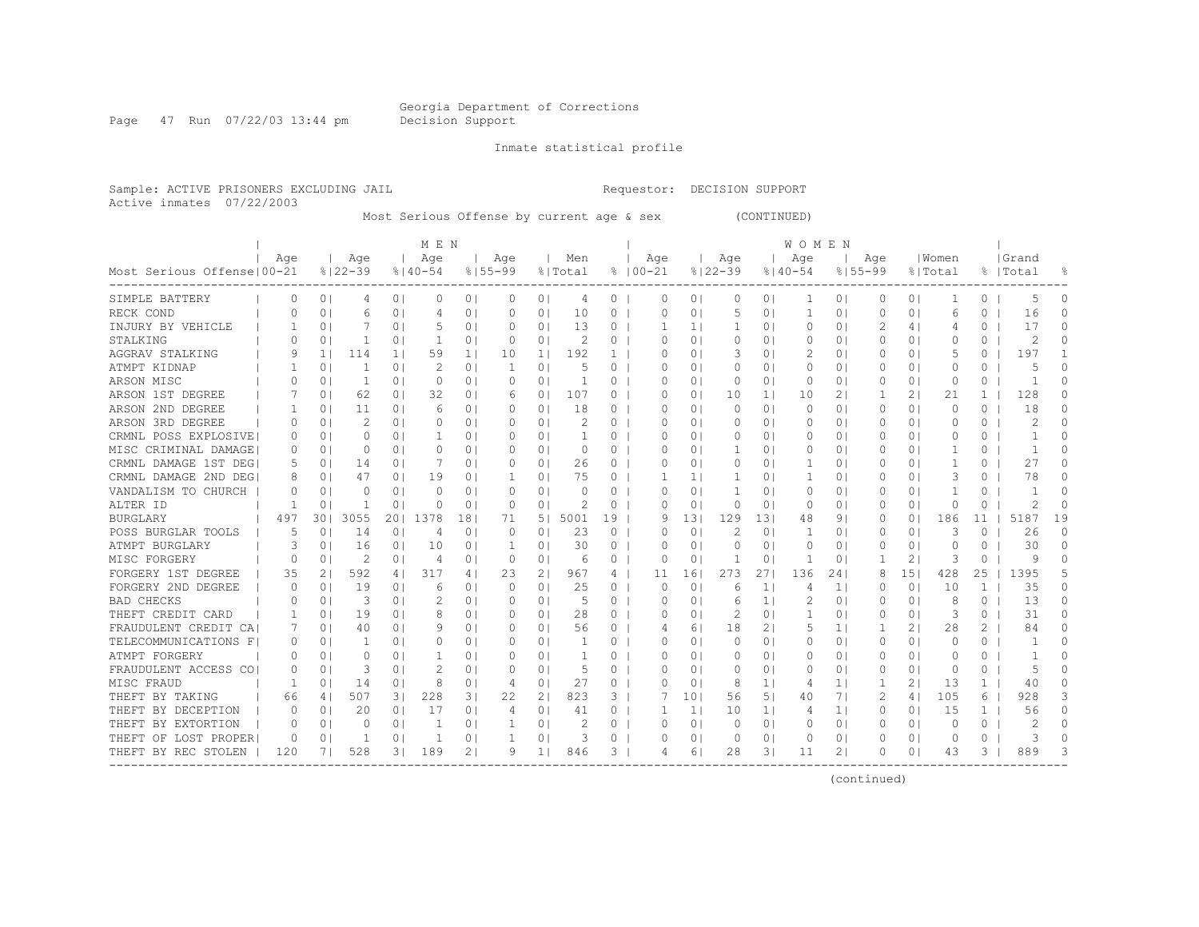Georgia Department of Corrections
Decision Support

Inmate statistical profile

Sample: ACTIVE PRISONERS EXCLUDING JAIL

Requestor: DECISION SUPPORT

Active inmates 07/22/2003

Most Serious Offense by current age & sex (CONTINUED)

| Most Serious Offense | MEN Age 00-21 | % | Age 22-39 | % | Age 40-54 | % | Age 55-99 | % | Men Total | % | WOMEN Age 00-21 | % | Age 22-39 | % | Age 40-54 | % | Age 55-99 | % | Women Total | % | Grand Total | % |
|---|---|---|---|---|---|---|---|---|---|---|---|---|---|---|---|---|---|---|---|---|---|---|
| SIMPLE BATTERY | 0 | 0 | 4 | 0 | 0 | 0 | 0 | 0 | 4 | 0 | 0 | 0 | 0 | 0 | 1 | 0 | 0 | 0 | 1 | 0 | 5 | 0 |
| RECK COND | 0 | 0 | 6 | 0 | 4 | 0 | 0 | 0 | 10 | 0 | 0 | 0 | 5 | 0 | 1 | 0 | 0 | 0 | 6 | 0 | 16 | 0 |
| INJURY BY VEHICLE | 1 | 0 | 7 | 0 | 5 | 0 | 0 | 0 | 13 | 0 | 1 | 1 | 1 | 0 | 0 | 0 | 2 | 4 | 4 | 0 | 17 | 0 |
| STALKING | 0 | 0 | 1 | 0 | 1 | 0 | 0 | 0 | 2 | 0 | 0 | 0 | 0 | 0 | 0 | 0 | 0 | 0 | 0 | 0 | 2 | 0 |
| AGGRAV STALKING | 9 | 1 | 114 | 1 | 59 | 1 | 10 | 1 | 192 | 1 | 0 | 0 | 3 | 0 | 2 | 0 | 0 | 0 | 5 | 0 | 197 | 1 |
| ATMPT KIDNAP | 1 | 0 | 1 | 0 | 2 | 0 | 1 | 0 | 5 | 0 | 0 | 0 | 0 | 0 | 0 | 0 | 0 | 0 | 0 | 0 | 5 | 0 |
| ARSON MISC | 0 | 0 | 1 | 0 | 0 | 0 | 0 | 0 | 1 | 0 | 0 | 0 | 0 | 0 | 0 | 0 | 0 | 0 | 0 | 0 | 1 | 0 |
| ARSON 1ST DEGREE | 7 | 0 | 62 | 0 | 32 | 0 | 6 | 0 | 107 | 0 | 0 | 0 | 10 | 1 | 10 | 2 | 1 | 2 | 21 | 1 | 128 | 0 |
| ARSON 2ND DEGREE | 1 | 0 | 11 | 0 | 6 | 0 | 0 | 0 | 18 | 0 | 0 | 0 | 0 | 0 | 0 | 0 | 0 | 0 | 0 | 0 | 18 | 0 |
| ARSON 3RD DEGREE | 0 | 0 | 2 | 0 | 0 | 0 | 0 | 0 | 2 | 0 | 0 | 0 | 0 | 0 | 0 | 0 | 0 | 0 | 0 | 0 | 2 | 0 |
| CRMNL POSS EXPLOSIVE | 0 | 0 | 0 | 0 | 1 | 0 | 0 | 0 | 1 | 0 | 0 | 0 | 0 | 0 | 0 | 0 | 0 | 0 | 0 | 0 | 1 | 0 |
| MISC CRIMINAL DAMAGE | 0 | 0 | 0 | 0 | 0 | 0 | 0 | 0 | 0 | 0 | 0 | 0 | 1 | 0 | 0 | 0 | 0 | 0 | 1 | 0 | 1 | 0 |
| CRMNL DAMAGE 1ST DEG | 5 | 0 | 14 | 0 | 7 | 0 | 0 | 0 | 26 | 0 | 0 | 0 | 0 | 0 | 1 | 0 | 0 | 0 | 1 | 0 | 27 | 0 |
| CRMNL DAMAGE 2ND DEG | 8 | 0 | 47 | 0 | 19 | 0 | 1 | 0 | 75 | 0 | 1 | 1 | 1 | 0 | 1 | 0 | 0 | 0 | 3 | 0 | 78 | 0 |
| VANDALISM TO CHURCH | 0 | 0 | 0 | 0 | 0 | 0 | 0 | 0 | 0 | 0 | 0 | 0 | 1 | 0 | 0 | 0 | 0 | 0 | 1 | 0 | 1 | 0 |
| ALTER ID | 1 | 0 | 1 | 0 | 0 | 0 | 0 | 0 | 2 | 0 | 0 | 0 | 0 | 0 | 0 | 0 | 0 | 0 | 0 | 0 | 2 | 0 |
| BURGLARY | 497 | 30 | 3055 | 20 | 1378 | 18 | 71 | 5 | 5001 | 19 | 9 | 13 | 129 | 13 | 48 | 9 | 0 | 0 | 186 | 11 | 5187 | 19 |
| POSS BURGLAR TOOLS | 5 | 0 | 14 | 0 | 4 | 0 | 0 | 0 | 23 | 0 | 0 | 0 | 2 | 0 | 1 | 0 | 0 | 0 | 3 | 0 | 26 | 0 |
| ATMPT BURGLARY | 3 | 0 | 16 | 0 | 10 | 0 | 1 | 0 | 30 | 0 | 0 | 0 | 0 | 0 | 0 | 0 | 0 | 0 | 0 | 0 | 30 | 0 |
| MISC FORGERY | 0 | 0 | 2 | 0 | 4 | 0 | 0 | 0 | 6 | 0 | 0 | 0 | 1 | 0 | 1 | 0 | 1 | 2 | 3 | 0 | 9 | 0 |
| FORGERY 1ST DEGREE | 35 | 2 | 592 | 4 | 317 | 4 | 23 | 2 | 967 | 4 | 11 | 16 | 273 | 27 | 136 | 24 | 8 | 15 | 428 | 25 | 1395 | 5 |
| FORGERY 2ND DEGREE | 0 | 0 | 19 | 0 | 6 | 0 | 0 | 0 | 25 | 0 | 0 | 0 | 6 | 1 | 4 | 1 | 0 | 0 | 10 | 1 | 35 | 0 |
| BAD CHECKS | 0 | 0 | 3 | 0 | 2 | 0 | 0 | 0 | 5 | 0 | 0 | 0 | 6 | 1 | 2 | 0 | 0 | 0 | 8 | 0 | 13 | 0 |
| THEFT CREDIT CARD | 1 | 0 | 19 | 0 | 8 | 0 | 0 | 0 | 28 | 0 | 0 | 0 | 2 | 0 | 1 | 0 | 0 | 0 | 3 | 0 | 31 | 0 |
| FRAUDULENT CREDIT CA | 7 | 0 | 40 | 0 | 9 | 0 | 0 | 0 | 56 | 0 | 4 | 6 | 18 | 2 | 5 | 1 | 1 | 2 | 28 | 2 | 84 | 0 |
| TELECOMMUNICATIONS F | 0 | 0 | 1 | 0 | 0 | 0 | 0 | 0 | 1 | 0 | 0 | 0 | 0 | 0 | 0 | 0 | 0 | 0 | 0 | 0 | 1 | 0 |
| ATMPT FORGERY | 0 | 0 | 0 | 0 | 1 | 0 | 0 | 0 | 1 | 0 | 0 | 0 | 0 | 0 | 0 | 0 | 0 | 0 | 0 | 0 | 1 | 0 |
| FRAUDULENT ACCESS CO | 0 | 0 | 3 | 0 | 2 | 0 | 0 | 0 | 5 | 0 | 0 | 0 | 0 | 0 | 0 | 0 | 0 | 0 | 0 | 0 | 5 | 0 |
| MISC FRAUD | 1 | 0 | 14 | 0 | 8 | 0 | 4 | 0 | 27 | 0 | 0 | 0 | 8 | 1 | 4 | 1 | 1 | 2 | 13 | 1 | 40 | 0 |
| THEFT BY TAKING | 66 | 4 | 507 | 3 | 228 | 3 | 22 | 2 | 823 | 3 | 7 | 10 | 56 | 5 | 40 | 7 | 2 | 4 | 105 | 6 | 928 | 3 |
| THEFT BY DECEPTION | 0 | 0 | 20 | 0 | 17 | 0 | 4 | 0 | 41 | 0 | 1 | 1 | 10 | 1 | 4 | 1 | 0 | 0 | 15 | 1 | 56 | 0 |
| THEFT BY EXTORTION | 0 | 0 | 0 | 0 | 1 | 0 | 1 | 0 | 2 | 0 | 0 | 0 | 0 | 0 | 0 | 0 | 0 | 0 | 0 | 0 | 2 | 0 |
| THEFT OF LOST PROPER | 0 | 0 | 1 | 0 | 1 | 0 | 1 | 0 | 3 | 0 | 0 | 0 | 0 | 0 | 0 | 0 | 0 | 0 | 0 | 0 | 3 | 0 |
| THEFT BY REC STOLEN | 120 | 7 | 528 | 3 | 189 | 2 | 9 | 1 | 846 | 3 | 4 | 6 | 28 | 3 | 11 | 2 | 0 | 0 | 43 | 3 | 889 | 3 |

(continued)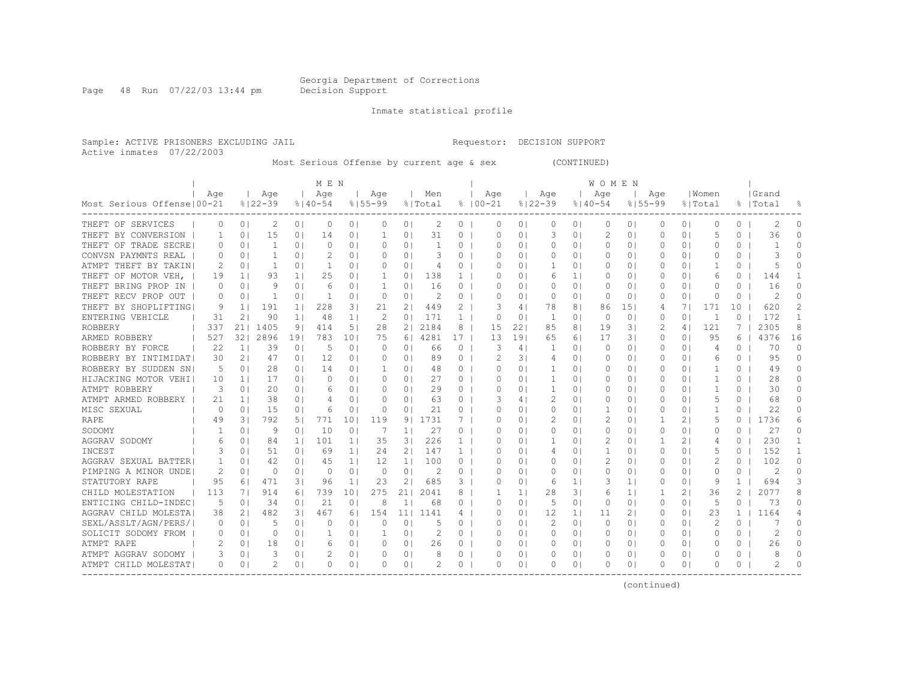Georgia Department of Corrections
Decision Support

Inmate statistical profile

Sample: ACTIVE PRISONERS EXCLUDING JAIL                                        Requestor: DECISION SUPPORT
Active inmates 07/22/2003

Most Serious Offense by current age & sex (CONTINUED)

| Most Serious Offense | MEN Age 00-21 | % | Age 22-39 | % | Age 40-54 | % | Age 55-99 | % | Men Total | % | WOMEN Age 00-21 | % | Age 22-39 | % | Age 40-54 | % | Age 55-99 | % | Women Total | % | Grand Total | % |
|---|---|---|---|---|---|---|---|---|---|---|---|---|---|---|---|---|---|---|---|---|---|---|
| THEFT OF SERVICES | 0 | 0 | 2 | 0 | 0 | 0 | 0 | 0 | 2 | 0 | 0 | 0 | 0 | 0 | 0 | 0 | 0 | 0 | 0 | 0 | 2 | 0 |
| THEFT BY CONVERSION | 1 | 0 | 15 | 0 | 14 | 0 | 1 | 0 | 31 | 0 | 0 | 0 | 3 | 0 | 2 | 0 | 0 | 0 | 5 | 0 | 36 | 0 |
| THEFT OF TRADE SECRE | 0 | 0 | 1 | 0 | 0 | 0 | 0 | 0 | 1 | 0 | 0 | 0 | 0 | 0 | 0 | 0 | 0 | 0 | 0 | 0 | 1 | 0 |
| CONVSN PAYMNTS REAL | 0 | 0 | 1 | 0 | 2 | 0 | 0 | 0 | 3 | 0 | 0 | 0 | 0 | 0 | 0 | 0 | 0 | 0 | 0 | 0 | 3 | 0 |
| ATMPT THEFT BY TAKIN | 2 | 0 | 1 | 0 | 1 | 0 | 0 | 0 | 4 | 0 | 0 | 0 | 1 | 0 | 0 | 0 | 0 | 0 | 1 | 0 | 5 | 0 |
| THEFT OF MOTOR VEH, | 19 | 1 | 93 | 1 | 25 | 0 | 1 | 0 | 138 | 1 | 0 | 0 | 6 | 1 | 0 | 0 | 0 | 0 | 6 | 0 | 144 | 1 |
| THEFT BRING PROP IN | 0 | 0 | 9 | 0 | 6 | 0 | 1 | 0 | 16 | 0 | 0 | 0 | 0 | 0 | 0 | 0 | 0 | 0 | 0 | 0 | 16 | 0 |
| THEFT RECV PROP OUT | 0 | 0 | 1 | 0 | 1 | 0 | 0 | 0 | 2 | 0 | 0 | 0 | 0 | 0 | 0 | 0 | 0 | 0 | 0 | 0 | 2 | 0 |
| THEFT BY SHOPLIFTING | 9 | 1 | 191 | 1 | 228 | 3 | 21 | 2 | 449 | 2 | 3 | 4 | 78 | 8 | 86 | 15 | 4 | 7 | 171 | 10 | 620 | 2 |
| ENTERING VEHICLE | 31 | 2 | 90 | 1 | 48 | 1 | 2 | 0 | 171 | 1 | 0 | 0 | 1 | 0 | 0 | 0 | 0 | 0 | 1 | 0 | 172 | 1 |
| ROBBERY | 337 | 21 | 1405 | 9 | 414 | 5 | 28 | 2 | 2184 | 8 | 15 | 22 | 85 | 8 | 19 | 3 | 2 | 4 | 121 | 7 | 2305 | 8 |
| ARMED ROBBERY | 527 | 32 | 2896 | 19 | 783 | 10 | 75 | 6 | 4281 | 17 | 13 | 19 | 65 | 6 | 17 | 3 | 0 | 0 | 95 | 6 | 4376 | 16 |
| ROBBERY BY FORCE | 22 | 1 | 39 | 0 | 5 | 0 | 0 | 0 | 66 | 0 | 3 | 4 | 1 | 0 | 0 | 0 | 0 | 0 | 4 | 0 | 70 | 0 |
| ROBBERY BY INTIMIDAT | 30 | 2 | 47 | 0 | 12 | 0 | 0 | 0 | 89 | 0 | 2 | 3 | 4 | 0 | 0 | 0 | 0 | 0 | 6 | 0 | 95 | 0 |
| ROBBERY BY SUDDEN SN | 5 | 0 | 28 | 0 | 14 | 0 | 1 | 0 | 48 | 0 | 0 | 0 | 1 | 0 | 0 | 0 | 0 | 0 | 1 | 0 | 49 | 0 |
| HIJACKING MOTOR VEHI | 10 | 1 | 17 | 0 | 0 | 0 | 0 | 0 | 27 | 0 | 0 | 0 | 1 | 0 | 0 | 0 | 0 | 0 | 1 | 0 | 28 | 0 |
| ATMPT ROBBERY | 3 | 0 | 20 | 0 | 6 | 0 | 0 | 0 | 29 | 0 | 0 | 0 | 1 | 0 | 0 | 0 | 0 | 0 | 1 | 0 | 30 | 0 |
| ATMPT ARMED ROBBERY | 21 | 1 | 38 | 0 | 4 | 0 | 0 | 0 | 63 | 0 | 3 | 4 | 2 | 0 | 0 | 0 | 0 | 0 | 5 | 0 | 68 | 0 |
| MISC SEXUAL | 0 | 0 | 15 | 0 | 6 | 0 | 0 | 0 | 21 | 0 | 0 | 0 | 0 | 0 | 1 | 0 | 0 | 0 | 1 | 0 | 22 | 0 |
| RAPE | 49 | 3 | 792 | 5 | 771 | 10 | 119 | 9 | 1731 | 7 | 0 | 0 | 2 | 0 | 2 | 0 | 1 | 2 | 5 | 0 | 1736 | 6 |
| SODOMY | 1 | 0 | 9 | 0 | 10 | 0 | 7 | 1 | 27 | 0 | 0 | 0 | 0 | 0 | 0 | 0 | 0 | 0 | 0 | 0 | 27 | 0 |
| AGGRAV SODOMY | 6 | 0 | 84 | 1 | 101 | 1 | 35 | 3 | 226 | 1 | 0 | 0 | 1 | 0 | 2 | 0 | 1 | 2 | 4 | 0 | 230 | 1 |
| INCEST | 3 | 0 | 51 | 0 | 69 | 1 | 24 | 2 | 147 | 1 | 0 | 0 | 4 | 0 | 1 | 0 | 0 | 0 | 5 | 0 | 152 | 1 |
| AGGRAV SEXUAL BATTER | 1 | 0 | 42 | 0 | 45 | 1 | 12 | 1 | 100 | 0 | 0 | 0 | 0 | 0 | 2 | 0 | 0 | 0 | 2 | 0 | 102 | 0 |
| PIMPING A MINOR UNDE | 2 | 0 | 0 | 0 | 0 | 0 | 0 | 0 | 2 | 0 | 0 | 0 | 0 | 0 | 0 | 0 | 0 | 0 | 0 | 0 | 2 | 0 |
| STATUTORY RAPE | 95 | 6 | 471 | 3 | 96 | 1 | 23 | 2 | 685 | 3 | 0 | 0 | 6 | 1 | 3 | 1 | 0 | 0 | 9 | 1 | 694 | 3 |
| CHILD MOLESTATION | 113 | 7 | 914 | 6 | 739 | 10 | 275 | 21 | 2041 | 8 | 1 | 1 | 28 | 3 | 6 | 1 | 1 | 2 | 36 | 2 | 2077 | 8 |
| ENTICING CHILD-INDEC | 5 | 0 | 34 | 0 | 21 | 0 | 8 | 1 | 68 | 0 | 0 | 0 | 5 | 0 | 0 | 0 | 0 | 0 | 5 | 0 | 73 | 0 |
| AGGRAV CHILD MOLESTA | 38 | 2 | 482 | 3 | 467 | 6 | 154 | 11 | 1141 | 4 | 0 | 0 | 12 | 1 | 11 | 2 | 0 | 0 | 23 | 1 | 1164 | 4 |
| SEXL/ASSLT/AGN/PERS/ | 0 | 0 | 5 | 0 | 0 | 0 | 0 | 0 | 5 | 0 | 0 | 0 | 2 | 0 | 0 | 0 | 0 | 0 | 2 | 0 | 7 | 0 |
| SOLICIT SODOMY FROM | 0 | 0 | 0 | 0 | 1 | 0 | 1 | 0 | 2 | 0 | 0 | 0 | 0 | 0 | 0 | 0 | 0 | 0 | 0 | 0 | 2 | 0 |
| ATMPT RAPE | 2 | 0 | 18 | 0 | 6 | 0 | 0 | 0 | 26 | 0 | 0 | 0 | 0 | 0 | 0 | 0 | 0 | 0 | 0 | 0 | 26 | 0 |
| ATMPT AGGRAV SODOMY | 3 | 0 | 3 | 0 | 2 | 0 | 0 | 0 | 8 | 0 | 0 | 0 | 0 | 0 | 0 | 0 | 0 | 0 | 0 | 0 | 8 | 0 |
| ATMPT CHILD MOLESTAT | 0 | 0 | 2 | 0 | 0 | 0 | 0 | 0 | 2 | 0 | 0 | 0 | 0 | 0 | 0 | 0 | 0 | 0 | 0 | 0 | 2 | 0 |

(continued)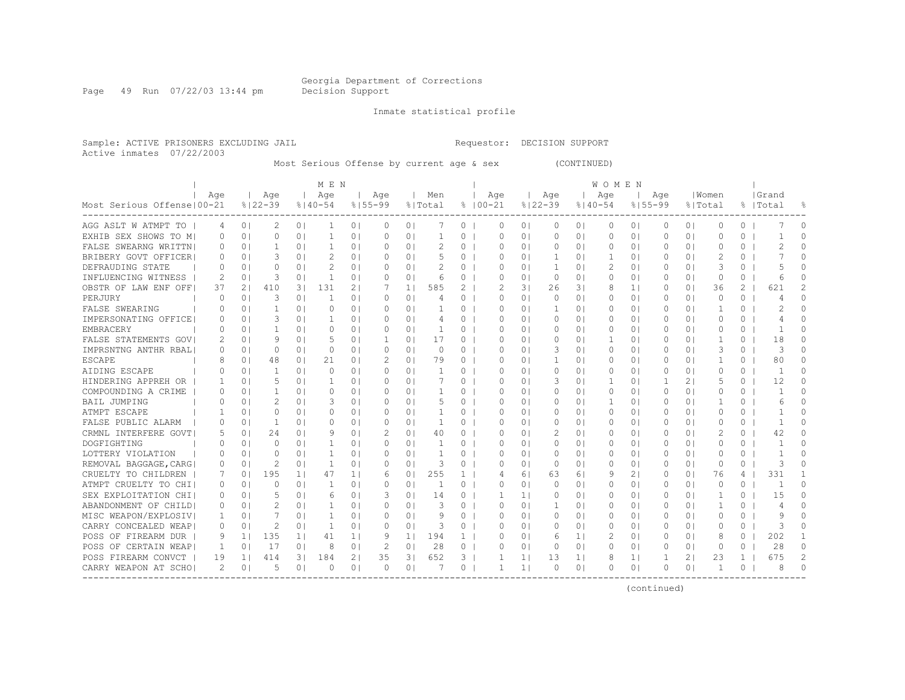Georgia Department of Corrections
Decision Support

Inmate statistical profile

Sample: ACTIVE PRISONERS EXCLUDING JAIL    Requestor: DECISION SUPPORT
Active inmates 07/22/2003

Most Serious Offense by current age & sex (CONTINUED)

| Most Serious Offense | MEN Age 00-21 | % | Age 22-39 | % | Age 40-54 | % | Age 55-99 | % | Men Total | % | WOMEN Age 00-21 | % | Age 22-39 | % | Age 40-54 | % | Age 55-99 | % | Women Total | % | Grand Total | % |
|---|---|---|---|---|---|---|---|---|---|---|---|---|---|---|---|---|---|---|---|---|---|---|
| AGG ASLT W ATMPT TO | 4 | 0 | 2 | 0 | 1 | 0 | 0 | 0 | 7 | 0 | 0 | 0 | 0 | 0 | 0 | 0 | 0 | 0 | 0 | 0 | 7 | 0 |
| EXHIB SEX SHOWS TO M | 0 | 0 | 0 | 0 | 1 | 0 | 0 | 0 | 1 | 0 | 0 | 0 | 0 | 0 | 0 | 0 | 0 | 0 | 0 | 0 | 1 | 0 |
| FALSE SWEARNG WRITTN | 0 | 0 | 1 | 0 | 1 | 0 | 0 | 0 | 2 | 0 | 0 | 0 | 0 | 0 | 0 | 0 | 0 | 0 | 0 | 0 | 2 | 0 |
| BRIBERY GOVT OFFICER | 0 | 0 | 3 | 0 | 2 | 0 | 0 | 0 | 5 | 0 | 0 | 0 | 1 | 0 | 1 | 0 | 0 | 0 | 2 | 0 | 7 | 0 |
| DEFRAUDING STATE | 0 | 0 | 0 | 0 | 2 | 0 | 0 | 0 | 2 | 0 | 0 | 0 | 1 | 0 | 2 | 0 | 0 | 0 | 3 | 0 | 5 | 0 |
| INFLUENCING WITNESS | 2 | 0 | 3 | 0 | 1 | 0 | 0 | 0 | 6 | 0 | 0 | 0 | 0 | 0 | 0 | 0 | 0 | 0 | 0 | 0 | 6 | 0 |
| OBSTR OF LAW ENF OFF | 37 | 2 | 410 | 3 | 131 | 2 | 7 | 1 | 585 | 2 | 2 | 3 | 26 | 3 | 8 | 1 | 0 | 0 | 36 | 2 | 621 | 2 |
| PERJURY | 0 | 0 | 3 | 0 | 1 | 0 | 0 | 0 | 4 | 0 | 0 | 0 | 0 | 0 | 0 | 0 | 0 | 0 | 0 | 0 | 4 | 0 |
| FALSE SWEARING | 0 | 0 | 1 | 0 | 0 | 0 | 0 | 0 | 1 | 0 | 0 | 0 | 1 | 0 | 0 | 0 | 0 | 0 | 1 | 0 | 2 | 0 |
| IMPERSONATING OFFICE | 0 | 0 | 3 | 0 | 1 | 0 | 0 | 0 | 4 | 0 | 0 | 0 | 0 | 0 | 0 | 0 | 0 | 0 | 0 | 0 | 4 | 0 |
| EMBRACERY | 0 | 0 | 1 | 0 | 0 | 0 | 0 | 0 | 1 | 0 | 0 | 0 | 0 | 0 | 0 | 0 | 0 | 0 | 0 | 0 | 1 | 0 |
| FALSE STATEMENTS GOV | 2 | 0 | 9 | 0 | 5 | 0 | 1 | 0 | 17 | 0 | 0 | 0 | 0 | 0 | 1 | 0 | 0 | 0 | 1 | 0 | 18 | 0 |
| IMPRSNTNG ANTHR RBAL | 0 | 0 | 0 | 0 | 0 | 0 | 0 | 0 | 0 | 0 | 0 | 0 | 3 | 0 | 0 | 0 | 0 | 0 | 3 | 0 | 3 | 0 |
| ESCAPE | 8 | 0 | 48 | 0 | 21 | 0 | 2 | 0 | 79 | 0 | 0 | 0 | 1 | 0 | 0 | 0 | 0 | 0 | 1 | 0 | 80 | 0 |
| AIDING ESCAPE | 0 | 0 | 1 | 0 | 0 | 0 | 0 | 0 | 1 | 0 | 0 | 0 | 0 | 0 | 0 | 0 | 0 | 0 | 0 | 0 | 1 | 0 |
| HINDERING APPREH OR | 1 | 0 | 5 | 0 | 1 | 0 | 0 | 0 | 7 | 0 | 0 | 0 | 3 | 0 | 1 | 0 | 1 | 2 | 5 | 0 | 12 | 0 |
| COMPOUNDING A CRIME | 0 | 0 | 1 | 0 | 0 | 0 | 0 | 0 | 1 | 0 | 0 | 0 | 0 | 0 | 0 | 0 | 0 | 0 | 0 | 0 | 1 | 0 |
| BAIL JUMPING | 0 | 0 | 2 | 0 | 3 | 0 | 0 | 0 | 5 | 0 | 0 | 0 | 0 | 0 | 1 | 0 | 0 | 0 | 1 | 0 | 6 | 0 |
| ATMPT ESCAPE | 1 | 0 | 0 | 0 | 0 | 0 | 0 | 0 | 1 | 0 | 0 | 0 | 0 | 0 | 0 | 0 | 0 | 0 | 0 | 0 | 1 | 0 |
| FALSE PUBLIC ALARM | 0 | 0 | 1 | 0 | 0 | 0 | 0 | 0 | 1 | 0 | 0 | 0 | 0 | 0 | 0 | 0 | 0 | 0 | 0 | 0 | 1 | 0 |
| CRMNL INTERFERE GOVT | 5 | 0 | 24 | 0 | 9 | 0 | 2 | 0 | 40 | 0 | 0 | 0 | 2 | 0 | 0 | 0 | 0 | 0 | 2 | 0 | 42 | 0 |
| DOGFIGHTING | 0 | 0 | 0 | 0 | 1 | 0 | 0 | 0 | 1 | 0 | 0 | 0 | 0 | 0 | 0 | 0 | 0 | 0 | 0 | 0 | 1 | 0 |
| LOTTERY VIOLATION | 0 | 0 | 0 | 0 | 1 | 0 | 0 | 0 | 1 | 0 | 0 | 0 | 0 | 0 | 0 | 0 | 0 | 0 | 0 | 0 | 1 | 0 |
| REMOVAL BAGGAGE,CARG | 0 | 0 | 2 | 0 | 1 | 0 | 0 | 0 | 3 | 0 | 0 | 0 | 0 | 0 | 0 | 0 | 0 | 0 | 0 | 0 | 3 | 0 |
| CRUELTY TO CHILDREN | 7 | 0 | 195 | 1 | 47 | 1 | 6 | 0 | 255 | 1 | 4 | 6 | 63 | 6 | 9 | 2 | 0 | 0 | 76 | 4 | 331 | 1 |
| ATMPT CRUELTY TO CHI | 0 | 0 | 0 | 0 | 1 | 0 | 0 | 0 | 1 | 0 | 0 | 0 | 0 | 0 | 0 | 0 | 0 | 0 | 0 | 0 | 1 | 0 |
| SEX EXPLOITATION CHI | 0 | 0 | 5 | 0 | 6 | 0 | 3 | 0 | 14 | 0 | 1 | 1 | 0 | 0 | 0 | 0 | 0 | 0 | 1 | 0 | 15 | 0 |
| ABANDONMENT OF CHILD | 0 | 0 | 2 | 0 | 1 | 0 | 0 | 0 | 3 | 0 | 0 | 0 | 1 | 0 | 0 | 0 | 0 | 0 | 1 | 0 | 4 | 0 |
| MISC WEAPON/EXPLOSIV | 1 | 0 | 7 | 0 | 1 | 0 | 0 | 0 | 9 | 0 | 0 | 0 | 0 | 0 | 0 | 0 | 0 | 0 | 0 | 0 | 9 | 0 |
| CARRY CONCEALED WEAP | 0 | 0 | 2 | 0 | 1 | 0 | 0 | 0 | 3 | 0 | 0 | 0 | 0 | 0 | 0 | 0 | 0 | 0 | 0 | 0 | 3 | 0 |
| POSS OF FIREARM DUR | 9 | 1 | 135 | 1 | 41 | 1 | 9 | 1 | 194 | 1 | 0 | 0 | 6 | 1 | 2 | 0 | 0 | 0 | 8 | 0 | 202 | 1 |
| POSS OF CERTAIN WEAP | 1 | 0 | 17 | 0 | 8 | 0 | 2 | 0 | 28 | 0 | 0 | 0 | 0 | 0 | 0 | 0 | 0 | 0 | 0 | 0 | 28 | 0 |
| POSS FIREARM CONVCT | 19 | 1 | 414 | 3 | 184 | 2 | 35 | 3 | 652 | 3 | 1 | 1 | 13 | 1 | 8 | 1 | 1 | 2 | 23 | 1 | 675 | 2 |
| CARRY WEAPON AT SCHO | 2 | 0 | 5 | 0 | 0 | 0 | 0 | 0 | 7 | 0 | 1 | 1 | 0 | 0 | 0 | 0 | 0 | 0 | 1 | 0 | 8 | 0 |

(continued)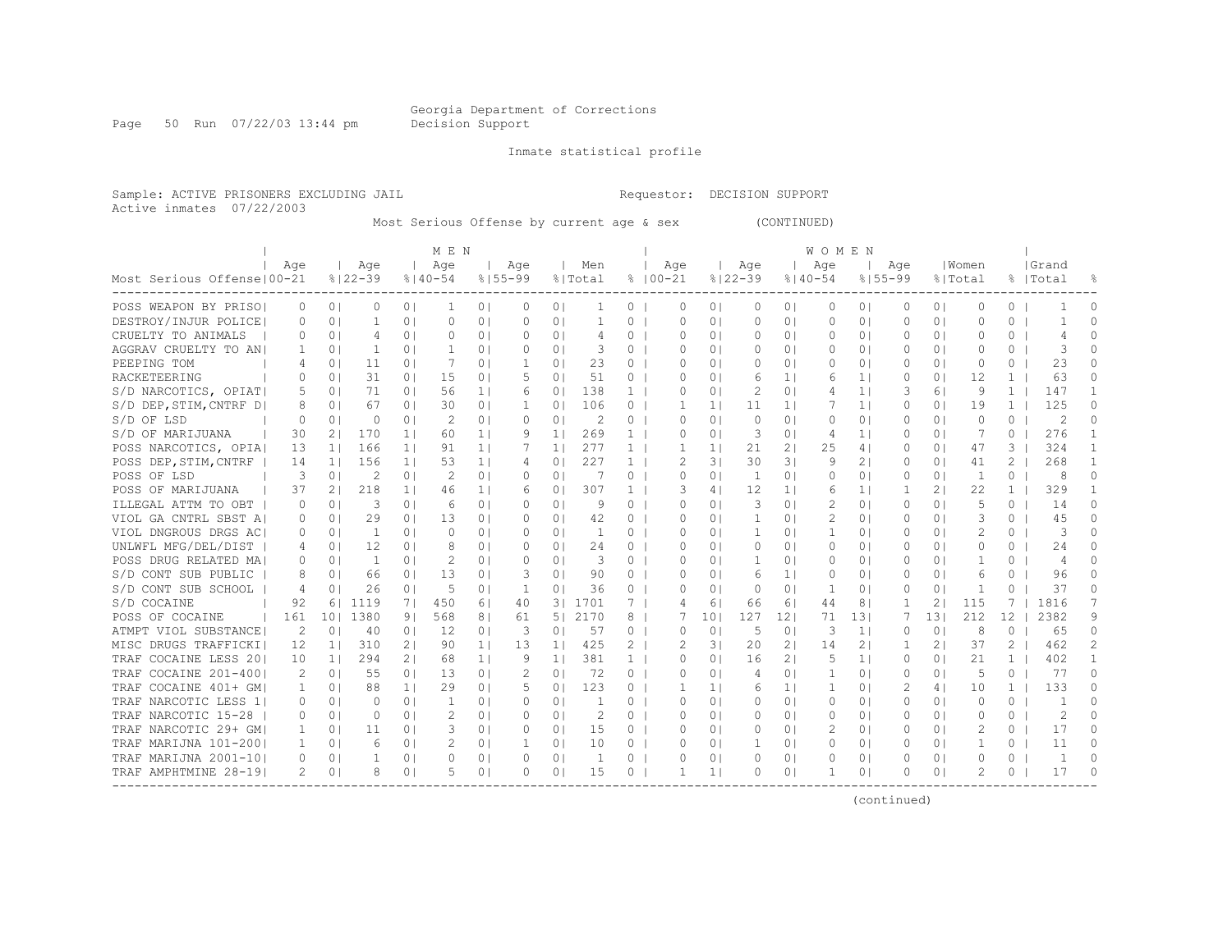Georgia Department of Corrections
Decision Support

Inmate statistical profile

Sample: ACTIVE PRISONERS EXCLUDING JAIL                Requestor: DECISION SUPPORT
Active inmates 07/22/2003

Most Serious Offense by current age & sex (CONTINUED)

| Most Serious Offense | MEN Age 00-21 | % | Age 22-39 | % | Age 40-54 | % | Age 55-99 | % | Men Total | % | WOMEN Age 00-21 | % | Age 22-39 | % | Age 40-54 | % | Age 55-99 | % | Women Total | % | Grand Total | % |
|---|---|---|---|---|---|---|---|---|---|---|---|---|---|---|---|---|---|---|---|---|---|---|
| POSS WEAPON BY PRISO | 0 | 0 | 0 | 0 | 1 | 0 | 0 | 0 | 1 | 0 | 0 | 0 | 0 | 0 | 0 | 0 | 0 | 0 | 0 | 0 | 1 | 0 |
| DESTROY/INJUR POLICE | 0 | 0 | 1 | 0 | 0 | 0 | 0 | 0 | 1 | 0 | 0 | 0 | 0 | 0 | 0 | 0 | 0 | 0 | 0 | 0 | 1 | 0 |
| CRUELTY TO ANIMALS | 0 | 0 | 4 | 0 | 0 | 0 | 0 | 0 | 4 | 0 | 0 | 0 | 0 | 0 | 0 | 0 | 0 | 0 | 0 | 0 | 4 | 0 |
| AGGRAV CRUELTY TO AN | 1 | 0 | 1 | 0 | 1 | 0 | 0 | 0 | 3 | 0 | 0 | 0 | 0 | 0 | 0 | 0 | 0 | 0 | 0 | 0 | 3 | 0 |
| PEEPING TOM | 4 | 0 | 11 | 0 | 7 | 0 | 1 | 0 | 23 | 0 | 0 | 0 | 0 | 0 | 0 | 0 | 0 | 0 | 0 | 0 | 23 | 0 |
| RACKETEERING | 0 | 0 | 31 | 0 | 15 | 0 | 5 | 0 | 51 | 0 | 0 | 0 | 6 | 1 | 6 | 1 | 0 | 0 | 12 | 1 | 63 | 0 |
| S/D NARCOTICS, OPIAT | 5 | 0 | 71 | 0 | 56 | 1 | 6 | 0 | 138 | 1 | 0 | 0 | 2 | 0 | 4 | 1 | 3 | 6 | 9 | 1 | 147 | 1 |
| S/D DEP,STIM,CNTRF D | 8 | 0 | 67 | 0 | 30 | 0 | 1 | 0 | 106 | 0 | 1 | 1 | 11 | 1 | 7 | 1 | 0 | 0 | 19 | 1 | 125 | 0 |
| S/D OF LSD | 0 | 0 | 0 | 0 | 2 | 0 | 0 | 0 | 2 | 0 | 0 | 0 | 0 | 0 | 0 | 0 | 0 | 0 | 0 | 0 | 2 | 0 |
| S/D OF MARIJUANA | 30 | 2 | 170 | 1 | 60 | 1 | 9 | 1 | 269 | 1 | 0 | 0 | 3 | 0 | 4 | 1 | 0 | 0 | 7 | 0 | 276 | 1 |
| POSS NARCOTICS, OPIA | 13 | 1 | 166 | 1 | 91 | 1 | 7 | 1 | 277 | 1 | 1 | 1 | 21 | 2 | 25 | 4 | 0 | 0 | 47 | 3 | 324 | 1 |
| POSS DEP,STIM,CNTRF | 14 | 1 | 156 | 1 | 53 | 1 | 4 | 0 | 227 | 1 | 2 | 3 | 30 | 3 | 9 | 2 | 0 | 0 | 41 | 2 | 268 | 1 |
| POSS OF LSD | 3 | 0 | 2 | 0 | 2 | 0 | 0 | 0 | 7 | 0 | 0 | 0 | 1 | 0 | 0 | 0 | 0 | 0 | 1 | 0 | 8 | 0 |
| POSS OF MARIJUANA | 37 | 2 | 218 | 1 | 46 | 1 | 6 | 0 | 307 | 1 | 3 | 4 | 12 | 1 | 6 | 1 | 1 | 2 | 22 | 1 | 329 | 1 |
| ILLEGAL ATTM TO OBT | 0 | 0 | 3 | 0 | 6 | 0 | 0 | 0 | 9 | 0 | 0 | 0 | 3 | 0 | 2 | 0 | 0 | 0 | 5 | 0 | 14 | 0 |
| VIOL GA CNTRL SBST A | 0 | 0 | 29 | 0 | 13 | 0 | 0 | 0 | 42 | 0 | 0 | 0 | 1 | 0 | 2 | 0 | 0 | 0 | 3 | 0 | 45 | 0 |
| VIOL DNGROUS DRGS AC | 0 | 0 | 1 | 0 | 0 | 0 | 0 | 0 | 1 | 0 | 0 | 0 | 1 | 0 | 1 | 0 | 0 | 0 | 2 | 0 | 3 | 0 |
| UNLWFL MFG/DEL/DIST | 4 | 0 | 12 | 0 | 8 | 0 | 0 | 0 | 24 | 0 | 0 | 0 | 0 | 0 | 0 | 0 | 0 | 0 | 0 | 0 | 24 | 0 |
| POSS DRUG RELATED MA | 0 | 0 | 1 | 0 | 2 | 0 | 0 | 0 | 3 | 0 | 0 | 0 | 1 | 0 | 0 | 0 | 0 | 0 | 1 | 0 | 4 | 0 |
| S/D CONT SUB PUBLIC | 8 | 0 | 66 | 0 | 13 | 0 | 3 | 0 | 90 | 0 | 0 | 0 | 6 | 1 | 0 | 0 | 0 | 0 | 6 | 0 | 96 | 0 |
| S/D CONT SUB SCHOOL | 4 | 0 | 26 | 0 | 5 | 0 | 1 | 0 | 36 | 0 | 0 | 0 | 0 | 0 | 1 | 0 | 0 | 0 | 1 | 0 | 37 | 0 |
| S/D COCAINE | 92 | 6 | 1119 | 7 | 450 | 6 | 40 | 3 | 1701 | 7 | 4 | 6 | 66 | 6 | 44 | 8 | 1 | 2 | 115 | 7 | 1816 | 7 |
| POSS OF COCAINE | 161 | 10 | 1380 | 9 | 568 | 8 | 61 | 5 | 2170 | 8 | 7 | 10 | 127 | 12 | 71 | 13 | 7 | 13 | 212 | 12 | 2382 | 9 |
| ATMPT VIOL SUBSTANCE | 2 | 0 | 40 | 0 | 12 | 0 | 3 | 0 | 57 | 0 | 0 | 0 | 5 | 0 | 3 | 1 | 0 | 0 | 8 | 0 | 65 | 0 |
| MISC DRUGS TRAFFICKI | 12 | 1 | 310 | 2 | 90 | 1 | 13 | 1 | 425 | 2 | 2 | 3 | 20 | 2 | 14 | 2 | 1 | 2 | 37 | 2 | 462 | 2 |
| TRAF COCAINE LESS 20 | 10 | 1 | 294 | 2 | 68 | 1 | 9 | 1 | 381 | 1 | 0 | 0 | 16 | 2 | 5 | 1 | 0 | 0 | 21 | 1 | 402 | 1 |
| TRAF COCAINE 201-400 | 2 | 0 | 55 | 0 | 13 | 0 | 2 | 0 | 72 | 0 | 0 | 0 | 4 | 0 | 1 | 0 | 0 | 0 | 5 | 0 | 77 | 0 |
| TRAF COCAINE 401+ GM | 1 | 0 | 88 | 1 | 29 | 0 | 5 | 0 | 123 | 0 | 1 | 1 | 6 | 1 | 1 | 0 | 2 | 4 | 10 | 1 | 133 | 0 |
| TRAF NARCOTIC LESS 1 | 0 | 0 | 0 | 0 | 1 | 0 | 0 | 0 | 1 | 0 | 0 | 0 | 0 | 0 | 0 | 0 | 0 | 0 | 0 | 0 | 1 | 0 |
| TRAF NARCOTIC 15-28 | 0 | 0 | 0 | 0 | 2 | 0 | 0 | 0 | 2 | 0 | 0 | 0 | 0 | 0 | 0 | 0 | 0 | 0 | 0 | 0 | 2 | 0 |
| TRAF NARCOTIC 29+ GM | 1 | 0 | 11 | 0 | 3 | 0 | 0 | 0 | 15 | 0 | 0 | 0 | 0 | 0 | 2 | 0 | 0 | 0 | 2 | 0 | 17 | 0 |
| TRAF MARIJNA 101-200 | 1 | 0 | 6 | 0 | 2 | 0 | 1 | 0 | 10 | 0 | 0 | 0 | 1 | 0 | 0 | 0 | 0 | 0 | 1 | 0 | 11 | 0 |
| TRAF MARIJNA 2001-10 | 0 | 0 | 1 | 0 | 0 | 0 | 0 | 0 | 1 | 0 | 0 | 0 | 0 | 0 | 0 | 0 | 0 | 0 | 0 | 0 | 1 | 0 |
| TRAF AMPHTMINE 28-19 | 2 | 0 | 8 | 0 | 5 | 0 | 0 | 0 | 15 | 0 | 1 | 1 | 0 | 0 | 1 | 0 | 0 | 0 | 2 | 0 | 17 | 0 |

(continued)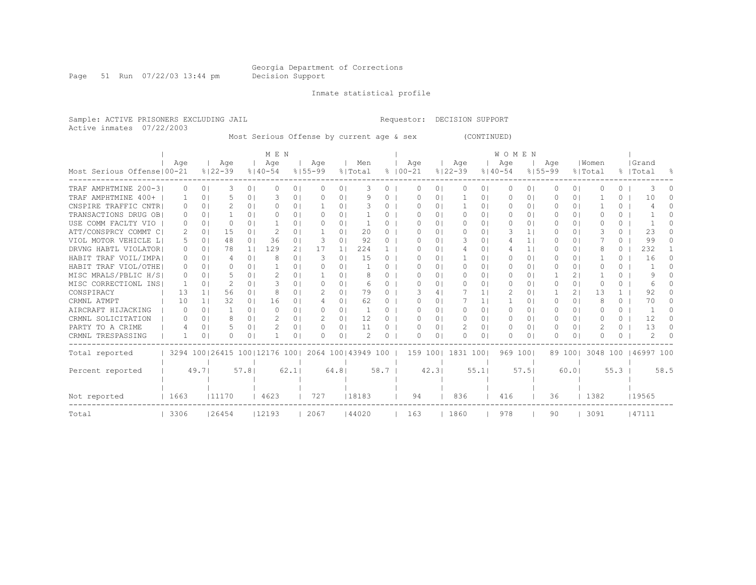Georgia Department of Corrections
Decision Support

Inmate statistical profile

Sample: ACTIVE PRISONERS EXCLUDING JAIL    Requestor: DECISION SUPPORT
Active inmates 07/22/2003

Most Serious Offense by current age & sex (CONTINUED)

| Most Serious Offense | MEN Age 00-21 | % | Age 22-39 | % | Age 40-54 | % | Age 55-99 | % | Men Total | % | WOMEN Age 00-21 | % | Age 22-39 | % | Age 40-54 | % | Age 55-99 | % | Women Total | % | Grand Total | % |
|---|---|---|---|---|---|---|---|---|---|---|---|---|---|---|---|---|---|---|---|---|---|---|
| TRAF AMPHTMINE 200-3 | 0 | 0 | 3 | 0 | 0 | 0 | 0 | 0 | 3 | 0 | 0 | 0 | 0 | 0 | 0 | 0 | 0 | 0 | 0 | 0 | 3 | 0 |
| TRAF AMPHTMINE 400+ | 1 | 0 | 5 | 0 | 3 | 0 | 0 | 0 | 9 | 0 | 0 | 0 | 1 | 0 | 0 | 0 | 0 | 0 | 1 | 0 | 10 | 0 |
| CNSPIRE TRAFFIC CNTR | 0 | 0 | 2 | 0 | 0 | 0 | 1 | 0 | 3 | 0 | 0 | 0 | 1 | 0 | 0 | 0 | 0 | 0 | 1 | 0 | 4 | 0 |
| TRANSACTIONS DRUG OB | 0 | 0 | 1 | 0 | 0 | 0 | 0 | 0 | 1 | 0 | 0 | 0 | 0 | 0 | 0 | 0 | 0 | 0 | 0 | 0 | 1 | 0 |
| USE COMM FACLTY VIO | 0 | 0 | 0 | 0 | 1 | 0 | 0 | 0 | 1 | 0 | 0 | 0 | 0 | 0 | 0 | 0 | 0 | 0 | 0 | 0 | 1 | 0 |
| ATT/CONSPRCY COMMT C | 2 | 0 | 15 | 0 | 2 | 0 | 1 | 0 | 20 | 0 | 0 | 0 | 0 | 0 | 3 | 1 | 0 | 0 | 3 | 0 | 23 | 0 |
| VIOL MOTOR VEHICLE L | 5 | 0 | 48 | 0 | 36 | 0 | 3 | 0 | 92 | 0 | 0 | 0 | 3 | 0 | 4 | 1 | 0 | 0 | 7 | 0 | 99 | 0 |
| DRVNG HABTL VIOLATOR | 0 | 0 | 78 | 1 | 129 | 2 | 17 | 1 | 224 | 1 | 0 | 0 | 4 | 0 | 4 | 1 | 0 | 0 | 8 | 0 | 232 | 1 |
| HABIT TRAF VOIL/IMPA | 0 | 0 | 4 | 0 | 8 | 0 | 3 | 0 | 15 | 0 | 0 | 0 | 1 | 0 | 0 | 0 | 0 | 0 | 1 | 0 | 16 | 0 |
| HABIT TRAF VIOL/OTHE | 0 | 0 | 0 | 0 | 1 | 0 | 0 | 0 | 1 | 0 | 0 | 0 | 0 | 0 | 0 | 0 | 0 | 0 | 0 | 0 | 1 | 0 |
| MISC MRALS/PBLIC H/S | 0 | 0 | 5 | 0 | 2 | 0 | 1 | 0 | 8 | 0 | 0 | 0 | 0 | 0 | 0 | 0 | 1 | 2 | 1 | 0 | 9 | 0 |
| MISC CORRECTIONL INS | 1 | 0 | 2 | 0 | 3 | 0 | 0 | 0 | 6 | 0 | 0 | 0 | 0 | 0 | 0 | 0 | 0 | 0 | 0 | 0 | 6 | 0 |
| CONSPIRACY | 13 | 1 | 56 | 0 | 8 | 0 | 2 | 0 | 79 | 0 | 3 | 4 | 7 | 1 | 2 | 0 | 1 | 2 | 13 | 1 | 92 | 0 |
| CRMNL ATMPT | 10 | 1 | 32 | 0 | 16 | 0 | 4 | 0 | 62 | 0 | 0 | 0 | 7 | 1 | 1 | 0 | 0 | 0 | 8 | 0 | 70 | 0 |
| AIRCRAFT HIJACKING | 0 | 0 | 1 | 0 | 0 | 0 | 0 | 0 | 1 | 0 | 0 | 0 | 0 | 0 | 0 | 0 | 0 | 0 | 0 | 0 | 1 | 0 |
| CRMNL SOLICITATION | 0 | 0 | 8 | 0 | 2 | 0 | 2 | 0 | 12 | 0 | 0 | 0 | 0 | 0 | 0 | 0 | 0 | 0 | 0 | 0 | 12 | 0 |
| PARTY TO A CRIME | 4 | 0 | 5 | 0 | 2 | 0 | 0 | 0 | 11 | 0 | 0 | 0 | 2 | 0 | 0 | 0 | 0 | 0 | 2 | 0 | 13 | 0 |
| CRMNL TRESPASSING | 1 | 0 | 0 | 0 | 1 | 0 | 0 | 0 | 2 | 0 | 0 | 0 | 0 | 0 | 0 | 0 | 0 | 0 | 0 | 0 | 2 | 0 |
| Total reported | 3294 | 100 | 26415 | 100 | 12176 | 100 | 2064 | 100 | 43949 | 100 | 159 | 100 | 1831 | 100 | 969 | 100 | 89 | 100 | 3048 | 100 | 46997 | 100 |
| Percent reported | | 49.7 | | 57.8 | | 62.1 | | 64.8 | | 58.7 | | 42.3 | | 55.1 | | 57.5 | | 60.0 | | 55.3 | | 58.5 |
| Not reported | 1663 | | 11170 | | 4623 | | 727 | | 18183 | | 94 | | 836 | | 416 | | 36 | | 1382 | | 19565 | |
| Total | 3306 | | 26454 | | 12193 | | 2067 | | 44020 | | 163 | | 1860 | | 978 | | 90 | | 3091 | | 47111 | |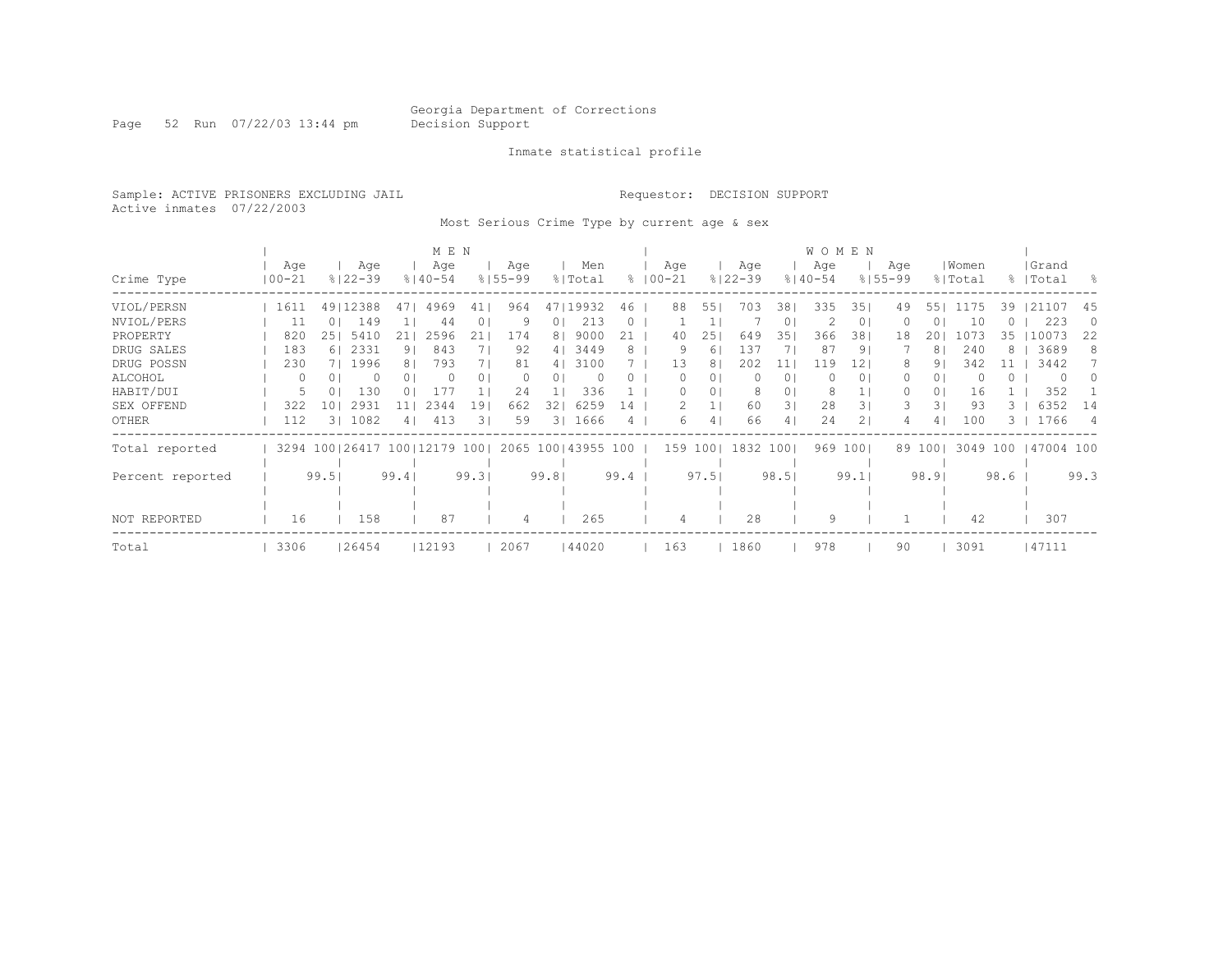Georgia Department of Corrections
Decision Support

Inmate statistical profile

Sample: ACTIVE PRISONERS EXCLUDING JAIL

Requestor: DECISION SUPPORT

Active inmates 07/22/2003

Most Serious Crime Type by current age & sex

| | MEN | | | | | | | | | | WOMEN | | | | | | | | | | | |
|---|---|---|---|---|---|---|---|---|---|---|---|---|---|---|---|---|---|---|---|---|---|---|
| Crime Type | Age 00-21 | % | Age 22-39 | % | Age 40-54 | % | Age 55-99 | % | Men Total | % | Age 00-21 | % | Age 22-39 | % | Age 40-54 | % | Age 55-99 | % | Women Total | % | Grand Total | % |
| VIOL/PERSN | 1611 | 49 | 12388 | 47 | 4969 | 41 | 964 | 47 | 19932 | 46 | 88 | 55 | 703 | 38 | 335 | 35 | 49 | 55 | 1175 | 39 | 21107 | 45 |
| NVIOL/PERS | 11 | 0 | 149 | 1 | 44 | 0 | 9 | 0 | 213 | 0 | 1 | 1 | 7 | 0 | 2 | 0 | 0 | 0 | 10 | 0 | 223 | 0 |
| PROPERTY | 820 | 25 | 5410 | 21 | 2596 | 21 | 174 | 8 | 9000 | 21 | 40 | 25 | 649 | 35 | 366 | 38 | 18 | 20 | 1073 | 35 | 10073 | 22 |
| DRUG SALES | 183 | 6 | 2331 | 9 | 843 | 7 | 92 | 4 | 3449 | 8 | 9 | 6 | 137 | 7 | 87 | 9 | 7 | 8 | 240 | 8 | 3689 | 8 |
| DRUG POSSN | 230 | 7 | 1996 | 8 | 793 | 7 | 81 | 4 | 3100 | 7 | 13 | 8 | 202 | 11 | 119 | 12 | 8 | 9 | 342 | 11 | 3442 | 7 |
| ALCOHOL | 0 | 0 | 0 | 0 | 0 | 0 | 0 | 0 | 0 | 0 | 0 | 0 | 0 | 0 | 0 | 0 | 0 | 0 | 0 | 0 | 0 | 0 |
| HABIT/DUI | 5 | 0 | 130 | 0 | 177 | 1 | 24 | 1 | 336 | 1 | 0 | 0 | 8 | 0 | 8 | 1 | 0 | 0 | 16 | 1 | 352 | 1 |
| SEX OFFEND | 322 | 10 | 2931 | 11 | 2344 | 19 | 662 | 32 | 6259 | 14 | 2 | 1 | 60 | 3 | 28 | 3 | 3 | 3 | 93 | 3 | 6352 | 14 |
| OTHER | 112 | 3 | 1082 | 4 | 413 | 3 | 59 | 3 | 1666 | 4 | 6 | 4 | 66 | 4 | 24 | 2 | 4 | 4 | 100 | 3 | 1766 | 4 |
| Total reported | 3294 | 100 | 26417 | 100 | 12179 | 100 | 2065 | 100 | 43955 | 100 | 159 | 100 | 1832 | 100 | 969 | 100 | 89 | 100 | 3049 | 100 | 47004 | 100 |
| Percent reported | | 99.5 | | 99.4 | | 99.3 | | 99.8 | | 99.4 | | 97.5 | | 98.5 | | 99.1 | | 98.9 | | 98.6 | | 99.3 |
| NOT REPORTED | 16 | | 158 | | 87 | | 4 | | 265 | | 4 | | 28 | | 9 | | 1 | | 42 | | 307 | |
| Total | 3306 | | 26454 | | 12193 | | 2067 | | 44020 | | 163 | | 1860 | | 978 | | 90 | | 3091 | | 47111 | |